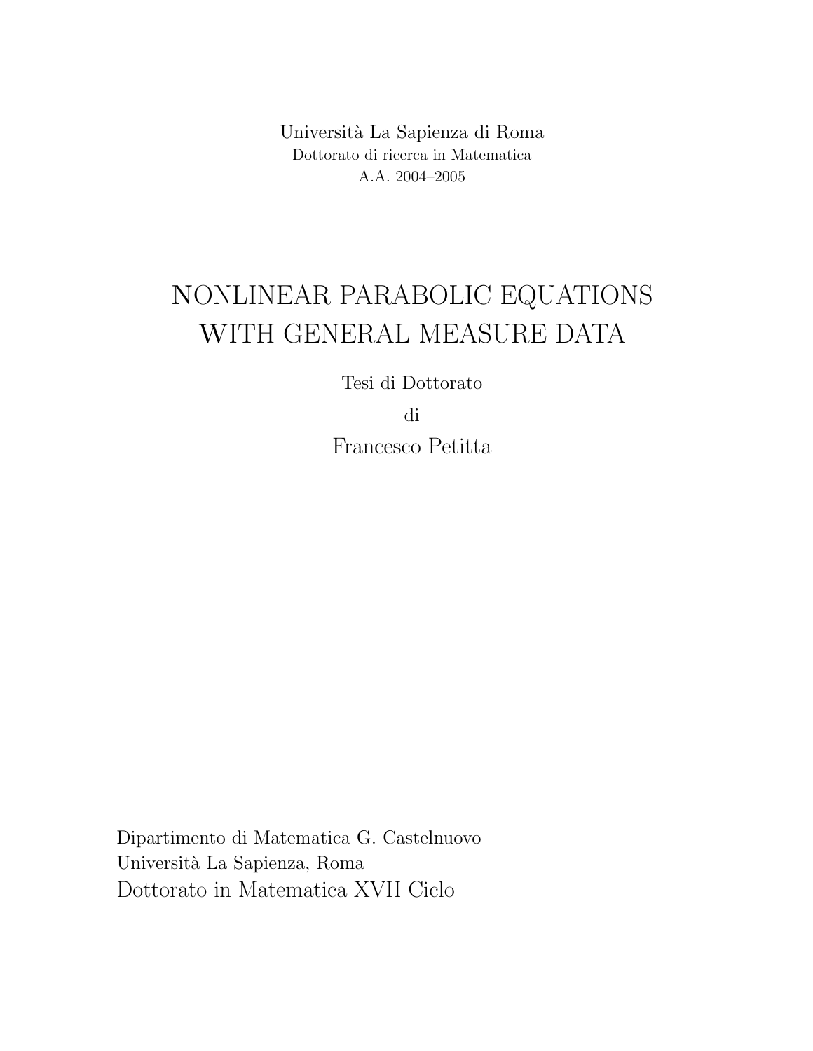Università La Sapienza di Roma

Dottorato di ricerca in Matematica

A.A. 2004–2005

# NONLINEAR PARABOLIC EQUATIONS WITH GENERAL MEASURE DATA

Tesi di Dottorato

di

Francesco Petitta

Dipartimento di Matematica G. Castelnuovo

Università La Sapienza, Roma

Dottorato in Matematica XVII Ciclo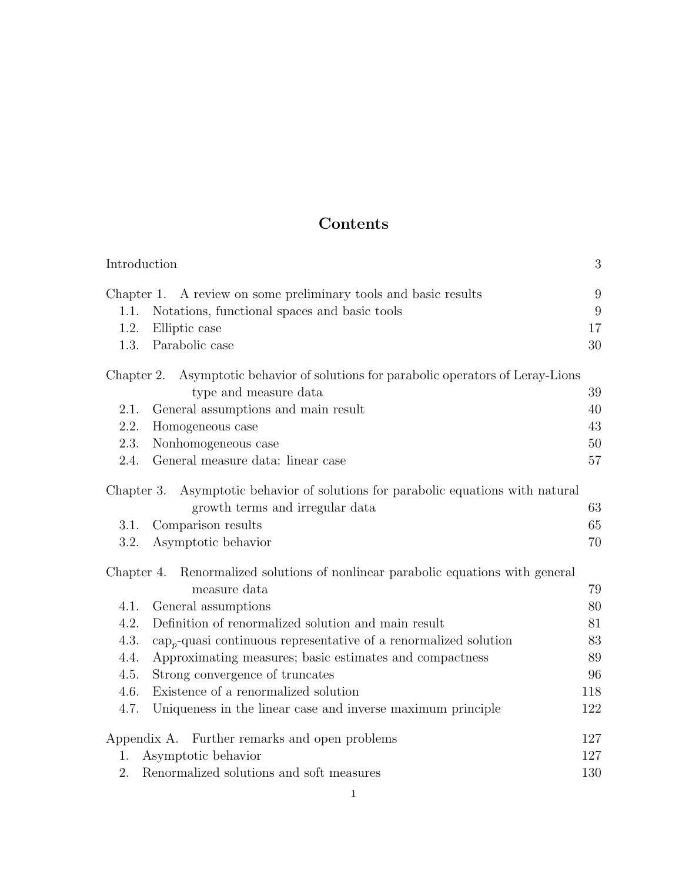# Contents

Introduction 3

Chapter 1. A review on some preliminary tools and basic results 9
- 1.1. Notations, functional spaces and basic tools 9
- 1.2. Elliptic case 17
- 1.3. Parabolic case 30

Chapter 2. Asymptotic behavior of solutions for parabolic operators of Leray-Lions type and measure data 39
- 2.1. General assumptions and main result 40
- 2.2. Homogeneous case 43
- 2.3. Nonhomogeneous case 50
- 2.4. General measure data: linear case 57

Chapter 3. Asymptotic behavior of solutions for parabolic equations with natural growth terms and irregular data 63
- 3.1. Comparison results 65
- 3.2. Asymptotic behavior 70

Chapter 4. Renormalized solutions of nonlinear parabolic equations with general measure data 79
- 4.1. General assumptions 80
- 4.2. Definition of renormalized solution and main result 81
- 4.3. $\mathrm{cap}_p$-quasi continuous representative of a renormalized solution 83
- 4.4. Approximating measures; basic estimates and compactness 89
- 4.5. Strong convergence of truncates 96
- 4.6. Existence of a renormalized solution 118
- 4.7. Uniqueness in the linear case and inverse maximum principle 122

Appendix A. Further remarks and open problems 127
- 1. Asymptotic behavior 127
- 2. Renormalized solutions and soft measures 130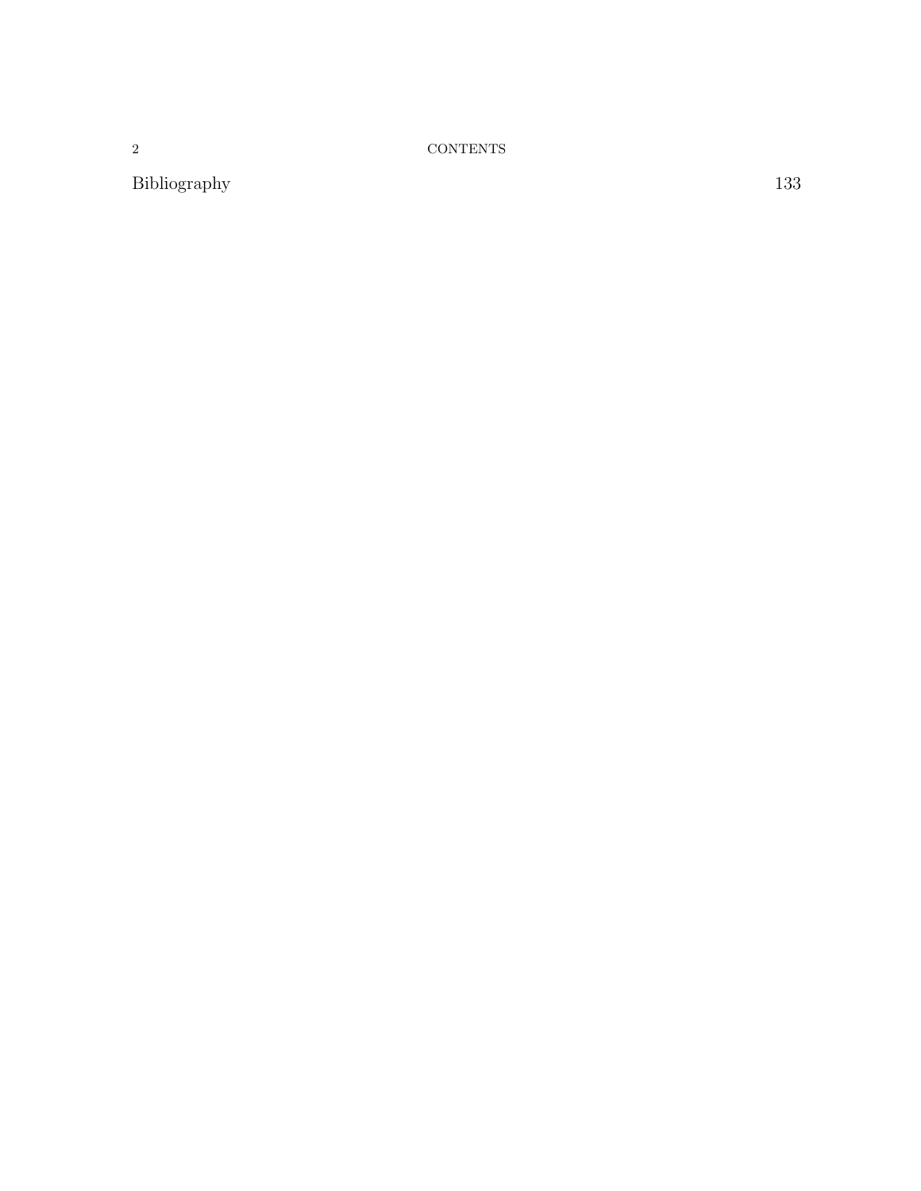Bibliography 133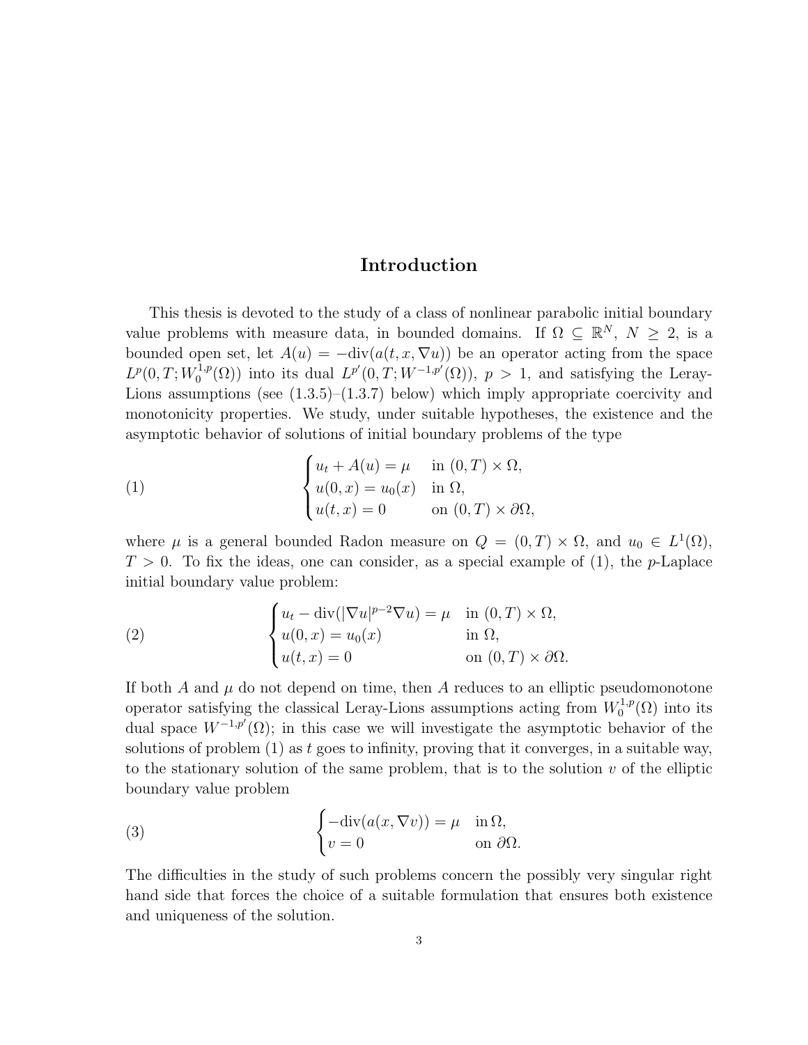# Introduction

This thesis is devoted to the study of a class of nonlinear parabolic initial boundary value problems with measure data, in bounded domains. If $\Omega \subseteq \mathbb{R}^N$, $N \geq 2$, is a bounded open set, let $A(u) = -\mathrm{div}(a(t,x,\nabla u))$ be an operator acting from the space $L^p(0,T;W_0^{1,p}(\Omega))$ into its dual $L^{p'}(0,T;W^{-1,p'}(\Omega))$, $p > 1$, and satisfying the Leray-Lions assumptions (see (1.3.5)–(1.3.7) below) which imply appropriate coercivity and monotonicity properties. We study, under suitable hypotheses, the existence and the asymptotic behavior of solutions of initial boundary problems of the type

$$
\begin{cases}
u_t + A(u) = \mu & \text{in } (0,T) \times \Omega, \\
u(0,x) = u_0(x) & \text{in } \Omega, \\
u(t,x) = 0 & \text{on } (0,T) \times \partial\Omega,
\end{cases}
\tag{1}
$$

where $\mu$ is a general bounded Radon measure on $Q = (0,T) \times \Omega$, and $u_0 \in L^1(\Omega)$, $T > 0$. To fix the ideas, one can consider, as a special example of (1), the $p$-Laplace initial boundary value problem:

$$
\begin{cases}
u_t - \mathrm{div}(|\nabla u|^{p-2}\nabla u) = \mu & \text{in } (0,T) \times \Omega, \\
u(0,x) = u_0(x) & \text{in } \Omega, \\
u(t,x) = 0 & \text{on } (0,T) \times \partial\Omega.
\end{cases}
\tag{2}
$$

If both $A$ and $\mu$ do not depend on time, then $A$ reduces to an elliptic pseudomonotone operator satisfying the classical Leray-Lions assumptions acting from $W_0^{1,p}(\Omega)$ into its dual space $W^{-1,p'}(\Omega)$; in this case we will investigate the asymptotic behavior of the solutions of problem (1) as $t$ goes to infinity, proving that it converges, in a suitable way, to the stationary solution of the same problem, that is to the solution $v$ of the elliptic boundary value problem

$$
\begin{cases}
-\mathrm{div}(a(x,\nabla v)) = \mu & \text{in } \Omega, \\
v = 0 & \text{on } \partial\Omega.
\end{cases}
\tag{3}
$$

The difficulties in the study of such problems concern the possibly very singular right hand side that forces the choice of a suitable formulation that ensures both existence and uniqueness of the solution.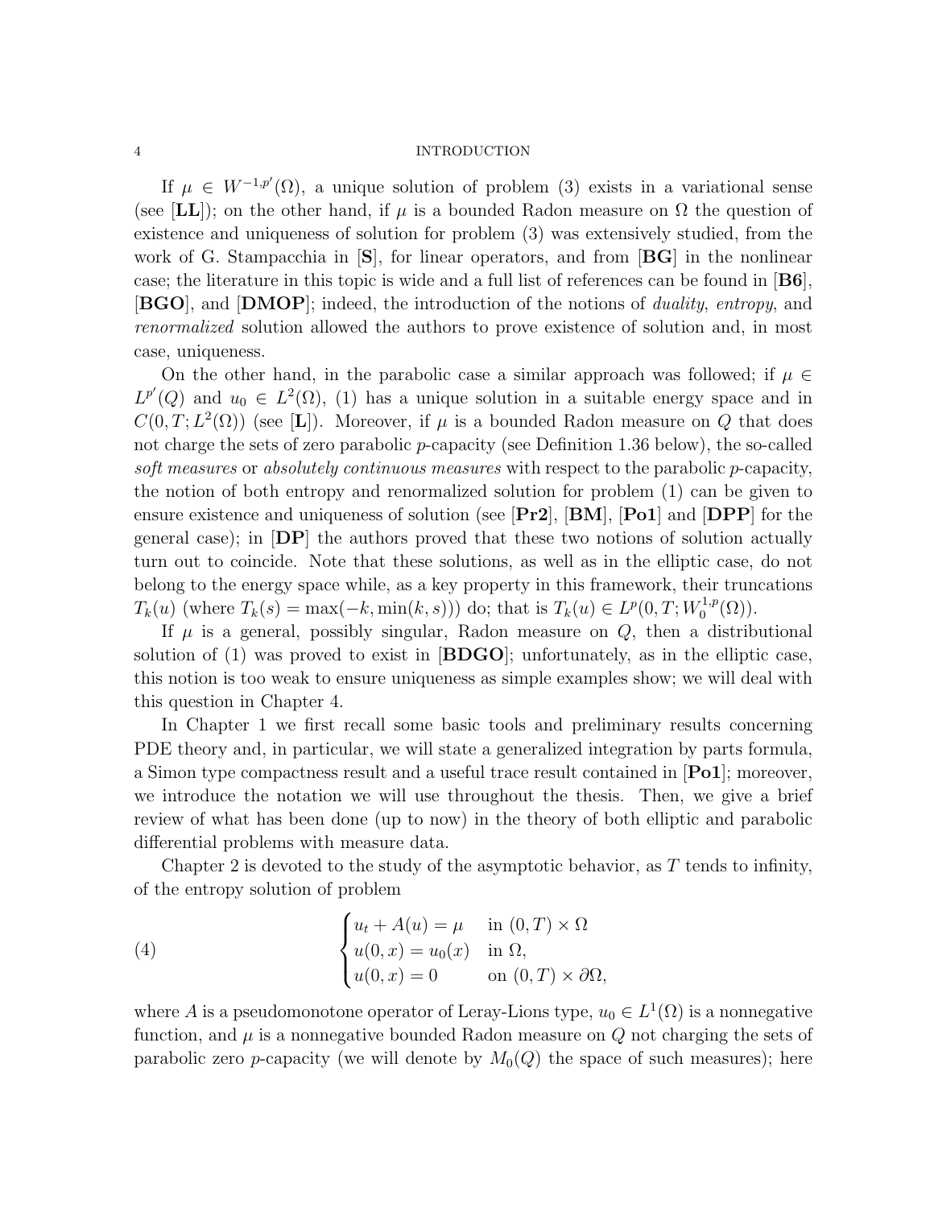If $\mu \in W^{-1,p'}(\Omega)$, a unique solution of problem (3) exists in a variational sense (see [**LL**]); on the other hand, if $\mu$ is a bounded Radon measure on $\Omega$ the question of existence and uniqueness of solution for problem (3) was extensively studied, from the work of G. Stampacchia in [**S**], for linear operators, and from [**BG**] in the nonlinear case; the literature in this topic is wide and a full list of references can be found in [**B6**], [**BGO**], and [**DMOP**]; indeed, the introduction of the notions of *duality*, *entropy*, and *renormalized* solution allowed the authors to prove existence of solution and, in most case, uniqueness.

On the other hand, in the parabolic case a similar approach was followed; if $\mu \in L^{p'}(Q)$ and $u_0 \in L^2(\Omega)$, (1) has a unique solution in a suitable energy space and in $C(0,T;L^2(\Omega))$ (see [**L**]). Moreover, if $\mu$ is a bounded Radon measure on $Q$ that does not charge the sets of zero parabolic $p$-capacity (see Definition 1.36 below), the so-called *soft measures* or *absolutely continuous measures* with respect to the parabolic $p$-capacity, the notion of both entropy and renormalized solution for problem (1) can be given to ensure existence and uniqueness of solution (see [**Pr2**], [**BM**], [**Po1**] and [**DPP**] for the general case); in [**DP**] the authors proved that these two notions of solution actually turn out to coincide. Note that these solutions, as well as in the elliptic case, do not belong to the energy space while, as a key property in this framework, their truncations $T_k(u)$ (where $T_k(s) = \max(-k, \min(k,s))$) do; that is $T_k(u) \in L^p(0,T;W_0^{1,p}(\Omega))$.

If $\mu$ is a general, possibly singular, Radon measure on $Q$, then a distributional solution of (1) was proved to exist in [**BDGO**]; unfortunately, as in the elliptic case, this notion is too weak to ensure uniqueness as simple examples show; we will deal with this question in Chapter 4.

In Chapter 1 we first recall some basic tools and preliminary results concerning PDE theory and, in particular, we will state a generalized integration by parts formula, a Simon type compactness result and a useful trace result contained in [**Po1**]; moreover, we introduce the notation we will use throughout the thesis. Then, we give a brief review of what has been done (up to now) in the theory of both elliptic and parabolic differential problems with measure data.

Chapter 2 is devoted to the study of the asymptotic behavior, as $T$ tends to infinity, of the entropy solution of problem

$$
\begin{cases}
u_t + A(u) = \mu & \text{in } (0,T) \times \Omega \\
u(0,x) = u_0(x) & \text{in } \Omega, \\
u(0,x) = 0 & \text{on } (0,T) \times \partial\Omega,
\end{cases}
\tag{4}
$$

where $A$ is a pseudomonotone operator of Leray-Lions type, $u_0 \in L^1(\Omega)$ is a nonnegative function, and $\mu$ is a nonnegative bounded Radon measure on $Q$ not charging the sets of parabolic zero $p$-capacity (we will denote by $M_0(Q)$ the space of such measures); here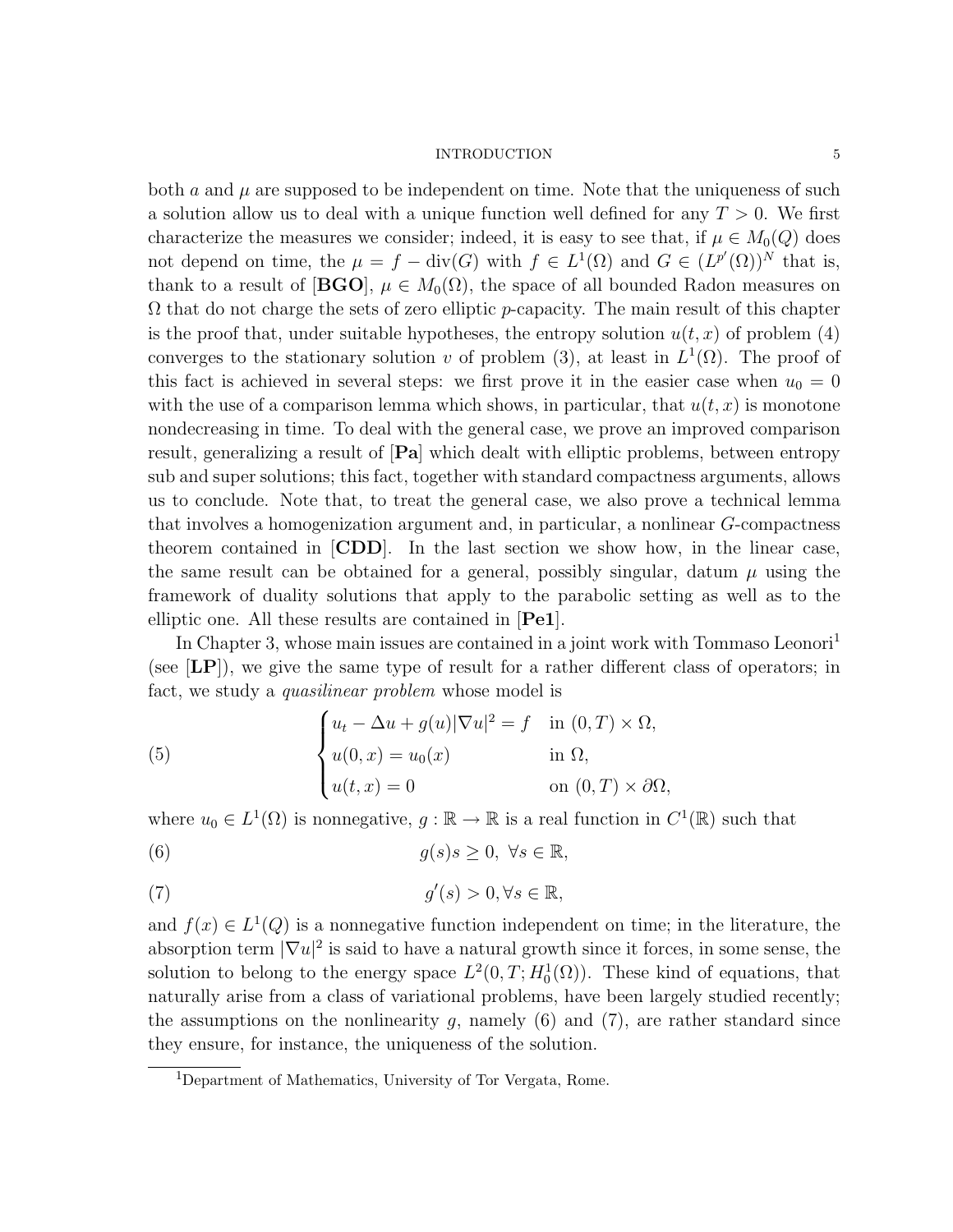both $a$ and $\mu$ are supposed to be independent on time. Note that the uniqueness of such a solution allow us to deal with a unique function well defined for any $T > 0$. We first characterize the measures we consider; indeed, it is easy to see that, if $\mu \in M_0(Q)$ does not depend on time, the $\mu = f - \operatorname{div}(G)$ with $f \in L^1(\Omega)$ and $G \in (L^{p'}(\Omega))^N$ that is, thank to a result of [**BGO**], $\mu \in M_0(\Omega)$, the space of all bounded Radon measures on $\Omega$ that do not charge the sets of zero elliptic $p$-capacity. The main result of this chapter is the proof that, under suitable hypotheses, the entropy solution $u(t,x)$ of problem (4) converges to the stationary solution $v$ of problem (3), at least in $L^1(\Omega)$. The proof of this fact is achieved in several steps: we first prove it in the easier case when $u_0 = 0$ with the use of a comparison lemma which shows, in particular, that $u(t,x)$ is monotone nondecreasing in time. To deal with the general case, we prove an improved comparison result, generalizing a result of [**Pa**] which dealt with elliptic problems, between entropy sub and super solutions; this fact, together with standard compactness arguments, allows us to conclude. Note that, to treat the general case, we also prove a technical lemma that involves a homogenization argument and, in particular, a nonlinear $G$-compactness theorem contained in [**CDD**]. In the last section we show how, in the linear case, the same result can be obtained for a general, possibly singular, datum $\mu$ using the framework of duality solutions that apply to the parabolic setting as well as to the elliptic one. All these results are contained in [**Pe1**].

In Chapter 3, whose main issues are contained in a joint work with Tommaso Leonori[1] (see [**LP**]), we give the same type of result for a rather different class of operators; in fact, we study a *quasilinear problem* whose model is

$$
\begin{cases}
u_t - \Delta u + g(u)|\nabla u|^2 = f & \text{in } (0,T)\times\Omega,\\
u(0,x) = u_0(x) & \text{in } \Omega,\\
u(t,x) = 0 & \text{on } (0,T)\times\partial\Omega,
\end{cases}
\tag{5}
$$

where $u_0 \in L^1(\Omega)$ is nonnegative, $g : \mathbb{R} \to \mathbb{R}$ is a real function in $C^1(\mathbb{R})$ such that

$$
g(s)s \geq 0, \ \forall s \in \mathbb{R}, \tag{6}
$$

$$
g'(s) > 0, \forall s \in \mathbb{R}, \tag{7}
$$

and $f(x) \in L^1(Q)$ is a nonnegative function independent on time; in the literature, the absorption term $|\nabla u|^2$ is said to have a natural growth since it forces, in some sense, the solution to belong to the energy space $L^2(0,T;H_0^1(\Omega))$. These kind of equations, that naturally arise from a class of variational problems, have been largely studied recently; the assumptions on the nonlinearity $g$, namely (6) and (7), are rather standard since they ensure, for instance, the uniqueness of the solution.

[1] Department of Mathematics, University of Tor Vergata, Rome.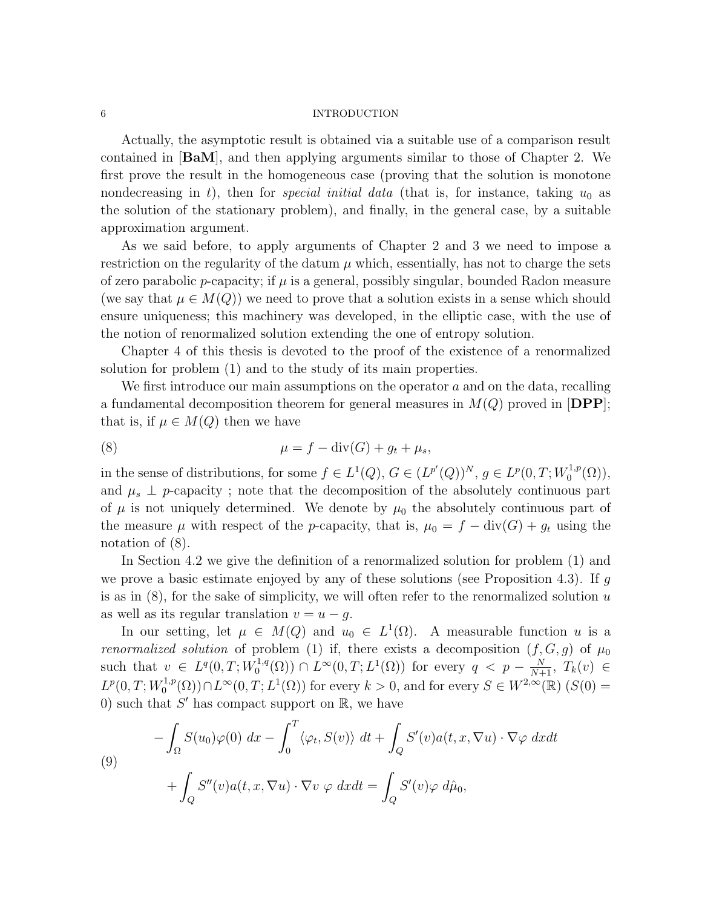Actually, the asymptotic result is obtained via a suitable use of a comparison result contained in [**BaM**], and then applying arguments similar to those of Chapter 2. We first prove the result in the homogeneous case (proving that the solution is monotone nondecreasing in $t$), then for *special initial data* (that is, for instance, taking $u_0$ as the solution of the stationary problem), and finally, in the general case, by a suitable approximation argument.

As we said before, to apply arguments of Chapter 2 and 3 we need to impose a restriction on the regularity of the datum $\mu$ which, essentially, has not to charge the sets of zero parabolic $p$-capacity; if $\mu$ is a general, possibly singular, bounded Radon measure (we say that $\mu \in M(Q)$) we need to prove that a solution exists in a sense which should ensure uniqueness; this machinery was developed, in the elliptic case, with the use of the notion of renormalized solution extending the one of entropy solution.

Chapter 4 of this thesis is devoted to the proof of the existence of a renormalized solution for problem (1) and to the study of its main properties.

We first introduce our main assumptions on the operator $a$ and on the data, recalling a fundamental decomposition theorem for general measures in $M(Q)$ proved in [**DPP**]; that is, if $\mu \in M(Q)$ then we have

$$\mu = f - \operatorname{div}(G) + g_t + \mu_s, \tag{8}$$

in the sense of distributions, for some $f \in L^1(Q)$, $G \in (L^{p'}(Q))^N$, $g \in L^p(0,T;W_0^{1,p}(\Omega))$, and $\mu_s \perp p$-capacity ; note that the decomposition of the absolutely continuous part of $\mu$ is not uniquely determined. We denote by $\mu_0$ the absolutely continuous part of the measure $\mu$ with respect of the $p$-capacity, that is, $\mu_0 = f - \operatorname{div}(G) + g_t$ using the notation of (8).

In Section 4.2 we give the definition of a renormalized solution for problem (1) and we prove a basic estimate enjoyed by any of these solutions (see Proposition 4.3). If $g$ is as in (8), for the sake of simplicity, we will often refer to the renormalized solution $u$ as well as its regular translation $v = u - g$.

In our setting, let $\mu \in M(Q)$ and $u_0 \in L^1(\Omega)$. A measurable function $u$ is a *renormalized solution* of problem (1) if, there exists a decomposition $(f, G, g)$ of $\mu_0$ such that $v \in L^q(0,T;W_0^{1,q}(\Omega)) \cap L^\infty(0,T;L^1(\Omega))$ for every $q < p - \frac{N}{N+1}$, $T_k(v) \in L^p(0,T;W_0^{1,p}(\Omega)) \cap L^\infty(0,T;L^1(\Omega))$ for every $k > 0$, and for every $S \in W^{2,\infty}(\mathbb{R})$ ($S(0) = 0$) such that $S'$ has compact support on $\mathbb{R}$, we have

$$\begin{aligned}
&-\int_\Omega S(u_0)\varphi(0)\ dx - \int_0^T \langle \varphi_t, S(v)\rangle\ dt + \int_Q S'(v)a(t,x,\nabla u)\cdot\nabla\varphi\ dxdt \\
&\quad + \int_Q S''(v)a(t,x,\nabla u)\cdot\nabla v\ \varphi\ dxdt = \int_Q S'(v)\varphi\ d\hat{\mu}_0,
\end{aligned} \tag{9}$$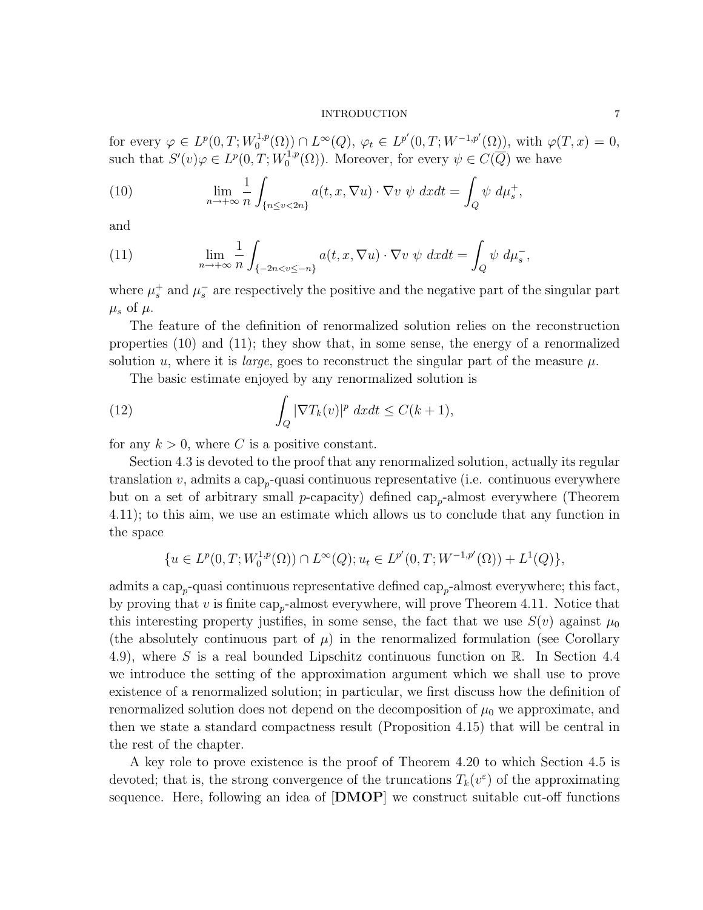for every $\varphi \in L^p(0,T;W_0^{1,p}(\Omega)) \cap L^\infty(Q)$, $\varphi_t \in L^{p'}(0,T;W^{-1,p'}(\Omega))$, with $\varphi(T,x) = 0$, such that $S'(v)\varphi \in L^p(0,T;W_0^{1,p}(\Omega))$. Moreover, for every $\psi \in C(\overline{Q})$ we have

$$
\lim_{n\to+\infty} \frac{1}{n} \int_{\{n\le v<2n\}} a(t,x,\nabla u)\cdot\nabla v \ \psi \ dxdt = \int_Q \psi \ d\mu_s^+, \tag{10}
$$

and

$$
\lim_{n\to+\infty} \frac{1}{n} \int_{\{-2n<v\le -n\}} a(t,x,\nabla u)\cdot\nabla v \ \psi \ dxdt = \int_Q \psi \ d\mu_s^-, \tag{11}
$$

where $\mu_s^+$ and $\mu_s^-$ are respectively the positive and the negative part of the singular part $\mu_s$ of $\mu$.

The feature of the definition of renormalized solution relies on the reconstruction properties (10) and (11); they show that, in some sense, the energy of a renormalized solution $u$, where it is *large*, goes to reconstruct the singular part of the measure $\mu$.

The basic estimate enjoyed by any renormalized solution is

$$
\int_Q |\nabla T_k(v)|^p \ dxdt \le C(k+1), \tag{12}
$$

for any $k > 0$, where $C$ is a positive constant.

Section 4.3 is devoted to the proof that any renormalized solution, actually its regular translation $v$, admits a $\mathrm{cap}_p$-quasi continuous representative (i.e. continuous everywhere but on a set of arbitrary small $p$-capacity) defined $\mathrm{cap}_p$-almost everywhere (Theorem 4.11); to this aim, we use an estimate which allows us to conclude that any function in the space

$$
\{u \in L^p(0,T;W_0^{1,p}(\Omega)) \cap L^\infty(Q); u_t \in L^{p'}(0,T;W^{-1,p'}(\Omega)) + L^1(Q)\},
$$

admits a $\mathrm{cap}_p$-quasi continuous representative defined $\mathrm{cap}_p$-almost everywhere; this fact, by proving that $v$ is finite $\mathrm{cap}_p$-almost everywhere, will prove Theorem 4.11. Notice that this interesting property justifies, in some sense, the fact that we use $S(v)$ against $\mu_0$ (the absolutely continuous part of $\mu$) in the renormalized formulation (see Corollary 4.9), where $S$ is a real bounded Lipschitz continuous function on $\mathbb{R}$. In Section 4.4 we introduce the setting of the approximation argument which we shall use to prove existence of a renormalized solution; in particular, we first discuss how the definition of renormalized solution does not depend on the decomposition of $\mu_0$ we approximate, and then we state a standard compactness result (Proposition 4.15) that will be central in the rest of the chapter.

A key role to prove existence is the proof of Theorem 4.20 to which Section 4.5 is devoted; that is, the strong convergence of the truncations $T_k(v^\varepsilon)$ of the approximating sequence. Here, following an idea of [**DMOP**] we construct suitable cut-off functions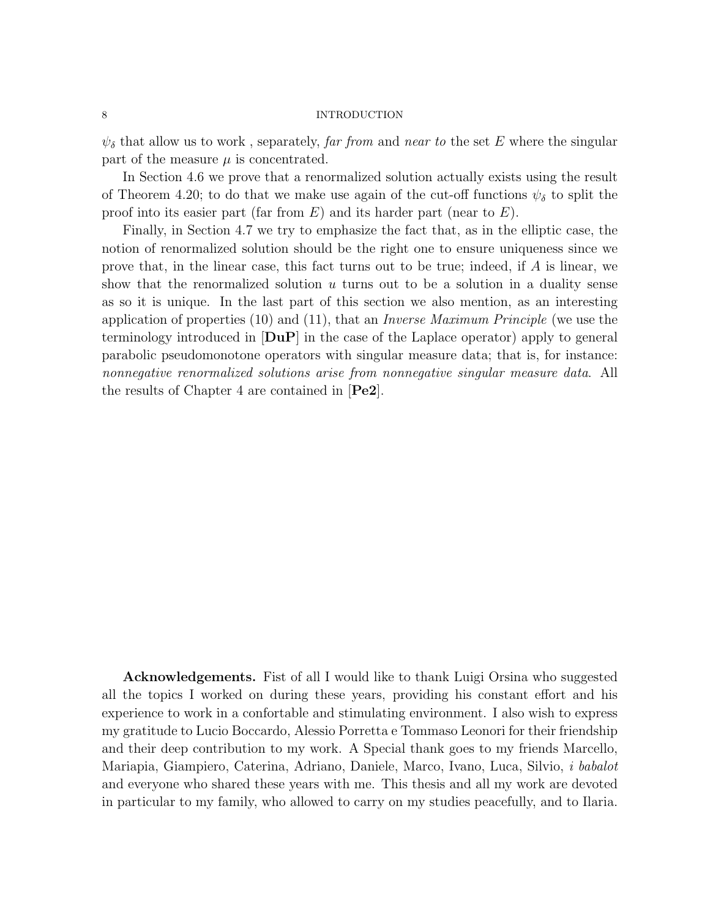$\psi_\delta$ that allow us to work , separately, *far from* and *near to* the set $E$ where the singular part of the measure $\mu$ is concentrated.

In Section 4.6 we prove that a renormalized solution actually exists using the result of Theorem 4.20; to do that we make use again of the cut-off functions $\psi_\delta$ to split the proof into its easier part (far from $E$) and its harder part (near to $E$).

Finally, in Section 4.7 we try to emphasize the fact that, as in the elliptic case, the notion of renormalized solution should be the right one to ensure uniqueness since we prove that, in the linear case, this fact turns out to be true; indeed, if $A$ is linear, we show that the renormalized solution $u$ turns out to be a solution in a duality sense as so it is unique. In the last part of this section we also mention, as an interesting application of properties (10) and (11), that an *Inverse Maximum Principle* (we use the terminology introduced in [**DuP**] in the case of the Laplace operator) apply to general parabolic pseudomonotone operators with singular measure data; that is, for instance: *nonnegative renormalized solutions arise from nonnegative singular measure data*. All the results of Chapter 4 are contained in [**Pe2**].

**Acknowledgements.** Fist of all I would like to thank Luigi Orsina who suggested all the topics I worked on during these years, providing his constant effort and his experience to work in a confortable and stimulating environment. I also wish to express my gratitude to Lucio Boccardo, Alessio Porretta e Tommaso Leonori for their friendship and their deep contribution to my work. A Special thank goes to my friends Marcello, Mariapia, Giampiero, Caterina, Adriano, Daniele, Marco, Ivano, Luca, Silvio, *i babalot* and everyone who shared these years with me. This thesis and all my work are devoted in particular to my family, who allowed to carry on my studies peacefully, and to Ilaria.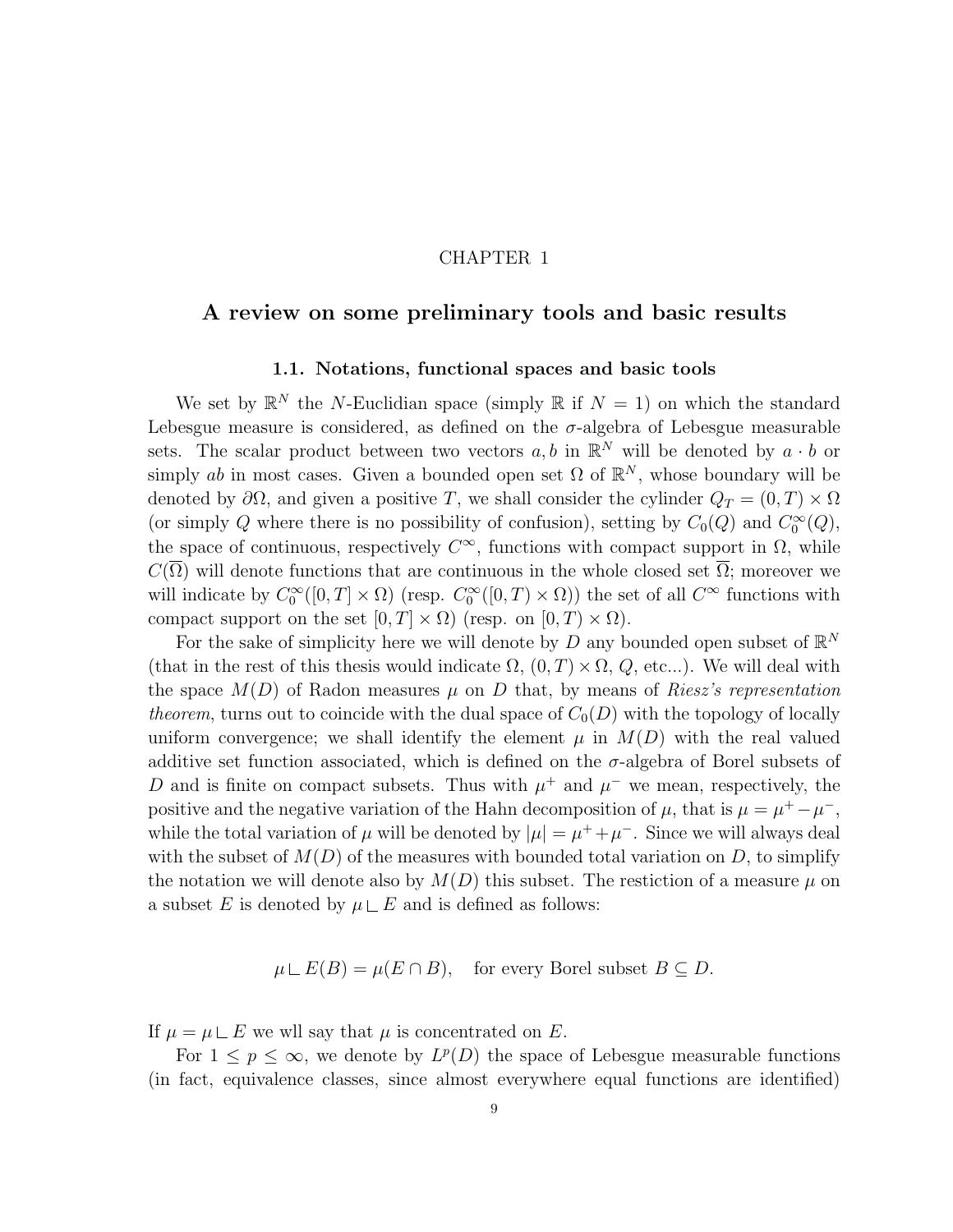CHAPTER 1

# A review on some preliminary tools and basic results

## 1.1. Notations, functional spaces and basic tools

We set by $\mathbb{R}^N$ the $N$-Euclidian space (simply $\mathbb{R}$ if $N = 1$) on which the standard Lebesgue measure is considered, as defined on the $\sigma$-algebra of Lebesgue measurable sets. The scalar product between two vectors $a, b$ in $\mathbb{R}^N$ will be denoted by $a \cdot b$ or simply $ab$ in most cases. Given a bounded open set $\Omega$ of $\mathbb{R}^N$, whose boundary will be denoted by $\partial\Omega$, and given a positive $T$, we shall consider the cylinder $Q_T = (0, T) \times \Omega$ (or simply $Q$ where there is no possibility of confusion), setting by $C_0(Q)$ and $C_0^\infty(Q)$, the space of continuous, respectively $C^\infty$, functions with compact support in $\Omega$, while $C(\overline{\Omega})$ will denote functions that are continuous in the whole closed set $\overline{\Omega}$; moreover we will indicate by $C_0^\infty([0,T] \times \Omega)$ (resp. $C_0^\infty([0,T) \times \Omega)$) the set of all $C^\infty$ functions with compact support on the set $[0,T] \times \Omega)$ (resp. on $[0,T) \times \Omega$).

For the sake of simplicity here we will denote by $D$ any bounded open subset of $\mathbb{R}^N$ (that in the rest of this thesis would indicate $\Omega$, $(0,T) \times \Omega$, $Q$, etc...). We will deal with the space $M(D)$ of Radon measures $\mu$ on $D$ that, by means of *Riesz's representation theorem*, turns out to coincide with the dual space of $C_0(D)$ with the topology of locally uniform convergence; we shall identify the element $\mu$ in $M(D)$ with the real valued additive set function associated, which is defined on the $\sigma$-algebra of Borel subsets of $D$ and is finite on compact subsets. Thus with $\mu^+$ and $\mu^-$ we mean, respectively, the positive and the negative variation of the Hahn decomposition of $\mu$, that is $\mu = \mu^+ - \mu^-$, while the total variation of $\mu$ will be denoted by $|\mu| = \mu^+ + \mu^-$. Since we will always deal with the subset of $M(D)$ of the measures with bounded total variation on $D$, to simplify the notation we will denote also by $M(D)$ this subset. The restiction of a measure $\mu$ on a subset $E$ is denoted by $\mu \llcorner E$ and is defined as follows:

$$\mu \llcorner E(B) = \mu(E \cap B), \quad \text{for every Borel subset } B \subseteq D.$$

If $\mu = \mu \llcorner E$ we wll say that $\mu$ is concentrated on $E$.

For $1 \leq p \leq \infty$, we denote by $L^p(D)$ the space of Lebesgue measurable functions (in fact, equivalence classes, since almost everywhere equal functions are identified)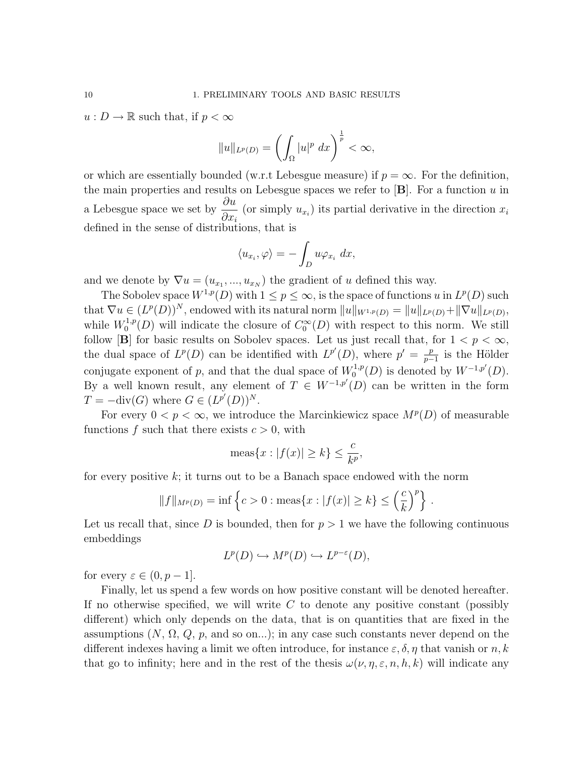$u : D \to \mathbb{R}$ such that, if $p < \infty$

$$\|u\|_{L^p(D)} = \left( \int_\Omega |u|^p \, dx \right)^{\frac{1}{p}} < \infty,$$

or which are essentially bounded (w.r.t Lebesgue measure) if $p = \infty$. For the definition, the main properties and results on Lebesgue spaces we refer to [**B**]. For a function $u$ in a Lebesgue space we set by $\dfrac{\partial u}{\partial x_i}$ (or simply $u_{x_i}$) its partial derivative in the direction $x_i$ defined in the sense of distributions, that is

$$\langle u_{x_i}, \varphi \rangle = -\int_D u \varphi_{x_i} \, dx,$$

and we denote by $\nabla u = (u_{x_1}, ..., u_{x_N})$ the gradient of $u$ defined this way.

The Sobolev space $W^{1,p}(D)$ with $1 \le p \le \infty$, is the space of functions $u$ in $L^p(D)$ such that $\nabla u \in (L^p(D))^N$, endowed with its natural norm $\|u\|_{W^{1,p}(D)} = \|u\|_{L^p(D)} + \|\nabla u\|_{L^p(D)}$, while $W_0^{1,p}(D)$ will indicate the closure of $C_0^\infty(D)$ with respect to this norm. We still follow [**B**] for basic results on Sobolev spaces. Let us just recall that, for $1 < p < \infty$, the dual space of $L^p(D)$ can be identified with $L^{p'}(D)$, where $p' = \frac{p}{p-1}$ is the Hölder conjugate exponent of $p$, and that the dual space of $W_0^{1,p}(D)$ is denoted by $W^{-1,p'}(D)$. By a well known result, any element of $T \in W^{-1,p'}(D)$ can be written in the form $T = -\text{div}(G)$ where $G \in (L^{p'}(D))^N$.

For every $0 < p < \infty$, we introduce the Marcinkiewicz space $M^p(D)$ of measurable functions $f$ such that there exists $c > 0$, with

$$\text{meas}\{x : |f(x)| \ge k\} \le \frac{c}{k^p},$$

for every positive $k$; it turns out to be a Banach space endowed with the norm

$$\|f\|_{M^p(D)} = \inf \left\{ c > 0 : \text{meas}\{x : |f(x)| \ge k\} \le \left(\frac{c}{k}\right)^p \right\}.$$

Let us recall that, since $D$ is bounded, then for $p > 1$ we have the following continuous embeddings

$$L^p(D) \hookrightarrow M^p(D) \hookrightarrow L^{p-\varepsilon}(D),$$

for every $\varepsilon \in (0, p-1]$.

Finally, let us spend a few words on how positive constant will be denoted hereafter. If no otherwise specified, we will write $C$ to denote any positive constant (possibly different) which only depends on the data, that is on quantities that are fixed in the assumptions ($N$, $\Omega$, $Q$, $p$, and so on...); in any case such constants never depend on the different indexes having a limit we often introduce, for instance $\varepsilon, \delta, \eta$ that vanish or $n, k$ that go to infinity; here and in the rest of the thesis $\omega(\nu, \eta, \varepsilon, n, h, k)$ will indicate any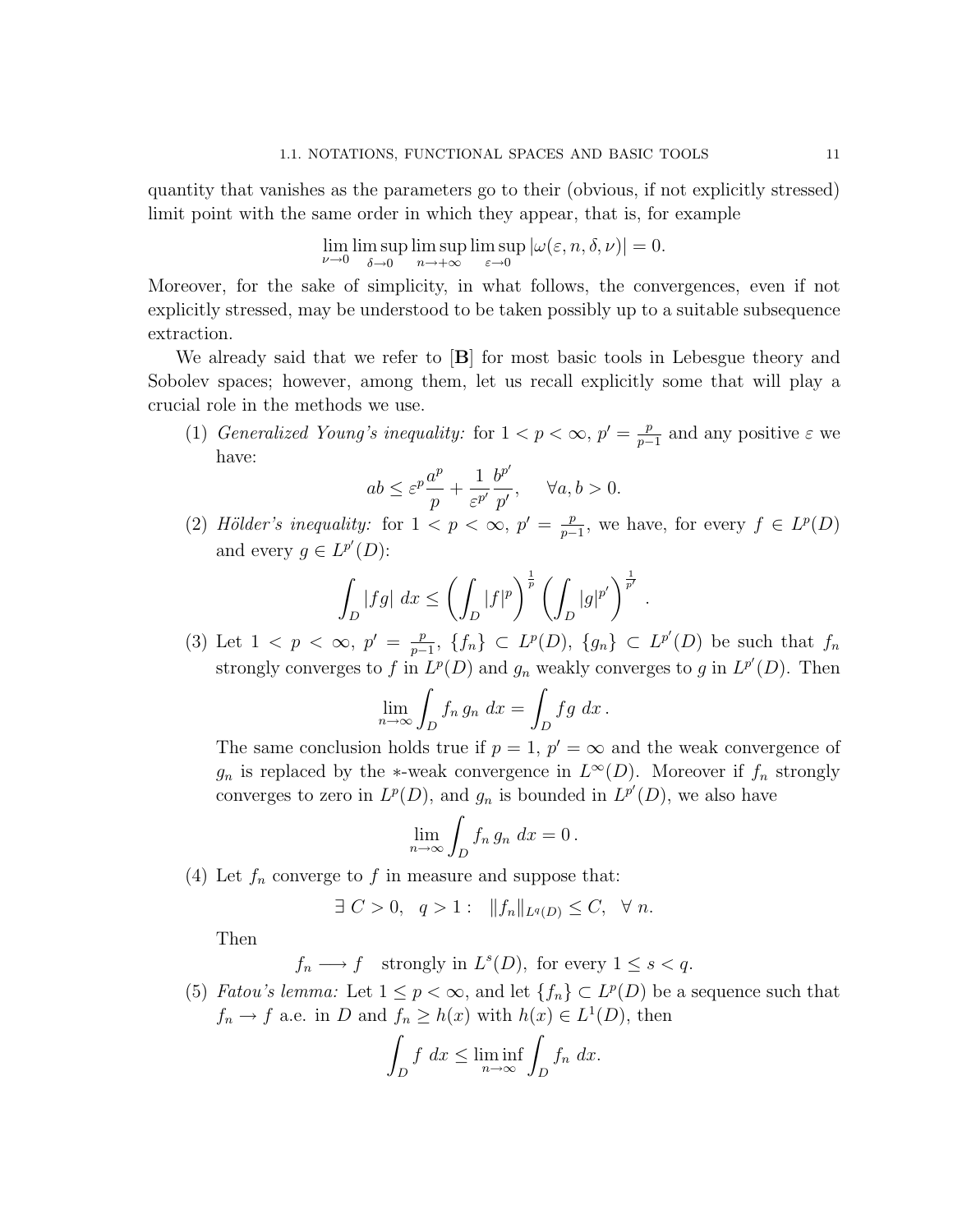quantity that vanishes as the parameters go to their (obvious, if not explicitly stressed) limit point with the same order in which they appear, that is, for example

$$\lim_{\nu\to 0}\limsup_{\delta\to 0}\limsup_{n\to+\infty}\limsup_{\varepsilon\to 0}|\omega(\varepsilon,n,\delta,\nu)| = 0.$$

Moreover, for the sake of simplicity, in what follows, the convergences, even if not explicitly stressed, may be understood to be taken possibly up to a suitable subsequence extraction.

We already said that we refer to [**B**] for most basic tools in Lebesgue theory and Sobolev spaces; however, among them, let us recall explicitly some that will play a crucial role in the methods we use.

(1) *Generalized Young's inequality:* for $1 < p < \infty$, $p' = \frac{p}{p-1}$ and any positive $\varepsilon$ we have:

$$ab \le \varepsilon^p \frac{a^p}{p} + \frac{1}{\varepsilon^{p'}}\frac{b^{p'}}{p'}, \qquad \forall a, b > 0.$$

(2) *Hölder's inequality:* for $1 < p < \infty$, $p' = \frac{p}{p-1}$, we have, for every $f \in L^p(D)$ and every $g \in L^{p'}(D)$:

$$\int_D |fg|\; dx \le \left(\int_D |f|^p\right)^{\frac{1}{p}} \left(\int_D |g|^{p'}\right)^{\frac{1}{p'}}.$$

(3) Let $1 < p < \infty$, $p' = \frac{p}{p-1}$, $\{f_n\} \subset L^p(D)$, $\{g_n\} \subset L^{p'}(D)$ be such that $f_n$ strongly converges to $f$ in $L^p(D)$ and $g_n$ weakly converges to $g$ in $L^{p'}(D)$. Then

$$\lim_{n\to\infty}\int_D f_n\, g_n\; dx = \int_D fg\; dx\,.$$

The same conclusion holds true if $p = 1$, $p' = \infty$ and the weak convergence of $g_n$ is replaced by the $*$-weak convergence in $L^\infty(D)$. Moreover if $f_n$ strongly converges to zero in $L^p(D)$, and $g_n$ is bounded in $L^{p'}(D)$, we also have

$$\lim_{n\to\infty}\int_D f_n\, g_n\; dx = 0\,.$$

(4) Let $f_n$ converge to $f$ in measure and suppose that:

$$\exists\; C > 0, \quad q > 1: \quad \|f_n\|_{L^q(D)} \le C, \quad \forall\; n.$$

Then

$$f_n \longrightarrow f \quad \text{strongly in } L^s(D), \text{ for every } 1 \le s < q.$$

(5) *Fatou's lemma:* Let $1 \le p < \infty$, and let $\{f_n\} \subset L^p(D)$ be a sequence such that $f_n \to f$ a.e. in $D$ and $f_n \ge h(x)$ with $h(x) \in L^1(D)$, then

$$\int_D f\; dx \le \liminf_{n\to\infty}\int_D f_n\; dx.$$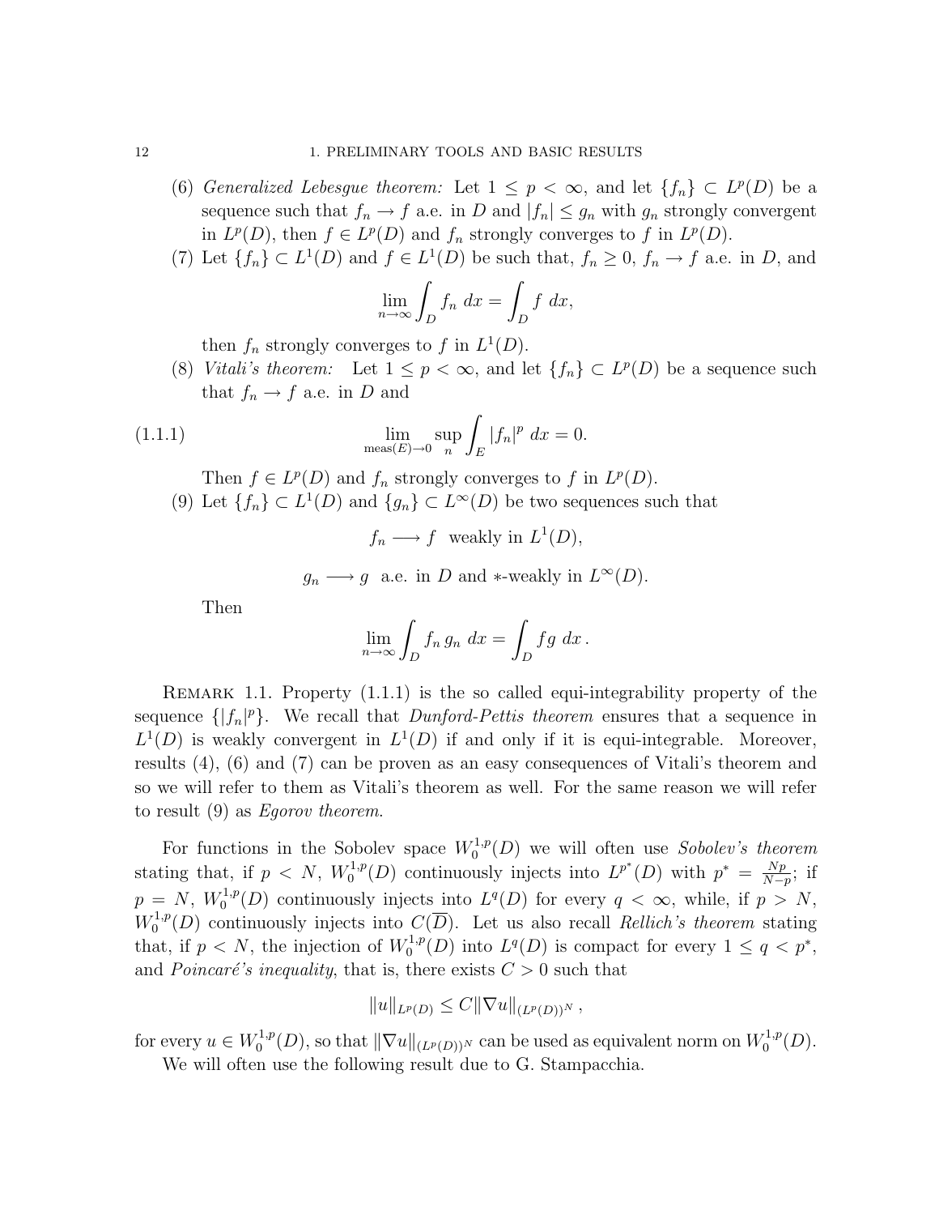(6) *Generalized Lebesgue theorem:* Let $1 \le p < \infty$, and let $\{f_n\} \subset L^p(D)$ be a sequence such that $f_n \to f$ a.e. in $D$ and $|f_n| \le g_n$ with $g_n$ strongly convergent in $L^p(D)$, then $f \in L^p(D)$ and $f_n$ strongly converges to $f$ in $L^p(D)$.

(7) Let $\{f_n\} \subset L^1(D)$ and $f \in L^1(D)$ be such that, $f_n \ge 0$, $f_n \to f$ a.e. in $D$, and

$$\lim_{n\to\infty} \int_D f_n \, dx = \int_D f \, dx,$$

then $f_n$ strongly converges to $f$ in $L^1(D)$.

(8) *Vitali's theorem:* Let $1 \le p < \infty$, and let $\{f_n\} \subset L^p(D)$ be a sequence such that $f_n \to f$ a.e. in $D$ and

$$\lim_{\text{meas}(E)\to 0} \sup_n \int_E |f_n|^p \, dx = 0. \tag{1.1.1}$$

Then $f \in L^p(D)$ and $f_n$ strongly converges to $f$ in $L^p(D)$.

(9) Let $\{f_n\} \subset L^1(D)$ and $\{g_n\} \subset L^\infty(D)$ be two sequences such that

$$f_n \longrightarrow f \ \text{ weakly in } L^1(D),$$

$$g_n \longrightarrow g \ \text{ a.e. in } D \text{ and } *\text{-weakly in } L^\infty(D).$$

Then

$$\lim_{n\to\infty} \int_D f_n \, g_n \, dx = \int_D fg \, dx \, .$$

Remark 1.1. Property (1.1.1) is the so called equi-integrability property of the sequence $\{|f_n|^p\}$. We recall that *Dunford-Pettis theorem* ensures that a sequence in $L^1(D)$ is weakly convergent in $L^1(D)$ if and only if it is equi-integrable. Moreover, results (4), (6) and (7) can be proven as an easy consequences of Vitali's theorem and so we will refer to them as Vitali's theorem as well. For the same reason we will refer to result (9) as *Egorov theorem*.

For functions in the Sobolev space $W_0^{1,p}(D)$ we will often use *Sobolev's theorem* stating that, if $p < N$, $W_0^{1,p}(D)$ continuously injects into $L^{p^*}(D)$ with $p^* = \frac{Np}{N-p}$; if $p = N$, $W_0^{1,p}(D)$ continuously injects into $L^q(D)$ for every $q < \infty$, while, if $p > N$, $W_0^{1,p}(D)$ continuously injects into $C(\overline{D})$. Let us also recall *Rellich's theorem* stating that, if $p < N$, the injection of $W_0^{1,p}(D)$ into $L^q(D)$ is compact for every $1 \le q < p^*$, and *Poincaré's inequality*, that is, there exists $C > 0$ such that

$$\|u\|_{L^p(D)} \le C \|\nabla u\|_{(L^p(D))^N} \, ,$$

for every $u \in W_0^{1,p}(D)$, so that $\|\nabla u\|_{(L^p(D))^N}$ can be used as equivalent norm on $W_0^{1,p}(D)$.

We will often use the following result due to G. Stampacchia.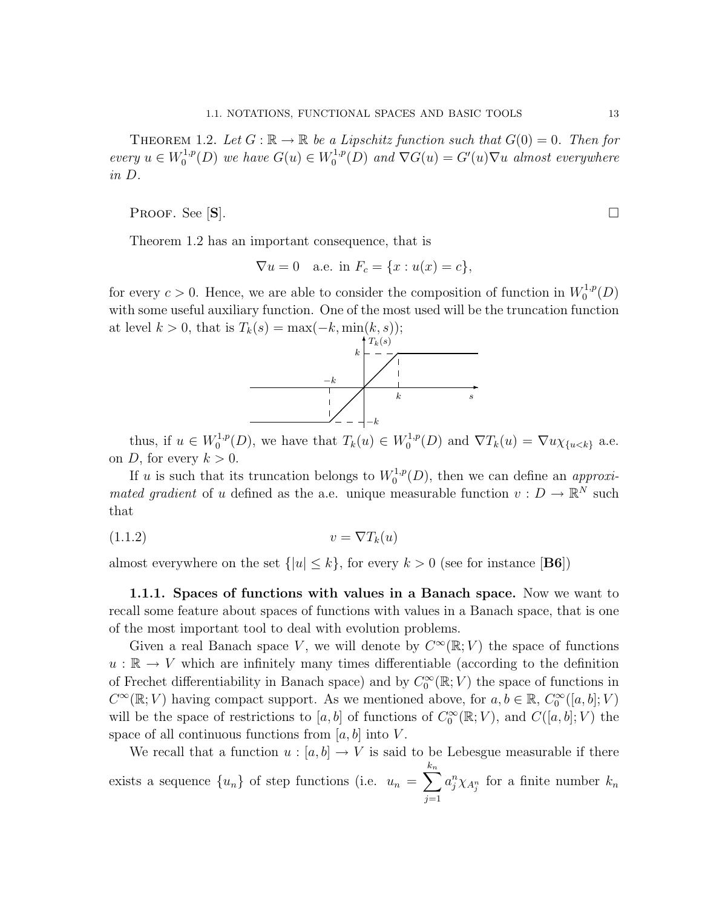Theorem 1.2. *Let $G : \mathbb{R} \to \mathbb{R}$ be a Lipschitz function such that $G(0) = 0$. Then for every $u \in W_0^{1,p}(D)$ we have $G(u) \in W_0^{1,p}(D)$ and $\nabla G(u) = G'(u)\nabla u$ almost everywhere in $D$.*

Proof. See [**S**]. □

Theorem 1.2 has an important consequence, that is

$$\nabla u = 0 \quad \text{a.e. in } F_c = \{x : u(x) = c\},$$

for every $c > 0$. Hence, we are able to consider the composition of function in $W_0^{1,p}(D)$ with some useful auxiliary function. One of the most used will be the truncation function at level $k > 0$, that is $T_k(s) = \max(-k, \min(k, s))$;

thus, if $u \in W_0^{1,p}(D)$, we have that $T_k(u) \in W_0^{1,p}(D)$ and $\nabla T_k(u) = \nabla u \chi_{\{u<k\}}$ a.e. on $D$, for every $k > 0$.

If $u$ is such that its truncation belongs to $W_0^{1,p}(D)$, then we can define an *approximated gradient* of $u$ defined as the a.e. unique measurable function $v : D \to \mathbb{R}^N$ such that

$$v = \nabla T_k(u) \tag{1.1.2}$$

almost everywhere on the set $\{|u| \leq k\}$, for every $k > 0$ (see for instance [**B6**])

**1.1.1. Spaces of functions with values in a Banach space.** Now we want to recall some feature about spaces of functions with values in a Banach space, that is one of the most important tool to deal with evolution problems.

Given a real Banach space $V$, we will denote by $C^\infty(\mathbb{R}; V)$ the space of functions $u : \mathbb{R} \to V$ which are infinitely many times differentiable (according to the definition of Frechet differentiability in Banach space) and by $C_0^\infty(\mathbb{R}; V)$ the space of functions in $C^\infty(\mathbb{R}; V)$ having compact support. As we mentioned above, for $a, b \in \mathbb{R}$, $C_0^\infty([a, b]; V)$ will be the space of restrictions to $[a, b]$ of functions of $C_0^\infty(\mathbb{R}; V)$, and $C([a, b]; V)$ the space of all continuous functions from $[a, b]$ into $V$.

We recall that a function $u : [a, b] \to V$ is said to be Lebesgue measurable if there exists a sequence $\{u_n\}$ of step functions (i.e. $u_n = \displaystyle\sum_{j=1}^{k_n} a_j^n \chi_{A_j^n}$ for a finite number $k_n$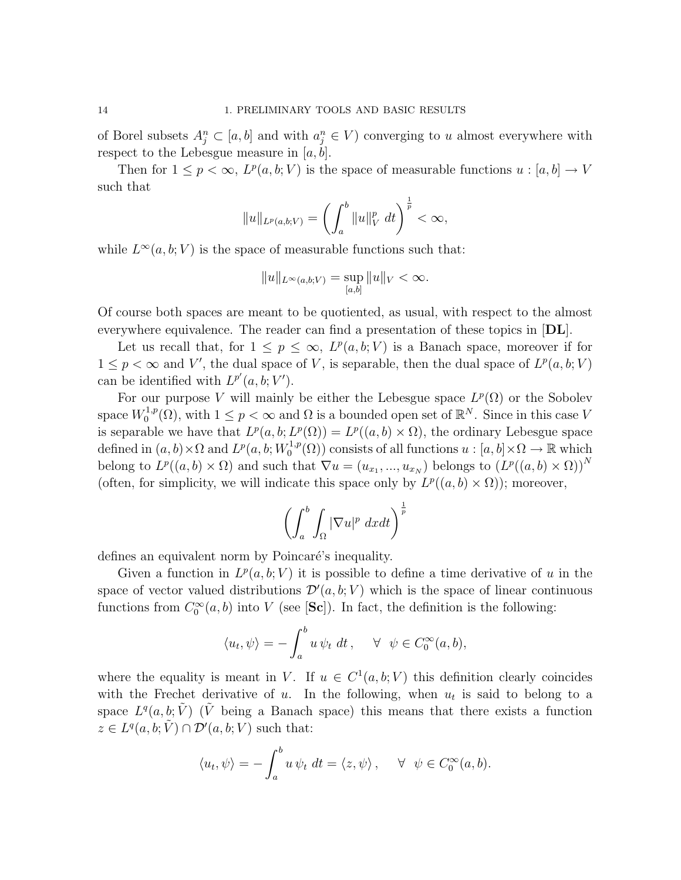of Borel subsets $A_j^n \subset [a,b]$ and with $a_j^n \in V$) converging to $u$ almost everywhere with respect to the Lebesgue measure in $[a,b]$.

Then for $1 \leq p < \infty$, $L^p(a,b;V)$ is the space of measurable functions $u : [a,b] \to V$ such that

$$\|u\|_{L^p(a,b;V)} = \left( \int_a^b \|u\|_V^p \; dt \right)^{\frac{1}{p}} < \infty,$$

while $L^\infty(a,b;V)$ is the space of measurable functions such that:

$$\|u\|_{L^\infty(a,b;V)} = \sup_{[a,b]} \|u\|_V < \infty.$$

Of course both spaces are meant to be quotiented, as usual, with respect to the almost everywhere equivalence. The reader can find a presentation of these topics in [**DL**].

Let us recall that, for $1 \leq p \leq \infty$, $L^p(a,b;V)$ is a Banach space, moreover if for $1 \leq p < \infty$ and $V'$, the dual space of $V$, is separable, then the dual space of $L^p(a,b;V)$ can be identified with $L^{p'}(a,b;V')$.

For our purpose $V$ will mainly be either the Lebesgue space $L^p(\Omega)$ or the Sobolev space $W_0^{1,p}(\Omega)$, with $1 \leq p < \infty$ and $\Omega$ is a bounded open set of $\mathbb{R}^N$. Since in this case $V$ is separable we have that $L^p(a,b;L^p(\Omega)) = L^p((a,b) \times \Omega)$, the ordinary Lebesgue space defined in $(a,b) \times \Omega$ and $L^p(a,b;W_0^{1,p}(\Omega))$ consists of all functions $u : [a,b] \times \Omega \to \mathbb{R}$ which belong to $L^p((a,b) \times \Omega)$ and such that $\nabla u = (u_{x_1}, ..., u_{x_N})$ belongs to $(L^p((a,b) \times \Omega))^N$ (often, for simplicity, we will indicate this space only by $L^p((a,b) \times \Omega)$); moreover,

$$\left( \int_a^b \int_\Omega |\nabla u|^p \; dxdt \right)^{\frac{1}{p}}$$

defines an equivalent norm by Poincaré's inequality.

Given a function in $L^p(a,b;V)$ it is possible to define a time derivative of $u$ in the space of vector valued distributions $\mathcal{D}'(a,b;V)$ which is the space of linear continuous functions from $C_0^\infty(a,b)$ into $V$ (see [**Sc**]). In fact, the definition is the following:

$$\langle u_t, \psi \rangle = - \int_a^b u \, \psi_t \; dt \, , \quad \forall \;\; \psi \in C_0^\infty(a,b),$$

where the equality is meant in $V$. If $u \in C^1(a,b;V)$ this definition clearly coincides with the Frechet derivative of $u$. In the following, when $u_t$ is said to belong to a space $L^q(a,b;\tilde{V})$ ($\tilde{V}$ being a Banach space) this means that there exists a function $z \in L^q(a,b;\tilde{V}) \cap \mathcal{D}'(a,b;V)$ such that:

$$\langle u_t, \psi \rangle = - \int_a^b u \, \psi_t \; dt = \langle z, \psi \rangle \, , \quad \forall \;\; \psi \in C_0^\infty(a,b).$$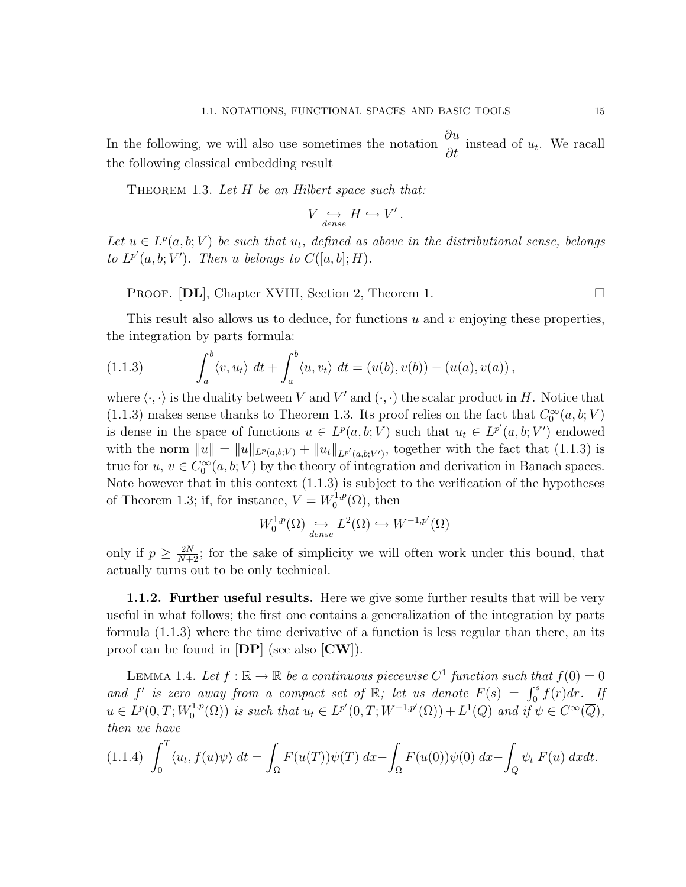In the following, we will also use sometimes the notation $\dfrac{\partial u}{\partial t}$ instead of $u_t$. We racall the following classical embedding result

THEOREM 1.3. *Let $H$ be an Hilbert space such that:*

$$V \underset{dense}{\hookrightarrow} H \hookrightarrow V'\,.$$

*Let $u \in L^p(a,b;V)$ be such that $u_t$, defined as above in the distributional sense, belongs to $L^{p'}(a,b;V')$. Then $u$ belongs to $C([a,b];H)$.*

PROOF. [**DL**], Chapter XVIII, Section 2, Theorem 1. □

This result also allows us to deduce, for functions $u$ and $v$ enjoying these properties, the integration by parts formula:

$$\int_a^b \langle v, u_t\rangle \; dt + \int_a^b \langle u, v_t\rangle \; dt = (u(b), v(b)) - (u(a), v(a))\,, \tag{1.1.3}$$

where $\langle\cdot,\cdot\rangle$ is the duality between $V$ and $V'$ and $(\cdot,\cdot)$ the scalar product in $H$. Notice that (1.1.3) makes sense thanks to Theorem 1.3. Its proof relies on the fact that $C_0^\infty(a,b;V)$ is dense in the space of functions $u \in L^p(a,b;V)$ such that $u_t \in L^{p'}(a,b;V')$ endowed with the norm $\|u\| = \|u\|_{L^p(a,b;V)} + \|u_t\|_{L^{p'}(a,b;V')}$, together with the fact that (1.1.3) is true for $u$, $v \in C_0^\infty(a,b;V)$ by the theory of integration and derivation in Banach spaces. Note however that in this context (1.1.3) is subject to the verification of the hypotheses of Theorem 1.3; if, for instance, $V = W_0^{1,p}(\Omega)$, then

$$W_0^{1,p}(\Omega) \underset{dense}{\hookrightarrow} L^2(\Omega) \hookrightarrow W^{-1,p'}(\Omega)$$

only if $p \geq \frac{2N}{N+2}$; for the sake of simplicity we will often work under this bound, that actually turns out to be only technical.

**1.1.2. Further useful results.** Here we give some further results that will be very useful in what follows; the first one contains a generalization of the integration by parts formula (1.1.3) where the time derivative of a function is less regular than there, an its proof can be found in [**DP**] (see also [**CW**]).

LEMMA 1.4. *Let $f : \mathbb{R} \to \mathbb{R}$ be a continuous piecewise $C^1$ function such that $f(0) = 0$ and $f'$ is zero away from a compact set of $\mathbb{R}$; let us denote $F(s) = \int_0^s f(r)dr$. If $u \in L^p(0,T;W_0^{1,p}(\Omega))$ is such that $u_t \in L^{p'}(0,T;W^{-1,p'}(\Omega)) + L^1(Q)$ and if $\psi \in C^\infty(\overline{Q})$, then we have*

$$\int_0^T \langle u_t, f(u)\psi\rangle \; dt = \int_\Omega F(u(T))\psi(T)\; dx - \int_\Omega F(u(0))\psi(0)\; dx - \int_Q \psi_t\, F(u)\; dxdt. \tag{1.1.4}$$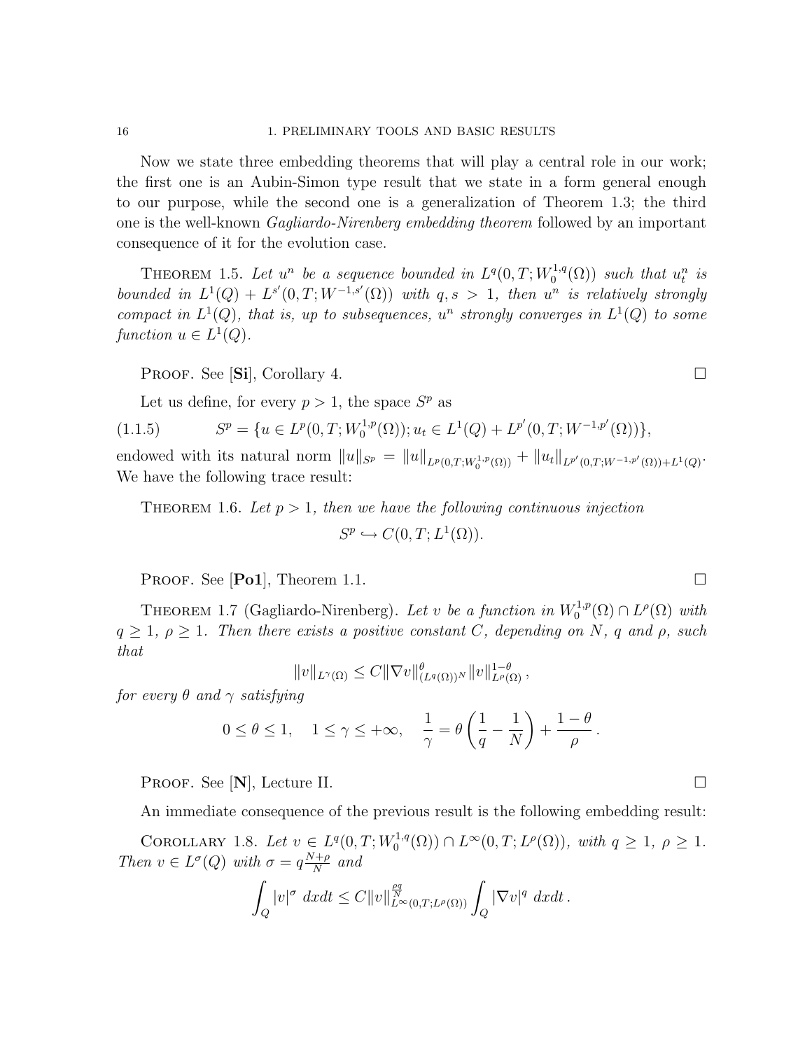Now we state three embedding theorems that will play a central role in our work; the first one is an Aubin-Simon type result that we state in a form general enough to our purpose, while the second one is a generalization of Theorem 1.3; the third one is the well-known *Gagliardo-Nirenberg embedding theorem* followed by an important consequence of it for the evolution case.

THEOREM 1.5. *Let $u^n$ be a sequence bounded in $L^q(0,T;W_0^{1,q}(\Omega))$ such that $u_t^n$ is bounded in $L^1(Q) + L^{s'}(0,T;W^{-1,s'}(\Omega))$ with $q, s > 1$, then $u^n$ is relatively strongly compact in $L^1(Q)$, that is, up to subsequences, $u^n$ strongly converges in $L^1(Q)$ to some function $u \in L^1(Q)$.*

PROOF. See [**Si**], Corollary 4. □

Let us define, for every $p > 1$, the space $S^p$ as

$$S^p = \{u \in L^p(0,T;W_0^{1,p}(\Omega)); u_t \in L^1(Q) + L^{p'}(0,T;W^{-1,p'}(\Omega))\}, \tag{1.1.5}$$

endowed with its natural norm $\|u\|_{S^p} = \|u\|_{L^p(0,T;W_0^{1,p}(\Omega))} + \|u_t\|_{L^{p'}(0,T;W^{-1,p'}(\Omega))+L^1(Q)}$. We have the following trace result:

THEOREM 1.6. *Let $p > 1$, then we have the following continuous injection*

$$S^p \hookrightarrow C(0,T;L^1(\Omega)).$$

PROOF. See [**Po1**], Theorem 1.1. □

THEOREM 1.7 (Gagliardo-Nirenberg). *Let $v$ be a function in $W_0^{1,p}(\Omega) \cap L^\rho(\Omega)$ with $q \geq 1$, $\rho \geq 1$. Then there exists a positive constant $C$, depending on $N$, $q$ and $\rho$, such that*

$$\|v\|_{L^\gamma(\Omega)} \leq C \|\nabla v\|_{(L^q(\Omega))^N}^\theta \|v\|_{L^\rho(\Omega)}^{1-\theta},$$

*for every $\theta$ and $\gamma$ satisfying*

$$0 \leq \theta \leq 1, \quad 1 \leq \gamma \leq +\infty, \quad \frac{1}{\gamma} = \theta\left(\frac{1}{q} - \frac{1}{N}\right) + \frac{1-\theta}{\rho}.$$

PROOF. See [**N**], Lecture II. □

An immediate consequence of the previous result is the following embedding result:

COROLLARY 1.8. *Let $v \in L^q(0,T;W_0^{1,q}(\Omega)) \cap L^\infty(0,T;L^\rho(\Omega))$, with $q \geq 1$, $\rho \geq 1$. Then $v \in L^\sigma(Q)$ with $\sigma = q\frac{N+\rho}{N}$ and*

$$\int_Q |v|^\sigma \, dxdt \leq C \|v\|_{L^\infty(0,T;L^\rho(\Omega))}^{\frac{\rho q}{N}} \int_Q |\nabla v|^q \, dxdt.$$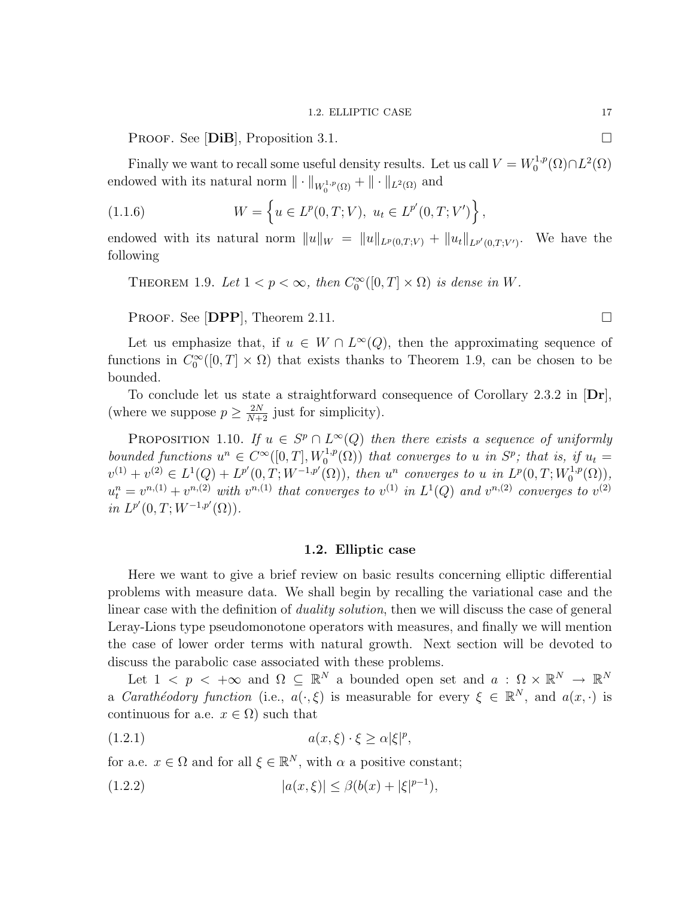PROOF. See [**DiB**], Proposition 3.1. □

Finally we want to recall some useful density results. Let us call $V = W_0^{1,p}(\Omega)\cap L^2(\Omega)$ endowed with its natural norm $\|\cdot\|_{W_0^{1,p}(\Omega)} + \|\cdot\|_{L^2(\Omega)}$ and

$$
W = \left\{ u \in L^p(0,T;V),\ u_t \in L^{p'}(0,T;V') \right\}, \tag{1.1.6}
$$

endowed with its natural norm $\|u\|_W = \|u\|_{L^p(0,T;V)} + \|u_t\|_{L^{p'}(0,T;V')}$. We have the following

THEOREM 1.9. *Let $1 < p < \infty$, then $C_0^\infty([0,T]\times\Omega)$ is dense in $W$.*

PROOF. See [**DPP**], Theorem 2.11. □

Let us emphasize that, if $u \in W \cap L^\infty(Q)$, then the approximating sequence of functions in $C_0^\infty([0,T]\times\Omega)$ that exists thanks to Theorem 1.9, can be chosen to be bounded.

To conclude let us state a straightforward consequence of Corollary 2.3.2 in [**Dr**], (where we suppose $p \geq \frac{2N}{N+2}$ just for simplicity).

PROPOSITION 1.10. *If $u \in S^p \cap L^\infty(Q)$ then there exists a sequence of uniformly bounded functions $u^n \in C^\infty([0,T], W_0^{1,p}(\Omega))$ that converges to $u$ in $S^p$; that is, if $u_t = v^{(1)} + v^{(2)} \in L^1(Q) + L^{p'}(0,T;W^{-1,p'}(\Omega))$, then $u^n$ converges to $u$ in $L^p(0,T;W_0^{1,p}(\Omega))$, $u_t^n = v^{n,(1)} + v^{n,(2)}$ with $v^{n,(1)}$ that converges to $v^{(1)}$ in $L^1(Q)$ and $v^{n,(2)}$ converges to $v^{(2)}$ in $L^{p'}(0,T;W^{-1,p'}(\Omega))$.*

## 1.2. Elliptic case

Here we want to give a brief review on basic results concerning elliptic differential problems with measure data. We shall begin by recalling the variational case and the linear case with the definition of *duality solution*, then we will discuss the case of general Leray-Lions type pseudomonotone operators with measures, and finally we will mention the case of lower order terms with natural growth. Next section will be devoted to discuss the parabolic case associated with these problems.

Let $1 < p < +\infty$ and $\Omega \subseteq \mathbb{R}^N$ a bounded open set and $a : \Omega \times \mathbb{R}^N \to \mathbb{R}^N$ a *Carathéodory function* (i.e., $a(\cdot,\xi)$ is measurable for every $\xi \in \mathbb{R}^N$, and $a(x,\cdot)$ is continuous for a.e. $x \in \Omega$) such that

$$
a(x,\xi)\cdot\xi \geq \alpha|\xi|^p, \tag{1.2.1}
$$

for a.e. $x \in \Omega$ and for all $\xi \in \mathbb{R}^N$, with $\alpha$ a positive constant;

$$
|a(x,\xi)| \leq \beta(b(x) + |\xi|^{p-1}), \tag{1.2.2}
$$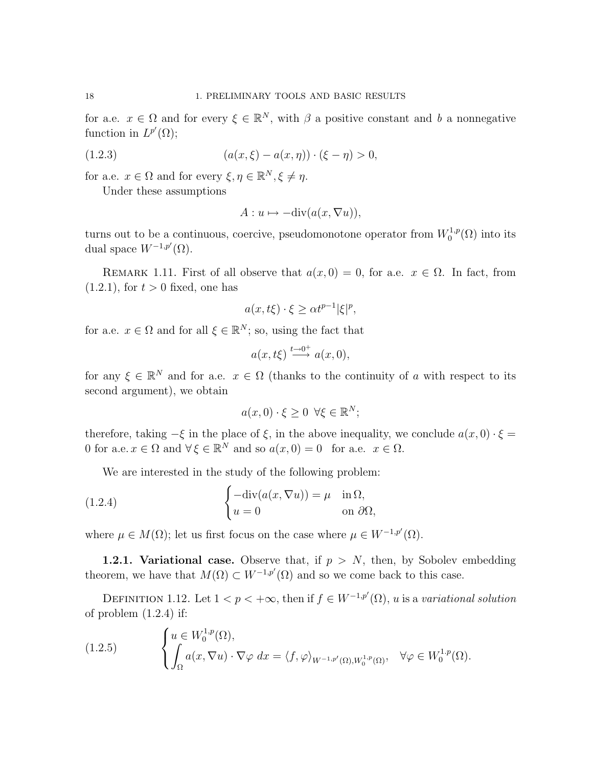for a.e. $x \in \Omega$ and for every $\xi \in \mathbb{R}^N$, with $\beta$ a positive constant and $b$ a nonnegative function in $L^{p'}(\Omega)$;

$$(a(x,\xi) - a(x,\eta)) \cdot (\xi - \eta) > 0, \tag{1.2.3}$$

for a.e. $x \in \Omega$ and for every $\xi, \eta \in \mathbb{R}^N, \xi \neq \eta$.

Under these assumptions

$$A : u \mapsto -\mathrm{div}(a(x, \nabla u)),$$

turns out to be a continuous, coercive, pseudomonotone operator from $W_0^{1,p}(\Omega)$ into its dual space $W^{-1,p'}(\Omega)$.

REMARK 1.11. First of all observe that $a(x, 0) = 0$, for a.e. $x \in \Omega$. In fact, from (1.2.1), for $t > 0$ fixed, one has

$$a(x, t\xi) \cdot \xi \geq \alpha t^{p-1} |\xi|^p,$$

for a.e. $x \in \Omega$ and for all $\xi \in \mathbb{R}^N$; so, using the fact that

$$a(x, t\xi) \xrightarrow{t \to 0^+} a(x, 0),$$

for any $\xi \in \mathbb{R}^N$ and for a.e. $x \in \Omega$ (thanks to the continuity of $a$ with respect to its second argument), we obtain

$$a(x, 0) \cdot \xi \geq 0 \ \ \forall \xi \in \mathbb{R}^N;$$

therefore, taking $-\xi$ in the place of $\xi$, in the above inequality, we conclude $a(x, 0) \cdot \xi = 0$ for a.e. $x \in \Omega$ and $\forall\, \xi \in \mathbb{R}^N$ and so $a(x, 0) = 0$ for a.e. $x \in \Omega$.

We are interested in the study of the following problem:

$$\begin{cases} -\mathrm{div}(a(x, \nabla u)) = \mu & \text{in}\, \Omega, \\ u = 0 & \text{on } \partial\Omega, \end{cases} \tag{1.2.4}$$

where $\mu \in M(\Omega)$; let us first focus on the case where $\mu \in W^{-1,p'}(\Omega)$.

**1.2.1. Variational case.** Observe that, if $p > N$, then, by Sobolev embedding theorem, we have that $M(\Omega) \subset W^{-1,p'}(\Omega)$ and so we come back to this case.

DEFINITION 1.12. Let $1 < p < +\infty$, then if $f \in W^{-1,p'}(\Omega)$, $u$ is a *variational solution* of problem (1.2.4) if:

$$\begin{cases} u \in W_0^{1,p}(\Omega), \\ \displaystyle\int_\Omega a(x, \nabla u) \cdot \nabla \varphi \; dx = \langle f, \varphi \rangle_{W^{-1,p'}(\Omega), W_0^{1,p}(\Omega)}, \quad \forall \varphi \in W_0^{1,p}(\Omega). \end{cases} \tag{1.2.5}$$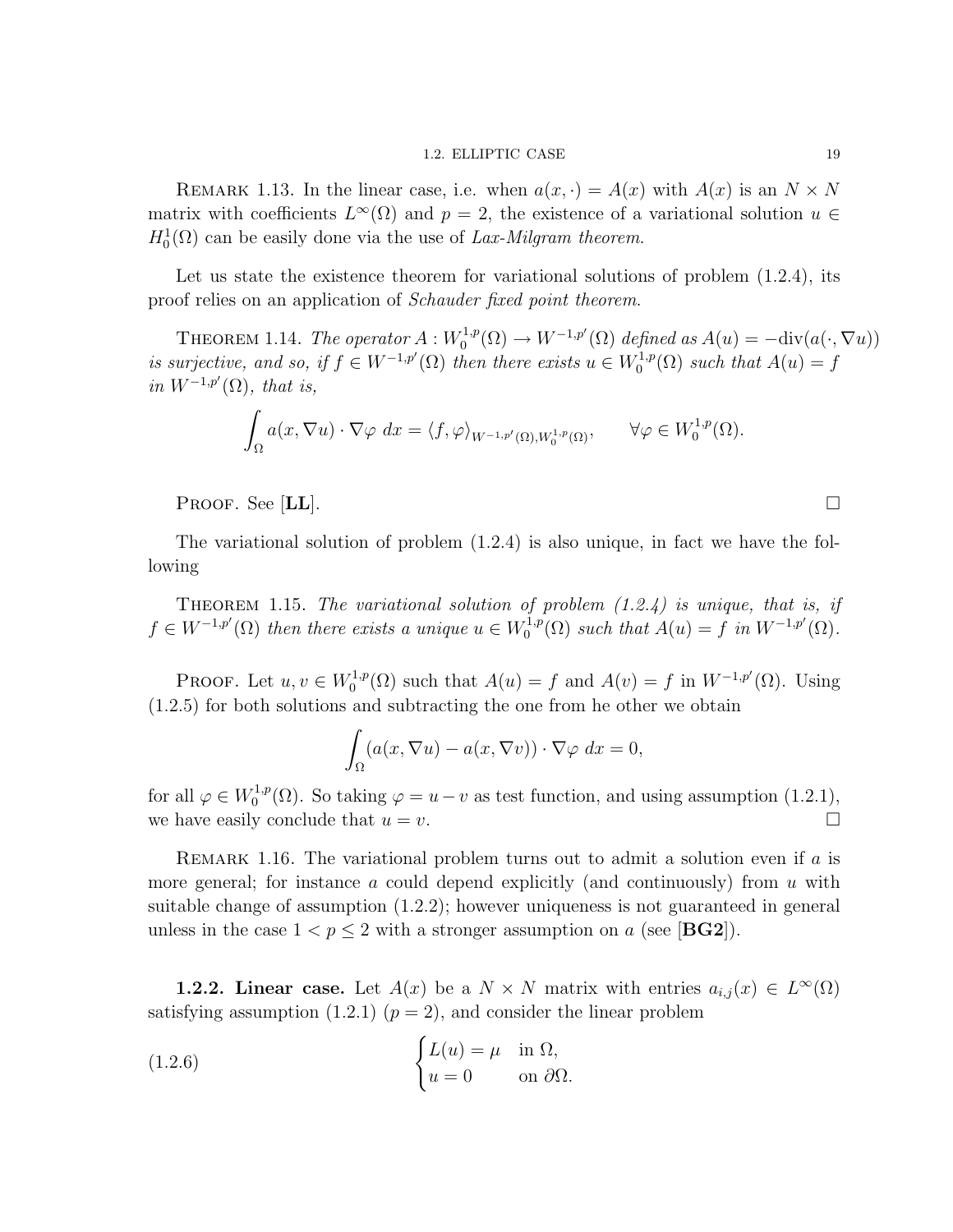REMARK 1.13. In the linear case, i.e. when $a(x, \cdot) = A(x)$ with $A(x)$ is an $N \times N$ matrix with coefficients $L^{\infty}(\Omega)$ and $p = 2$, the existence of a variational solution $u \in H_0^1(\Omega)$ can be easily done via the use of *Lax-Milgram theorem*.

Let us state the existence theorem for variational solutions of problem (1.2.4), its proof relies on an application of *Schauder fixed point theorem*.

THEOREM 1.14. *The operator $A : W_0^{1,p}(\Omega) \to W^{-1,p'}(\Omega)$ defined as $A(u) = -\mathrm{div}(a(\cdot, \nabla u))$ is surjective, and so, if $f \in W^{-1,p'}(\Omega)$ then there exists $u \in W_0^{1,p}(\Omega)$ such that $A(u) = f$ in $W^{-1,p'}(\Omega)$, that is,*

$$\int_{\Omega} a(x, \nabla u) \cdot \nabla \varphi \, dx = \langle f, \varphi \rangle_{W^{-1,p'}(\Omega), W_0^{1,p}(\Omega)}, \qquad \forall \varphi \in W_0^{1,p}(\Omega).$$

PROOF. See [**LL**]. □

The variational solution of problem (1.2.4) is also unique, in fact we have the following

THEOREM 1.15. *The variational solution of problem (1.2.4) is unique, that is, if $f \in W^{-1,p'}(\Omega)$ then there exists a unique $u \in W_0^{1,p}(\Omega)$ such that $A(u) = f$ in $W^{-1,p'}(\Omega)$.*

PROOF. Let $u, v \in W_0^{1,p}(\Omega)$ such that $A(u) = f$ and $A(v) = f$ in $W^{-1,p'}(\Omega)$. Using (1.2.5) for both solutions and subtracting the one from he other we obtain

$$\int_{\Omega} (a(x, \nabla u) - a(x, \nabla v)) \cdot \nabla \varphi \, dx = 0,$$

for all $\varphi \in W_0^{1,p}(\Omega)$. So taking $\varphi = u - v$ as test function, and using assumption (1.2.1), we have easily conclude that $u = v$. □

REMARK 1.16. The variational problem turns out to admit a solution even if $a$ is more general; for instance $a$ could depend explicitly (and continuously) from $u$ with suitable change of assumption (1.2.2); however uniqueness is not guaranteed in general unless in the case $1 < p \leq 2$ with a stronger assumption on $a$ (see [**BG2**]).

**1.2.2. Linear case.** Let $A(x)$ be a $N \times N$ matrix with entries $a_{i,j}(x) \in L^{\infty}(\Omega)$ satisfying assumption (1.2.1) ($p = 2$), and consider the linear problem

$$\begin{cases} L(u) = \mu & \text{in } \Omega, \\ u = 0 & \text{on } \partial\Omega. \end{cases} \tag{1.2.6}$$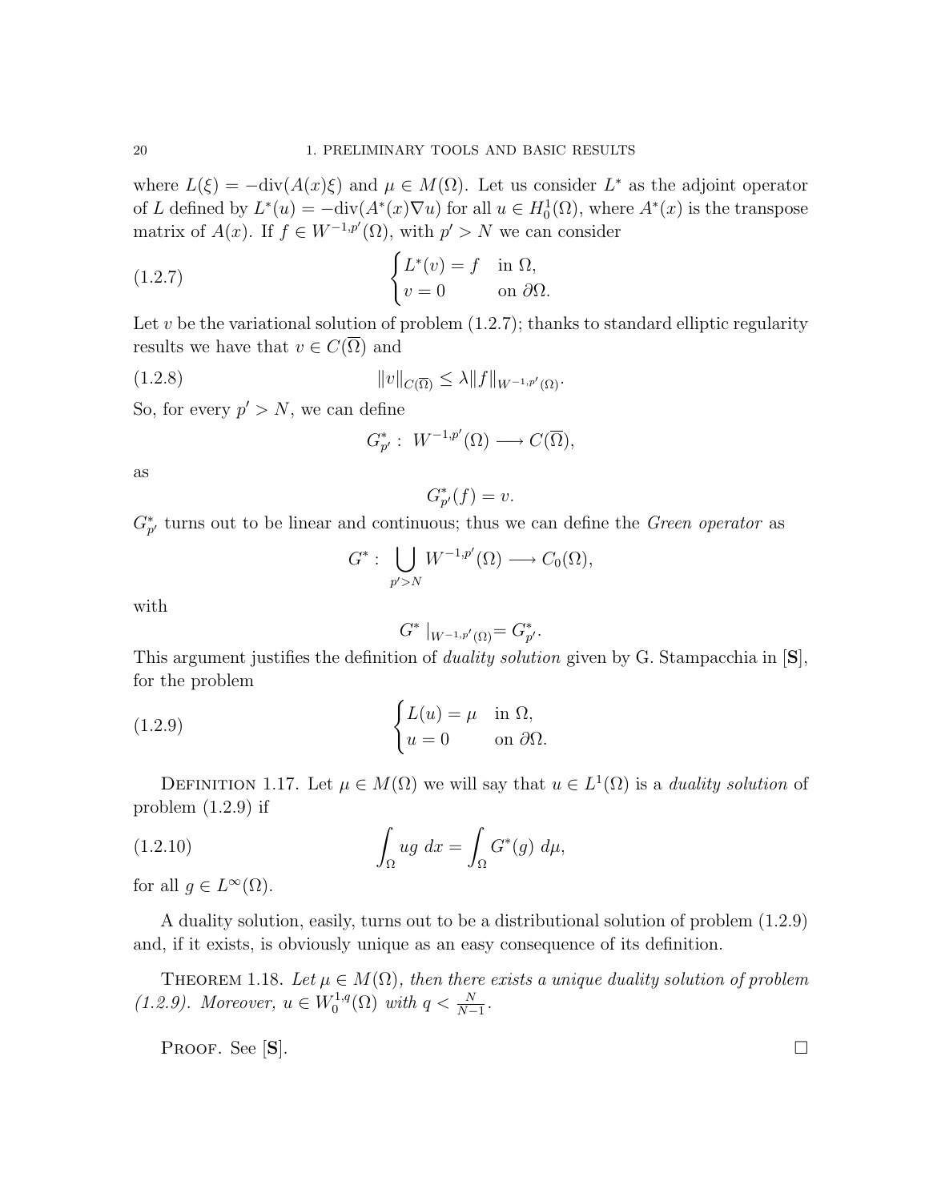where $L(\xi) = -\text{div}(A(x)\xi)$ and $\mu \in M(\Omega)$. Let us consider $L^*$ as the adjoint operator of $L$ defined by $L^*(u) = -\text{div}(A^*(x)\nabla u)$ for all $u \in H_0^1(\Omega)$, where $A^*(x)$ is the transpose matrix of $A(x)$. If $f \in W^{-1,p'}(\Omega)$, with $p' > N$ we can consider

$$
\begin{cases} L^*(v) = f & \text{in } \Omega, \\ v = 0 & \text{on } \partial\Omega. \end{cases} \tag{1.2.7}
$$

Let $v$ be the variational solution of problem (1.2.7); thanks to standard elliptic regularity results we have that $v \in C(\overline{\Omega})$ and

$$
\|v\|_{C(\overline{\Omega})} \leq \lambda \|f\|_{W^{-1,p'}(\Omega)}. \tag{1.2.8}
$$

So, for every $p' > N$, we can define

$$
G^*_{p'} : \; W^{-1,p'}(\Omega) \longrightarrow C(\overline{\Omega}),
$$

as

$$
G^*_{p'}(f) = v.
$$

$G^*_{p'}$ turns out to be linear and continuous; thus we can define the *Green operator* as

$$
G^* : \; \bigcup_{p'>N} W^{-1,p'}(\Omega) \longrightarrow C_0(\Omega),
$$

with

$$
G^* \mid_{W^{-1,p'}(\Omega)} = G^*_{p'}.
$$

This argument justifies the definition of *duality solution* given by G. Stampacchia in [**S**], for the problem

$$
\begin{cases} L(u) = \mu & \text{in } \Omega, \\ u = 0 & \text{on } \partial\Omega. \end{cases} \tag{1.2.9}
$$

Definition 1.17. Let $\mu \in M(\Omega)$ we will say that $u \in L^1(\Omega)$ is a *duality solution* of problem (1.2.9) if

$$
\int_\Omega ug \; dx = \int_\Omega G^*(g) \; d\mu, \tag{1.2.10}
$$

for all $g \in L^\infty(\Omega)$.

A duality solution, easily, turns out to be a distributional solution of problem (1.2.9) and, if it exists, is obviously unique as an easy consequence of its definition.

Theorem 1.18. *Let $\mu \in M(\Omega)$, then there exists a unique duality solution of problem (1.2.9). Moreover, $u \in W_0^{1,q}(\Omega)$ with $q < \frac{N}{N-1}$.*

Proof. See [**S**]. □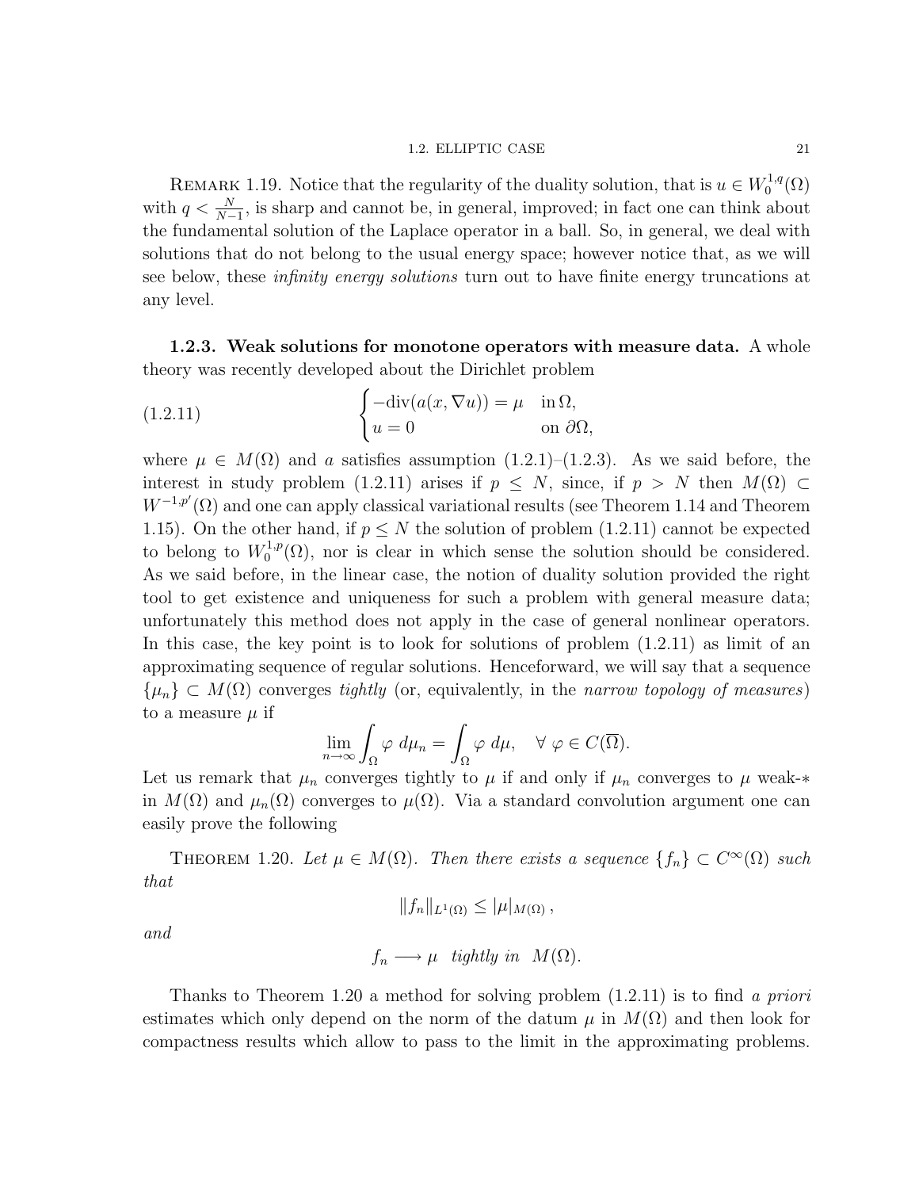Remark 1.19. Notice that the regularity of the duality solution, that is $u \in W_0^{1,q}(\Omega)$ with $q < \frac{N}{N-1}$, is sharp and cannot be, in general, improved; in fact one can think about the fundamental solution of the Laplace operator in a ball. So, in general, we deal with solutions that do not belong to the usual energy space; however notice that, as we will see below, these *infinity energy solutions* turn out to have finite energy truncations at any level.

### 1.2.3. Weak solutions for monotone operators with measure data.

A whole theory was recently developed about the Dirichlet problem

$$
\begin{cases} -\text{div}(a(x, \nabla u)) = \mu & \text{in}\, \Omega, \\ u = 0 & \text{on}\, \partial\Omega, \end{cases} \tag{1.2.11}
$$

where $\mu \in M(\Omega)$ and $a$ satisfies assumption (1.2.1)–(1.2.3). As we said before, the interest in study problem (1.2.11) arises if $p \leq N$, since, if $p > N$ then $M(\Omega) \subset W^{-1,p'}(\Omega)$ and one can apply classical variational results (see Theorem 1.14 and Theorem 1.15). On the other hand, if $p \leq N$ the solution of problem (1.2.11) cannot be expected to belong to $W_0^{1,p}(\Omega)$, nor is clear in which sense the solution should be considered. As we said before, in the linear case, the notion of duality solution provided the right tool to get existence and uniqueness for such a problem with general measure data; unfortunately this method does not apply in the case of general nonlinear operators. In this case, the key point is to look for solutions of problem (1.2.11) as limit of an approximating sequence of regular solutions. Henceforward, we will say that a sequence $\{\mu_n\} \subset M(\Omega)$ converges *tightly* (or, equivalently, in the *narrow topology of measures*) to a measure $\mu$ if

$$
\lim_{n\to\infty} \int_\Omega \varphi \, d\mu_n = \int_\Omega \varphi \, d\mu, \quad \forall \, \varphi \in C(\overline{\Omega}).
$$

Let us remark that $\mu_n$ converges tightly to $\mu$ if and only if $\mu_n$ converges to $\mu$ weak-$*$ in $M(\Omega)$ and $\mu_n(\Omega)$ converges to $\mu(\Omega)$. Via a standard convolution argument one can easily prove the following

Theorem 1.20. *Let $\mu \in M(\Omega)$. Then there exists a sequence $\{f_n\} \subset C^\infty(\Omega)$ such that*

$$
\|f_n\|_{L^1(\Omega)} \leq |\mu|_{M(\Omega)} \, ,
$$

*and*

$$
f_n \longrightarrow \mu \quad \textit{tightly in} \quad M(\Omega).
$$

Thanks to Theorem 1.20 a method for solving problem (1.2.11) is to find *a priori* estimates which only depend on the norm of the datum $\mu$ in $M(\Omega)$ and then look for compactness results which allow to pass to the limit in the approximating problems.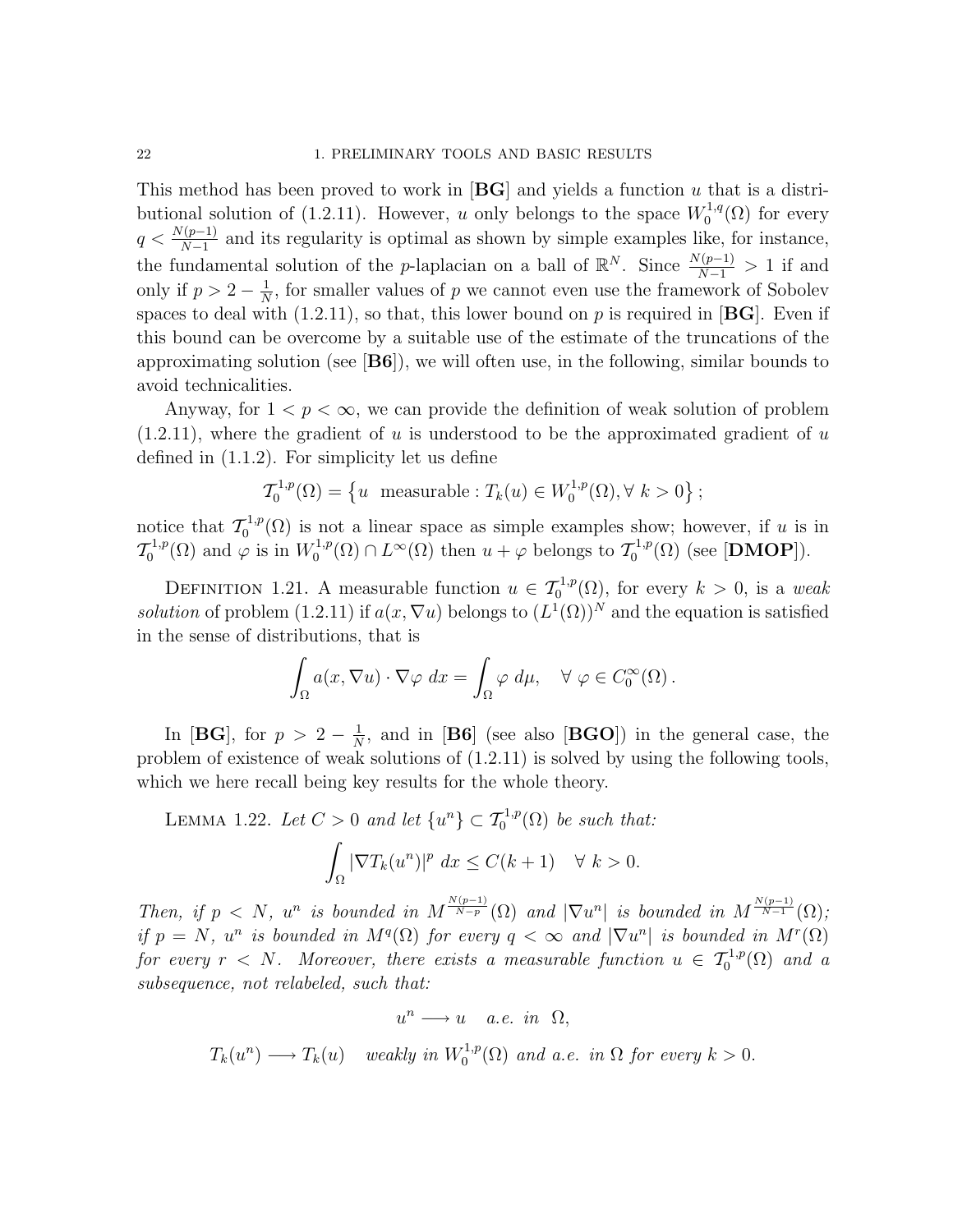This method has been proved to work in [**BG**] and yields a function $u$ that is a distributional solution of (1.2.11). However, $u$ only belongs to the space $W_0^{1,q}(\Omega)$ for every $q < \frac{N(p-1)}{N-1}$ and its regularity is optimal as shown by simple examples like, for instance, the fundamental solution of the $p$-laplacian on a ball of $\mathbb{R}^N$. Since $\frac{N(p-1)}{N-1} > 1$ if and only if $p > 2 - \frac{1}{N}$, for smaller values of $p$ we cannot even use the framework of Sobolev spaces to deal with (1.2.11), so that, this lower bound on $p$ is required in [**BG**]. Even if this bound can be overcome by a suitable use of the estimate of the truncations of the approximating solution (see [**B6**]), we will often use, in the following, similar bounds to avoid technicalities.

Anyway, for $1 < p < \infty$, we can provide the definition of weak solution of problem (1.2.11), where the gradient of $u$ is understood to be the approximated gradient of $u$ defined in (1.1.2). For simplicity let us define

$$\mathcal{T}_0^{1,p}(\Omega) = \left\{ u \ \text{ measurable} : T_k(u) \in W_0^{1,p}(\Omega), \forall\ k > 0 \right\};$$

notice that $\mathcal{T}_0^{1,p}(\Omega)$ is not a linear space as simple examples show; however, if $u$ is in $\mathcal{T}_0^{1,p}(\Omega)$ and $\varphi$ is in $W_0^{1,p}(\Omega) \cap L^\infty(\Omega)$ then $u + \varphi$ belongs to $\mathcal{T}_0^{1,p}(\Omega)$ (see [**DMOP**]).

Definition 1.21. A measurable function $u \in \mathcal{T}_0^{1,p}(\Omega)$, for every $k > 0$, is a *weak solution* of problem (1.2.11) if $a(x, \nabla u)$ belongs to $(L^1(\Omega))^N$ and the equation is satisfied in the sense of distributions, that is

$$\int_\Omega a(x, \nabla u) \cdot \nabla \varphi \ dx = \int_\Omega \varphi \ d\mu, \quad \forall\ \varphi \in C_0^\infty(\Omega).$$

In [**BG**], for $p > 2 - \frac{1}{N}$, and in [**B6**] (see also [**BGO**]) in the general case, the problem of existence of weak solutions of (1.2.11) is solved by using the following tools, which we here recall being key results for the whole theory.

Lemma 1.22. *Let $C > 0$ and let $\{u^n\} \subset \mathcal{T}_0^{1,p}(\Omega)$ be such that:*

$$\int_\Omega |\nabla T_k(u^n)|^p \ dx \leq C(k+1) \quad \forall\ k > 0.$$

*Then, if $p < N$, $u^n$ is bounded in $M^{\frac{N(p-1)}{N-p}}(\Omega)$ and $|\nabla u^n|$ is bounded in $M^{\frac{N(p-1)}{N-1}}(\Omega)$; if $p = N$, $u^n$ is bounded in $M^q(\Omega)$ for every $q < \infty$ and $|\nabla u^n|$ is bounded in $M^r(\Omega)$ for every $r < N$. Moreover, there exists a measurable function $u \in \mathcal{T}_0^{1,p}(\Omega)$ and a subsequence, not relabeled, such that:*

$$u^n \longrightarrow u \quad a.e. \ in \ \ \Omega,$$

$$T_k(u^n) \longrightarrow T_k(u) \quad weakly \ in \ W_0^{1,p}(\Omega) \ and \ a.e. \ in \ \Omega \ for \ every \ k > 0.$$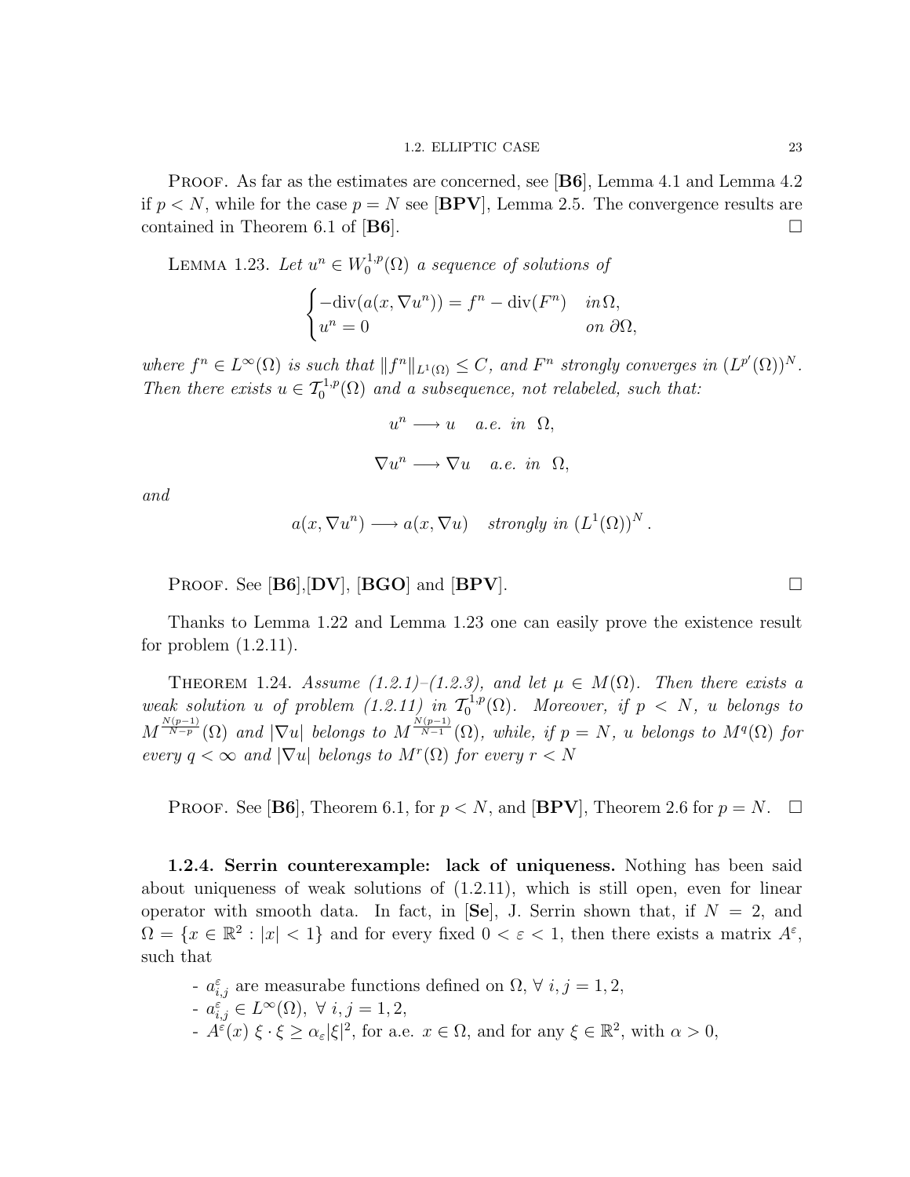**Proof.** As far as the estimates are concerned, see [**B6**], Lemma 4.1 and Lemma 4.2 if $p < N$, while for the case $p = N$ see [**BPV**], Lemma 2.5. The convergence results are contained in Theorem 6.1 of [**B6**]. $\square$

**Lemma 1.23.** *Let $u^n \in W_0^{1,p}(\Omega)$ a sequence of solutions of*

$$\begin{cases} -\mathrm{div}(a(x, \nabla u^n)) = f^n - \mathrm{div}(F^n) & in\, \Omega, \\ u^n = 0 & on\ \partial\Omega, \end{cases}$$

*where $f^n \in L^\infty(\Omega)$ is such that $\|f^n\|_{L^1(\Omega)} \leq C$, and $F^n$ strongly converges in $(L^{p'}(\Omega))^N$. Then there exists $u \in \mathcal{T}_0^{1,p}(\Omega)$ and a subsequence, not relabeled, such that:*

$$u^n \longrightarrow u \quad a.e.\ in\ \ \Omega,$$

$$\nabla u^n \longrightarrow \nabla u \quad a.e.\ in\ \ \Omega,$$

*and*

$$a(x, \nabla u^n) \longrightarrow a(x, \nabla u) \quad strongly\ in\ (L^1(\Omega))^N.$$

**Proof.** See [**B6**],[**DV**], [**BGO**] and [**BPV**]. $\square$

Thanks to Lemma 1.22 and Lemma 1.23 one can easily prove the existence result for problem (1.2.11).

**Theorem 1.24.** *Assume (1.2.1)–(1.2.3), and let $\mu \in M(\Omega)$. Then there exists a weak solution $u$ of problem (1.2.11) in $\mathcal{T}_0^{1,p}(\Omega)$. Moreover, if $p < N$, $u$ belongs to $M^{\frac{N(p-1)}{N-p}}(\Omega)$ and $|\nabla u|$ belongs to $M^{\frac{N(p-1)}{N-1}}(\Omega)$, while, if $p = N$, $u$ belongs to $M^q(\Omega)$ for every $q < \infty$ and $|\nabla u|$ belongs to $M^r(\Omega)$ for every $r < N$*

**Proof.** See [**B6**], Theorem 6.1, for $p < N$, and [**BPV**], Theorem 2.6 for $p = N$. $\square$

**1.2.4. Serrin counterexample: lack of uniqueness.** Nothing has been said about uniqueness of weak solutions of (1.2.11), which is still open, even for linear operator with smooth data. In fact, in [**Se**], J. Serrin shown that, if $N = 2$, and $\Omega = \{x \in \mathbb{R}^2 : |x| < 1\}$ and for every fixed $0 < \varepsilon < 1$, then there exists a matrix $A^\varepsilon$, such that

- $a_{i,j}^\varepsilon$ are measurabe functions defined on $\Omega$, $\forall\ i, j = 1, 2$,
- $a_{i,j}^\varepsilon \in L^\infty(\Omega)$, $\forall\ i, j = 1, 2$,
- $A^\varepsilon(x)\ \xi \cdot \xi \geq \alpha_\varepsilon |\xi|^2$, for a.e. $x \in \Omega$, and for any $\xi \in \mathbb{R}^2$, with $\alpha > 0$,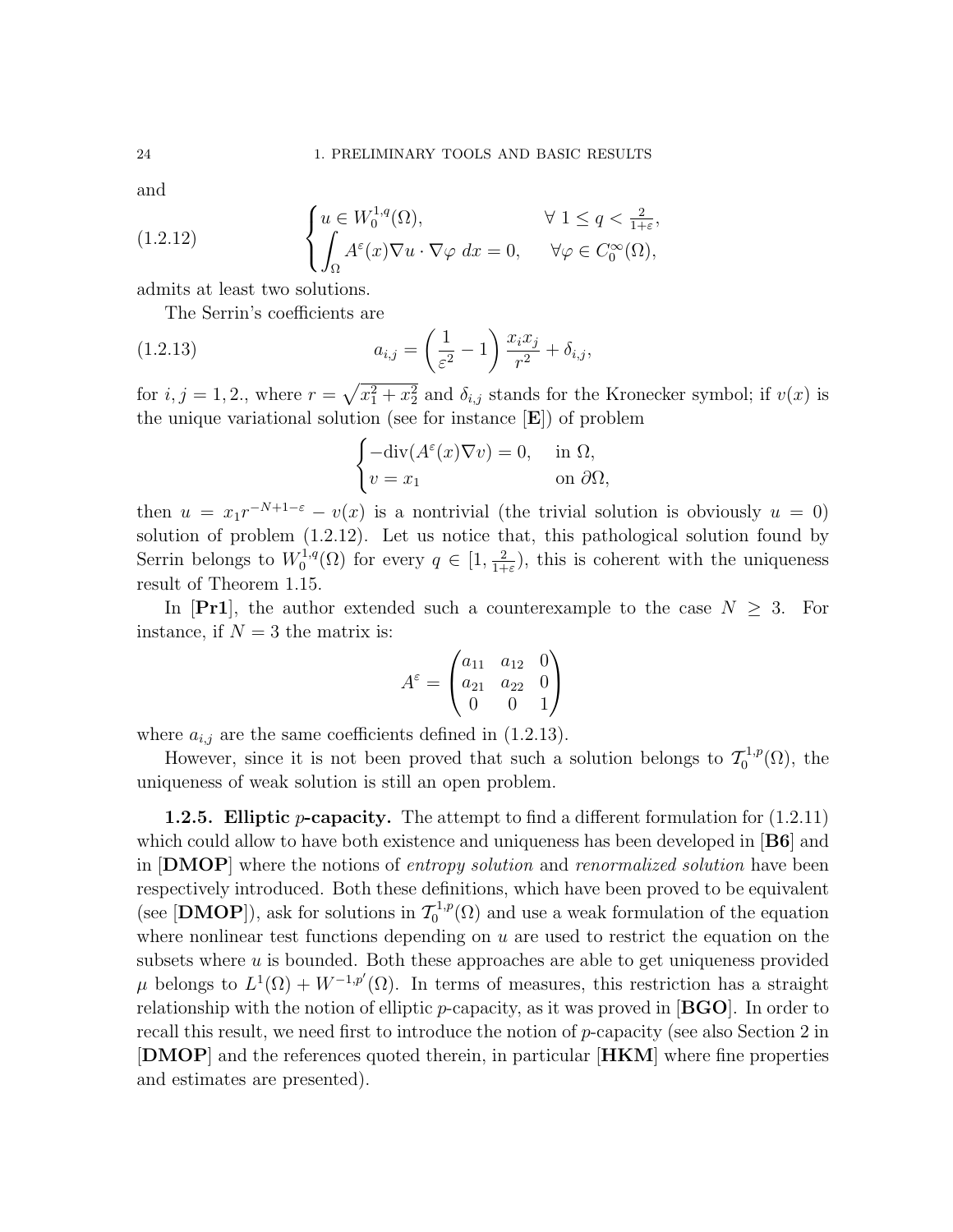and

$$
\begin{cases} u \in W_0^{1,q}(\Omega), & \forall\ 1 \le q < \frac{2}{1+\varepsilon}, \\ \displaystyle\int_\Omega A^\varepsilon(x)\nabla u \cdot \nabla\varphi\ dx = 0, & \forall \varphi \in C_0^\infty(\Omega), \end{cases} \tag{1.2.12}
$$

admits at least two solutions.

The Serrin's coefficients are

$$
a_{i,j} = \left(\frac{1}{\varepsilon^2} - 1\right)\frac{x_i x_j}{r^2} + \delta_{i,j}, \tag{1.2.13}
$$

for $i, j = 1, 2.$, where $r = \sqrt{x_1^2 + x_2^2}$ and $\delta_{i,j}$ stands for the Kronecker symbol; if $v(x)$ is the unique variational solution (see for instance [**E**]) of problem

$$
\begin{cases} -\mathrm{div}(A^\varepsilon(x)\nabla v) = 0, & \text{in } \Omega, \\ v = x_1 & \text{on } \partial\Omega, \end{cases}
$$

then $u = x_1 r^{-N+1-\varepsilon} - v(x)$ is a nontrivial (the trivial solution is obviously $u = 0$) solution of problem (1.2.12). Let us notice that, this pathological solution found by Serrin belongs to $W_0^{1,q}(\Omega)$ for every $q \in [1, \frac{2}{1+\varepsilon})$, this is coherent with the uniqueness result of Theorem 1.15.

In [**Pr1**], the author extended such a counterexample to the case $N \geq 3$. For instance, if $N = 3$ the matrix is:

$$
A^\varepsilon = \begin{pmatrix} a_{11} & a_{12} & 0 \\ a_{21} & a_{22} & 0 \\ 0 & 0 & 1 \end{pmatrix}
$$

where $a_{i,j}$ are the same coefficients defined in (1.2.13).

However, since it is not been proved that such a solution belongs to $\mathcal{T}_0^{1,p}(\Omega)$, the uniqueness of weak solution is still an open problem.

**1.2.5. Elliptic $p$-capacity.** The attempt to find a different formulation for (1.2.11) which could allow to have both existence and uniqueness has been developed in [**B6**] and in [**DMOP**] where the notions of *entropy solution* and *renormalized solution* have been respectively introduced. Both these definitions, which have been proved to be equivalent (see [**DMOP**]), ask for solutions in $\mathcal{T}_0^{1,p}(\Omega)$ and use a weak formulation of the equation where nonlinear test functions depending on $u$ are used to restrict the equation on the subsets where $u$ is bounded. Both these approaches are able to get uniqueness provided $\mu$ belongs to $L^1(\Omega) + W^{-1,p'}(\Omega)$. In terms of measures, this restriction has a straight relationship with the notion of elliptic $p$-capacity, as it was proved in [**BGO**]. In order to recall this result, we need first to introduce the notion of $p$-capacity (see also Section 2 in [**DMOP**] and the references quoted therein, in particular [**HKM**] where fine properties and estimates are presented).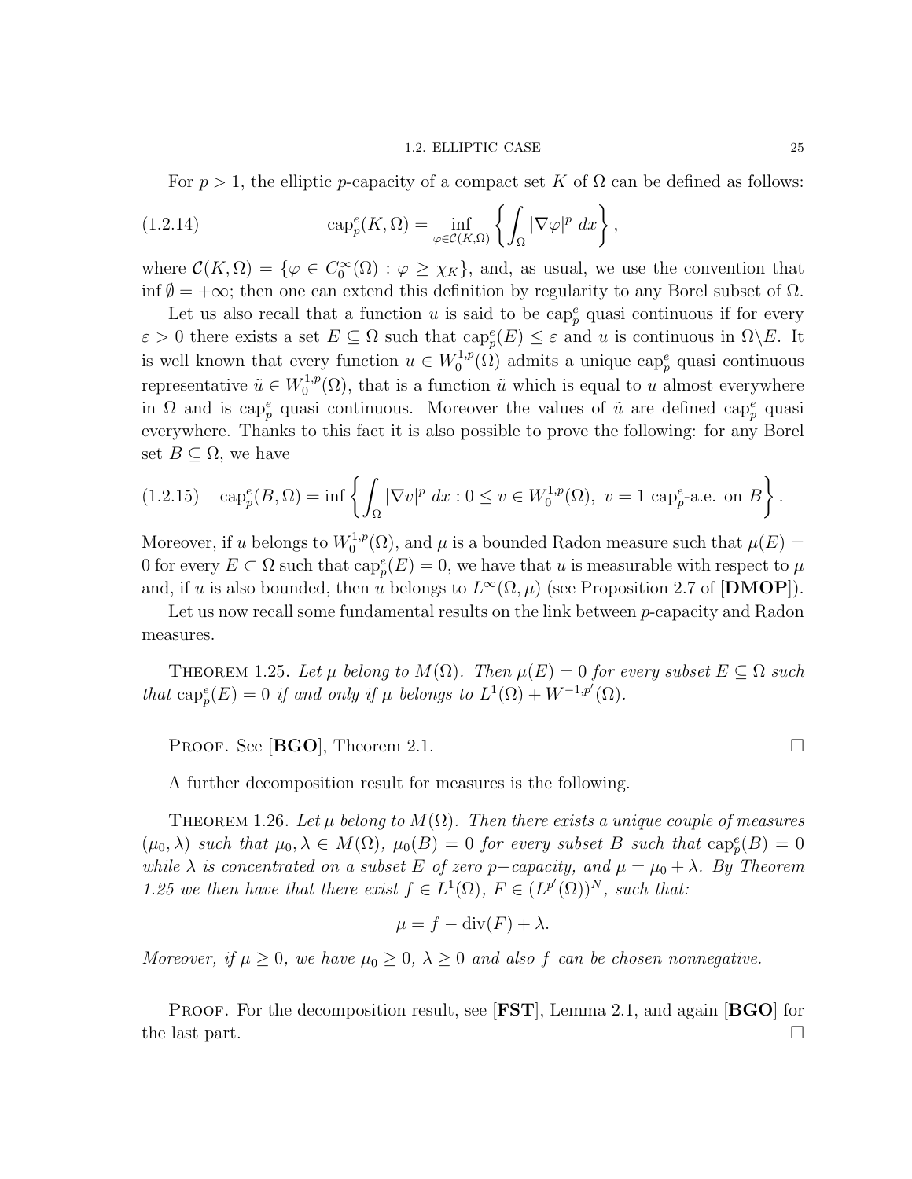For $p > 1$, the elliptic $p$-capacity of a compact set $K$ of $\Omega$ can be defined as follows:

$$\text{cap}_p^e(K, \Omega) = \inf_{\varphi \in \mathcal{C}(K,\Omega)} \left\{ \int_\Omega |\nabla \varphi|^p \, dx \right\}, \tag{1.2.14}$$

where $\mathcal{C}(K, \Omega) = \{\varphi \in C_0^\infty(\Omega) : \varphi \geq \chi_K\}$, and, as usual, we use the convention that $\inf \emptyset = +\infty$; then one can extend this definition by regularity to any Borel subset of $\Omega$.

Let us also recall that a function $u$ is said to be $\text{cap}_p^e$ quasi continuous if for every $\varepsilon > 0$ there exists a set $E \subseteq \Omega$ such that $\text{cap}_p^e(E) \leq \varepsilon$ and $u$ is continuous in $\Omega \backslash E$. It is well known that every function $u \in W_0^{1,p}(\Omega)$ admits a unique $\text{cap}_p^e$ quasi continuous representative $\tilde{u} \in W_0^{1,p}(\Omega)$, that is a function $\tilde{u}$ which is equal to $u$ almost everywhere in $\Omega$ and is $\text{cap}_p^e$ quasi continuous. Moreover the values of $\tilde{u}$ are defined $\text{cap}_p^e$ quasi everywhere. Thanks to this fact it is also possible to prove the following: for any Borel set $B \subseteq \Omega$, we have

$$\text{cap}_p^e(B, \Omega) = \inf \left\{ \int_\Omega |\nabla v|^p \, dx : 0 \leq v \in W_0^{1,p}(\Omega), \ v = 1 \ \text{cap}_p^e\text{-a.e. on } B \right\}. \tag{1.2.15}$$

Moreover, if $u$ belongs to $W_0^{1,p}(\Omega)$, and $\mu$ is a bounded Radon measure such that $\mu(E) = 0$ for every $E \subset \Omega$ such that $\text{cap}_p^e(E) = 0$, we have that $u$ is measurable with respect to $\mu$ and, if $u$ is also bounded, then $u$ belongs to $L^\infty(\Omega, \mu)$ (see Proposition 2.7 of [**DMOP**]).

Let us now recall some fundamental results on the link between $p$-capacity and Radon measures.

**Theorem 1.25.** *Let $\mu$ belong to $M(\Omega)$. Then $\mu(E) = 0$ for every subset $E \subseteq \Omega$ such that $\text{cap}_p^e(E) = 0$ if and only if $\mu$ belongs to $L^1(\Omega) + W^{-1,p'}(\Omega)$.*

Proof. See [**BGO**], Theorem 2.1. □

A further decomposition result for measures is the following.

**Theorem 1.26.** *Let $\mu$ belong to $M(\Omega)$. Then there exists a unique couple of measures $(\mu_0, \lambda)$ such that $\mu_0, \lambda \in M(\Omega)$, $\mu_0(B) = 0$ for every subset $B$ such that $\text{cap}_p^e(B) = 0$ while $\lambda$ is concentrated on a subset $E$ of zero $p-$capacity, and $\mu = \mu_0 + \lambda$. By Theorem 1.25 we then have that there exist $f \in L^1(\Omega)$, $F \in (L^{p'}(\Omega))^N$, such that:*

$$\mu = f - \text{div}(F) + \lambda.$$

*Moreover, if $\mu \geq 0$, we have $\mu_0 \geq 0$, $\lambda \geq 0$ and also $f$ can be chosen nonnegative.*

Proof. For the decomposition result, see [**FST**], Lemma 2.1, and again [**BGO**] for the last part. □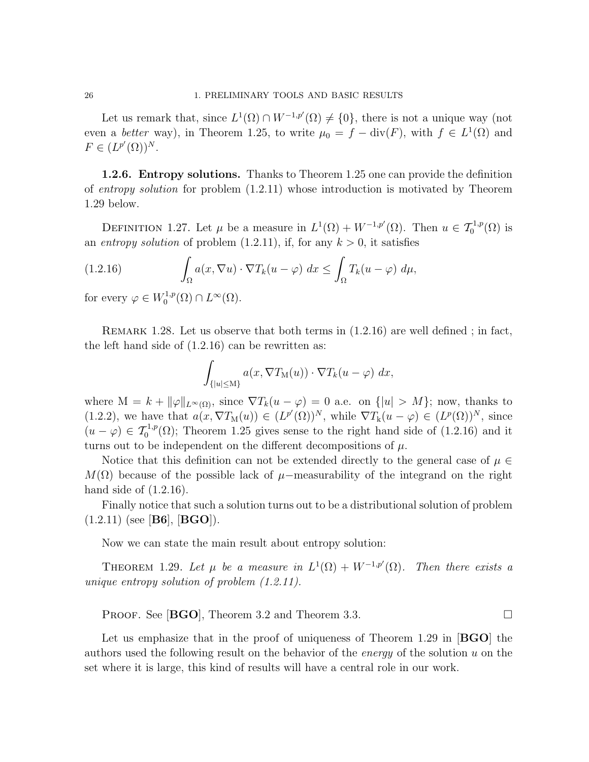Let us remark that, since $L^1(\Omega) \cap W^{-1,p'}(\Omega) \neq \{0\}$, there is not a unique way (not even a *better* way), in Theorem 1.25, to write $\mu_0 = f - \operatorname{div}(F)$, with $f \in L^1(\Omega)$ and $F \in (L^{p'}(\Omega))^N$.

**1.2.6. Entropy solutions.** Thanks to Theorem 1.25 one can provide the definition of *entropy solution* for problem (1.2.11) whose introduction is motivated by Theorem 1.29 below.

DEFINITION 1.27. Let $\mu$ be a measure in $L^1(\Omega) + W^{-1,p'}(\Omega)$. Then $u \in \mathcal{T}_0^{1,p}(\Omega)$ is an *entropy solution* of problem (1.2.11), if, for any $k > 0$, it satisfies

$$\int_\Omega a(x, \nabla u) \cdot \nabla T_k(u - \varphi)\, dx \leq \int_\Omega T_k(u - \varphi)\, d\mu, \tag{1.2.16}$$

for every $\varphi \in W_0^{1,p}(\Omega) \cap L^\infty(\Omega)$.

REMARK 1.28. Let us observe that both terms in (1.2.16) are well defined ; in fact, the left hand side of (1.2.16) can be rewritten as:

$$\int_{\{|u| \leq \mathrm{M}\}} a(x, \nabla T_{\mathrm{M}}(u)) \cdot \nabla T_k(u - \varphi)\, dx,$$

where $\mathrm{M} = k + \|\varphi\|_{L^\infty(\Omega)}$, since $\nabla T_k(u - \varphi) = 0$ a.e. on $\{|u| > M\}$; now, thanks to (1.2.2), we have that $a(x, \nabla T_{\mathrm{M}}(u)) \in (L^{p'}(\Omega))^N$, while $\nabla T_{\mathrm{k}}(u - \varphi) \in (L^p(\Omega))^N$, since $(u - \varphi) \in \mathcal{T}_0^{1,p}(\Omega)$; Theorem 1.25 gives sense to the right hand side of (1.2.16) and it turns out to be independent on the different decompositions of $\mu$.

Notice that this definition can not be extended directly to the general case of $\mu \in M(\Omega)$ because of the possible lack of $\mu-$measurability of the integrand on the right hand side of (1.2.16).

Finally notice that such a solution turns out to be a distributional solution of problem (1.2.11) (see [**B6**], [**BGO**]).

Now we can state the main result about entropy solution:

THEOREM 1.29. *Let $\mu$ be a measure in $L^1(\Omega) + W^{-1,p'}(\Omega)$. Then there exists a unique entropy solution of problem (1.2.11).*

PROOF. See [**BGO**], Theorem 3.2 and Theorem 3.3. □

Let us emphasize that in the proof of uniqueness of Theorem 1.29 in [**BGO**] the authors used the following result on the behavior of the *energy* of the solution $u$ on the set where it is large, this kind of results will have a central role in our work.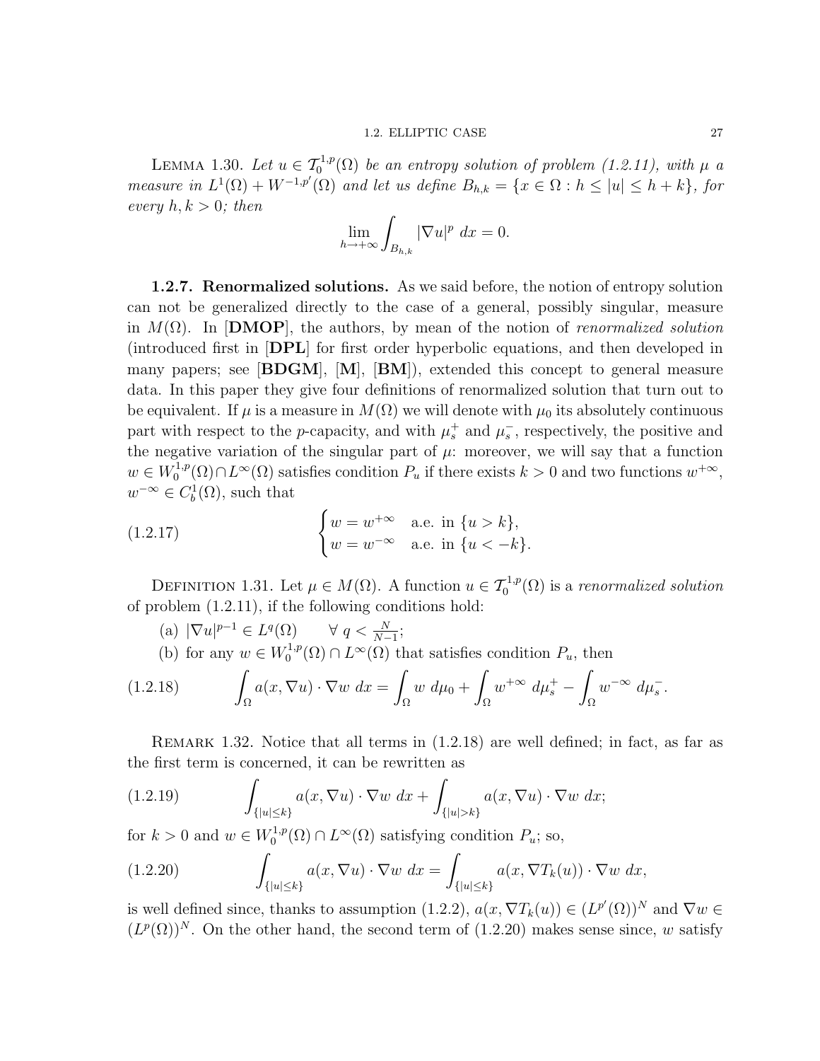LEMMA 1.30. *Let $u \in \mathcal{T}_0^{1,p}(\Omega)$ be an entropy solution of problem (1.2.11), with $\mu$ a measure in $L^1(\Omega) + W^{-1,p'}(\Omega)$ and let us define $B_{h,k} = \{x \in \Omega : h \leq |u| \leq h + k\}$, for every $h, k > 0$; then*

$$\lim_{h \to +\infty} \int_{B_{h,k}} |\nabla u|^p \, dx = 0.$$

**1.2.7. Renormalized solutions.** As we said before, the notion of entropy solution can not be generalized directly to the case of a general, possibly singular, measure in $M(\Omega)$. In [**DMOP**], the authors, by mean of the notion of *renormalized solution* (introduced first in [**DPL**] for first order hyperbolic equations, and then developed in many papers; see [**BDGM**], [**M**], [**BM**]), extended this concept to general measure data. In this paper they give four definitions of renormalized solution that turn out to be equivalent. If $\mu$ is a measure in $M(\Omega)$ we will denote with $\mu_0$ its absolutely continuous part with respect to the $p$-capacity, and with $\mu_s^+$ and $\mu_s^-$, respectively, the positive and the negative variation of the singular part of $\mu$: moreover, we will say that a function $w \in W_0^{1,p}(\Omega) \cap L^\infty(\Omega)$ satisfies condition $P_u$ if there exists $k > 0$ and two functions $w^{+\infty}$, $w^{-\infty} \in C_b^1(\Omega)$, such that

$$\begin{cases} w = w^{+\infty} & \text{a.e. in } \{u > k\}, \\ w = w^{-\infty} & \text{a.e. in } \{u < -k\}. \end{cases} \tag{1.2.17}$$

DEFINITION 1.31. Let $\mu \in M(\Omega)$. A function $u \in \mathcal{T}_0^{1,p}(\Omega)$ is a *renormalized solution* of problem (1.2.11), if the following conditions hold:

(a) $|\nabla u|^{p-1} \in L^q(\Omega) \qquad \forall\ q < \frac{N}{N-1}$;

(b) for any $w \in W_0^{1,p}(\Omega) \cap L^\infty(\Omega)$ that satisfies condition $P_u$, then

$$\int_\Omega a(x, \nabla u) \cdot \nabla w \, dx = \int_\Omega w \, d\mu_0 + \int_\Omega w^{+\infty} \, d\mu_s^+ - \int_\Omega w^{-\infty} \, d\mu_s^-. \tag{1.2.18}$$

REMARK 1.32. Notice that all terms in (1.2.18) are well defined; in fact, as far as the first term is concerned, it can be rewritten as

$$\int_{\{|u| \leq k\}} a(x, \nabla u) \cdot \nabla w \, dx + \int_{\{|u| > k\}} a(x, \nabla u) \cdot \nabla w \, dx; \tag{1.2.19}$$

for $k > 0$ and $w \in W_0^{1,p}(\Omega) \cap L^\infty(\Omega)$ satisfying condition $P_u$; so,

$$\int_{\{|u| \leq k\}} a(x, \nabla u) \cdot \nabla w \, dx = \int_{\{|u| \leq k\}} a(x, \nabla T_k(u)) \cdot \nabla w \, dx, \tag{1.2.20}$$

is well defined since, thanks to assumption (1.2.2), $a(x, \nabla T_k(u)) \in (L^{p'}(\Omega))^N$ and $\nabla w \in (L^p(\Omega))^N$. On the other hand, the second term of (1.2.20) makes sense since, $w$ satisfy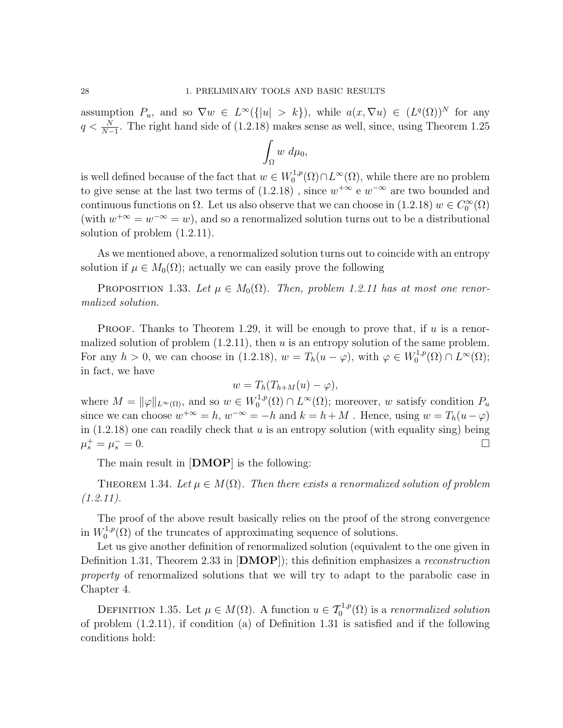assumption $P_u$, and so $\nabla w \in L^\infty(\{|u| > k\})$, while $a(x, \nabla u) \in (L^q(\Omega))^N$ for any $q < \frac{N}{N-1}$. The right hand side of (1.2.18) makes sense as well, since, using Theorem 1.25

$$\int_\Omega w \, d\mu_0,$$

is well defined because of the fact that $w \in W_0^{1,p}(\Omega) \cap L^\infty(\Omega)$, while there are no problem to give sense at the last two terms of (1.2.18) , since $w^{+\infty}$ e $w^{-\infty}$ are two bounded and continuous functions on $\Omega$. Let us also observe that we can choose in (1.2.18) $w \in C_0^\infty(\Omega)$ (with $w^{+\infty} = w^{-\infty} = w$), and so a renormalized solution turns out to be a distributional solution of problem (1.2.11).

As we mentioned above, a renormalized solution turns out to coincide with an entropy solution if $\mu \in M_0(\Omega)$; actually we can easily prove the following

PROPOSITION 1.33. *Let $\mu \in M_0(\Omega)$. Then, problem 1.2.11 has at most one renormalized solution.*

PROOF. Thanks to Theorem 1.29, it will be enough to prove that, if $u$ is a renormalized solution of problem (1.2.11), then $u$ is an entropy solution of the same problem. For any $h > 0$, we can choose in (1.2.18), $w = T_h(u - \varphi)$, with $\varphi \in W_0^{1,p}(\Omega) \cap L^\infty(\Omega)$; in fact, we have

$$w = T_h(T_{h+M}(u) - \varphi),$$

where $M = \|\varphi\|_{L^\infty(\Omega)}$, and so $w \in W_0^{1,p}(\Omega) \cap L^\infty(\Omega)$; moreover, $w$ satisfy condition $P_u$ since we can choose $w^{+\infty} = h$, $w^{-\infty} = -h$ and $k = h + M$ . Hence, using $w = T_h(u - \varphi)$ in (1.2.18) one can readily check that $u$ is an entropy solution (with equality sing) being $\mu_s^+ = \mu_s^- = 0$. □

The main result in [**DMOP**] is the following:

THEOREM 1.34. *Let $\mu \in M(\Omega)$. Then there exists a renormalized solution of problem (1.2.11).*

The proof of the above result basically relies on the proof of the strong convergence in $W_0^{1,p}(\Omega)$ of the truncates of approximating sequence of solutions.

Let us give another definition of renormalized solution (equivalent to the one given in Definition 1.31, Theorem 2.33 in [**DMOP**]); this definition emphasizes a *reconstruction property* of renormalized solutions that we will try to adapt to the parabolic case in Chapter 4.

DEFINITION 1.35. Let $\mu \in M(\Omega)$. A function $u \in \mathcal{T}_0^{1,p}(\Omega)$ is a *renormalized solution* of problem (1.2.11), if condition (a) of Definition 1.31 is satisfied and if the following conditions hold: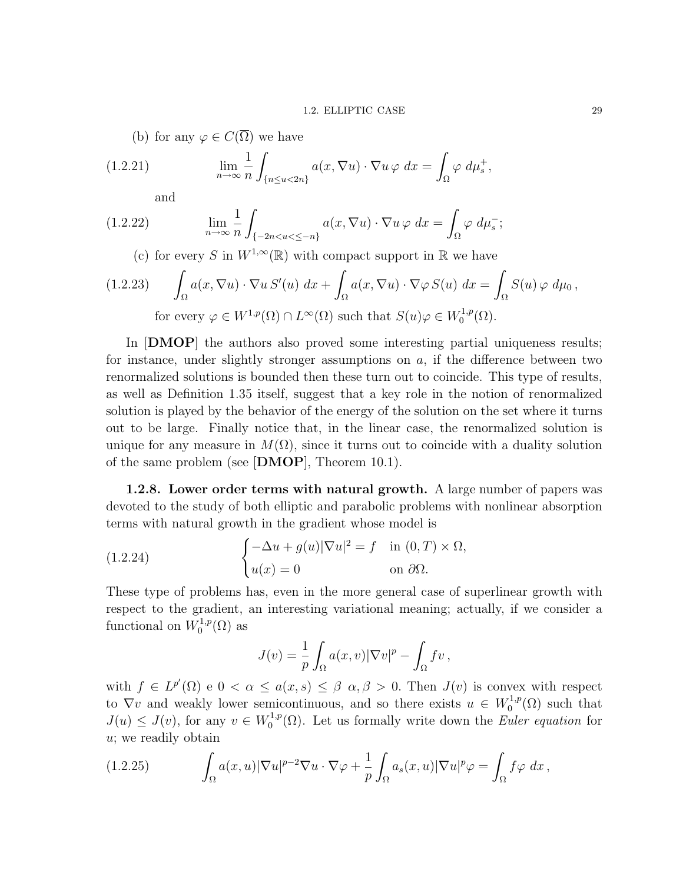(b) for any $\varphi \in C(\overline{\Omega})$ we have

$$\lim_{n\to\infty} \frac{1}{n} \int_{\{n\leq u<2n\}} a(x,\nabla u)\cdot\nabla u\,\varphi\;dx = \int_\Omega \varphi\;d\mu_s^+, \tag{1.2.21}$$

and

$$\lim_{n\to\infty} \frac{1}{n} \int_{\{-2n<u<\leq -n\}} a(x,\nabla u)\cdot\nabla u\,\varphi\;dx = \int_\Omega \varphi\;d\mu_s^-; \tag{1.2.22}$$

(c) for every $S$ in $W^{1,\infty}(\mathbb{R})$ with compact support in $\mathbb{R}$ we have

$$\int_\Omega a(x,\nabla u)\cdot\nabla u\,S'(u)\;dx + \int_\Omega a(x,\nabla u)\cdot\nabla\varphi\,S(u)\;dx = \int_\Omega S(u)\,\varphi\;d\mu_0\,, \tag{1.2.23}$$

for every $\varphi \in W^{1,p}(\Omega)\cap L^\infty(\Omega)$ such that $S(u)\varphi \in W_0^{1,p}(\Omega)$.

In [**DMOP**] the authors also proved some interesting partial uniqueness results; for instance, under slightly stronger assumptions on $a$, if the difference between two renormalized solutions is bounded then these turn out to coincide. This type of results, as well as Definition 1.35 itself, suggest that a key role in the notion of renormalized solution is played by the behavior of the energy of the solution on the set where it turns out to be large. Finally notice that, in the linear case, the renormalized solution is unique for any measure in $M(\Omega)$, since it turns out to coincide with a duality solution of the same problem (see [**DMOP**], Theorem 10.1).

**1.2.8. Lower order terms with natural growth.** A large number of papers was devoted to the study of both elliptic and parabolic problems with nonlinear absorption terms with natural growth in the gradient whose model is

$$\begin{cases} -\Delta u + g(u)|\nabla u|^2 = f & \text{in } (0,T)\times\Omega, \\ u(x) = 0 & \text{on } \partial\Omega. \end{cases} \tag{1.2.24}$$

These type of problems has, even in the more general case of superlinear growth with respect to the gradient, an interesting variational meaning; actually, if we consider a functional on $W_0^{1,p}(\Omega)$ as

$$J(v) = \frac{1}{p}\int_\Omega a(x,v)|\nabla v|^p - \int_\Omega f v\,,$$

with $f \in L^{p'}(\Omega)$ e $0 < \alpha \leq a(x,s) \leq \beta$ $\alpha,\beta > 0$. Then $J(v)$ is convex with respect to $\nabla v$ and weakly lower semicontinuous, and so there exists $u \in W_0^{1,p}(\Omega)$ such that $J(u) \leq J(v)$, for any $v \in W_0^{1,p}(\Omega)$. Let us formally write down the *Euler equation* for $u$; we readily obtain

$$\int_\Omega a(x,u)|\nabla u|^{p-2}\nabla u\cdot\nabla\varphi + \frac{1}{p}\int_\Omega a_s(x,u)|\nabla u|^p\varphi = \int_\Omega f\varphi\;dx\,, \tag{1.2.25}$$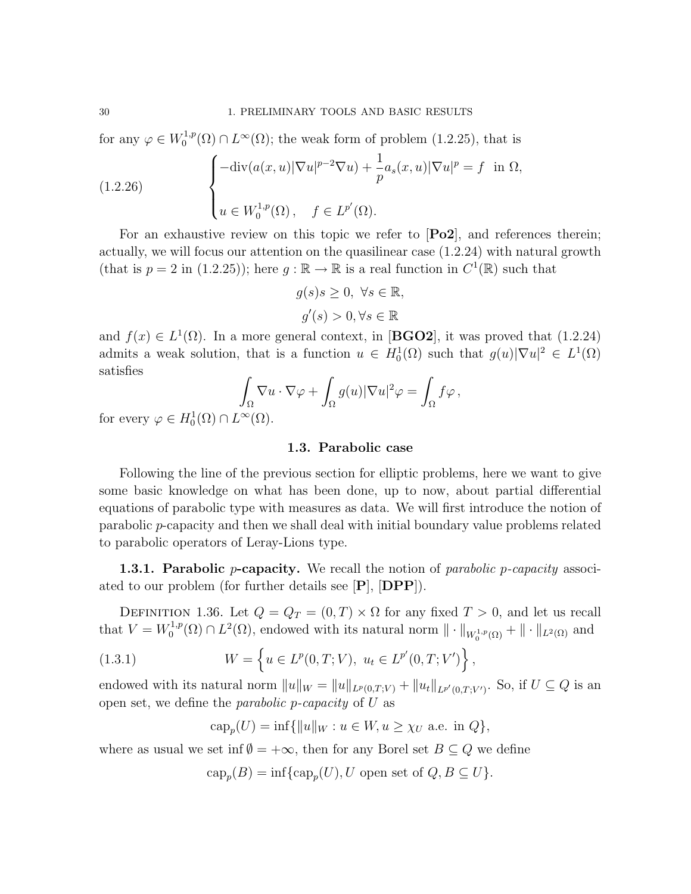for any $\varphi \in W_0^{1,p}(\Omega) \cap L^\infty(\Omega)$; the weak form of problem (1.2.25), that is

$$
\begin{cases}
-\mathrm{div}(a(x,u)|\nabla u|^{p-2}\nabla u) + \dfrac{1}{p} a_s(x,u)|\nabla u|^p = f \ \text{ in } \Omega, \\
\\
u \in W_0^{1,p}(\Omega)\,, \quad f \in L^{p'}(\Omega).
\end{cases}
\tag{1.2.26}
$$

For an exhaustive review on this topic we refer to [**Po2**], and references therein; actually, we will focus our attention on the quasilinear case (1.2.24) with natural growth (that is $p = 2$ in (1.2.25)); here $g : \mathbb{R} \to \mathbb{R}$ is a real function in $C^1(\mathbb{R})$ such that

$$
g(s)s \geq 0, \ \forall s \in \mathbb{R},
$$

$$
g'(s) > 0, \forall s \in \mathbb{R}
$$

and $f(x) \in L^1(\Omega)$. In a more general context, in [**BGO2**], it was proved that (1.2.24) admits a weak solution, that is a function $u \in H_0^1(\Omega)$ such that $g(u)|\nabla u|^2 \in L^1(\Omega)$ satisfies

$$
\int_\Omega \nabla u \cdot \nabla \varphi + \int_\Omega g(u)|\nabla u|^2 \varphi = \int_\Omega f\varphi\,,
$$

for every $\varphi \in H_0^1(\Omega) \cap L^\infty(\Omega)$.

## 1.3. Parabolic case

Following the line of the previous section for elliptic problems, here we want to give some basic knowledge on what has been done, up to now, about partial differential equations of parabolic type with measures as data. We will first introduce the notion of parabolic $p$-capacity and then we shall deal with initial boundary value problems related to parabolic operators of Leray-Lions type.

### 1.3.1. Parabolic $p$-capacity.

We recall the notion of *parabolic p-capacity* associated to our problem (for further details see [**P**], [**DPP**]).

Definition 1.36. Let $Q = Q_T = (0,T) \times \Omega$ for any fixed $T > 0$, and let us recall that $V = W_0^{1,p}(\Omega) \cap L^2(\Omega)$, endowed with its natural norm $\|\cdot\|_{W_0^{1,p}(\Omega)} + \|\cdot\|_{L^2(\Omega)}$ and

$$
W = \left\{ u \in L^p(0,T;V), \ u_t \in L^{p'}(0,T;V') \right\},
\tag{1.3.1}
$$

endowed with its natural norm $\|u\|_W = \|u\|_{L^p(0,T;V)} + \|u_t\|_{L^{p'}(0,T;V')}$. So, if $U \subseteq Q$ is an open set, we define the *parabolic p-capacity* of $U$ as

$$
\mathrm{cap}_p(U) = \inf\{\|u\|_W : u \in W, u \geq \chi_U \text{ a.e. in } Q\},
$$

where as usual we set $\inf \emptyset = +\infty$, then for any Borel set $B \subseteq Q$ we define

$$
\mathrm{cap}_p(B) = \inf\{\mathrm{cap}_p(U), U \text{ open set of } Q, B \subseteq U\}.
$$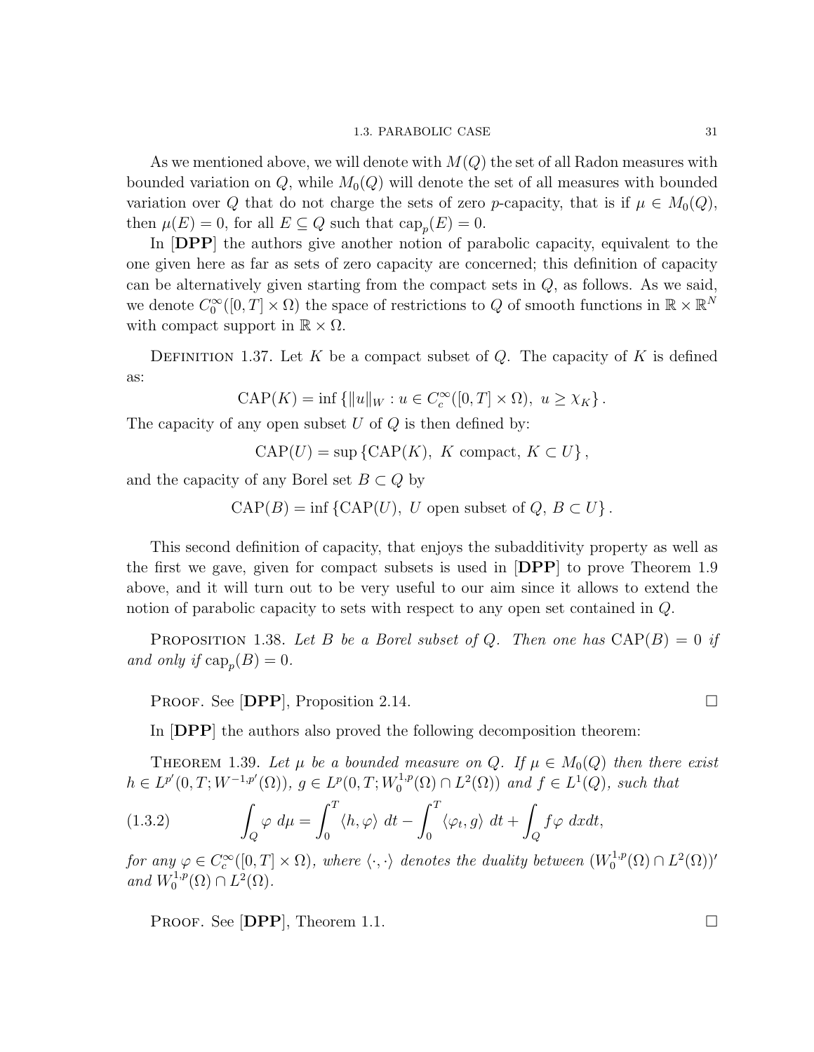As we mentioned above, we will denote with $M(Q)$ the set of all Radon measures with bounded variation on $Q$, while $M_0(Q)$ will denote the set of all measures with bounded variation over $Q$ that do not charge the sets of zero $p$-capacity, that is if $\mu \in M_0(Q)$, then $\mu(E) = 0$, for all $E \subseteq Q$ such that $\text{cap}_p(E) = 0$.

In [**DPP**] the authors give another notion of parabolic capacity, equivalent to the one given here as far as sets of zero capacity are concerned; this definition of capacity can be alternatively given starting from the compact sets in $Q$, as follows. As we said, we denote $C_0^\infty([0,T] \times \Omega)$ the space of restrictions to $Q$ of smooth functions in $\mathbb{R} \times \mathbb{R}^N$ with compact support in $\mathbb{R} \times \Omega$.

Definition 1.37. Let $K$ be a compact subset of $Q$. The capacity of $K$ is defined as:

$$\text{CAP}(K) = \inf \left\{ \|u\|_W : u \in C_c^\infty([0,T] \times \Omega),\ u \geq \chi_K \right\}.$$

The capacity of any open subset $U$ of $Q$ is then defined by:

$$\text{CAP}(U) = \sup \left\{ \text{CAP}(K),\ K \text{ compact},\ K \subset U \right\},$$

and the capacity of any Borel set $B \subset Q$ by

$$\text{CAP}(B) = \inf \left\{ \text{CAP}(U),\ U \text{ open subset of } Q,\ B \subset U \right\}.$$

This second definition of capacity, that enjoys the subadditivity property as well as the first we gave, given for compact subsets is used in [**DPP**] to prove Theorem 1.9 above, and it will turn out to be very useful to our aim since it allows to extend the notion of parabolic capacity to sets with respect to any open set contained in $Q$.

Proposition 1.38. *Let $B$ be a Borel subset of $Q$. Then one has $\text{CAP}(B) = 0$ if and only if $\text{cap}_p(B) = 0$.*

Proof. See [**DPP**], Proposition 2.14. □

In [**DPP**] the authors also proved the following decomposition theorem:

Theorem 1.39. *Let $\mu$ be a bounded measure on $Q$. If $\mu \in M_0(Q)$ then there exist $h \in L^{p'}(0,T; W^{-1,p'}(\Omega))$, $g \in L^p(0,T; W_0^{1,p}(\Omega) \cap L^2(\Omega))$ and $f \in L^1(Q)$, such that*

$$\int_Q \varphi \ d\mu = \int_0^T \langle h, \varphi \rangle \ dt - \int_0^T \langle \varphi_t, g \rangle \ dt + \int_Q f \varphi \ dxdt, \tag{1.3.2}$$

*for any $\varphi \in C_c^\infty([0,T] \times \Omega)$, where $\langle \cdot, \cdot \rangle$ denotes the duality between $(W_0^{1,p}(\Omega) \cap L^2(\Omega))'$ and $W_0^{1,p}(\Omega) \cap L^2(\Omega)$.*

Proof. See [**DPP**], Theorem 1.1. □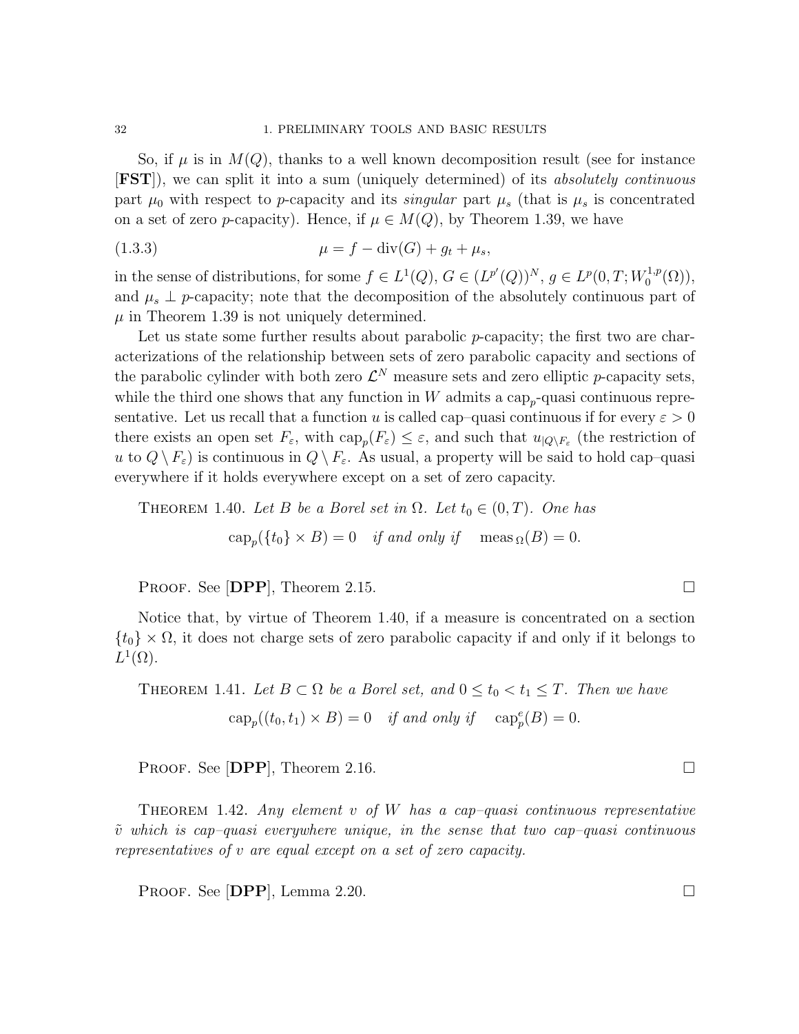So, if $\mu$ is in $M(Q)$, thanks to a well known decomposition result (see for instance [**FST**]), we can split it into a sum (uniquely determined) of its *absolutely continuous* part $\mu_0$ with respect to $p$-capacity and its *singular* part $\mu_s$ (that is $\mu_s$ is concentrated on a set of zero $p$-capacity). Hence, if $\mu \in M(Q)$, by Theorem 1.39, we have

$$\mu = f - \operatorname{div}(G) + g_t + \mu_s, \tag{1.3.3}$$

in the sense of distributions, for some $f \in L^1(Q)$, $G \in (L^{p'}(Q))^N$, $g \in L^p(0,T;W_0^{1,p}(\Omega))$, and $\mu_s \perp p$-capacity; note that the decomposition of the absolutely continuous part of $\mu$ in Theorem 1.39 is not uniquely determined.

Let us state some further results about parabolic $p$-capacity; the first two are characterizations of the relationship between sets of zero parabolic capacity and sections of the parabolic cylinder with both zero $\mathcal{L}^N$ measure sets and zero elliptic $p$-capacity sets, while the third one shows that any function in $W$ admits a $\text{cap}_p$-quasi continuous representative. Let us recall that a function $u$ is called cap–quasi continuous if for every $\varepsilon > 0$ there exists an open set $F_\varepsilon$, with $\text{cap}_p(F_\varepsilon) \leq \varepsilon$, and such that $u_{|Q\setminus F_\varepsilon}$ (the restriction of $u$ to $Q \setminus F_\varepsilon$) is continuous in $Q \setminus F_\varepsilon$. As usual, a property will be said to hold cap–quasi everywhere if it holds everywhere except on a set of zero capacity.

THEOREM 1.40. *Let $B$ be a Borel set in $\Omega$. Let $t_0 \in (0,T)$. One has*

$$\text{cap}_p(\{t_0\} \times B) = 0 \quad \textit{if and only if} \quad \text{meas}_{\,\Omega}(B) = 0.$$

PROOF. See [**DPP**], Theorem 2.15. □

Notice that, by virtue of Theorem 1.40, if a measure is concentrated on a section $\{t_0\} \times \Omega$, it does not charge sets of zero parabolic capacity if and only if it belongs to $L^1(\Omega)$.

THEOREM 1.41. *Let $B \subset \Omega$ be a Borel set, and $0 \leq t_0 < t_1 \leq T$. Then we have*

$$\text{cap}_p((t_0,t_1) \times B) = 0 \quad \textit{if and only if} \quad \text{cap}_p^e(B) = 0.$$

PROOF. See [**DPP**], Theorem 2.16. □

THEOREM 1.42. *Any element $v$ of $W$ has a cap–quasi continuous representative $\tilde{v}$ which is cap–quasi everywhere unique, in the sense that two cap–quasi continuous representatives of $v$ are equal except on a set of zero capacity.*

PROOF. See [**DPP**], Lemma 2.20. □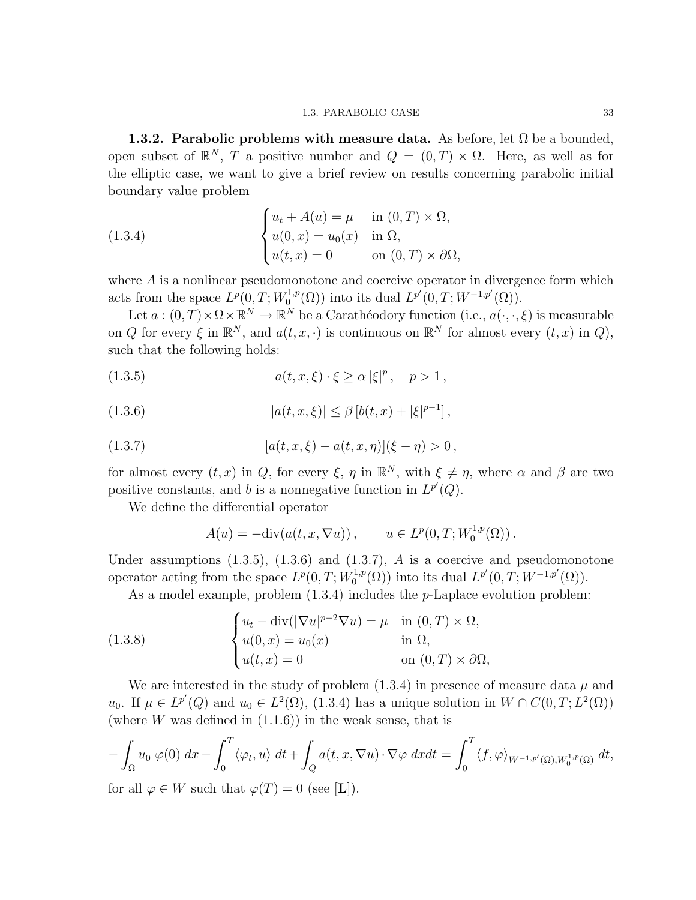**1.3.2. Parabolic problems with measure data.** As before, let $\Omega$ be a bounded, open subset of $\mathbb{R}^N$, $T$ a positive number and $Q = (0,T) \times \Omega$. Here, as well as for the elliptic case, we want to give a brief review on results concerning parabolic initial boundary value problem

$$
\begin{cases} u_t + A(u) = \mu & \text{in } (0,T) \times \Omega, \\ u(0,x) = u_0(x) & \text{in } \Omega, \\ u(t,x) = 0 & \text{on } (0,T) \times \partial\Omega, \end{cases} \tag{1.3.4}
$$

where $A$ is a nonlinear pseudomonotone and coercive operator in divergence form which acts from the space $L^p(0,T;W_0^{1,p}(\Omega))$ into its dual $L^{p'}(0,T;W^{-1,p'}(\Omega))$.

Let $a : (0,T)\times\Omega\times\mathbb{R}^N \to \mathbb{R}^N$ be a Carathéodory function (i.e., $a(\cdot,\cdot,\xi)$ is measurable on $Q$ for every $\xi$ in $\mathbb{R}^N$, and $a(t,x,\cdot)$ is continuous on $\mathbb{R}^N$ for almost every $(t,x)$ in $Q$), such that the following holds:

$$
a(t,x,\xi) \cdot \xi \geq \alpha \, |\xi|^p , \quad p > 1 , \tag{1.3.5}
$$

$$
|a(t,x,\xi)| \leq \beta \, [b(t,x) + |\xi|^{p-1}] , \tag{1.3.6}
$$

$$
[a(t,x,\xi) - a(t,x,\eta)](\xi - \eta) > 0 , \tag{1.3.7}
$$

for almost every $(t,x)$ in $Q$, for every $\xi$, $\eta$ in $\mathbb{R}^N$, with $\xi \neq \eta$, where $\alpha$ and $\beta$ are two positive constants, and $b$ is a nonnegative function in $L^{p'}(Q)$.

We define the differential operator

$$
A(u) = -\text{div}(a(t,x,\nabla u)) , \qquad u \in L^p(0,T;W_0^{1,p}(\Omega)) .
$$

Under assumptions (1.3.5), (1.3.6) and (1.3.7), $A$ is a coercive and pseudomonotone operator acting from the space $L^p(0,T;W_0^{1,p}(\Omega))$ into its dual $L^{p'}(0,T;W^{-1,p'}(\Omega))$.

As a model example, problem (1.3.4) includes the $p$-Laplace evolution problem:

$$
\begin{cases} u_t - \text{div}(|\nabla u|^{p-2}\nabla u) = \mu & \text{in } (0,T) \times \Omega, \\ u(0,x) = u_0(x) & \text{in } \Omega, \\ u(t,x) = 0 & \text{on } (0,T) \times \partial\Omega, \end{cases} \tag{1.3.8}
$$

We are interested in the study of problem (1.3.4) in presence of measure data $\mu$ and $u_0$. If $\mu \in L^{p'}(Q)$ and $u_0 \in L^2(\Omega)$, (1.3.4) has a unique solution in $W \cap C(0,T;L^2(\Omega))$ (where $W$ was defined in (1.1.6)) in the weak sense, that is

$$
-\int_\Omega u_0 \, \varphi(0) \, dx - \int_0^T \langle \varphi_t, u \rangle \, dt + \int_Q a(t,x,\nabla u) \cdot \nabla \varphi \, dxdt = \int_0^T \langle f, \varphi \rangle_{W^{-1,p'}(\Omega),W_0^{1,p}(\Omega)} \, dt,
$$

for all $\varphi \in W$ such that $\varphi(T) = 0$ (see [**L**]).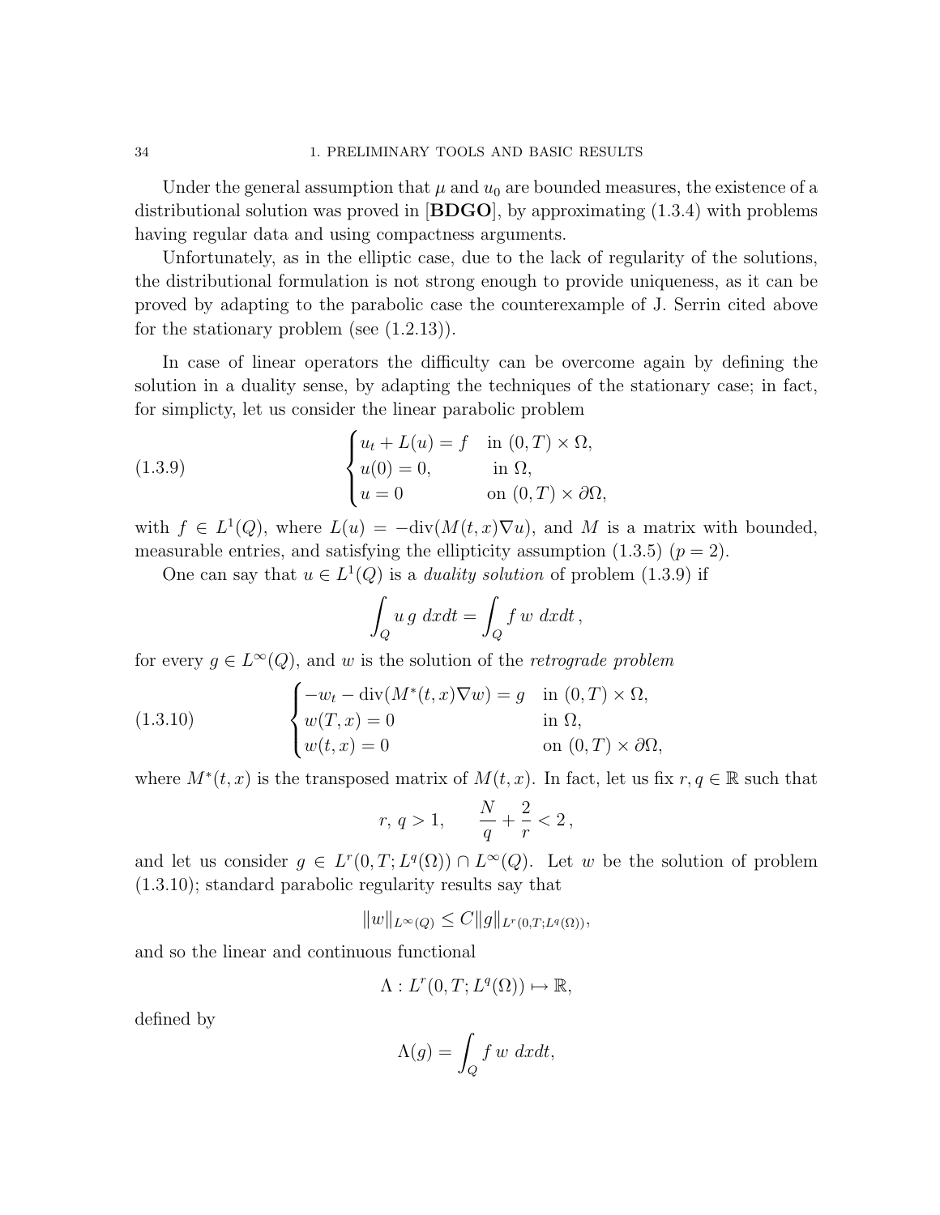Under the general assumption that $\mu$ and $u_0$ are bounded measures, the existence of a distributional solution was proved in [**BDGO**], by approximating (1.3.4) with problems having regular data and using compactness arguments.

Unfortunately, as in the elliptic case, due to the lack of regularity of the solutions, the distributional formulation is not strong enough to provide uniqueness, as it can be proved by adapting to the parabolic case the counterexample of J. Serrin cited above for the stationary problem (see (1.2.13)).

In case of linear operators the difficulty can be overcome again by defining the solution in a duality sense, by adapting the techniques of the stationary case; in fact, for simplicty, let us consider the linear parabolic problem

$$
\begin{cases} u_t + L(u) = f & \text{in } (0,T)\times\Omega, \\ u(0) = 0, & \text{in } \Omega, \\ u = 0 & \text{on } (0,T)\times\partial\Omega, \end{cases} \tag{1.3.9}
$$

with $f \in L^1(Q)$, where $L(u) = -\text{div}(M(t,x)\nabla u)$, and $M$ is a matrix with bounded, measurable entries, and satisfying the ellipticity assumption (1.3.5) ($p = 2$).

One can say that $u \in L^1(Q)$ is a *duality solution* of problem (1.3.9) if

$$
\int_Q u\, g \; dxdt = \int_Q f\, w \; dxdt\,,
$$

for every $g \in L^\infty(Q)$, and $w$ is the solution of the *retrograde problem*

$$
\begin{cases} -w_t - \text{div}(M^*(t,x)\nabla w) = g & \text{in } (0,T)\times\Omega, \\ w(T,x) = 0 & \text{in } \Omega, \\ w(t,x) = 0 & \text{on } (0,T)\times\partial\Omega, \end{cases} \tag{1.3.10}
$$

where $M^*(t,x)$ is the transposed matrix of $M(t,x)$. In fact, let us fix $r, q \in \mathbb{R}$ such that

$$
r,\, q > 1, \qquad \frac{N}{q} + \frac{2}{r} < 2\,,
$$

and let us consider $g \in L^r(0,T;L^q(\Omega)) \cap L^\infty(Q)$. Let $w$ be the solution of problem (1.3.10); standard parabolic regularity results say that

$$
\|w\|_{L^\infty(Q)} \le C\|g\|_{L^r(0,T;L^q(\Omega))},
$$

and so the linear and continuous functional

$$
\Lambda : L^r(0,T;L^q(\Omega)) \mapsto \mathbb{R},
$$

defined by

$$
\Lambda(g) = \int_Q f\, w \; dxdt,
$$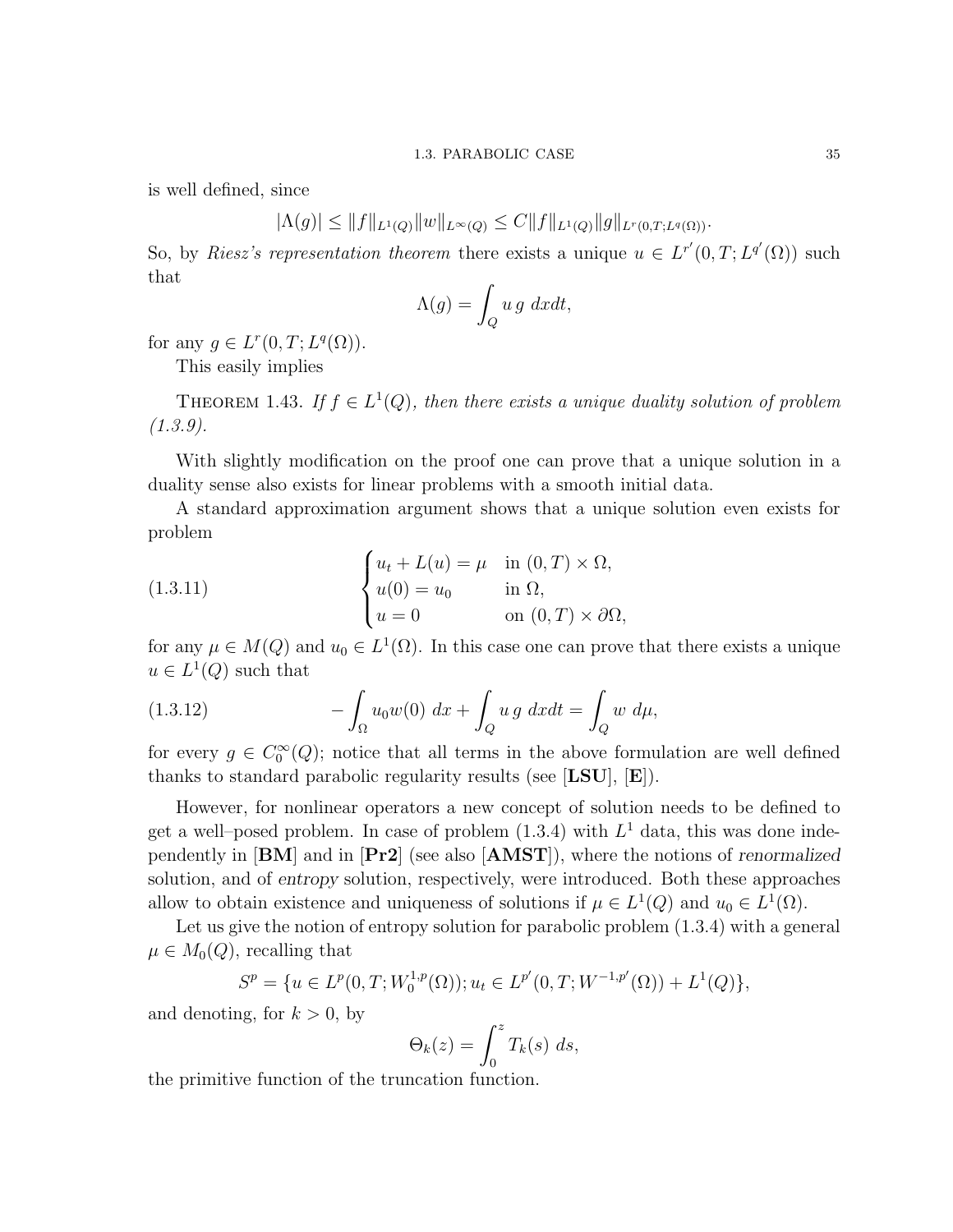is well defined, since

$$|\Lambda(g)| \leq \|f\|_{L^1(Q)} \|w\|_{L^\infty(Q)} \leq C \|f\|_{L^1(Q)} \|g\|_{L^r(0,T;L^q(\Omega))}.$$

So, by *Riesz's representation theorem* there exists a unique $u \in L^{r'}(0,T;L^{q'}(\Omega))$ such that

$$\Lambda(g) = \int_Q u\, g \; dxdt,$$

for any $g \in L^r(0,T;L^q(\Omega))$.

This easily implies

THEOREM 1.43. *If $f \in L^1(Q)$, then there exists a unique duality solution of problem (1.3.9).*

With slightly modification on the proof one can prove that a unique solution in a duality sense also exists for linear problems with a smooth initial data.

A standard approximation argument shows that a unique solution even exists for problem

$$\begin{cases} u_t + L(u) = \mu & \text{in } (0,T) \times \Omega, \\ u(0) = u_0 & \text{in } \Omega, \\ u = 0 & \text{on } (0,T) \times \partial\Omega, \end{cases} \tag{1.3.11}$$

for any $\mu \in M(Q)$ and $u_0 \in L^1(\Omega)$. In this case one can prove that there exists a unique $u \in L^1(Q)$ such that

$$-\int_\Omega u_0 w(0) \; dx + \int_Q u\, g \; dxdt = \int_Q w \; d\mu, \tag{1.3.12}$$

for every $g \in C_0^\infty(Q)$; notice that all terms in the above formulation are well defined thanks to standard parabolic regularity results (see [**LSU**], [**E**]).

However, for nonlinear operators a new concept of solution needs to be defined to get a well–posed problem. In case of problem (1.3.4) with $L^1$ data, this was done independently in [**BM**] and in [**Pr2**] (see also [**AMST**]), where the notions of *renormalized* solution, and of *entropy* solution, respectively, were introduced. Both these approaches allow to obtain existence and uniqueness of solutions if $\mu \in L^1(Q)$ and $u_0 \in L^1(\Omega)$.

Let us give the notion of entropy solution for parabolic problem (1.3.4) with a general $\mu \in M_0(Q)$, recalling that

$$S^p = \{u \in L^p(0,T;W_0^{1,p}(\Omega)); u_t \in L^{p'}(0,T;W^{-1,p'}(\Omega)) + L^1(Q)\},$$

and denoting, for $k > 0$, by

$$\Theta_k(z) = \int_0^z T_k(s) \; ds,$$

the primitive function of the truncation function.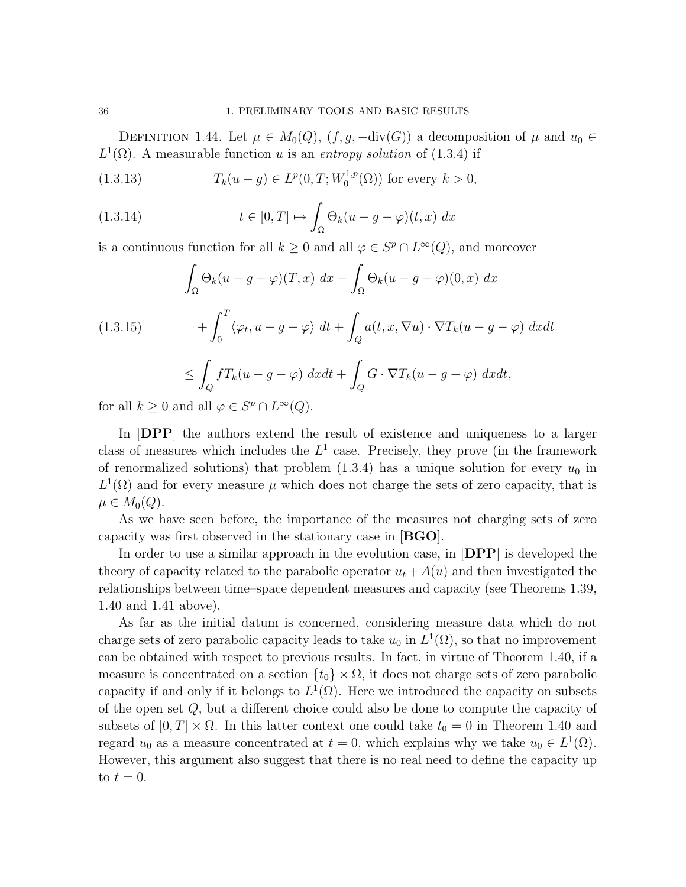DEFINITION 1.44. Let $\mu \in M_0(Q)$, $(f, g, -\text{div}(G))$ a decomposition of $\mu$ and $u_0 \in L^1(\Omega)$. A measurable function $u$ is an *entropy solution* of (1.3.4) if

$$T_k(u - g) \in L^p(0, T; W_0^{1,p}(\Omega)) \text{ for every } k > 0, \tag{1.3.13}$$

$$t \in [0, T] \mapsto \int_\Omega \Theta_k(u - g - \varphi)(t, x)\, dx \tag{1.3.14}$$

is a continuous function for all $k \geq 0$ and all $\varphi \in S^p \cap L^\infty(Q)$, and moreover

$$\begin{aligned}
&\int_\Omega \Theta_k(u - g - \varphi)(T, x)\, dx - \int_\Omega \Theta_k(u - g - \varphi)(0, x)\, dx \\
&+ \int_0^T \langle \varphi_t, u - g - \varphi \rangle\, dt + \int_Q a(t, x, \nabla u) \cdot \nabla T_k(u - g - \varphi)\, dxdt \\
&\leq \int_Q f T_k(u - g - \varphi)\, dxdt + \int_Q G \cdot \nabla T_k(u - g - \varphi)\, dxdt,
\end{aligned} \tag{1.3.15}$$

for all $k \geq 0$ and all $\varphi \in S^p \cap L^\infty(Q)$.

In [**DPP**] the authors extend the result of existence and uniqueness to a larger class of measures which includes the $L^1$ case. Precisely, they prove (in the framework of renormalized solutions) that problem (1.3.4) has a unique solution for every $u_0$ in $L^1(\Omega)$ and for every measure $\mu$ which does not charge the sets of zero capacity, that is $\mu \in M_0(Q)$.

As we have seen before, the importance of the measures not charging sets of zero capacity was first observed in the stationary case in [**BGO**].

In order to use a similar approach in the evolution case, in [**DPP**] is developed the theory of capacity related to the parabolic operator $u_t + A(u)$ and then investigated the relationships between time–space dependent measures and capacity (see Theorems 1.39, 1.40 and 1.41 above).

As far as the initial datum is concerned, considering measure data which do not charge sets of zero parabolic capacity leads to take $u_0$ in $L^1(\Omega)$, so that no improvement can be obtained with respect to previous results. In fact, in virtue of Theorem 1.40, if a measure is concentrated on a section $\{t_0\} \times \Omega$, it does not charge sets of zero parabolic capacity if and only if it belongs to $L^1(\Omega)$. Here we introduced the capacity on subsets of the open set $Q$, but a different choice could also be done to compute the capacity of subsets of $[0, T] \times \Omega$. In this latter context one could take $t_0 = 0$ in Theorem 1.40 and regard $u_0$ as a measure concentrated at $t = 0$, which explains why we take $u_0 \in L^1(\Omega)$. However, this argument also suggest that there is no real need to define the capacity up to $t = 0$.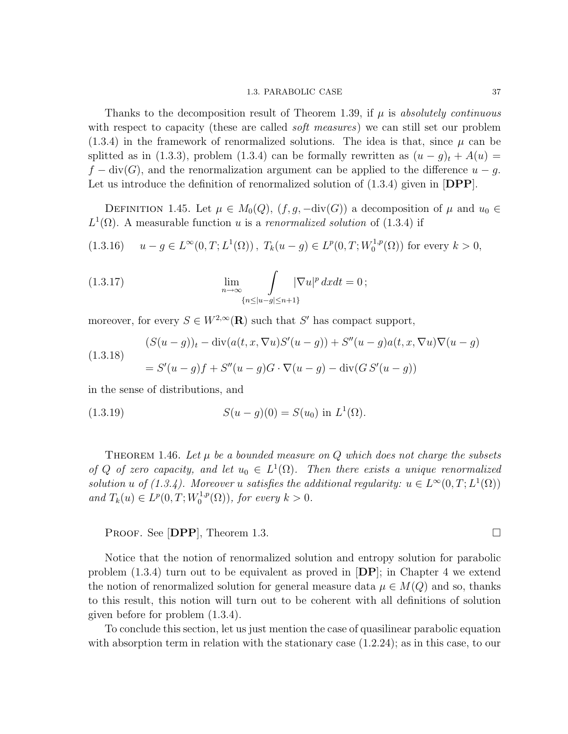Thanks to the decomposition result of Theorem 1.39, if $\mu$ is *absolutely continuous* with respect to capacity (these are called *soft measures*) we can still set our problem (1.3.4) in the framework of renormalized solutions. The idea is that, since $\mu$ can be splitted as in (1.3.3), problem (1.3.4) can be formally rewritten as $(u-g)_t + A(u) = f - \operatorname{div}(G)$, and the renormalization argument can be applied to the difference $u - g$. Let us introduce the definition of renormalized solution of (1.3.4) given in [**DPP**].

Definition 1.45. Let $\mu \in M_0(Q)$, $(f, g, -\operatorname{div}(G))$ a decomposition of $\mu$ and $u_0 \in L^1(\Omega)$. A measurable function $u$ is a *renormalized solution* of (1.3.4) if

$$u - g \in L^\infty(0,T;L^1(\Omega))\,,\ T_k(u-g) \in L^p(0,T;W_0^{1,p}(\Omega)) \text{ for every } k > 0, \tag{1.3.16}$$

$$\lim_{n\to\infty} \int\limits_{\{n\le |u-g| \le n+1\}} |\nabla u|^p \, dxdt = 0\,; \tag{1.3.17}$$

moreover, for every $S \in W^{2,\infty}(\mathbf{R})$ such that $S'$ has compact support,

$$\begin{aligned}&(S(u-g))_t - \operatorname{div}(a(t,x,\nabla u)S'(u-g)) + S''(u-g)a(t,x,\nabla u)\nabla(u-g)\\ &= S'(u-g)f + S''(u-g)G\cdot\nabla(u-g) - \operatorname{div}(G\,S'(u-g))\end{aligned} \tag{1.3.18}$$

in the sense of distributions, and

$$S(u-g)(0) = S(u_0) \text{ in } L^1(\Omega). \tag{1.3.19}$$

Theorem 1.46. *Let $\mu$ be a bounded measure on $Q$ which does not charge the subsets of $Q$ of zero capacity, and let $u_0 \in L^1(\Omega)$. Then there exists a unique renormalized solution $u$ of (1.3.4). Moreover $u$ satisfies the additional regularity: $u \in L^\infty(0,T;L^1(\Omega))$ and $T_k(u) \in L^p(0,T;W_0^{1,p}(\Omega))$, for every $k > 0$.*

Proof. See [**DPP**], Theorem 1.3. □

Notice that the notion of renormalized solution and entropy solution for parabolic problem (1.3.4) turn out to be equivalent as proved in [**DP**]; in Chapter 4 we extend the notion of renormalized solution for general measure data $\mu \in M(Q)$ and so, thanks to this result, this notion will turn out to be coherent with all definitions of solution given before for problem (1.3.4).

To conclude this section, let us just mention the case of quasilinear parabolic equation with absorption term in relation with the stationary case (1.2.24); as in this case, to our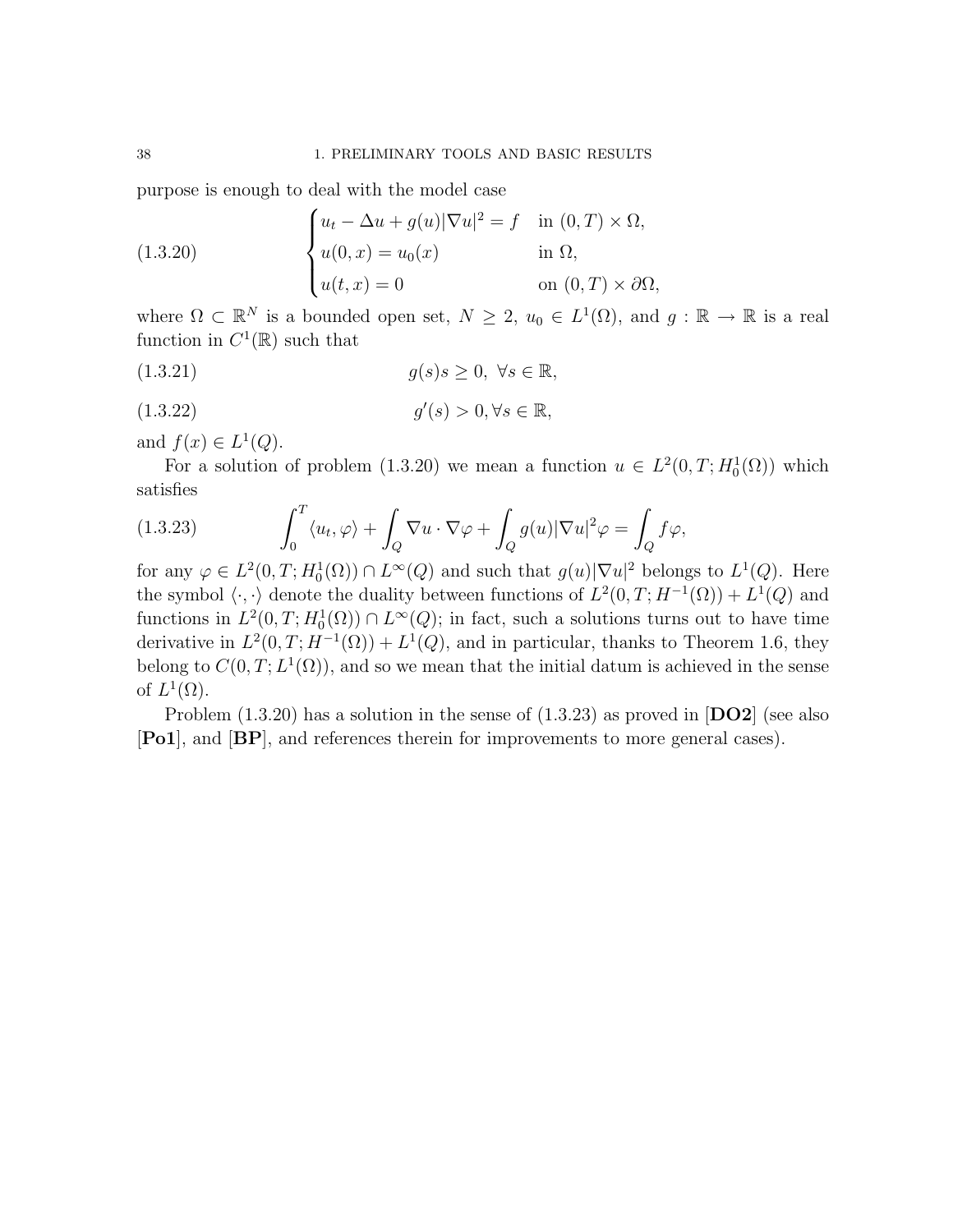purpose is enough to deal with the model case

$$
\begin{cases} u_t - \Delta u + g(u)|\nabla u|^2 = f & \text{in } (0,T)\times\Omega, \\ u(0,x) = u_0(x) & \text{in } \Omega, \\ u(t,x) = 0 & \text{on } (0,T)\times\partial\Omega, \end{cases} \tag{1.3.20}
$$

where $\Omega \subset \mathbb{R}^N$ is a bounded open set, $N \geq 2$, $u_0 \in L^1(\Omega)$, and $g : \mathbb{R} \to \mathbb{R}$ is a real function in $C^1(\mathbb{R})$ such that

$$
g(s)s \geq 0, \ \forall s \in \mathbb{R}, \tag{1.3.21}
$$

$$
g'(s) > 0, \forall s \in \mathbb{R}, \tag{1.3.22}
$$

and $f(x) \in L^1(Q)$.

For a solution of problem (1.3.20) we mean a function $u \in L^2(0,T;H_0^1(\Omega))$ which satisfies

$$
\int_0^T \langle u_t, \varphi\rangle + \int_Q \nabla u \cdot \nabla \varphi + \int_Q g(u)|\nabla u|^2 \varphi = \int_Q f\varphi, \tag{1.3.23}
$$

for any $\varphi \in L^2(0,T;H_0^1(\Omega)) \cap L^\infty(Q)$ and such that $g(u)|\nabla u|^2$ belongs to $L^1(Q)$. Here the symbol $\langle \cdot,\cdot\rangle$ denote the duality between functions of $L^2(0,T;H^{-1}(\Omega)) + L^1(Q)$ and functions in $L^2(0,T;H_0^1(\Omega)) \cap L^\infty(Q)$; in fact, such a solutions turns out to have time derivative in $L^2(0,T;H^{-1}(\Omega)) + L^1(Q)$, and in particular, thanks to Theorem 1.6, they belong to $C(0,T;L^1(\Omega))$, and so we mean that the initial datum is achieved in the sense of $L^1(\Omega)$.

Problem (1.3.20) has a solution in the sense of (1.3.23) as proved in [**DO2**] (see also [**Po1**], and [**BP**], and references therein for improvements to more general cases).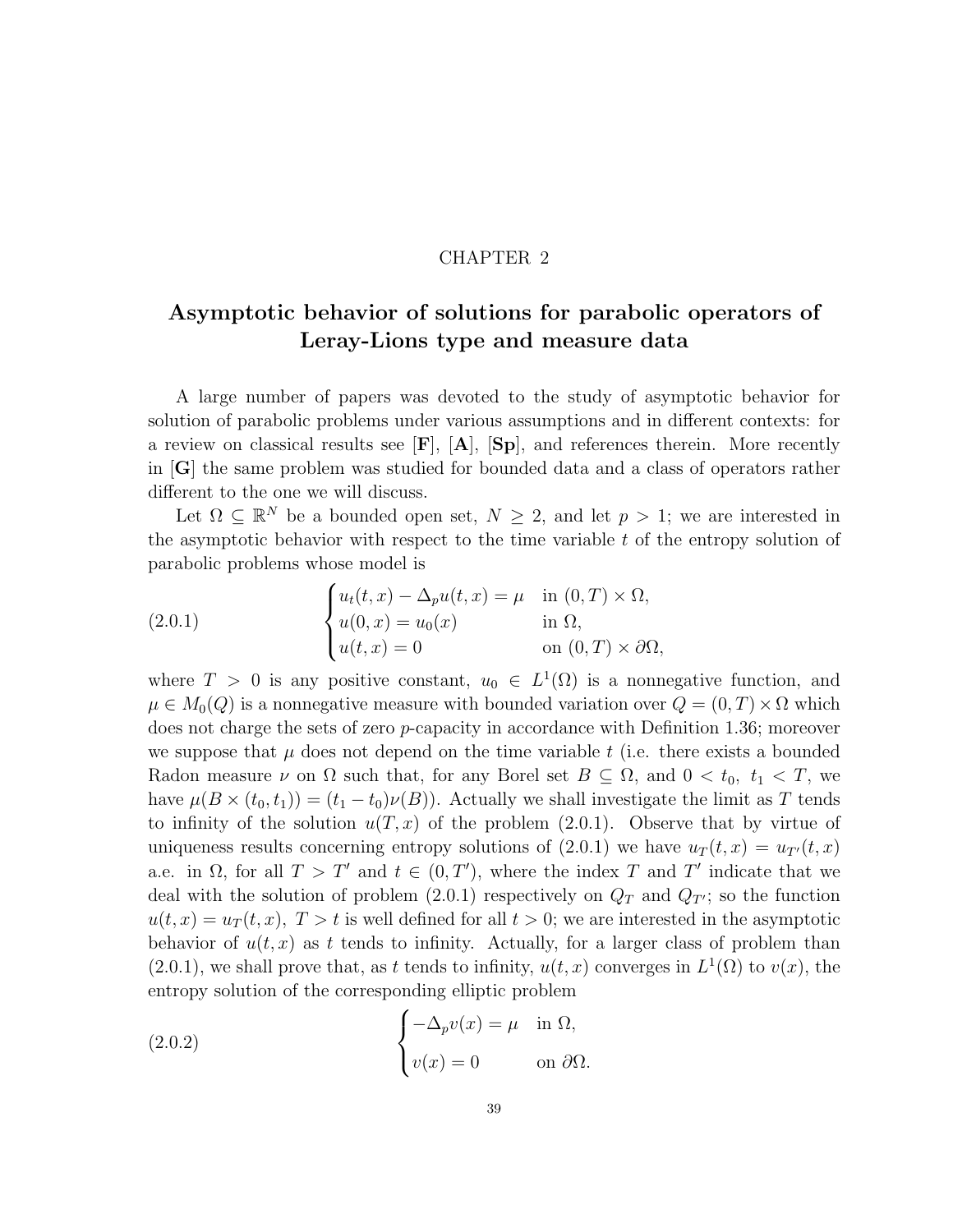CHAPTER 2

# Asymptotic behavior of solutions for parabolic operators of Leray-Lions type and measure data

A large number of papers was devoted to the study of asymptotic behavior for solution of parabolic problems under various assumptions and in different contexts: for a review on classical results see [**F**], [**A**], [**Sp**], and references therein. More recently in [**G**] the same problem was studied for bounded data and a class of operators rather different to the one we will discuss.

Let $\Omega \subseteq \mathbb{R}^N$ be a bounded open set, $N \geq 2$, and let $p > 1$; we are interested in the asymptotic behavior with respect to the time variable $t$ of the entropy solution of parabolic problems whose model is

$$
\begin{cases} u_t(t,x) - \Delta_p u(t,x) = \mu & \text{in } (0,T) \times \Omega, \\ u(0,x) = u_0(x) & \text{in } \Omega, \\ u(t,x) = 0 & \text{on } (0,T) \times \partial\Omega, \end{cases} \tag{2.0.1}
$$

where $T > 0$ is any positive constant, $u_0 \in L^1(\Omega)$ is a nonnegative function, and $\mu \in M_0(Q)$ is a nonnegative measure with bounded variation over $Q = (0,T) \times \Omega$ which does not charge the sets of zero $p$-capacity in accordance with Definition 1.36; moreover we suppose that $\mu$ does not depend on the time variable $t$ (i.e. there exists a bounded Radon measure $\nu$ on $\Omega$ such that, for any Borel set $B \subseteq \Omega$, and $0 < t_0,\ t_1 < T$, we have $\mu(B \times (t_0, t_1)) = (t_1 - t_0)\nu(B)$). Actually we shall investigate the limit as $T$ tends to infinity of the solution $u(T, x)$ of the problem (2.0.1). Observe that by virtue of uniqueness results concerning entropy solutions of (2.0.1) we have $u_T(t,x) = u_{T'}(t,x)$ a.e. in $\Omega$, for all $T > T'$ and $t \in (0, T')$, where the index $T$ and $T'$ indicate that we deal with the solution of problem (2.0.1) respectively on $Q_T$ and $Q_{T'}$; so the function $u(t,x) = u_T(t,x),\ T > t$ is well defined for all $t > 0$; we are interested in the asymptotic behavior of $u(t,x)$ as $t$ tends to infinity. Actually, for a larger class of problem than (2.0.1), we shall prove that, as $t$ tends to infinity, $u(t,x)$ converges in $L^1(\Omega)$ to $v(x)$, the entropy solution of the corresponding elliptic problem

$$
\begin{cases} -\Delta_p v(x) = \mu & \text{in } \Omega, \\ v(x) = 0 & \text{on } \partial\Omega. \end{cases} \tag{2.0.2}
$$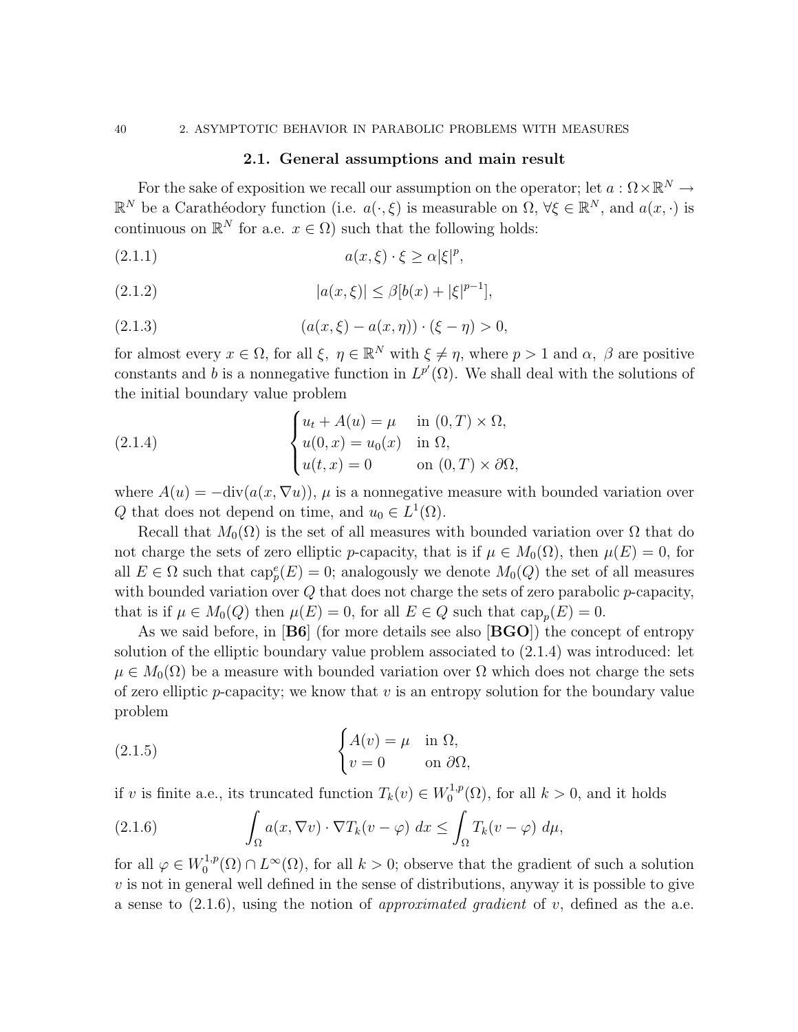## 2.1. General assumptions and main result

For the sake of exposition we recall our assumption on the operator; let $a : \Omega\times\mathbb{R}^N \to \mathbb{R}^N$ be a Carathéodory function (i.e. $a(\cdot,\xi)$ is measurable on $\Omega$, $\forall\xi \in \mathbb{R}^N$, and $a(x,\cdot)$ is continuous on $\mathbb{R}^N$ for a.e. $x \in \Omega$) such that the following holds:

$$a(x,\xi)\cdot\xi \geq \alpha|\xi|^p, \tag{2.1.1}$$

$$|a(x,\xi)| \leq \beta[b(x) + |\xi|^{p-1}], \tag{2.1.2}$$

$$(a(x,\xi) - a(x,\eta))\cdot(\xi-\eta) > 0, \tag{2.1.3}$$

for almost every $x \in \Omega$, for all $\xi,\ \eta \in \mathbb{R}^N$ with $\xi \neq \eta$, where $p > 1$ and $\alpha,\ \beta$ are positive constants and $b$ is a nonnegative function in $L^{p'}(\Omega)$. We shall deal with the solutions of the initial boundary value problem

$$\begin{cases} u_t + A(u) = \mu & \text{in } (0,T)\times\Omega,\\ u(0,x) = u_0(x) & \text{in } \Omega,\\ u(t,x) = 0 & \text{on } (0,T)\times\partial\Omega, \end{cases} \tag{2.1.4}$$

where $A(u) = -\mathrm{div}(a(x,\nabla u))$, $\mu$ is a nonnegative measure with bounded variation over $Q$ that does not depend on time, and $u_0 \in L^1(\Omega)$.

Recall that $M_0(\Omega)$ is the set of all measures with bounded variation over $\Omega$ that do not charge the sets of zero elliptic $p$-capacity, that is if $\mu \in M_0(\Omega)$, then $\mu(E) = 0$, for all $E \in \Omega$ such that $\mathrm{cap}_p^e(E) = 0$; analogously we denote $M_0(Q)$ the set of all measures with bounded variation over $Q$ that does not charge the sets of zero parabolic $p$-capacity, that is if $\mu \in M_0(Q)$ then $\mu(E) = 0$, for all $E \in Q$ such that $\mathrm{cap}_p(E) = 0$.

As we said before, in [**B6**] (for more details see also [**BGO**]) the concept of entropy solution of the elliptic boundary value problem associated to (2.1.4) was introduced: let $\mu \in M_0(\Omega)$ be a measure with bounded variation over $\Omega$ which does not charge the sets of zero elliptic $p$-capacity; we know that $v$ is an entropy solution for the boundary value problem

$$\begin{cases} A(v) = \mu & \text{in } \Omega,\\ v = 0 & \text{on } \partial\Omega, \end{cases} \tag{2.1.5}$$

if $v$ is finite a.e., its truncated function $T_k(v) \in W_0^{1,p}(\Omega)$, for all $k > 0$, and it holds

$$\int_\Omega a(x,\nabla v)\cdot\nabla T_k(v-\varphi)\ dx \leq \int_\Omega T_k(v-\varphi)\ d\mu, \tag{2.1.6}$$

for all $\varphi \in W_0^{1,p}(\Omega)\cap L^\infty(\Omega)$, for all $k > 0$; observe that the gradient of such a solution $v$ is not in general well defined in the sense of distributions, anyway it is possible to give a sense to (2.1.6), using the notion of *approximated gradient* of $v$, defined as the a.e.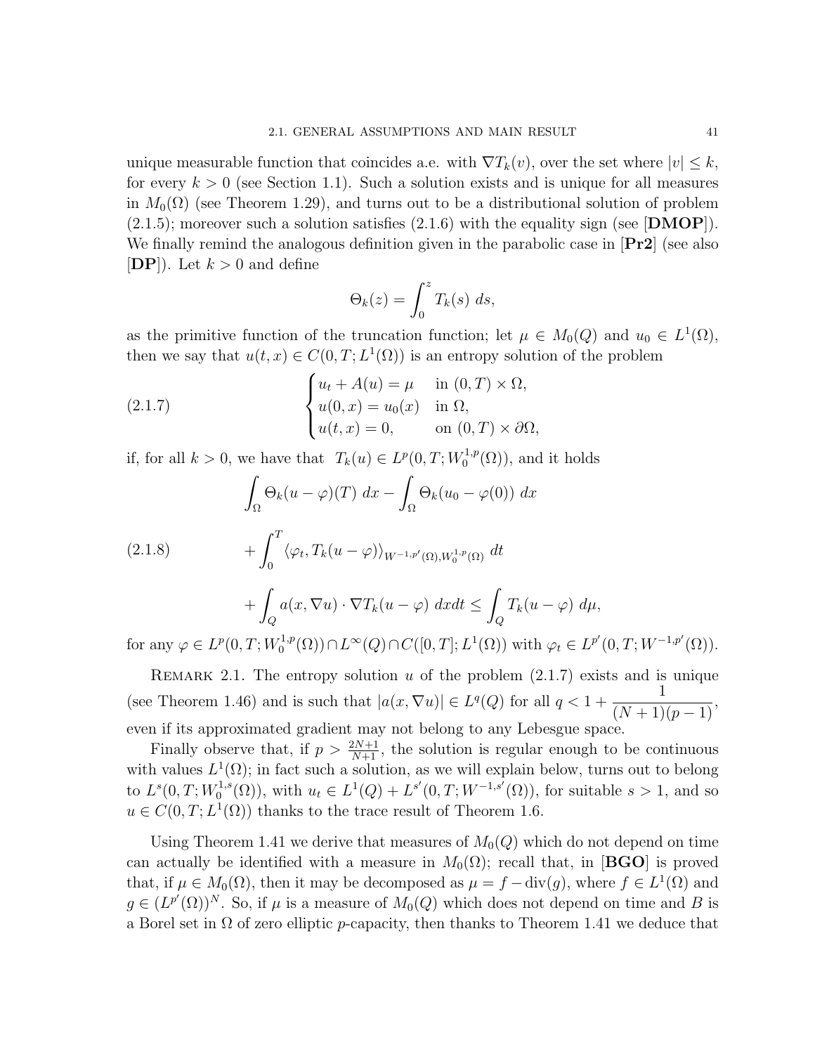unique measurable function that coincides a.e. with $\nabla T_k(v)$, over the set where $|v| \le k$, for every $k > 0$ (see Section 1.1). Such a solution exists and is unique for all measures in $M_0(\Omega)$ (see Theorem 1.29), and turns out to be a distributional solution of problem (2.1.5); moreover such a solution satisfies (2.1.6) with the equality sign (see [**DMOP**]). We finally remind the analogous definition given in the parabolic case in [**Pr2**] (see also [**DP**]). Let $k > 0$ and define

$$\Theta_k(z) = \int_0^z T_k(s)\, ds,$$

as the primitive function of the truncation function; let $\mu \in M_0(Q)$ and $u_0 \in L^1(\Omega)$, then we say that $u(t,x) \in C(0,T; L^1(\Omega))$ is an entropy solution of the problem

$$\begin{cases} u_t + A(u) = \mu & \text{in } (0,T) \times \Omega, \\ u(0,x) = u_0(x) & \text{in } \Omega, \\ u(t,x) = 0, & \text{on } (0,T) \times \partial\Omega, \end{cases} \tag{2.1.7}$$

if, for all $k > 0$, we have that $T_k(u) \in L^p(0,T; W_0^{1,p}(\Omega))$, and it holds

$$\begin{aligned} &\int_\Omega \Theta_k(u - \varphi)(T)\, dx - \int_\Omega \Theta_k(u_0 - \varphi(0))\, dx \\ &+ \int_0^T \langle \varphi_t, T_k(u-\varphi) \rangle_{W^{-1,p'}(\Omega), W_0^{1,p}(\Omega)}\, dt \\ &+ \int_Q a(x, \nabla u) \cdot \nabla T_k(u - \varphi)\, dxdt \le \int_Q T_k(u - \varphi)\, d\mu, \end{aligned} \tag{2.1.8}$$

for any $\varphi \in L^p(0,T; W_0^{1,p}(\Omega)) \cap L^\infty(Q) \cap C([0,T]; L^1(\Omega))$ with $\varphi_t \in L^{p'}(0,T; W^{-1,p'}(\Omega))$.

Remark 2.1. The entropy solution $u$ of the problem (2.1.7) exists and is unique (see Theorem 1.46) and is such that $|a(x, \nabla u)| \in L^q(Q)$ for all $q < 1 + \dfrac{1}{(N+1)(p-1)}$, even if its approximated gradient may not belong to any Lebesgue space.

Finally observe that, if $p > \frac{2N+1}{N+1}$, the solution is regular enough to be continuous with values $L^1(\Omega)$; in fact such a solution, as we will explain below, turns out to belong to $L^s(0,T; W_0^{1,s}(\Omega))$, with $u_t \in L^1(Q) + L^{s'}(0,T; W^{-1,s'}(\Omega))$, for suitable $s > 1$, and so $u \in C(0,T; L^1(\Omega))$ thanks to the trace result of Theorem 1.6.

Using Theorem 1.41 we derive that measures of $M_0(Q)$ which do not depend on time can actually be identified with a measure in $M_0(\Omega)$; recall that, in [**BGO**] is proved that, if $\mu \in M_0(\Omega)$, then it may be decomposed as $\mu = f - \mathrm{div}(g)$, where $f \in L^1(\Omega)$ and $g \in (L^{p'}(\Omega))^N$. So, if $\mu$ is a measure of $M_0(Q)$ which does not depend on time and $B$ is a Borel set in $\Omega$ of zero elliptic $p$-capacity, then thanks to Theorem 1.41 we deduce that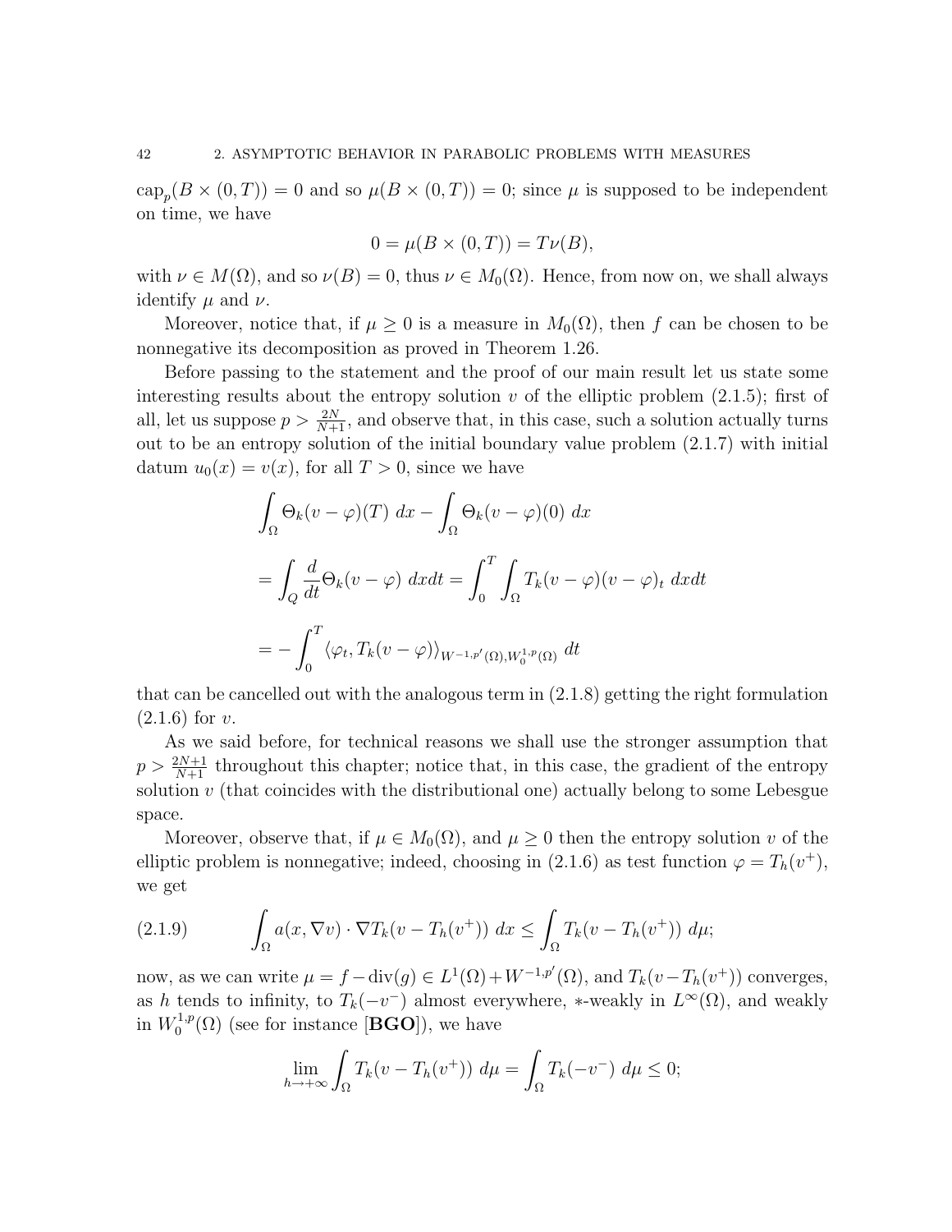$\text{cap}_p(B \times (0,T)) = 0$ and so $\mu(B \times (0,T)) = 0$; since $\mu$ is supposed to be independent on time, we have

$$0 = \mu(B \times (0,T)) = T\nu(B),$$

with $\nu \in M(\Omega)$, and so $\nu(B) = 0$, thus $\nu \in M_0(\Omega)$. Hence, from now on, we shall always identify $\mu$ and $\nu$.

Moreover, notice that, if $\mu \geq 0$ is a measure in $M_0(\Omega)$, then $f$ can be chosen to be nonnegative its decomposition as proved in Theorem 1.26.

Before passing to the statement and the proof of our main result let us state some interesting results about the entropy solution $v$ of the elliptic problem (2.1.5); first of all, let us suppose $p > \frac{2N}{N+1}$, and observe that, in this case, such a solution actually turns out to be an entropy solution of the initial boundary value problem (2.1.7) with initial datum $u_0(x) = v(x)$, for all $T > 0$, since we have

$$\int_\Omega \Theta_k(v-\varphi)(T)\ dx - \int_\Omega \Theta_k(v-\varphi)(0)\ dx$$

$$= \int_Q \frac{d}{dt}\Theta_k(v-\varphi)\ dxdt = \int_0^T \int_\Omega T_k(v-\varphi)(v-\varphi)_t\ dxdt$$

$$= -\int_0^T \langle \varphi_t, T_k(v-\varphi)\rangle_{W^{-1,p'}(\Omega),W_0^{1,p}(\Omega)}\ dt$$

that can be cancelled out with the analogous term in (2.1.8) getting the right formulation (2.1.6) for $v$.

As we said before, for technical reasons we shall use the stronger assumption that $p > \frac{2N+1}{N+1}$ throughout this chapter; notice that, in this case, the gradient of the entropy solution $v$ (that coincides with the distributional one) actually belong to some Lebesgue space.

Moreover, observe that, if $\mu \in M_0(\Omega)$, and $\mu \geq 0$ then the entropy solution $v$ of the elliptic problem is nonnegative; indeed, choosing in (2.1.6) as test function $\varphi = T_h(v^+)$, we get

$$\int_\Omega a(x,\nabla v)\cdot \nabla T_k(v - T_h(v^+))\ dx \leq \int_\Omega T_k(v - T_h(v^+))\ d\mu; \tag{2.1.9}$$

now, as we can write $\mu = f - \text{div}(g) \in L^1(\Omega) + W^{-1,p'}(\Omega)$, and $T_k(v - T_h(v^+))$ converges, as $h$ tends to infinity, to $T_k(-v^-)$ almost everywhere, $*$-weakly in $L^\infty(\Omega)$, and weakly in $W_0^{1,p}(\Omega)$ (see for instance [**BGO**]), we have

$$\lim_{h\to+\infty}\int_\Omega T_k(v - T_h(v^+))\ d\mu = \int_\Omega T_k(-v^-)\ d\mu \leq 0;$$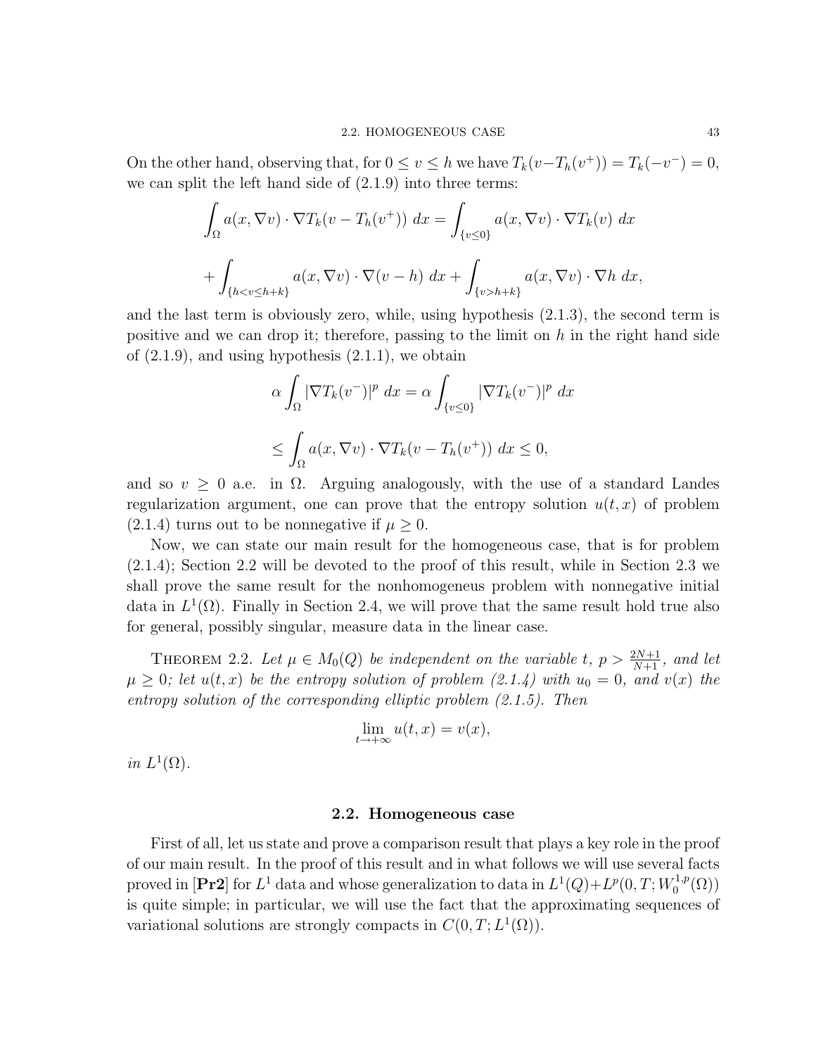On the other hand, observing that, for $0 \le v \le h$ we have $T_k(v-T_h(v^+)) = T_k(-v^-) = 0$, we can split the left hand side of (2.1.9) into three terms:

$$\int_\Omega a(x,\nabla v)\cdot\nabla T_k(v-T_h(v^+))\ dx = \int_{\{v\le 0\}} a(x,\nabla v)\cdot\nabla T_k(v)\ dx$$

$$+\int_{\{h<v\le h+k\}} a(x,\nabla v)\cdot\nabla(v-h)\ dx + \int_{\{v>h+k\}} a(x,\nabla v)\cdot\nabla h\ dx,$$

and the last term is obviously zero, while, using hypothesis (2.1.3), the second term is positive and we can drop it; therefore, passing to the limit on $h$ in the right hand side of (2.1.9), and using hypothesis (2.1.1), we obtain

$$\alpha\int_\Omega |\nabla T_k(v^-)|^p\ dx = \alpha\int_{\{v\le 0\}} |\nabla T_k(v^-)|^p\ dx$$

$$\le \int_\Omega a(x,\nabla v)\cdot\nabla T_k(v-T_h(v^+))\ dx \le 0,$$

and so $v \ge 0$ a.e. in $\Omega$. Arguing analogously, with the use of a standard Landes regularization argument, one can prove that the entropy solution $u(t,x)$ of problem (2.1.4) turns out to be nonnegative if $\mu \ge 0$.

Now, we can state our main result for the homogeneous case, that is for problem (2.1.4); Section 2.2 will be devoted to the proof of this result, while in Section 2.3 we shall prove the same result for the nonhomogeneus problem with nonnegative initial data in $L^1(\Omega)$. Finally in Section 2.4, we will prove that the same result hold true also for general, possibly singular, measure data in the linear case.

THEOREM 2.2. *Let $\mu \in M_0(Q)$ be independent on the variable $t$, $p > \frac{2N+1}{N+1}$, and let $\mu \ge 0$; let $u(t,x)$ be the entropy solution of problem (2.1.4) with $u_0 = 0$, and $v(x)$ the entropy solution of the corresponding elliptic problem (2.1.5). Then*

$$\lim_{t\to+\infty} u(t,x) = v(x),$$

*in $L^1(\Omega)$.*

## 2.2. Homogeneous case

First of all, let us state and prove a comparison result that plays a key role in the proof of our main result. In the proof of this result and in what follows we will use several facts proved in [**Pr2**] for $L^1$ data and whose generalization to data in $L^1(Q)+L^{p}(0,T;W_0^{1,p}(\Omega))$ is quite simple; in particular, we will use the fact that the approximating sequences of variational solutions are strongly compacts in $C(0,T;L^1(\Omega))$.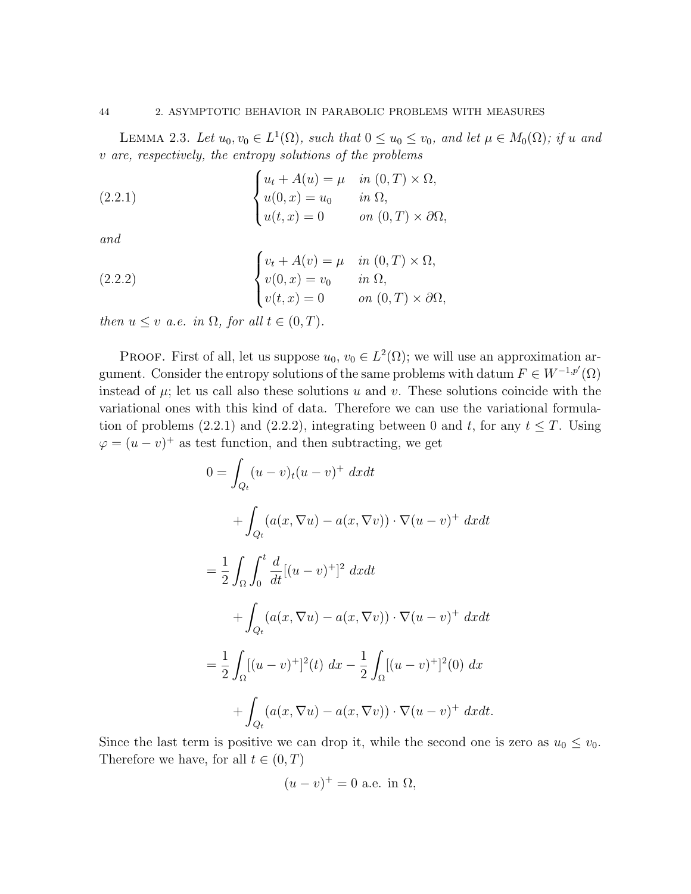Lemma 2.3. *Let $u_0, v_0 \in L^1(\Omega)$, such that $0 \le u_0 \le v_0$, and let $\mu \in M_0(\Omega)$; if $u$ and $v$ are, respectively, the entropy solutions of the problems*

$$
\begin{cases}
u_t + A(u) = \mu & \text{in } (0,T) \times \Omega, \\
u(0,x) = u_0 & \text{in } \Omega, \\
u(t,x) = 0 & \text{on } (0,T) \times \partial\Omega,
\end{cases}
\tag{2.2.1}
$$

*and*

$$
\begin{cases}
v_t + A(v) = \mu & \text{in } (0,T) \times \Omega, \\
v(0,x) = v_0 & \text{in } \Omega, \\
v(t,x) = 0 & \text{on } (0,T) \times \partial\Omega,
\end{cases}
\tag{2.2.2}
$$

*then $u \le v$ a.e. in $\Omega$, for all $t \in (0,T)$.*

Proof. First of all, let us suppose $u_0$, $v_0 \in L^2(\Omega)$; we will use an approximation argument. Consider the entropy solutions of the same problems with datum $F \in W^{-1,p'}(\Omega)$ instead of $\mu$; let us call also these solutions $u$ and $v$. These solutions coincide with the variational ones with this kind of data. Therefore we can use the variational formulation of problems (2.2.1) and (2.2.2), integrating between 0 and $t$, for any $t \le T$. Using $\varphi = (u-v)^+$ as test function, and then subtracting, we get

$$
\begin{aligned}
0 &= \int_{Q_t} (u-v)_t (u-v)^+ \, dxdt \\
&\quad + \int_{Q_t} (a(x,\nabla u) - a(x,\nabla v)) \cdot \nabla (u-v)^+ \, dxdt \\
&= \frac{1}{2} \int_\Omega \int_0^t \frac{d}{dt} [(u-v)^+]^2 \, dxdt \\
&\quad + \int_{Q_t} (a(x,\nabla u) - a(x,\nabla v)) \cdot \nabla (u-v)^+ \, dxdt \\
&= \frac{1}{2} \int_\Omega [(u-v)^+]^2(t) \, dx - \frac{1}{2} \int_\Omega [(u-v)^+]^2(0) \, dx \\
&\quad + \int_{Q_t} (a(x,\nabla u) - a(x,\nabla v)) \cdot \nabla (u-v)^+ \, dxdt.
\end{aligned}
$$

Since the last term is positive we can drop it, while the second one is zero as $u_0 \le v_0$. Therefore we have, for all $t \in (0,T)$

$$
(u-v)^+ = 0 \text{ a.e. in } \Omega,
$$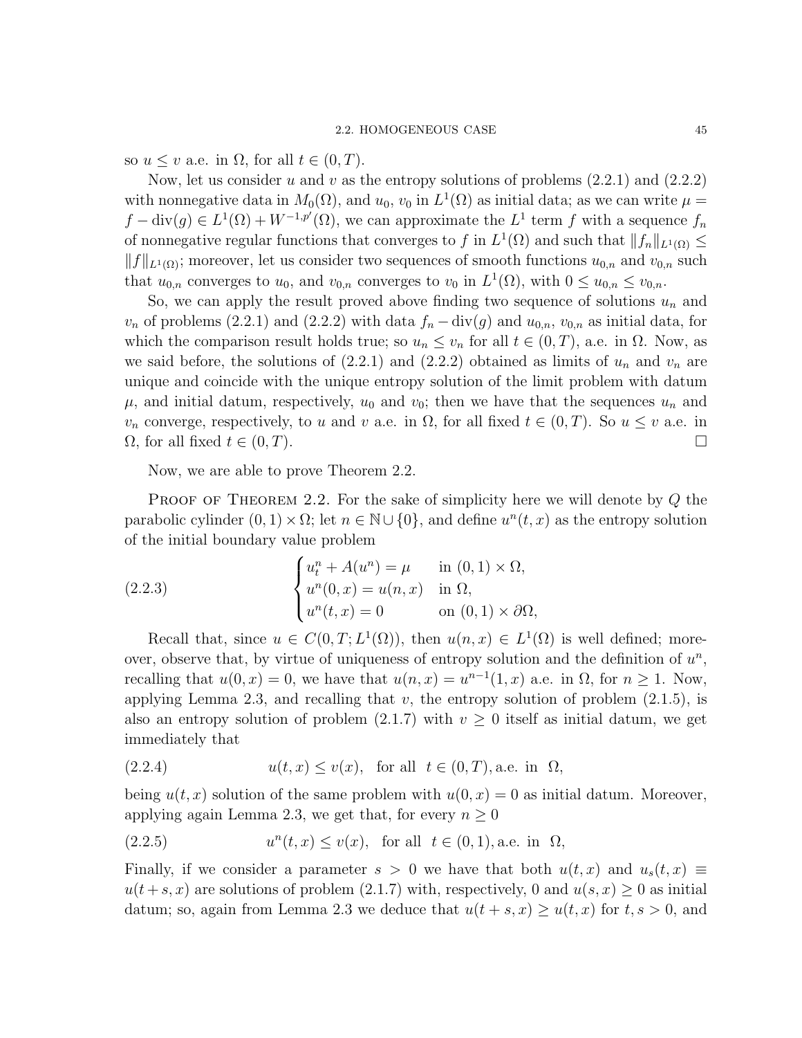so $u \le v$ a.e. in $\Omega$, for all $t \in (0,T)$.

Now, let us consider $u$ and $v$ as the entropy solutions of problems (2.2.1) and (2.2.2) with nonnegative data in $M_0(\Omega)$, and $u_0$, $v_0$ in $L^1(\Omega)$ as initial data; as we can write $\mu = f - \mathrm{div}(g) \in L^1(\Omega) + W^{-1,p'}(\Omega)$, we can approximate the $L^1$ term $f$ with a sequence $f_n$ of nonnegative regular functions that converges to $f$ in $L^1(\Omega)$ and such that $\|f_n\|_{L^1(\Omega)} \le \|f\|_{L^1(\Omega)}$; moreover, let us consider two sequences of smooth functions $u_{0,n}$ and $v_{0,n}$ such that $u_{0,n}$ converges to $u_0$, and $v_{0,n}$ converges to $v_0$ in $L^1(\Omega)$, with $0 \le u_{0,n} \le v_{0,n}$.

So, we can apply the result proved above finding two sequence of solutions $u_n$ and $v_n$ of problems (2.2.1) and (2.2.2) with data $f_n - \mathrm{div}(g)$ and $u_{0,n}$, $v_{0,n}$ as initial data, for which the comparison result holds true; so $u_n \le v_n$ for all $t \in (0,T)$, a.e. in $\Omega$. Now, as we said before, the solutions of (2.2.1) and (2.2.2) obtained as limits of $u_n$ and $v_n$ are unique and coincide with the unique entropy solution of the limit problem with datum $\mu$, and initial datum, respectively, $u_0$ and $v_0$; then we have that the sequences $u_n$ and $v_n$ converge, respectively, to $u$ and $v$ a.e. in $\Omega$, for all fixed $t \in (0,T)$. So $u \le v$ a.e. in $\Omega$, for all fixed $t \in (0,T)$. $\square$

Now, we are able to prove Theorem 2.2.

Proof of Theorem 2.2. For the sake of simplicity here we will denote by $Q$ the parabolic cylinder $(0,1) \times \Omega$; let $n \in \mathbb{N} \cup \{0\}$, and define $u^n(t,x)$ as the entropy solution of the initial boundary value problem

$$
\begin{cases}
u^n_t + A(u^n) = \mu & \text{in } (0,1) \times \Omega, \\
u^n(0,x) = u(n,x) & \text{in } \Omega, \\
u^n(t,x) = 0 & \text{on } (0,1) \times \partial\Omega,
\end{cases}
\tag{2.2.3}
$$

Recall that, since $u \in C(0,T;L^1(\Omega))$, then $u(n,x) \in L^1(\Omega)$ is well defined; moreover, observe that, by virtue of uniqueness of entropy solution and the definition of $u^n$, recalling that $u(0,x) = 0$, we have that $u(n,x) = u^{n-1}(1,x)$ a.e. in $\Omega$, for $n \ge 1$. Now, applying Lemma 2.3, and recalling that $v$, the entropy solution of problem (2.1.5), is also an entropy solution of problem (2.1.7) with $v \ge 0$ itself as initial datum, we get immediately that

$$
u(t,x) \le v(x), \quad \text{for all } \; t \in (0,T), \text{a.e. in } \; \Omega,
\tag{2.2.4}
$$

being $u(t,x)$ solution of the same problem with $u(0,x) = 0$ as initial datum. Moreover, applying again Lemma 2.3, we get that, for every $n \ge 0$

$$
u^n(t,x) \le v(x), \quad \text{for all } \; t \in (0,1), \text{a.e. in } \; \Omega,
\tag{2.2.5}
$$

Finally, if we consider a parameter $s > 0$ we have that both $u(t,x)$ and $u_s(t,x) \equiv u(t+s,x)$ are solutions of problem (2.1.7) with, respectively, 0 and $u(s,x) \ge 0$ as initial datum; so, again from Lemma 2.3 we deduce that $u(t+s,x) \ge u(t,x)$ for $t, s > 0$, and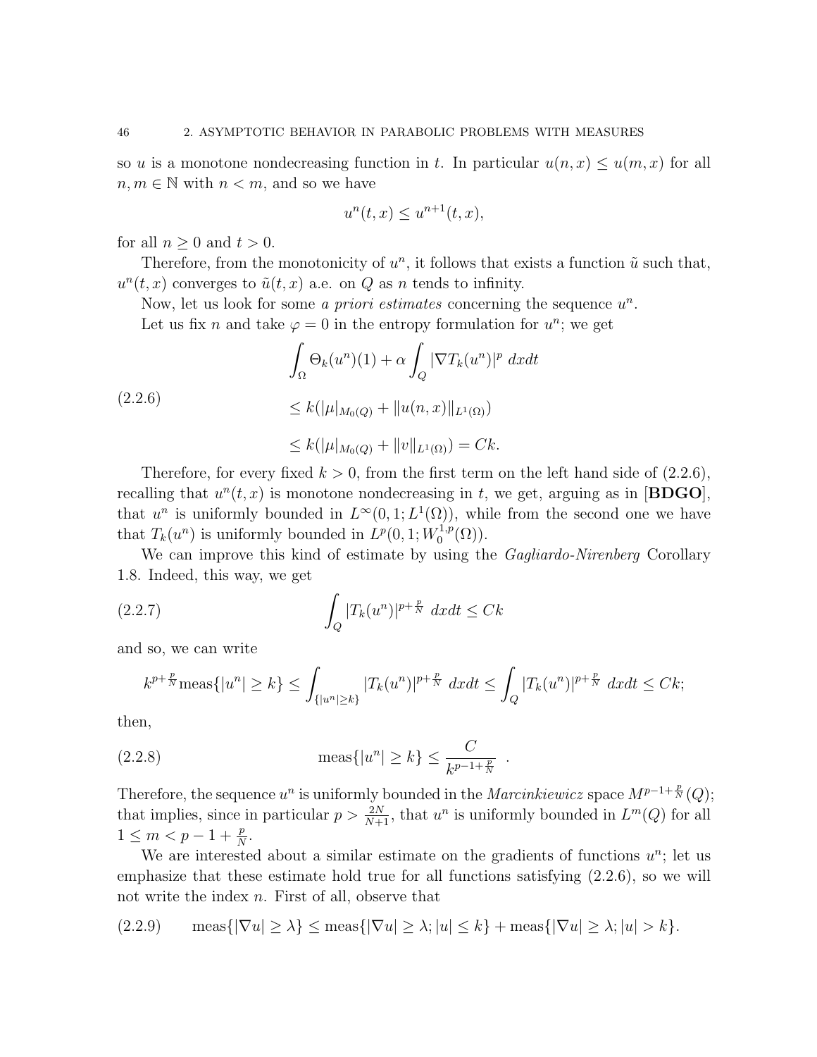so $u$ is a monotone nondecreasing function in $t$. In particular $u(n,x) \le u(m,x)$ for all $n, m \in \mathbb{N}$ with $n < m$, and so we have

$$u^n(t,x) \le u^{n+1}(t,x),$$

for all $n \ge 0$ and $t > 0$.

Therefore, from the monotonicity of $u^n$, it follows that exists a function $\tilde{u}$ such that, $u^n(t,x)$ converges to $\tilde{u}(t,x)$ a.e. on $Q$ as $n$ tends to infinity.

Now, let us look for some *a priori estimates* concerning the sequence $u^n$.

Let us fix $n$ and take $\varphi = 0$ in the entropy formulation for $u^n$; we get

$$\begin{aligned}
&\int_\Omega \Theta_k(u^n)(1) + \alpha \int_Q |\nabla T_k(u^n)|^p \, dxdt \\
&\le k(|\mu|_{M_0(Q)} + \|u(n,x)\|_{L^1(\Omega)}) \\
&\le k(|\mu|_{M_0(Q)} + \|v\|_{L^1(\Omega)}) = Ck.
\end{aligned} \tag{2.2.6}$$

Therefore, for every fixed $k > 0$, from the first term on the left hand side of (2.2.6), recalling that $u^n(t,x)$ is monotone nondecreasing in $t$, we get, arguing as in [**BDGO**], that $u^n$ is uniformly bounded in $L^\infty(0,1;L^1(\Omega))$, while from the second one we have that $T_k(u^n)$ is uniformly bounded in $L^p(0,1;W_0^{1,p}(\Omega))$.

We can improve this kind of estimate by using the *Gagliardo-Nirenberg* Corollary 1.8. Indeed, this way, we get

$$\int_Q |T_k(u^n)|^{p+\frac{p}{N}} \, dxdt \le Ck \tag{2.2.7}$$

and so, we can write

$$k^{p+\frac{p}{N}} \text{meas}\{|u^n| \ge k\} \le \int_{\{|u^n| \ge k\}} |T_k(u^n)|^{p+\frac{p}{N}} \, dxdt \le \int_Q |T_k(u^n)|^{p+\frac{p}{N}} \, dxdt \le Ck;$$

then,

$$\text{meas}\{|u^n| \ge k\} \le \frac{C}{k^{p-1+\frac{p}{N}}} \ . \tag{2.2.8}$$

Therefore, the sequence $u^n$ is uniformly bounded in the *Marcinkiewicz* space $M^{p-1+\frac{p}{N}}(Q)$; that implies, since in particular $p > \frac{2N}{N+1}$, that $u^n$ is uniformly bounded in $L^m(Q)$ for all $1 \le m < p - 1 + \frac{p}{N}$.

We are interested about a similar estimate on the gradients of functions $u^n$; let us emphasize that these estimate hold true for all functions satisfying (2.2.6), so we will not write the index $n$. First of all, observe that

$$\text{meas}\{|\nabla u| \ge \lambda\} \le \text{meas}\{|\nabla u| \ge \lambda; |u| \le k\} + \text{meas}\{|\nabla u| \ge \lambda; |u| > k\}. \tag{2.2.9}$$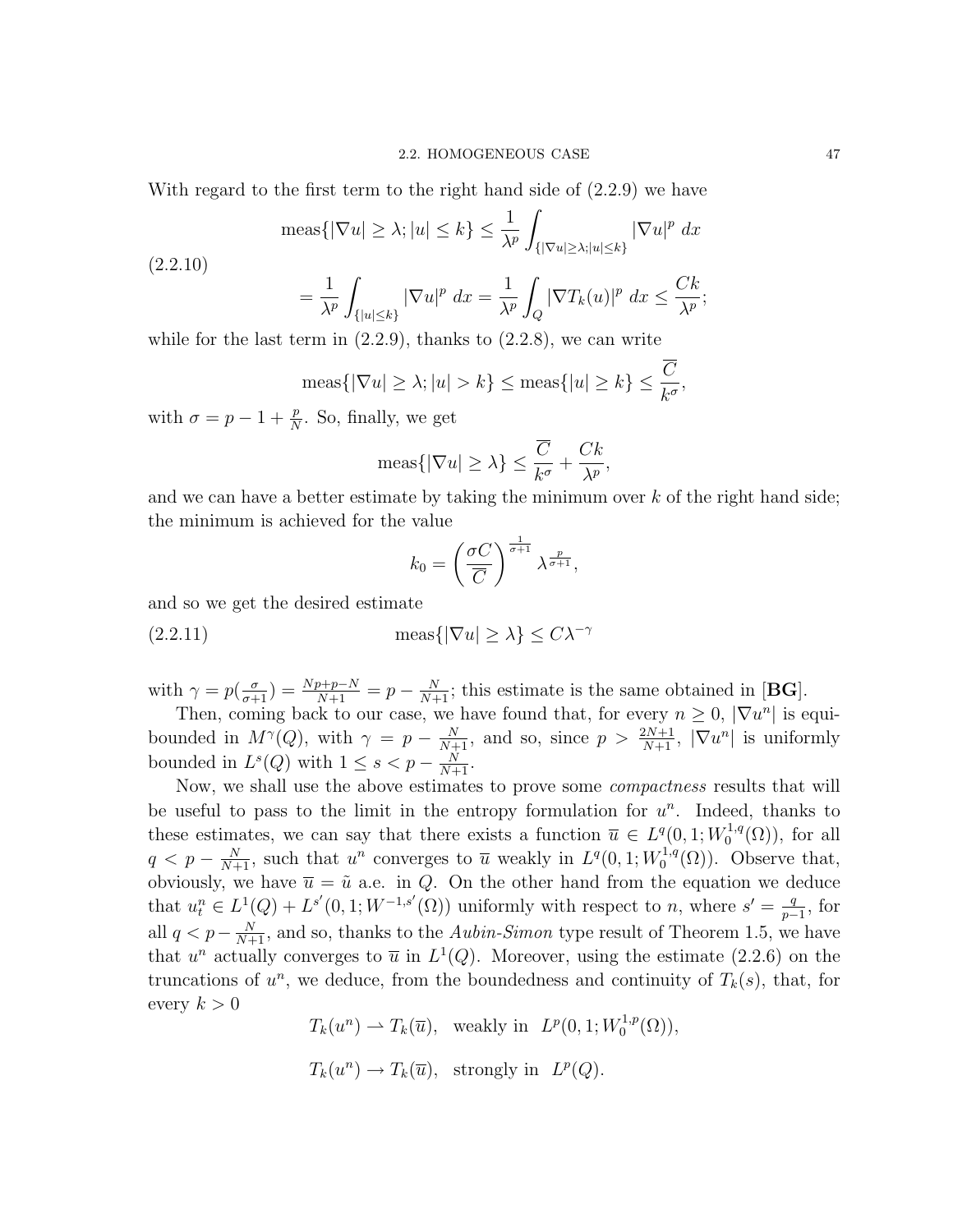With regard to the first term to the right hand side of (2.2.9) we have

$$
\begin{aligned}
\text{meas}\{|\nabla u| \geq \lambda ; |u| \leq k\} &\leq \frac{1}{\lambda^p} \int_{\{|\nabla u| \geq \lambda ; |u| \leq k\}} |\nabla u|^p \, dx \\
&= \frac{1}{\lambda^p} \int_{\{|u| \leq k\}} |\nabla u|^p \, dx = \frac{1}{\lambda^p} \int_Q |\nabla T_k(u)|^p \, dx \leq \frac{Ck}{\lambda^p};
\end{aligned} \tag{2.2.10}
$$

while for the last term in (2.2.9), thanks to (2.2.8), we can write

$$
\text{meas}\{|\nabla u| \geq \lambda ; |u| > k\} \leq \text{meas}\{|u| \geq k\} \leq \frac{\overline{C}}{k^\sigma},
$$

with $\sigma = p - 1 + \frac{p}{N}$. So, finally, we get

$$
\text{meas}\{|\nabla u| \geq \lambda\} \leq \frac{\overline{C}}{k^\sigma} + \frac{Ck}{\lambda^p},
$$

and we can have a better estimate by taking the minimum over $k$ of the right hand side; the minimum is achieved for the value

$$
k_0 = \left( \frac{\sigma C}{\overline{C}} \right)^{\frac{1}{\sigma+1}} \lambda^{\frac{p}{\sigma+1}},
$$

and so we get the desired estimate

$$
\text{meas}\{|\nabla u| \geq \lambda\} \leq C \lambda^{-\gamma} \tag{2.2.11}
$$

with $\gamma = p(\frac{\sigma}{\sigma+1}) = \frac{Np+p-N}{N+1} = p - \frac{N}{N+1}$; this estimate is the same obtained in [**BG**].

Then, coming back to our case, we have found that, for every $n \geq 0$, $|\nabla u^n|$ is equi-bounded in $M^\gamma(Q)$, with $\gamma = p - \frac{N}{N+1}$, and so, since $p > \frac{2N+1}{N+1}$, $|\nabla u^n|$ is uniformly bounded in $L^s(Q)$ with $1 \leq s < p - \frac{N}{N+1}$.

Now, we shall use the above estimates to prove some *compactness* results that will be useful to pass to the limit in the entropy formulation for $u^n$. Indeed, thanks to these estimates, we can say that there exists a function $\overline{u} \in L^q(0,1;W_0^{1,q}(\Omega))$, for all $q < p - \frac{N}{N+1}$, such that $u^n$ converges to $\overline{u}$ weakly in $L^q(0,1;W_0^{1,q}(\Omega))$. Observe that, obviously, we have $\overline{u} = \tilde{u}$ a.e. in $Q$. On the other hand from the equation we deduce that $u_t^n \in L^1(Q) + L^{s'}(0,1;W^{-1,s'}(\Omega))$ uniformly with respect to $n$, where $s' = \frac{q}{p-1}$, for all $q < p - \frac{N}{N+1}$, and so, thanks to the *Aubin-Simon* type result of Theorem 1.5, we have that $u^n$ actually converges to $\overline{u}$ in $L^1(Q)$. Moreover, using the estimate (2.2.6) on the truncations of $u^n$, we deduce, from the boundedness and continuity of $T_k(s)$, that, for every $k > 0$

$$
T_k(u^n) \rightharpoonup T_k(\overline{u}), \quad \text{weakly in} \quad L^p(0,1;W_0^{1,p}(\Omega)),
$$

$$
T_k(u^n) \to T_k(\overline{u}), \quad \text{strongly in} \quad L^p(Q).
$$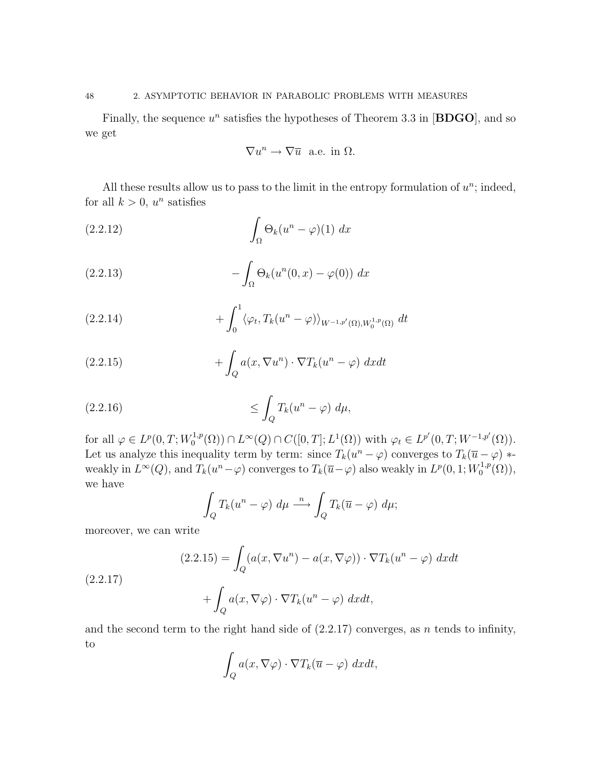Finally, the sequence $u^n$ satisfies the hypotheses of Theorem 3.3 in [**BDGO**], and so we get

$$\nabla u^n \to \nabla \overline{u} \quad \text{a.e. in } \Omega.$$

All these results allow us to pass to the limit in the entropy formulation of $u^n$; indeed, for all $k > 0$, $u^n$ satisfies

$$\int_\Omega \Theta_k(u^n - \varphi)(1)\ dx \tag{2.2.12}$$

$$-\int_\Omega \Theta_k(u^n(0,x) - \varphi(0))\ dx \tag{2.2.13}$$

$$+\int_0^1 \langle \varphi_t, T_k(u^n - \varphi)\rangle_{W^{-1,p'}(\Omega), W_0^{1,p}(\Omega)}\ dt \tag{2.2.14}$$

$$+\int_Q a(x, \nabla u^n)\cdot \nabla T_k(u^n - \varphi)\ dxdt \tag{2.2.15}$$

$$\leq \int_Q T_k(u^n - \varphi)\ d\mu, \tag{2.2.16}$$

for all $\varphi \in L^p(0,T; W_0^{1,p}(\Omega)) \cap L^\infty(Q) \cap C([0,T]; L^1(\Omega))$ with $\varphi_t \in L^{p'}(0,T; W^{-1,p'}(\Omega))$. Let us analyze this inequality term by term: since $T_k(u^n - \varphi)$ converges to $T_k(\overline{u} - \varphi)$ $*$-weakly in $L^\infty(Q)$, and $T_k(u^n - \varphi)$ converges to $T_k(\overline{u} - \varphi)$ also weakly in $L^p(0,1; W_0^{1,p}(\Omega))$, we have

$$\int_Q T_k(u^n - \varphi)\ d\mu \xrightarrow{\ n\ } \int_Q T_k(\overline{u} - \varphi)\ d\mu;$$

moreover, we can write

$$\begin{aligned}(2.2.15) = &\int_Q (a(x, \nabla u^n) - a(x, \nabla\varphi))\cdot \nabla T_k(u^n - \varphi)\ dxdt \\ &+ \int_Q a(x, \nabla \varphi)\cdot \nabla T_k(u^n - \varphi)\ dxdt,\end{aligned} \tag{2.2.17}$$

and the second term to the right hand side of (2.2.17) converges, as $n$ tends to infinity, to

$$\int_Q a(x, \nabla \varphi)\cdot \nabla T_k(\overline{u} - \varphi)\ dxdt,$$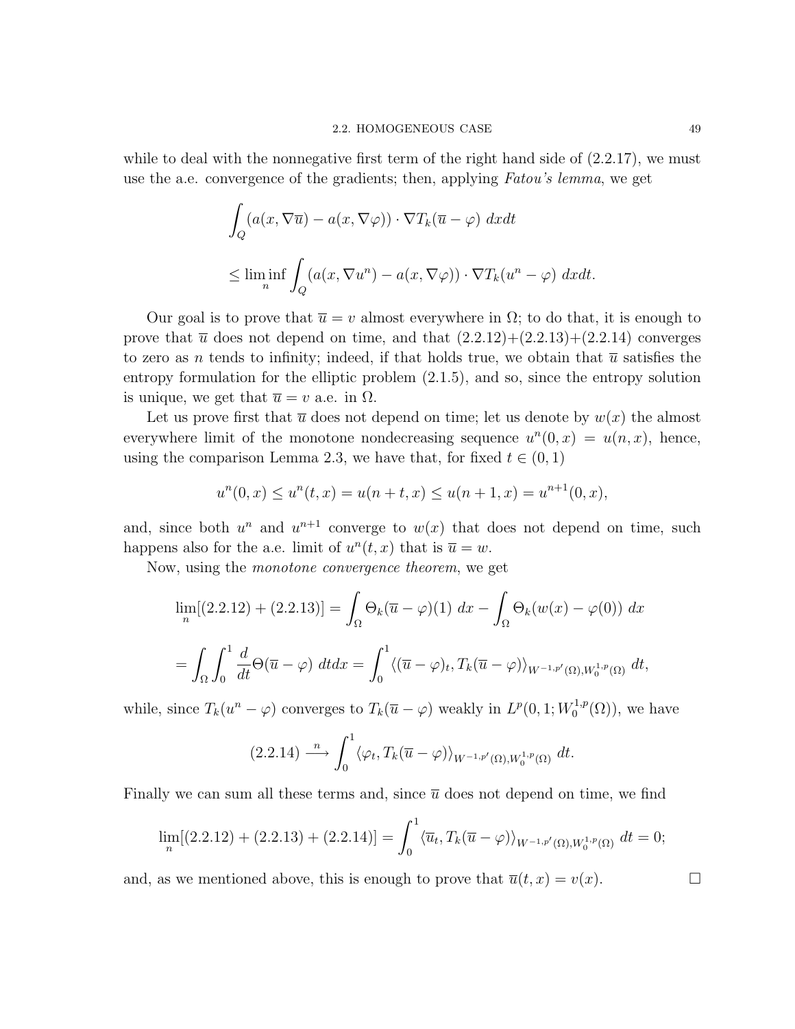while to deal with the nonnegative first term of the right hand side of (2.2.17), we must use the a.e. convergence of the gradients; then, applying *Fatou's lemma*, we get

$$
\int_Q (a(x, \nabla \overline{u}) - a(x, \nabla \varphi)) \cdot \nabla T_k(\overline{u} - \varphi) \; dxdt
$$

$$
\leq \liminf_n \int_Q (a(x, \nabla u^n) - a(x, \nabla \varphi)) \cdot \nabla T_k(u^n - \varphi) \; dxdt.
$$

Our goal is to prove that $\overline{u} = v$ almost everywhere in $\Omega$; to do that, it is enough to prove that $\overline{u}$ does not depend on time, and that (2.2.12)+(2.2.13)+(2.2.14) converges to zero as $n$ tends to infinity; indeed, if that holds true, we obtain that $\overline{u}$ satisfies the entropy formulation for the elliptic problem (2.1.5), and so, since the entropy solution is unique, we get that $\overline{u} = v$ a.e. in $\Omega$.

Let us prove first that $\overline{u}$ does not depend on time; let us denote by $w(x)$ the almost everywhere limit of the monotone nondecreasing sequence $u^n(0, x) = u(n, x)$, hence, using the comparison Lemma 2.3, we have that, for fixed $t \in (0, 1)$

$$
u^n(0, x) \leq u^n(t, x) = u(n + t, x) \leq u(n + 1, x) = u^{n+1}(0, x),
$$

and, since both $u^n$ and $u^{n+1}$ converge to $w(x)$ that does not depend on time, such happens also for the a.e. limit of $u^n(t, x)$ that is $\overline{u} = w$.

Now, using the *monotone convergence theorem*, we get

$$
\lim_n [(2.2.12) + (2.2.13)] = \int_\Omega \Theta_k(\overline{u} - \varphi)(1) \; dx - \int_\Omega \Theta_k(w(x) - \varphi(0)) \; dx
$$

$$
= \int_\Omega \int_0^1 \frac{d}{dt} \Theta(\overline{u} - \varphi) \; dtdx = \int_0^1 \langle (\overline{u} - \varphi)_t, T_k(\overline{u} - \varphi) \rangle_{W^{-1,p'}(\Omega), W_0^{1,p}(\Omega)} \; dt,
$$

while, since $T_k(u^n - \varphi)$ converges to $T_k(\overline{u} - \varphi)$ weakly in $L^p(0, 1; W_0^{1,p}(\Omega))$, we have

$$
(2.2.14) \xrightarrow{\;n\;} \int_0^1 \langle \varphi_t, T_k(\overline{u} - \varphi) \rangle_{W^{-1,p'}(\Omega), W_0^{1,p}(\Omega)} \; dt.
$$

Finally we can sum all these terms and, since $\overline{u}$ does not depend on time, we find

$$
\lim_n [(2.2.12) + (2.2.13) + (2.2.14)] = \int_0^1 \langle \overline{u}_t, T_k(\overline{u} - \varphi) \rangle_{W^{-1,p'}(\Omega), W_0^{1,p}(\Omega)} \; dt = 0;
$$

and, as we mentioned above, this is enough to prove that $\overline{u}(t, x) = v(x)$. ☐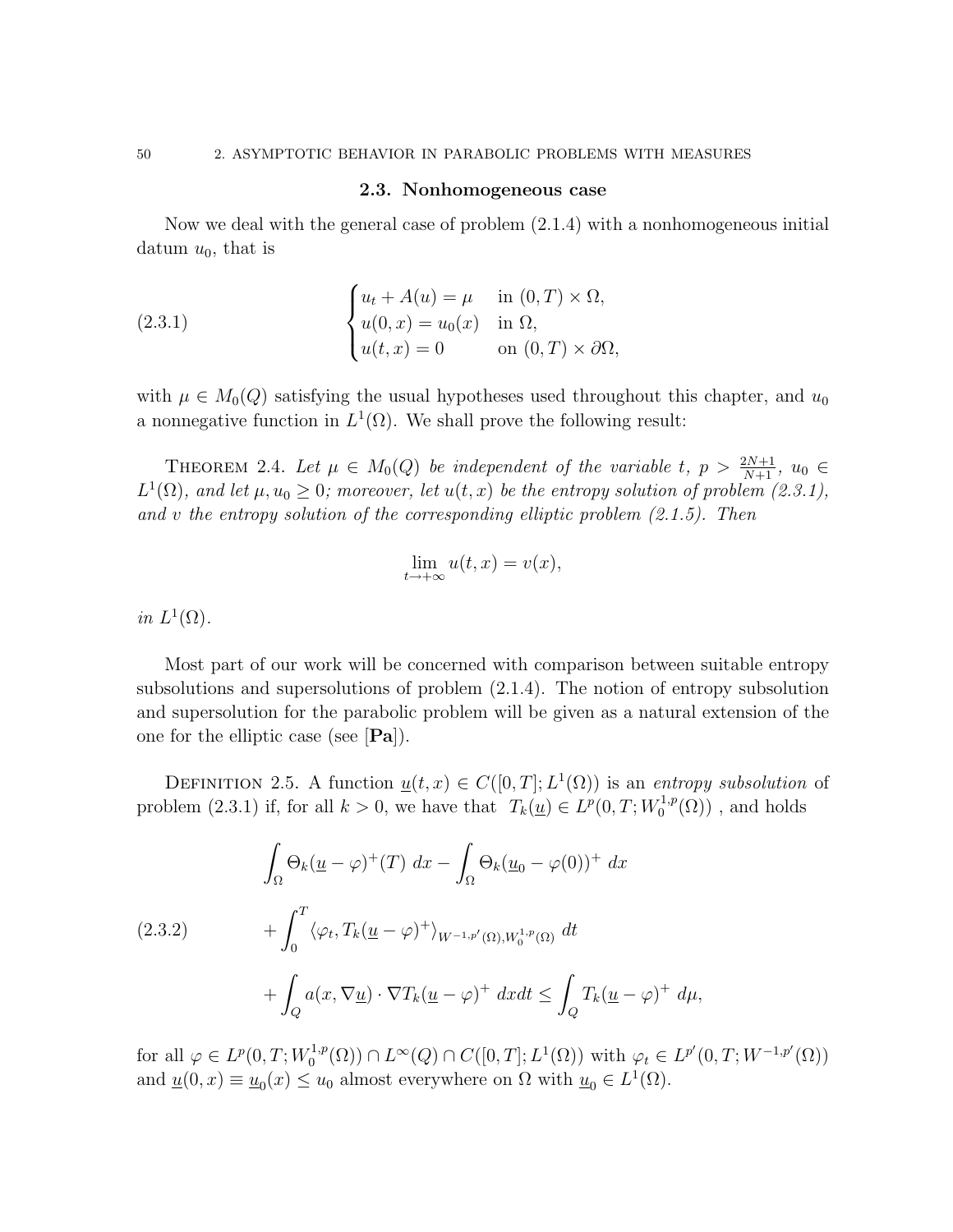## 2.3. Nonhomogeneous case

Now we deal with the general case of problem (2.1.4) with a nonhomogeneous initial datum $u_0$, that is

$$
\begin{cases} u_t + A(u) = \mu & \text{in } (0,T)\times\Omega, \\ u(0,x) = u_0(x) & \text{in } \Omega, \\ u(t,x) = 0 & \text{on } (0,T)\times\partial\Omega, \end{cases} \tag{2.3.1}
$$

with $\mu \in M_0(Q)$ satisfying the usual hypotheses used throughout this chapter, and $u_0$ a nonnegative function in $L^1(\Omega)$. We shall prove the following result:

THEOREM 2.4. *Let $\mu \in M_0(Q)$ be independent of the variable $t$, $p > \frac{2N+1}{N+1}$, $u_0 \in L^1(\Omega)$, and let $\mu, u_0 \geq 0$; moreover, let $u(t,x)$ be the entropy solution of problem (2.3.1), and $v$ the entropy solution of the corresponding elliptic problem (2.1.5). Then*

$$
\lim_{t\to+\infty} u(t,x) = v(x),
$$

*in $L^1(\Omega)$.*

Most part of our work will be concerned with comparison between suitable entropy subsolutions and supersolutions of problem (2.1.4). The notion of entropy subsolution and supersolution for the parabolic problem will be given as a natural extension of the one for the elliptic case (see [**Pa**]).

DEFINITION 2.5. A function $\underline{u}(t,x) \in C([0,T];L^1(\Omega))$ is an *entropy subsolution* of problem (2.3.1) if, for all $k > 0$, we have that $T_k(\underline{u}) \in L^p(0,T;W_0^{1,p}(\Omega))$ , and holds

$$
\begin{aligned}
&\int_\Omega \Theta_k(\underline{u}-\varphi)^+(T)\,dx - \int_\Omega \Theta_k(\underline{u}_0-\varphi(0))^+\,dx \\
&\quad + \int_0^T \langle \varphi_t, T_k(\underline{u}-\varphi)^+\rangle_{W^{-1,p'}(\Omega),W_0^{1,p}(\Omega)}\,dt \\
&\quad + \int_Q a(x,\nabla\underline{u})\cdot\nabla T_k(\underline{u}-\varphi)^+\,dxdt \leq \int_Q T_k(\underline{u}-\varphi)^+\,d\mu,
\end{aligned} \tag{2.3.2}
$$

for all $\varphi \in L^p(0,T;W_0^{1,p}(\Omega)) \cap L^\infty(Q) \cap C([0,T];L^1(\Omega))$ with $\varphi_t \in L^{p'}(0,T;W^{-1,p'}(\Omega))$ and $\underline{u}(0,x) \equiv \underline{u}_0(x) \leq u_0$ almost everywhere on $\Omega$ with $\underline{u}_0 \in L^1(\Omega)$.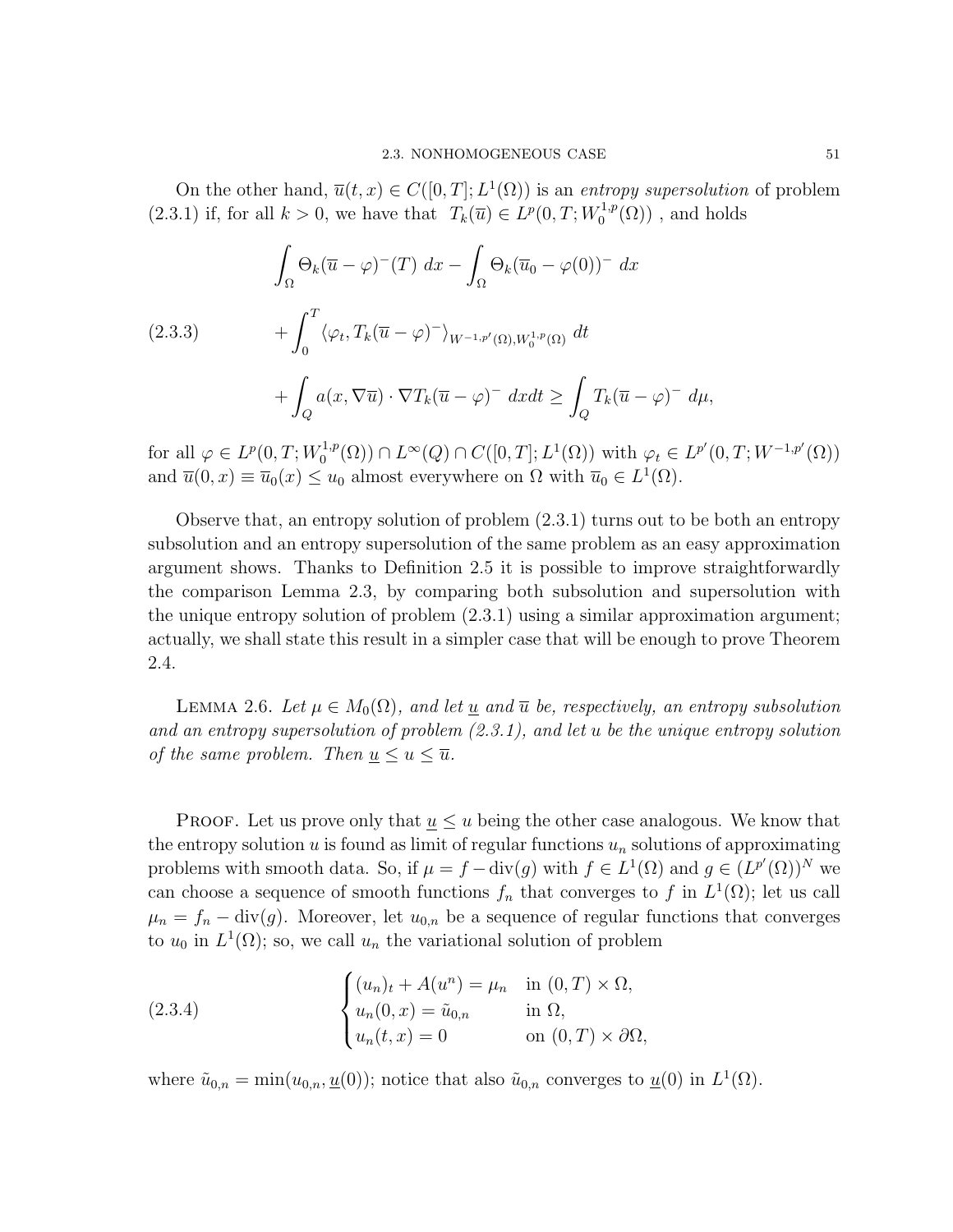On the other hand, $\overline{u}(t,x) \in C([0,T];L^1(\Omega))$ is an *entropy supersolution* of problem (2.3.1) if, for all $k>0$, we have that $T_k(\overline{u}) \in L^p(0,T;W_0^{1,p}(\Omega))$ , and holds

$$
\begin{aligned}
&\int_\Omega \Theta_k(\overline{u}-\varphi)^-(T)\ dx - \int_\Omega \Theta_k(\overline{u}_0-\varphi(0))^-\ dx \\
&+\int_0^T \langle \varphi_t, T_k(\overline{u}-\varphi)^-\rangle_{W^{-1,p'}(\Omega),W_0^{1,p}(\Omega)}\ dt \\
&+\int_Q a(x,\nabla \overline{u})\cdot \nabla T_k(\overline{u}-\varphi)^-\ dxdt \geq \int_Q T_k(\overline{u}-\varphi)^-\ d\mu,
\end{aligned}
\tag{2.3.3}
$$

for all $\varphi \in L^p(0,T;W_0^{1,p}(\Omega))\cap L^\infty(Q)\cap C([0,T];L^1(\Omega))$ with $\varphi_t \in L^{p'}(0,T;W^{-1,p'}(\Omega))$ and $\overline{u}(0,x)\equiv \overline{u}_0(x)\leq u_0$ almost everywhere on $\Omega$ with $\overline{u}_0 \in L^1(\Omega)$.

Observe that, an entropy solution of problem (2.3.1) turns out to be both an entropy subsolution and an entropy supersolution of the same problem as an easy approximation argument shows. Thanks to Definition 2.5 it is possible to improve straightforwardly the comparison Lemma 2.3, by comparing both subsolution and supersolution with the unique entropy solution of problem (2.3.1) using a similar approximation argument; actually, we shall state this result in a simpler case that will be enough to prove Theorem 2.4.

Lemma 2.6. *Let $\mu \in M_0(\Omega)$, and let $\underline{u}$ and $\overline{u}$ be, respectively, an entropy subsolution and an entropy supersolution of problem (2.3.1), and let $u$ be the unique entropy solution of the same problem. Then $\underline{u}\leq u\leq \overline{u}$.*

Proof. Let us prove only that $\underline{u}\leq u$ being the other case analogous. We know that the entropy solution $u$ is found as limit of regular functions $u_n$ solutions of approximating problems with smooth data. So, if $\mu = f-\mathrm{div}(g)$ with $f\in L^1(\Omega)$ and $g\in (L^{p'}(\Omega))^N$ we can choose a sequence of smooth functions $f_n$ that converges to $f$ in $L^1(\Omega)$; let us call $\mu_n = f_n - \mathrm{div}(g)$. Moreover, let $u_{0,n}$ be a sequence of regular functions that converges to $u_0$ in $L^1(\Omega)$; so, we call $u_n$ the variational solution of problem

$$
\begin{cases}
(u_n)_t + A(u^n) = \mu_n & \text{in } (0,T)\times\Omega,\\
u_n(0,x) = \tilde{u}_{0,n} & \text{in } \Omega,\\
u_n(t,x) = 0 & \text{on } (0,T)\times\partial\Omega,
\end{cases}
\tag{2.3.4}
$$

where $\tilde{u}_{0,n} = \min(u_{0,n},\underline{u}(0))$; notice that also $\tilde{u}_{0,n}$ converges to $\underline{u}(0)$ in $L^1(\Omega)$.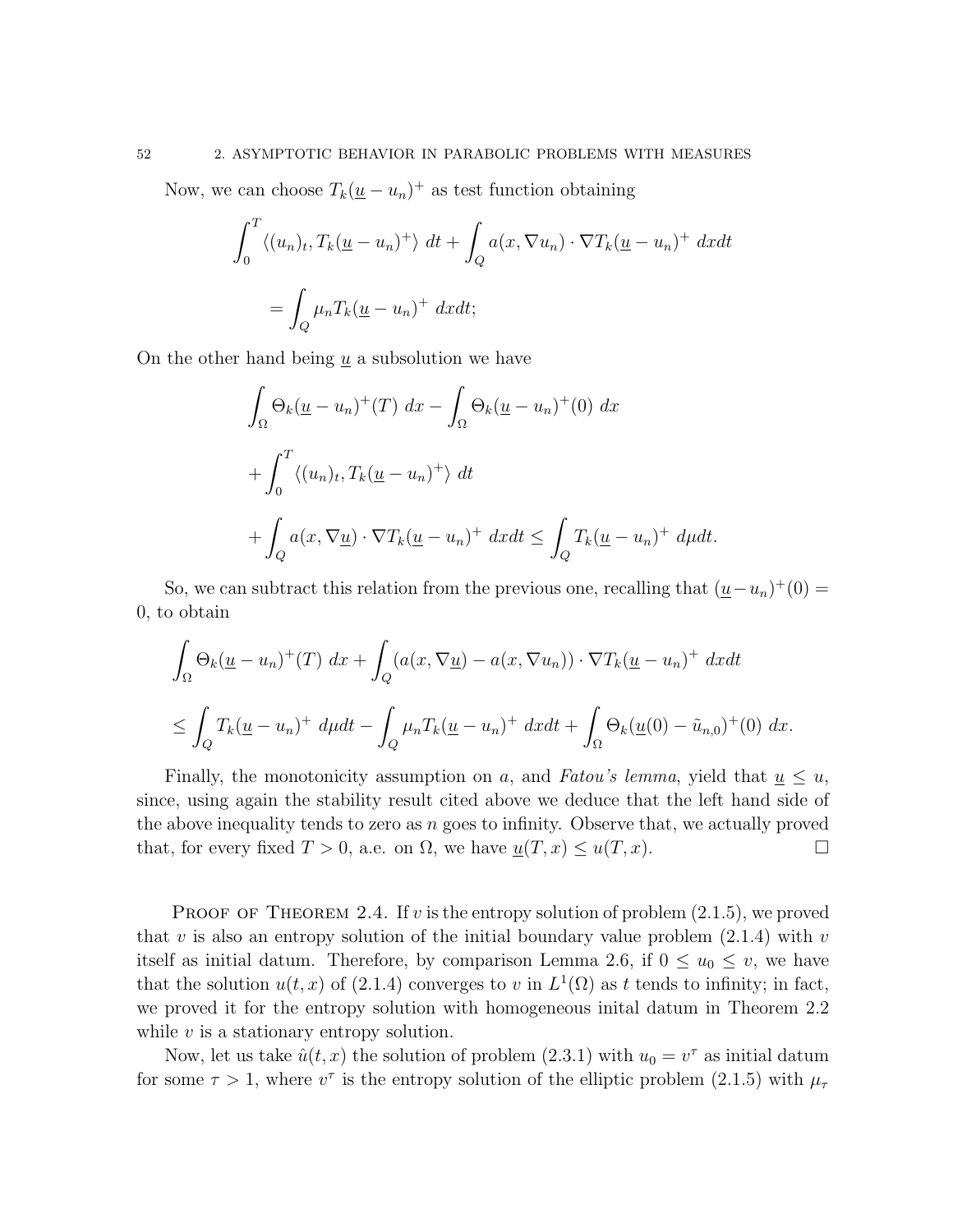Now, we can choose $T_k(\underline{u} - u_n)^+$ as test function obtaining

$$\int_0^T \langle (u_n)_t, T_k(\underline{u} - u_n)^+ \rangle \, dt + \int_Q a(x, \nabla u_n) \cdot \nabla T_k(\underline{u} - u_n)^+ \, dxdt$$

$$= \int_Q \mu_n T_k(\underline{u} - u_n)^+ \, dxdt;$$

On the other hand being $\underline{u}$ a subsolution we have

$$\int_\Omega \Theta_k(\underline{u} - u_n)^+(T) \, dx - \int_\Omega \Theta_k(\underline{u} - u_n)^+(0) \, dx$$

$$+ \int_0^T \langle (u_n)_t, T_k(\underline{u} - u_n)^+ \rangle \, dt$$

$$+ \int_Q a(x, \nabla \underline{u}) \cdot \nabla T_k(\underline{u} - u_n)^+ \, dxdt \le \int_Q T_k(\underline{u} - u_n)^+ \, d\mu dt.$$

So, we can subtract this relation from the previous one, recalling that $(\underline{u} - u_n)^+(0) = 0$, to obtain

$$\int_\Omega \Theta_k(\underline{u} - u_n)^+(T) \, dx + \int_Q (a(x, \nabla \underline{u}) - a(x, \nabla u_n)) \cdot \nabla T_k(\underline{u} - u_n)^+ \, dxdt$$

$$\le \int_Q T_k(\underline{u} - u_n)^+ \, d\mu dt - \int_Q \mu_n T_k(\underline{u} - u_n)^+ \, dxdt + \int_\Omega \Theta_k(\underline{u}(0) - \tilde{u}_{n,0})^+(0) \, dx.$$

Finally, the monotonicity assumption on $a$, and *Fatou's lemma*, yield that $\underline{u} \le u$, since, using again the stability result cited above we deduce that the left hand side of the above inequality tends to zero as $n$ goes to infinity. Observe that, we actually proved that, for every fixed $T > 0$, a.e. on $\Omega$, we have $\underline{u}(T, x) \le u(T, x)$. $\square$

Proof of Theorem 2.4. If $v$ is the entropy solution of problem (2.1.5), we proved that $v$ is also an entropy solution of the initial boundary value problem (2.1.4) with $v$ itself as initial datum. Therefore, by comparison Lemma 2.6, if $0 \le u_0 \le v$, we have that the solution $u(t, x)$ of (2.1.4) converges to $v$ in $L^1(\Omega)$ as $t$ tends to infinity; in fact, we proved it for the entropy solution with homogeneous inital datum in Theorem 2.2 while $v$ is a stationary entropy solution.

Now, let us take $\hat{u}(t, x)$ the solution of problem (2.3.1) with $u_0 = v^\tau$ as initial datum for some $\tau > 1$, where $v^\tau$ is the entropy solution of the elliptic problem (2.1.5) with $\mu_\tau$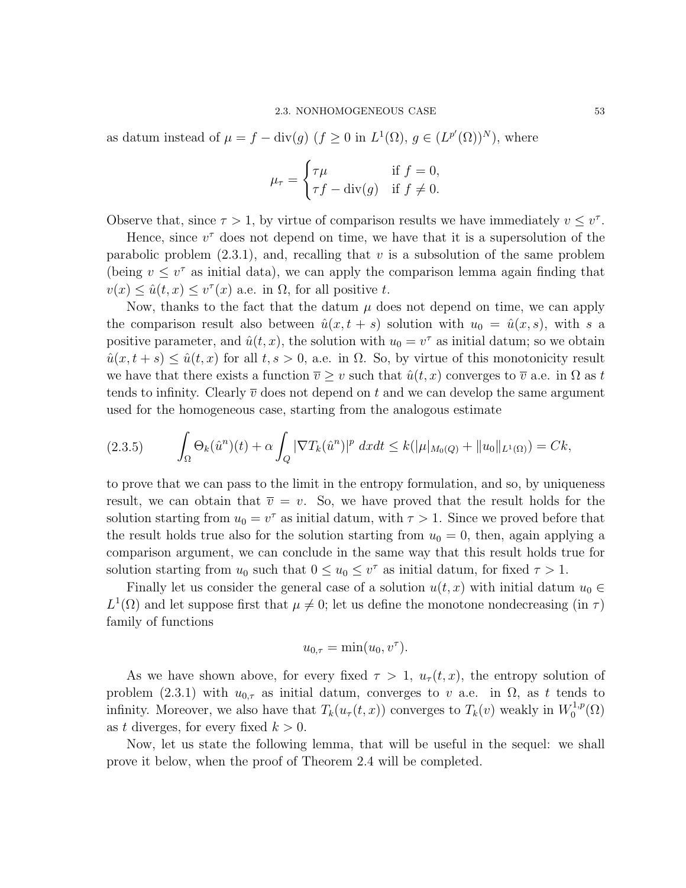as datum instead of $\mu = f - \mathrm{div}(g)$ ($f \geq 0$ in $L^1(\Omega)$, $g \in (L^{p'}(\Omega))^N$), where

$$\mu_\tau = \begin{cases} \tau\mu & \text{if } f = 0, \\ \tau f - \mathrm{div}(g) & \text{if } f \neq 0. \end{cases}$$

Observe that, since $\tau > 1$, by virtue of comparison results we have immediately $v \leq v^\tau$.

Hence, since $v^\tau$ does not depend on time, we have that it is a supersolution of the parabolic problem (2.3.1), and, recalling that $v$ is a subsolution of the same problem (being $v \leq v^\tau$ as initial data), we can apply the comparison lemma again finding that $v(x) \leq \hat{u}(t, x) \leq v^\tau(x)$ a.e. in $\Omega$, for all positive $t$.

Now, thanks to the fact that the datum $\mu$ does not depend on time, we can apply the comparison result also between $\hat{u}(x, t+s)$ solution with $u_0 = \hat{u}(x, s)$, with $s$ a positive parameter, and $\hat{u}(t, x)$, the solution with $u_0 = v^\tau$ as initial datum; so we obtain $\hat{u}(x, t+s) \leq \hat{u}(t, x)$ for all $t, s > 0$, a.e. in $\Omega$. So, by virtue of this monotonicity result we have that there exists a function $\overline{v} \geq v$ such that $\hat{u}(t, x)$ converges to $\overline{v}$ a.e. in $\Omega$ as $t$ tends to infinity. Clearly $\overline{v}$ does not depend on $t$ and we can develop the same argument used for the homogeneous case, starting from the analogous estimate

$$\int_\Omega \Theta_k(\hat{u}^n)(t) + \alpha \int_Q |\nabla T_k(\hat{u}^n)|^p \, dxdt \leq k(|\mu|_{M_0(Q)} + \|u_0\|_{L^1(\Omega)}) = Ck, \tag{2.3.5}$$

to prove that we can pass to the limit in the entropy formulation, and so, by uniqueness result, we can obtain that $\overline{v} = v$. So, we have proved that the result holds for the solution starting from $u_0 = v^\tau$ as initial datum, with $\tau > 1$. Since we proved before that the result holds true also for the solution starting from $u_0 = 0$, then, again applying a comparison argument, we can conclude in the same way that this result holds true for solution starting from $u_0$ such that $0 \leq u_0 \leq v^\tau$ as initial datum, for fixed $\tau > 1$.

Finally let us consider the general case of a solution $u(t, x)$ with initial datum $u_0 \in L^1(\Omega)$ and let suppose first that $\mu \neq 0$; let us define the monotone nondecreasing (in $\tau$) family of functions

$$u_{0,\tau} = \min(u_0, v^\tau).$$

As we have shown above, for every fixed $\tau > 1$, $u_\tau(t, x)$, the entropy solution of problem (2.3.1) with $u_{0,\tau}$ as initial datum, converges to $v$ a.e. in $\Omega$, as $t$ tends to infinity. Moreover, we also have that $T_k(u_\tau(t, x))$ converges to $T_k(v)$ weakly in $W_0^{1,p}(\Omega)$ as $t$ diverges, for every fixed $k > 0$.

Now, let us state the following lemma, that will be useful in the sequel: we shall prove it below, when the proof of Theorem 2.4 will be completed.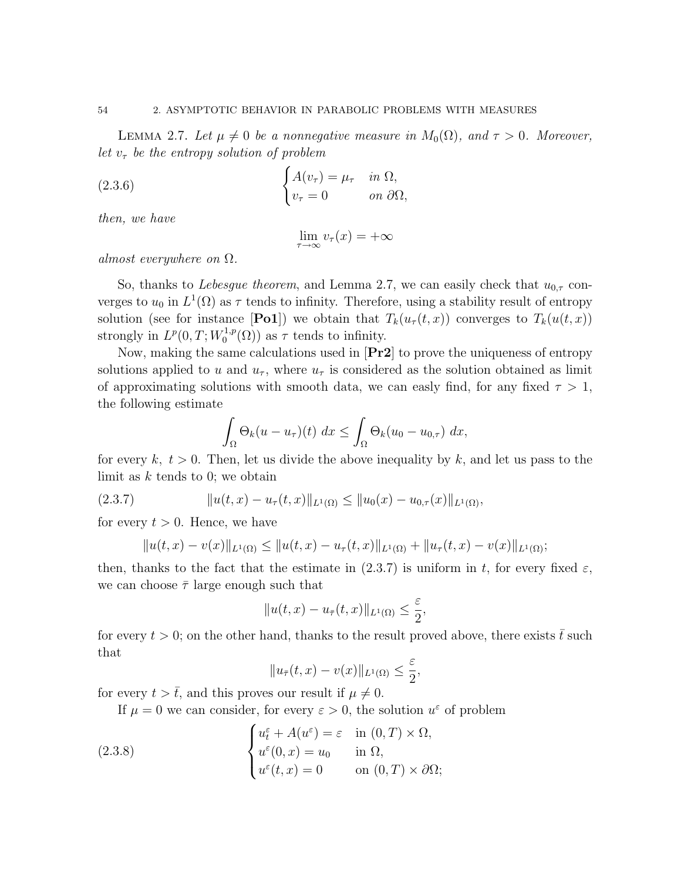Lemma 2.7. *Let $\mu \neq 0$ be a nonnegative measure in $M_0(\Omega)$, and $\tau > 0$. Moreover, let $v_\tau$ be the entropy solution of problem*

$$
\begin{cases} A(v_\tau) = \mu_\tau & \text{in } \Omega, \\ v_\tau = 0 & \text{on } \partial\Omega, \end{cases} \tag{2.3.6}
$$

*then, we have*

$$
\lim_{\tau \to \infty} v_\tau(x) = +\infty
$$

*almost everywhere on $\Omega$.*

So, thanks to *Lebesgue theorem*, and Lemma 2.7, we can easily check that $u_{0,\tau}$ converges to $u_0$ in $L^1(\Omega)$ as $\tau$ tends to infinity. Therefore, using a stability result of entropy solution (see for instance [**Po1**]) we obtain that $T_k(u_\tau(t,x))$ converges to $T_k(u(t,x))$ strongly in $L^p(0,T;W_0^{1,p}(\Omega))$ as $\tau$ tends to infinity.

Now, making the same calculations used in [**Pr2**] to prove the uniqueness of entropy solutions applied to $u$ and $u_\tau$, where $u_\tau$ is considered as the solution obtained as limit of approximating solutions with smooth data, we can easly find, for any fixed $\tau > 1$, the following estimate

$$
\int_\Omega \Theta_k(u - u_\tau)(t)\ dx \leq \int_\Omega \Theta_k(u_0 - u_{0,\tau})\ dx,
$$

for every $k,\ t > 0$. Then, let us divide the above inequality by $k$, and let us pass to the limit as $k$ tends to 0; we obtain

$$
\|u(t,x) - u_\tau(t,x)\|_{L^1(\Omega)} \leq \|u_0(x) - u_{0,\tau}(x)\|_{L^1(\Omega)}, \tag{2.3.7}
$$

for every $t > 0$. Hence, we have

$$
\|u(t,x) - v(x)\|_{L^1(\Omega)} \leq \|u(t,x) - u_\tau(t,x)\|_{L^1(\Omega)} + \|u_\tau(t,x) - v(x)\|_{L^1(\Omega)};
$$

then, thanks to the fact that the estimate in (2.3.7) is uniform in $t$, for every fixed $\varepsilon$, we can choose $\bar{\tau}$ large enough such that

$$
\|u(t,x) - u_{\bar{\tau}}(t,x)\|_{L^1(\Omega)} \leq \frac{\varepsilon}{2},
$$

for every $t > 0$; on the other hand, thanks to the result proved above, there exists $\bar{t}$ such that

$$
\|u_{\bar{\tau}}(t,x) - v(x)\|_{L^1(\Omega)} \leq \frac{\varepsilon}{2},
$$

for every $t > \bar{t}$, and this proves our result if $\mu \neq 0$.

If $\mu = 0$ we can consider, for every $\varepsilon > 0$, the solution $u^\varepsilon$ of problem

$$
\begin{cases} u^\varepsilon_t + A(u^\varepsilon) = \varepsilon & \text{in } (0,T) \times \Omega, \\ u^\varepsilon(0,x) = u_0 & \text{in } \Omega, \\ u^\varepsilon(t,x) = 0 & \text{on } (0,T) \times \partial\Omega; \end{cases} \tag{2.3.8}
$$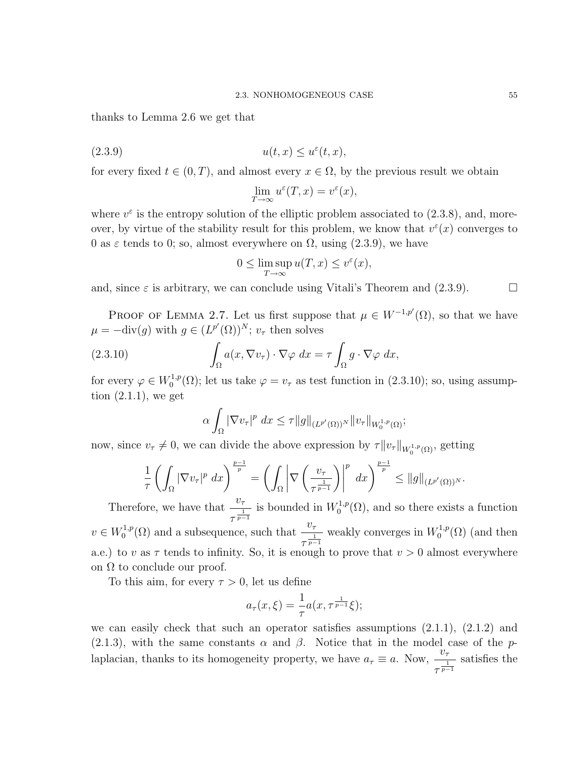thanks to Lemma 2.6 we get that

$$u(t,x) \leq u^{\varepsilon}(t,x), \tag{2.3.9}$$

for every fixed $t \in (0,T)$, and almost every $x \in \Omega$, by the previous result we obtain

$$\lim_{T\to\infty} u^{\varepsilon}(T,x) = v^{\varepsilon}(x),$$

where $v^{\varepsilon}$ is the entropy solution of the elliptic problem associated to (2.3.8), and, moreover, by virtue of the stability result for this problem, we know that $v^{\varepsilon}(x)$ converges to 0 as $\varepsilon$ tends to 0; so, almost everywhere on $\Omega$, using (2.3.9), we have

$$0 \leq \limsup_{T\to\infty} u(T,x) \leq v^{\varepsilon}(x),$$

and, since $\varepsilon$ is arbitrary, we can conclude using Vitali's Theorem and (2.3.9). $\square$

Proof of Lemma 2.7. Let us first suppose that $\mu \in W^{-1,p'}(\Omega)$, so that we have $\mu = -\mathrm{div}(g)$ with $g \in (L^{p'}(\Omega))^N$; $v_\tau$ then solves

$$\int_\Omega a(x,\nabla v_\tau)\cdot\nabla\varphi\ dx = \tau\int_\Omega g\cdot\nabla\varphi\ dx, \tag{2.3.10}$$

for every $\varphi \in W_0^{1,p}(\Omega)$; let us take $\varphi = v_\tau$ as test function in (2.3.10); so, using assumption (2.1.1), we get

$$\alpha\int_\Omega |\nabla v_\tau|^p\ dx \leq \tau\|g\|_{(L^{p'}(\Omega))^N}\|v_\tau\|_{W_0^{1,p}(\Omega)};$$

now, since $v_\tau \neq 0$, we can divide the above expression by $\tau\|v_\tau\|_{W_0^{1,p}(\Omega)}$, getting

$$\frac{1}{\tau}\left(\int_\Omega |\nabla v_\tau|^p\ dx\right)^{\frac{p-1}{p}} = \left(\int_\Omega \left|\nabla\left(\frac{v_\tau}{\tau^{\frac{1}{p-1}}}\right)\right|^p\ dx\right)^{\frac{p-1}{p}} \leq \|g\|_{(L^{p'}(\Omega))^N}.$$

Therefore, we have that $\dfrac{v_\tau}{\tau^{\frac{1}{p-1}}}$ is bounded in $W_0^{1,p}(\Omega)$, and so there exists a function $v \in W_0^{1,p}(\Omega)$ and a subsequence, such that $\dfrac{v_\tau}{\tau^{\frac{1}{p-1}}}$ weakly converges in $W_0^{1,p}(\Omega)$ (and then a.e.) to $v$ as $\tau$ tends to infinity. So, it is enough to prove that $v > 0$ almost everywhere on $\Omega$ to conclude our proof.

To this aim, for every $\tau > 0$, let us define

$$a_\tau(x,\xi) = \frac{1}{\tau}a(x,\tau^{\frac{1}{p-1}}\xi);$$

we can easily check that such an operator satisfies assumptions (2.1.1), (2.1.2) and (2.1.3), with the same constants $\alpha$ and $\beta$. Notice that in the model case of the $p$-laplacian, thanks to its homogeneity property, we have $a_\tau \equiv a$. Now, $\dfrac{v_\tau}{\tau^{\frac{1}{p-1}}}$ satisfies the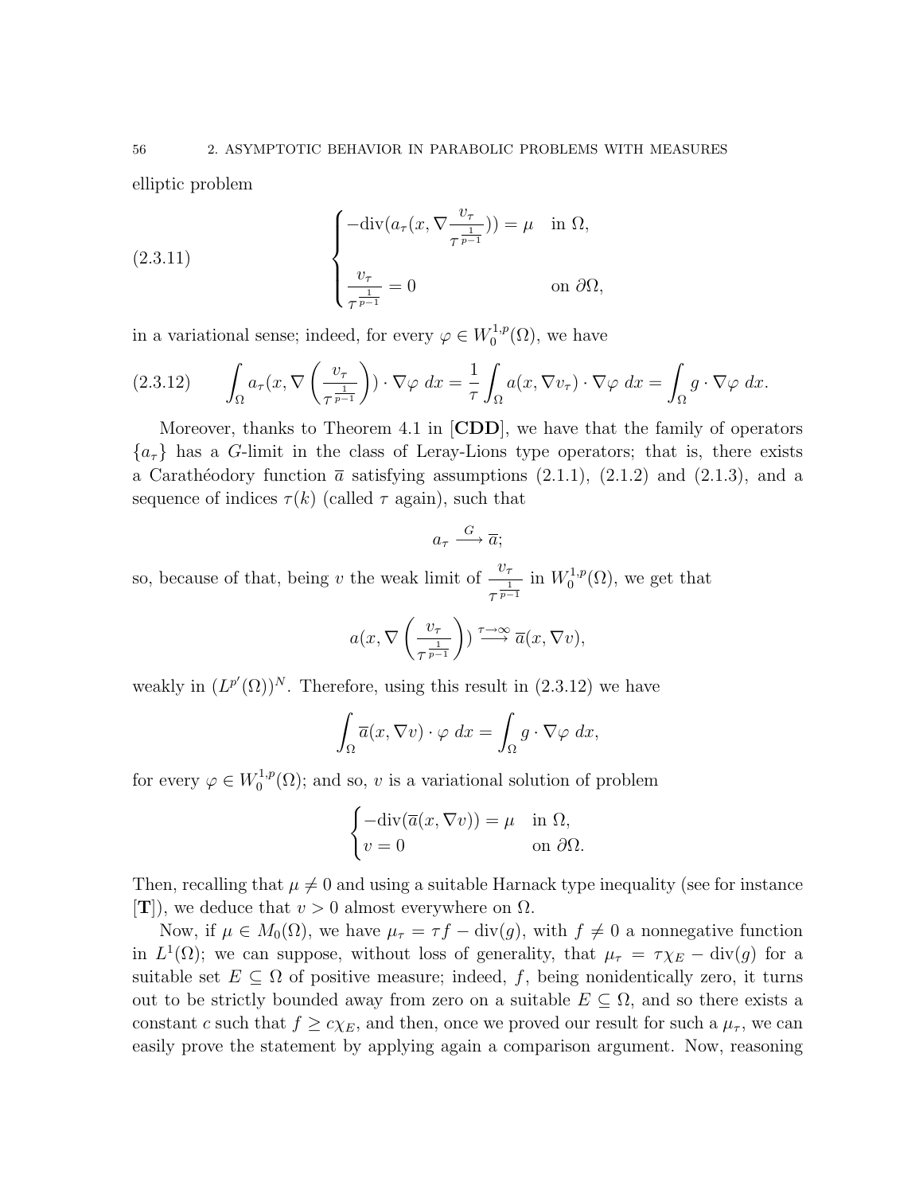elliptic problem

$$
(2.3.11) \qquad \begin{cases} -\mathrm{div}(a_\tau(x, \nabla \dfrac{v_\tau}{\tau^{\frac{1}{p-1}}})) = \mu & \text{in } \Omega, \\ \\ \dfrac{v_\tau}{\tau^{\frac{1}{p-1}}} = 0 & \text{on } \partial\Omega, \end{cases}
$$

in a variational sense; indeed, for every $\varphi \in W_0^{1,p}(\Omega)$, we have

$$
(2.3.12) \qquad \int_\Omega a_\tau(x, \nabla \left( \frac{v_\tau}{\tau^{\frac{1}{p-1}}} \right)) \cdot \nabla \varphi \; dx = \frac{1}{\tau} \int_\Omega a(x, \nabla v_\tau) \cdot \nabla \varphi \; dx = \int_\Omega g \cdot \nabla \varphi \; dx.
$$

Moreover, thanks to Theorem 4.1 in [**CDD**], we have that the family of operators $\{a_\tau\}$ has a $G$-limit in the class of Leray-Lions type operators; that is, there exists a Carathéodory function $\overline{a}$ satisfying assumptions (2.1.1), (2.1.2) and (2.1.3), and a sequence of indices $\tau(k)$ (called $\tau$ again), such that

$$
a_\tau \stackrel{G}{\longrightarrow} \overline{a};
$$

so, because of that, being $v$ the weak limit of $\dfrac{v_\tau}{\tau^{\frac{1}{p-1}}}$ in $W_0^{1,p}(\Omega)$, we get that

$$
a(x, \nabla \left( \frac{v_\tau}{\tau^{\frac{1}{p-1}}} \right)) \stackrel{\tau \to \infty}{\longrightarrow} \overline{a}(x, \nabla v),
$$

weakly in $(L^{p'}(\Omega))^N$. Therefore, using this result in (2.3.12) we have

$$
\int_\Omega \overline{a}(x, \nabla v) \cdot \varphi \; dx = \int_\Omega g \cdot \nabla \varphi \; dx,
$$

for every $\varphi \in W_0^{1,p}(\Omega)$; and so, $v$ is a variational solution of problem

$$
\begin{cases} -\mathrm{div}(\overline{a}(x, \nabla v)) = \mu & \text{in } \Omega, \\ v = 0 & \text{on } \partial\Omega. \end{cases}
$$

Then, recalling that $\mu \neq 0$ and using a suitable Harnack type inequality (see for instance [**T**]), we deduce that $v > 0$ almost everywhere on $\Omega$.

Now, if $\mu \in M_0(\Omega)$, we have $\mu_\tau = \tau f - \mathrm{div}(g)$, with $f \neq 0$ a nonnegative function in $L^1(\Omega)$; we can suppose, without loss of generality, that $\mu_\tau = \tau \chi_E - \mathrm{div}(g)$ for a suitable set $E \subseteq \Omega$ of positive measure; indeed, $f$, being nonidentically zero, it turns out to be strictly bounded away from zero on a suitable $E \subseteq \Omega$, and so there exists a constant $c$ such that $f \geq c\chi_E$, and then, once we proved our result for such a $\mu_\tau$, we can easily prove the statement by applying again a comparison argument. Now, reasoning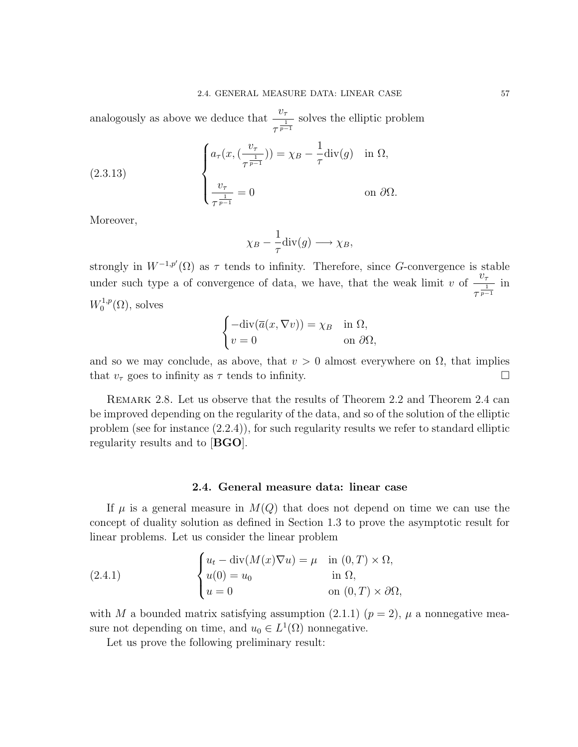analogously as above we deduce that $\dfrac{v_\tau}{\tau^{\frac{1}{p-1}}}$ solves the elliptic problem

$$
\begin{cases}
a_\tau(x, (\dfrac{v_\tau}{\tau^{\frac{1}{p-1}}})) = \chi_B - \dfrac{1}{\tau}\mathrm{div}(g) & \text{in } \Omega, \\[2ex]
\dfrac{v_\tau}{\tau^{\frac{1}{p-1}}} = 0 & \text{on } \partial\Omega.
\end{cases}
\tag{2.3.13}
$$

Moreover,

$$
\chi_B - \frac{1}{\tau}\mathrm{div}(g) \longrightarrow \chi_B,
$$

strongly in $W^{-1,p'}(\Omega)$ as $\tau$ tends to infinity. Therefore, since $G$-convergence is stable under such type a of convergence of data, we have, that the weak limit $v$ of $\dfrac{v_\tau}{\tau^{\frac{1}{p-1}}}$ in $W_0^{1,p}(\Omega)$, solves

$$
\begin{cases}
-\mathrm{div}(\overline{a}(x, \nabla v)) = \chi_B & \text{in } \Omega, \\
v = 0 & \text{on } \partial\Omega,
\end{cases}
$$

and so we may conclude, as above, that $v > 0$ almost everywhere on $\Omega$, that implies that $v_\tau$ goes to infinity as $\tau$ tends to infinity. □

Remark 2.8. Let us observe that the results of Theorem 2.2 and Theorem 2.4 can be improved depending on the regularity of the data, and so of the solution of the elliptic problem (see for instance (2.2.4)), for such regularity results we refer to standard elliptic regularity results and to [**BGO**].

## 2.4. General measure data: linear case

If $\mu$ is a general measure in $M(Q)$ that does not depend on time we can use the concept of duality solution as defined in Section 1.3 to prove the asymptotic result for linear problems. Let us consider the linear problem

$$
\begin{cases}
u_t - \mathrm{div}(M(x)\nabla u) = \mu & \text{in } (0,T) \times \Omega, \\
u(0) = u_0 & \text{in } \Omega, \\
u = 0 & \text{on } (0,T) \times \partial\Omega,
\end{cases}
\tag{2.4.1}
$$

with $M$ a bounded matrix satisfying assumption (2.1.1) ($p = 2$), $\mu$ a nonnegative measure not depending on time, and $u_0 \in L^1(\Omega)$ nonnegative.

Let us prove the following preliminary result: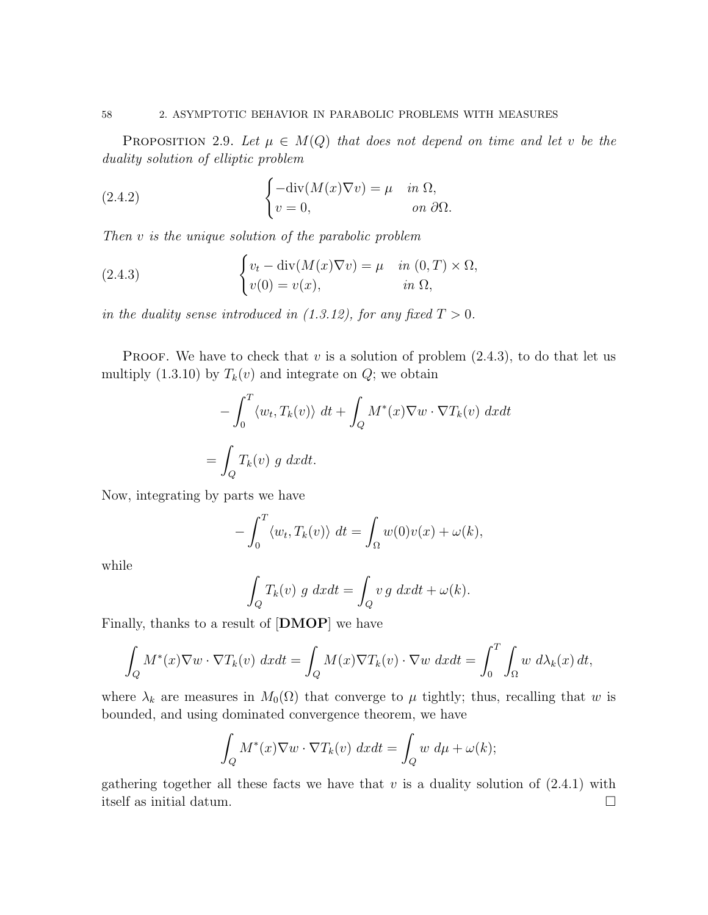**Proposition 2.9.** *Let $\mu \in M(Q)$ that does not depend on time and let $v$ be the duality solution of elliptic problem*

$$
\begin{cases} -\operatorname{div}(M(x)\nabla v) = \mu & \text{in } \Omega, \\ v = 0, & \text{on } \partial\Omega. \end{cases} \tag{2.4.2}
$$

*Then $v$ is the unique solution of the parabolic problem*

$$
\begin{cases} v_t - \operatorname{div}(M(x)\nabla v) = \mu & \text{in } (0,T)\times\Omega, \\ v(0) = v(x), & \text{in } \Omega, \end{cases} \tag{2.4.3}
$$

*in the duality sense introduced in (1.3.12), for any fixed $T > 0$.*

Proof. We have to check that $v$ is a solution of problem (2.4.3), to do that let us multiply (1.3.10) by $T_k(v)$ and integrate on $Q$; we obtain

$$
-\int_0^T \langle w_t, T_k(v)\rangle \, dt + \int_Q M^*(x)\nabla w \cdot \nabla T_k(v) \, dxdt
$$

$$
= \int_Q T_k(v) \; g \; dxdt.
$$

Now, integrating by parts we have

$$
-\int_0^T \langle w_t, T_k(v)\rangle \, dt = \int_\Omega w(0)v(x) + \omega(k),
$$

while

$$
\int_Q T_k(v) \; g \; dxdt = \int_Q v \, g \; dxdt + \omega(k).
$$

Finally, thanks to a result of [**DMOP**] we have

$$
\int_Q M^*(x)\nabla w \cdot \nabla T_k(v) \; dxdt = \int_Q M(x)\nabla T_k(v)\cdot \nabla w \; dxdt = \int_0^T \int_\Omega w \; d\lambda_k(x)\, dt,
$$

where $\lambda_k$ are measures in $M_0(\Omega)$ that converge to $\mu$ tightly; thus, recalling that $w$ is bounded, and using dominated convergence theorem, we have

$$
\int_Q M^*(x)\nabla w \cdot \nabla T_k(v) \; dxdt = \int_Q w \; d\mu + \omega(k);
$$

gathering together all these facts we have that $v$ is a duality solution of (2.4.1) with itself as initial datum. □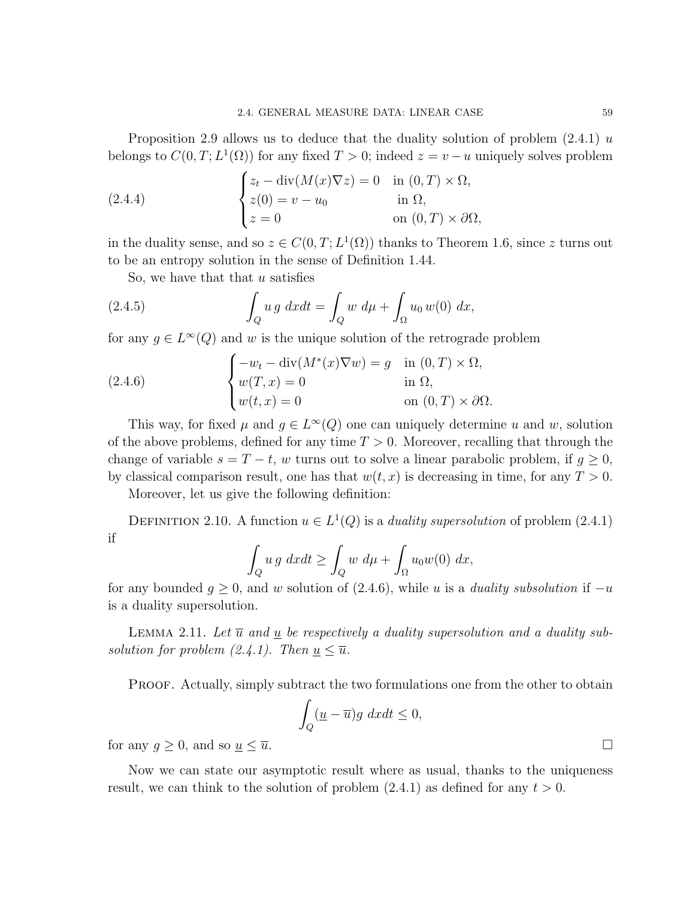Proposition 2.9 allows us to deduce that the duality solution of problem (2.4.1) $u$ belongs to $C(0,T;L^1(\Omega))$ for any fixed $T>0$; indeed $z = v-u$ uniquely solves problem

$$
\begin{cases}
z_t - \operatorname{div}(M(x)\nabla z) = 0 & \text{in } (0,T)\times\Omega, \\
z(0) = v - u_0 & \text{in } \Omega, \\
z = 0 & \text{on } (0,T)\times\partial\Omega,
\end{cases}
\tag{2.4.4}
$$

in the duality sense, and so $z \in C(0,T;L^1(\Omega))$ thanks to Theorem 1.6, since $z$ turns out to be an entropy solution in the sense of Definition 1.44.

So, we have that that $u$ satisfies

$$
\int_Q u\, g \; dxdt = \int_Q w \; d\mu + \int_\Omega u_0 \, w(0) \; dx,
\tag{2.4.5}
$$

for any $g\in L^\infty(Q)$ and $w$ is the unique solution of the retrograde problem

$$
\begin{cases}
-w_t - \operatorname{div}(M^*(x)\nabla w) = g & \text{in } (0,T)\times\Omega, \\
w(T,x) = 0 & \text{in } \Omega, \\
w(t,x) = 0 & \text{on } (0,T)\times\partial\Omega.
\end{cases}
\tag{2.4.6}
$$

This way, for fixed $\mu$ and $g\in L^\infty(Q)$ one can uniquely determine $u$ and $w$, solution of the above problems, defined for any time $T>0$. Moreover, recalling that through the change of variable $s=T-t$, $w$ turns out to solve a linear parabolic problem, if $g\geq 0$, by classical comparison result, one has that $w(t,x)$ is decreasing in time, for any $T>0$.

Moreover, let us give the following definition:

Definition 2.10. A function $u\in L^1(Q)$ is a *duality supersolution* of problem (2.4.1) if

$$
\int_Q u\, g \; dxdt \geq \int_Q w \; d\mu + \int_\Omega u_0 w(0) \; dx,
$$

for any bounded $g\geq 0$, and $w$ solution of (2.4.6), while $u$ is a *duality subsolution* if $-u$ is a duality supersolution.

Lemma 2.11. *Let $\overline{u}$ and $\underline{u}$ be respectively a duality supersolution and a duality subsolution for problem (2.4.1). Then $\underline{u}\leq\overline{u}$.*

Proof. Actually, simply subtract the two formulations one from the other to obtain

$$
\int_Q (\underline{u}-\overline{u}) g \; dxdt \leq 0,
$$

for any $g\geq 0$, and so $\underline{u}\leq\overline{u}$. $\square$

Now we can state our asymptotic result where as usual, thanks to the uniqueness result, we can think to the solution of problem (2.4.1) as defined for any $t>0$.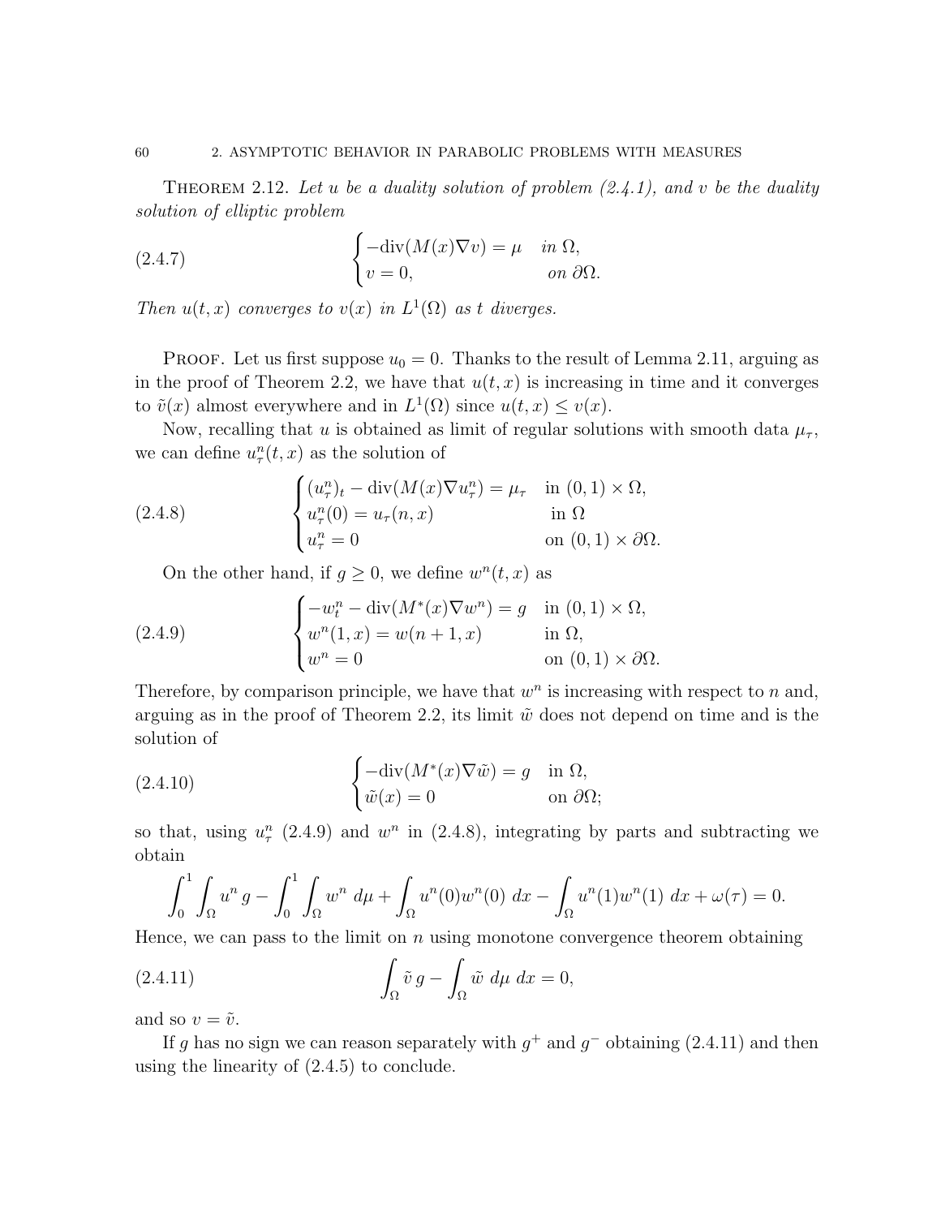**Theorem 2.12.** *Let $u$ be a duality solution of problem (2.4.1), and $v$ be the duality solution of elliptic problem*

$$\begin{cases} -\mathrm{div}(M(x)\nabla v) = \mu & \text{in } \Omega, \\ v = 0, & \text{on } \partial\Omega. \end{cases} \tag{2.4.7}$$

*Then $u(t,x)$ converges to $v(x)$ in $L^1(\Omega)$ as $t$ diverges.*

**Proof.** Let us first suppose $u_0 = 0$. Thanks to the result of Lemma 2.11, arguing as in the proof of Theorem 2.2, we have that $u(t,x)$ is increasing in time and it converges to $\tilde{v}(x)$ almost everywhere and in $L^1(\Omega)$ since $u(t,x) \leq v(x)$.

Now, recalling that $u$ is obtained as limit of regular solutions with smooth data $\mu_\tau$, we can define $u_\tau^n(t,x)$ as the solution of

$$\begin{cases} (u_\tau^n)_t - \mathrm{div}(M(x)\nabla u_\tau^n) = \mu_\tau & \text{in } (0,1)\times\Omega, \\ u_\tau^n(0) = u_\tau(n,x) & \text{in } \Omega \\ u_\tau^n = 0 & \text{on } (0,1)\times\partial\Omega. \end{cases} \tag{2.4.8}$$

On the other hand, if $g \geq 0$, we define $w^n(t,x)$ as

$$\begin{cases} -w_t^n - \mathrm{div}(M^*(x)\nabla w^n) = g & \text{in } (0,1)\times\Omega, \\ w^n(1,x) = w(n+1,x) & \text{in } \Omega, \\ w^n = 0 & \text{on } (0,1)\times\partial\Omega. \end{cases} \tag{2.4.9}$$

Therefore, by comparison principle, we have that $w^n$ is increasing with respect to $n$ and, arguing as in the proof of Theorem 2.2, its limit $\tilde{w}$ does not depend on time and is the solution of

$$\begin{cases} -\mathrm{div}(M^*(x)\nabla \tilde{w}) = g & \text{in } \Omega, \\ \tilde{w}(x) = 0 & \text{on } \partial\Omega; \end{cases} \tag{2.4.10}$$

so that, using $u_\tau^n$ (2.4.9) and $w^n$ in (2.4.8), integrating by parts and subtracting we obtain

$$\int_0^1 \int_\Omega u^n\, g - \int_0^1 \int_\Omega w^n \; d\mu + \int_\Omega u^n(0) w^n(0)\; dx - \int_\Omega u^n(1) w^n(1)\; dx + \omega(\tau) = 0.$$

Hence, we can pass to the limit on $n$ using monotone convergence theorem obtaining

$$\int_\Omega \tilde{v}\, g - \int_\Omega \tilde{w}\; d\mu\; dx = 0, \tag{2.4.11}$$

and so $v = \tilde{v}$.

If $g$ has no sign we can reason separately with $g^+$ and $g^-$ obtaining (2.4.11) and then using the linearity of (2.4.5) to conclude.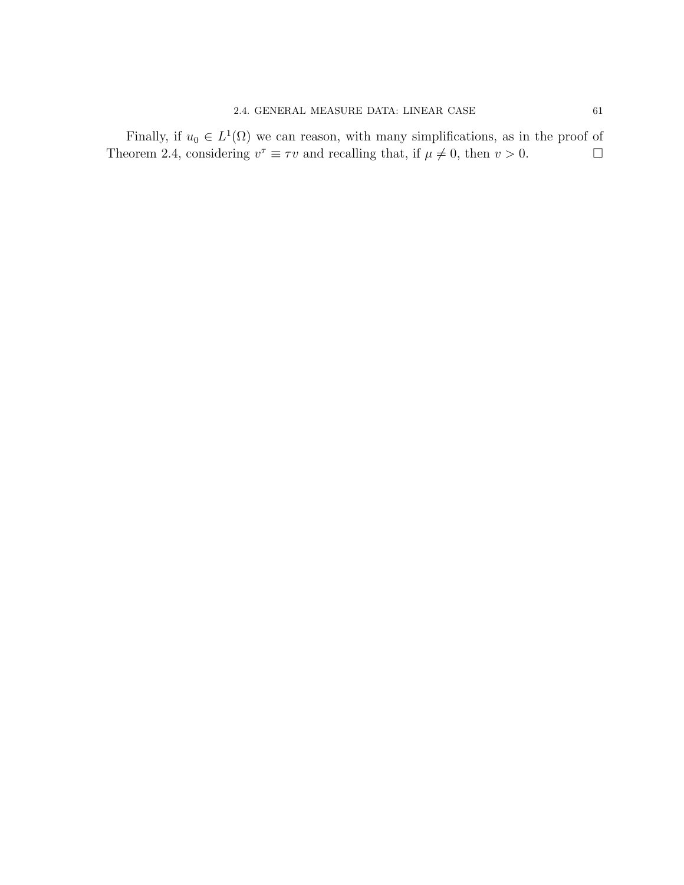Finally, if $u_0 \in L^1(\Omega)$ we can reason, with many simplifications, as in the proof of Theorem 2.4, considering $v^\tau \equiv \tau v$ and recalling that, if $\mu \neq 0$, then $v > 0$. $\square$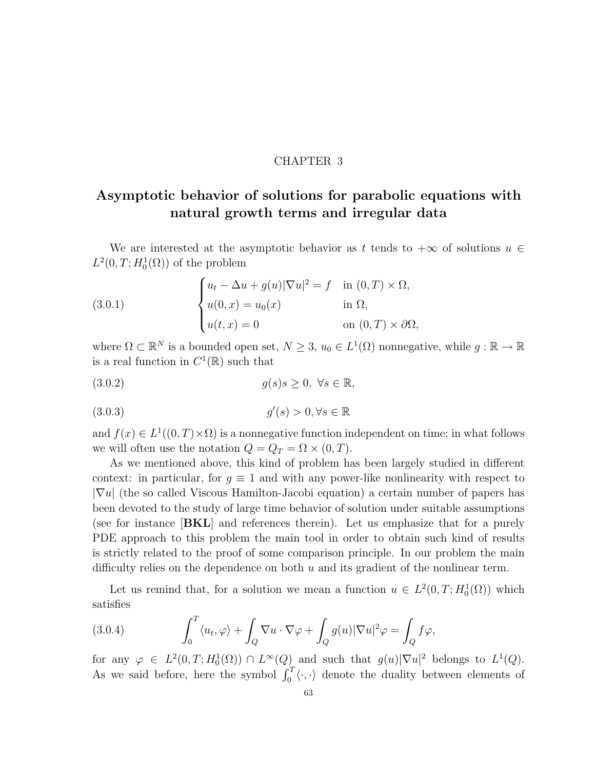CHAPTER 3

# Asymptotic behavior of solutions for parabolic equations with natural growth terms and irregular data

We are interested at the asymptotic behavior as $t$ tends to $+\infty$ of solutions $u \in L^2(0,T;H_0^1(\Omega))$ of the problem

$$
\begin{cases}
u_t - \Delta u + g(u)|\nabla u|^2 = f & \text{in } (0,T)\times\Omega,\\
u(0,x) = u_0(x) & \text{in } \Omega,\\
u(t,x) = 0 & \text{on } (0,T)\times\partial\Omega,
\end{cases}
\tag{3.0.1}
$$

where $\Omega \subset \mathbb{R}^N$ is a bounded open set, $N \geq 3$, $u_0 \in L^1(\Omega)$ nonnegative, while $g : \mathbb{R} \to \mathbb{R}$ is a real function in $C^1(\mathbb{R})$ such that

$$
g(s)s \geq 0, \ \forall s \in \mathbb{R},
\tag{3.0.2}
$$

$$
g'(s) > 0, \forall s \in \mathbb{R}
\tag{3.0.3}
$$

and $f(x) \in L^1((0,T)\times\Omega)$ is a nonnegative function independent on time; in what follows we will often use the notation $Q = Q_T = \Omega \times (0,T)$.

As we mentioned above, this kind of problem has been largely studied in different context: in particular, for $g \equiv 1$ and with any power-like nonlinearity with respect to $|\nabla u|$ (the so called Viscous Hamilton-Jacobi equation) a certain number of papers has been devoted to the study of large time behavior of solution under suitable assumptions (see for instance [**BKL**] and references therein). Let us emphasize that for a purely PDE approach to this problem the main tool in order to obtain such kind of results is strictly related to the proof of some comparison principle. In our problem the main difficulty relies on the dependence on both $u$ and its gradient of the nonlinear term.

Let us remind that, for a solution we mean a function $u \in L^2(0,T;H_0^1(\Omega))$ which satisfies

$$
\int_0^T \langle u_t, \varphi\rangle + \int_Q \nabla u \cdot \nabla \varphi + \int_Q g(u)|\nabla u|^2 \varphi = \int_Q f\varphi,
\tag{3.0.4}
$$

for any $\varphi \in L^2(0,T;H_0^1(\Omega)) \cap L^\infty(Q)$ and such that $g(u)|\nabla u|^2$ belongs to $L^1(Q)$. As we said before, here the symbol $\int_0^T \langle\cdot,\cdot\rangle$ denote the duality between elements of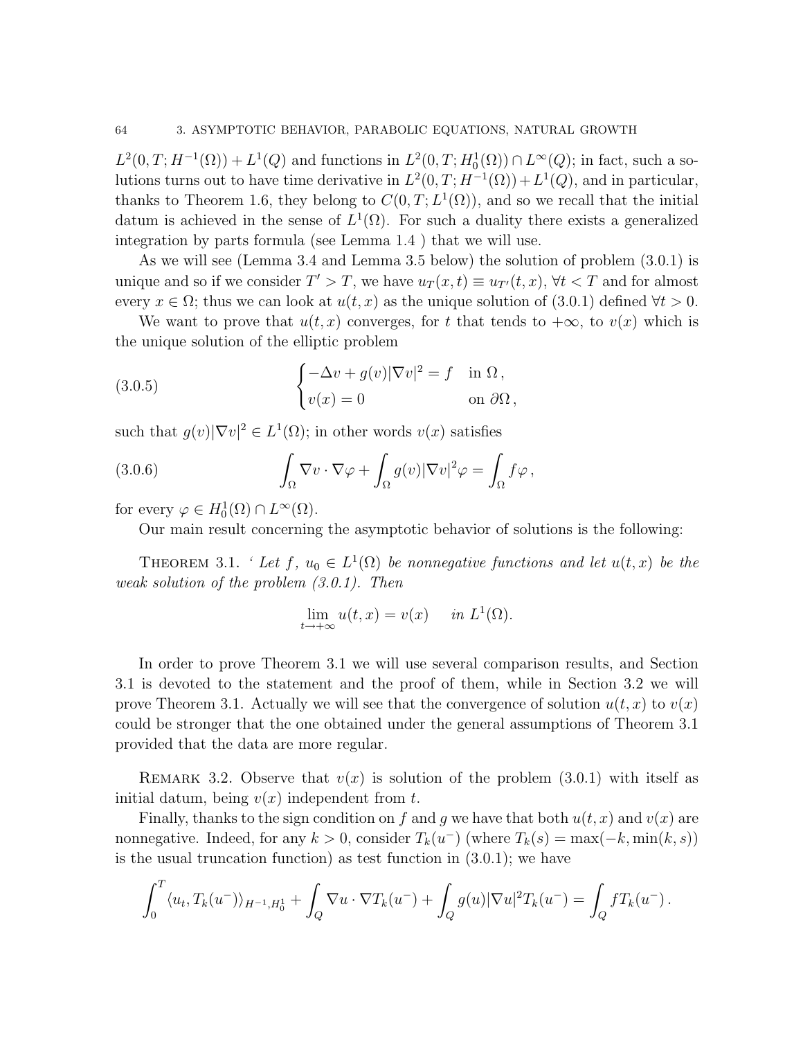$L^2(0,T;H^{-1}(\Omega)) + L^1(Q)$ and functions in $L^2(0,T;H_0^1(\Omega)) \cap L^\infty(Q)$; in fact, such a solutions turns out to have time derivative in $L^2(0,T;H^{-1}(\Omega)) + L^1(Q)$, and in particular, thanks to Theorem 1.6, they belong to $C(0,T;L^1(\Omega))$, and so we recall that the initial datum is achieved in the sense of $L^1(\Omega)$. For such a duality there exists a generalized integration by parts formula (see Lemma 1.4 ) that we will use.

As we will see (Lemma 3.4 and Lemma 3.5 below) the solution of problem (3.0.1) is unique and so if we consider $T' > T$, we have $u_T(x,t) \equiv u_{T'}(x,t)$, $\forall t < T$ and for almost every $x \in \Omega$; thus we can look at $u(t,x)$ as the unique solution of (3.0.1) defined $\forall t > 0$.

We want to prove that $u(t,x)$ converges, for $t$ that tends to $+\infty$, to $v(x)$ which is the unique solution of the elliptic problem

$$
\begin{cases} -\Delta v + g(v)|\nabla v|^2 = f & \text{in } \Omega\,, \\ v(x) = 0 & \text{on } \partial\Omega\,, \end{cases} \tag{3.0.5}
$$

such that $g(v)|\nabla v|^2 \in L^1(\Omega)$; in other words $v(x)$ satisfies

$$
\int_\Omega \nabla v \cdot \nabla \varphi + \int_\Omega g(v)|\nabla v|^2 \varphi = \int_\Omega f\varphi\,, \tag{3.0.6}
$$

for every $\varphi \in H_0^1(\Omega) \cap L^\infty(\Omega)$.

Our main result concerning the asymptotic behavior of solutions is the following:

THEOREM 3.1. ‘ *Let $f$, $u_0 \in L^1(\Omega)$ be nonnegative functions and let $u(t,x)$ be the weak solution of the problem (3.0.1). Then*

$$
\lim_{t\to+\infty} u(t,x) = v(x) \quad \text{ in } L^1(\Omega).
$$

In order to prove Theorem 3.1 we will use several comparison results, and Section 3.1 is devoted to the statement and the proof of them, while in Section 3.2 we will prove Theorem 3.1. Actually we will see that the convergence of solution $u(t,x)$ to $v(x)$ could be stronger that the one obtained under the general assumptions of Theorem 3.1 provided that the data are more regular.

REMARK 3.2. Observe that $v(x)$ is solution of the problem (3.0.1) with itself as initial datum, being $v(x)$ independent from $t$.

Finally, thanks to the sign condition on $f$ and $g$ we have that both $u(t,x)$ and $v(x)$ are nonnegative. Indeed, for any $k > 0$, consider $T_k(u^-)$ (where $T_k(s) = \max(-k, \min(k,s))$ is the usual truncation function) as test function in (3.0.1); we have

$$
\int_0^T \langle u_t, T_k(u^-)\rangle_{H^{-1},H_0^1} + \int_Q \nabla u \cdot \nabla T_k(u^-) + \int_Q g(u)|\nabla u|^2 T_k(u^-) = \int_Q f T_k(u^-)\,.
$$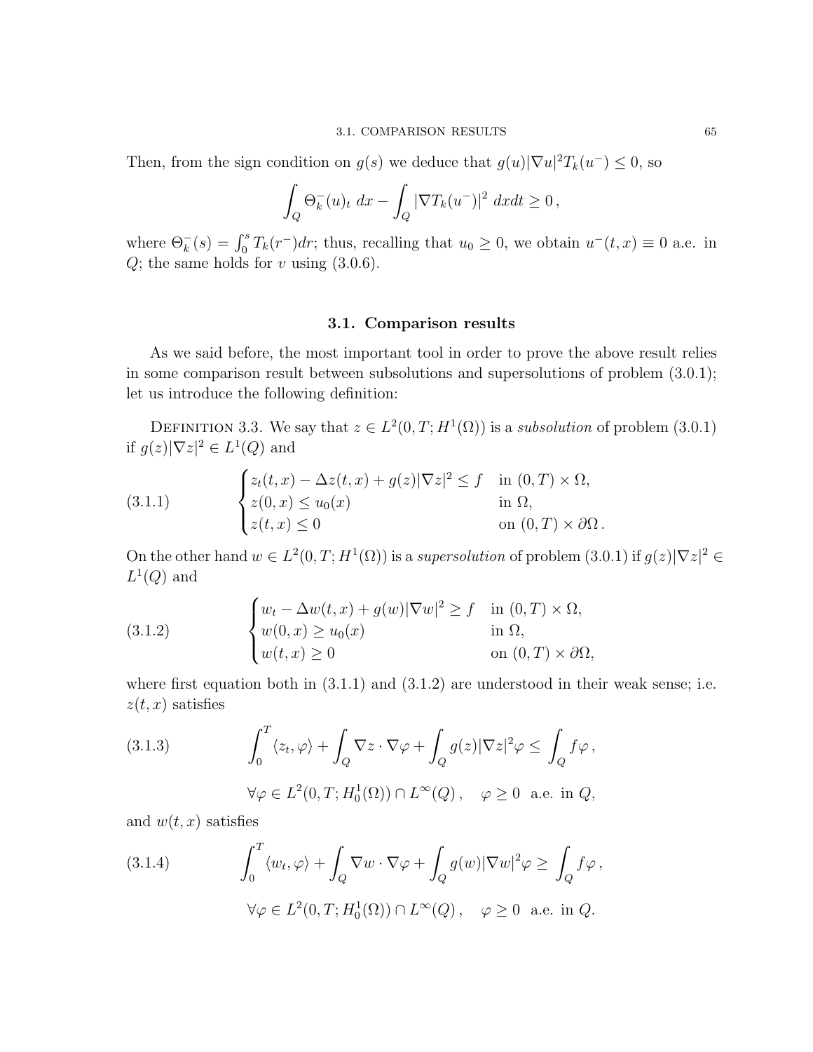Then, from the sign condition on $g(s)$ we deduce that $g(u)|\nabla u|^2 T_k(u^-) \leq 0$, so

$$
\int_Q \Theta_k^-(u)_t \, dx - \int_Q |\nabla T_k(u^-)|^2 \, dxdt \geq 0 \,,
$$

where $\Theta_k^-(s) = \int_0^s T_k(r^-)dr$; thus, recalling that $u_0 \geq 0$, we obtain $u^-(t,x) \equiv 0$ a.e. in $Q$; the same holds for $v$ using (3.0.6).

## 3.1. Comparison results

As we said before, the most important tool in order to prove the above result relies in some comparison result between subsolutions and supersolutions of problem (3.0.1); let us introduce the following definition:

Definition 3.3. We say that $z \in L^2(0,T;H^1(\Omega))$ is a *subsolution* of problem (3.0.1) if $g(z)|\nabla z|^2 \in L^1(Q)$ and

$$
\begin{cases}
z_t(t,x) - \Delta z(t,x) + g(z)|\nabla z|^2 \leq f & \text{in } (0,T) \times \Omega, \\
z(0,x) \leq u_0(x) & \text{in } \Omega, \\
z(t,x) \leq 0 & \text{on } (0,T) \times \partial\Omega \,.
\end{cases}
\tag{3.1.1}
$$

On the other hand $w \in L^2(0,T;H^1(\Omega))$ is a *supersolution* of problem (3.0.1) if $g(z)|\nabla z|^2 \in L^1(Q)$ and

$$
\begin{cases}
w_t - \Delta w(t,x) + g(w)|\nabla w|^2 \geq f & \text{in } (0,T) \times \Omega, \\
w(0,x) \geq u_0(x) & \text{in } \Omega, \\
w(t,x) \geq 0 & \text{on } (0,T) \times \partial\Omega,
\end{cases}
\tag{3.1.2}
$$

where first equation both in (3.1.1) and (3.1.2) are understood in their weak sense; i.e. $z(t,x)$ satisfies

$$
\int_0^T \langle z_t, \varphi \rangle + \int_Q \nabla z \cdot \nabla \varphi + \int_Q g(z)|\nabla z|^2 \varphi \leq \int_Q f\varphi \,,
\tag{3.1.3}
$$

$$
\forall \varphi \in L^2(0,T;H_0^1(\Omega)) \cap L^\infty(Q) \,, \quad \varphi \geq 0 \text{ a.e. in } Q,
$$

and $w(t,x)$ satisfies

$$
\int_0^T \langle w_t, \varphi \rangle + \int_Q \nabla w \cdot \nabla \varphi + \int_Q g(w)|\nabla w|^2 \varphi \geq \int_Q f\varphi \,,
\tag{3.1.4}
$$

$$
\forall \varphi \in L^2(0,T;H_0^1(\Omega)) \cap L^\infty(Q) \,, \quad \varphi \geq 0 \text{ a.e. in } Q.
$$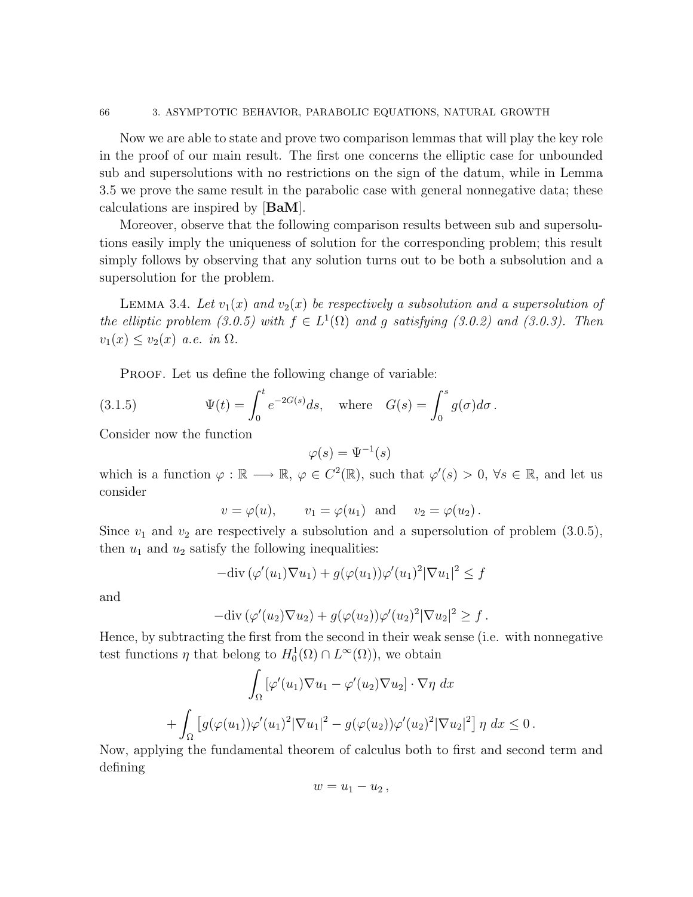Now we are able to state and prove two comparison lemmas that will play the key role in the proof of our main result. The first one concerns the elliptic case for unbounded sub and supersolutions with no restrictions on the sign of the datum, while in Lemma 3.5 we prove the same result in the parabolic case with general nonnegative data; these calculations are inspired by [**BaM**].

Moreover, observe that the following comparison results between sub and supersolutions easily imply the uniqueness of solution for the corresponding problem; this result simply follows by observing that any solution turns out to be both a subsolution and a supersolution for the problem.

Lemma 3.4. *Let $v_1(x)$ and $v_2(x)$ be respectively a subsolution and a supersolution of the elliptic problem (3.0.5) with $f \in L^1(\Omega)$ and $g$ satisfying (3.0.2) and (3.0.3). Then $v_1(x) \leq v_2(x)$ a.e. in $\Omega$.*

Proof. Let us define the following change of variable:

$$\Psi(t) = \int_0^t e^{-2G(s)} ds, \quad \text{where} \quad G(s) = \int_0^s g(\sigma) d\sigma \,. \tag{3.1.5}$$

Consider now the function

$$\varphi(s) = \Psi^{-1}(s)$$

which is a function $\varphi : \mathbb{R} \longrightarrow \mathbb{R}$, $\varphi \in C^2(\mathbb{R})$, such that $\varphi'(s) > 0$, $\forall s \in \mathbb{R}$, and let us consider

$$v = \varphi(u), \qquad v_1 = \varphi(u_1) \;\text{ and } \quad v_2 = \varphi(u_2)\,.$$

Since $v_1$ and $v_2$ are respectively a subsolution and a supersolution of problem (3.0.5), then $u_1$ and $u_2$ satisfy the following inequalities:

$$-\text{div}\,(\varphi'(u_1)\nabla u_1) + g(\varphi(u_1))\varphi'(u_1)^2|\nabla u_1|^2 \leq f$$

and

$$-\text{div}\,(\varphi'(u_2)\nabla u_2) + g(\varphi(u_2))\varphi'(u_2)^2|\nabla u_2|^2 \geq f\,.$$

Hence, by subtracting the first from the second in their weak sense (i.e. with nonnegative test functions $\eta$ that belong to $H_0^1(\Omega) \cap L^\infty(\Omega)$), we obtain

$$\int_\Omega [\varphi'(u_1)\nabla u_1 - \varphi'(u_2)\nabla u_2] \cdot \nabla\eta \; dx$$

$$+ \int_\Omega \left[g(\varphi(u_1))\varphi'(u_1)^2|\nabla u_1|^2 - g(\varphi(u_2))\varphi'(u_2)^2|\nabla u_2|^2\right] \eta \; dx \leq 0\,.$$

Now, applying the fundamental theorem of calculus both to first and second term and defining

$$w = u_1 - u_2\,,$$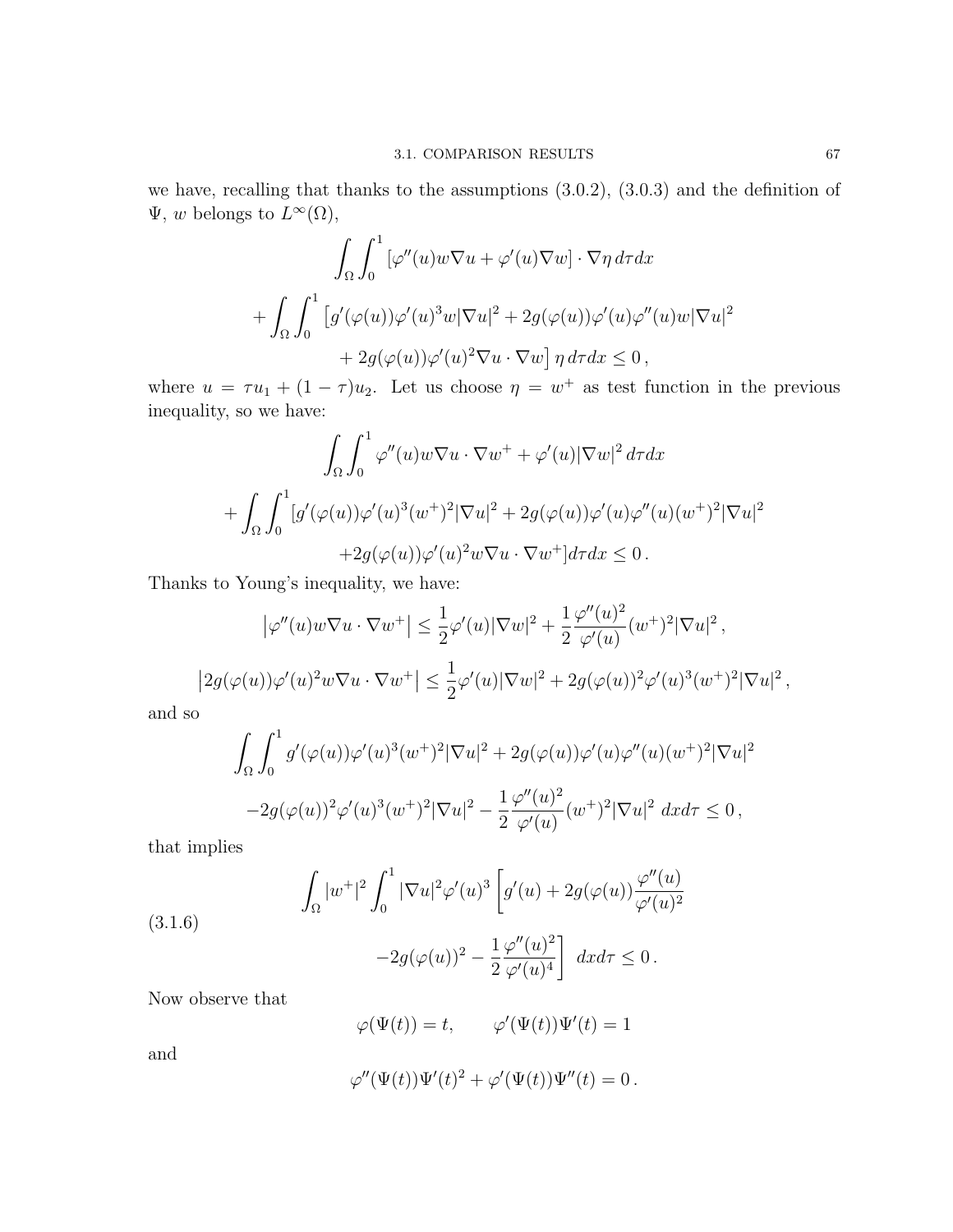we have, recalling that thanks to the assumptions (3.0.2), (3.0.3) and the definition of $\Psi$, $w$ belongs to $L^\infty(\Omega)$,

$$
\begin{aligned}
&\int_\Omega \int_0^1 \left[\varphi''(u) w \nabla u + \varphi'(u) \nabla w\right] \cdot \nabla \eta \, d\tau dx \\
&+ \int_\Omega \int_0^1 \left[g'(\varphi(u))\varphi'(u)^3 w |\nabla u|^2 + 2g(\varphi(u))\varphi'(u)\varphi''(u) w |\nabla u|^2 \right. \\
&\qquad \left. + \, 2g(\varphi(u))\varphi'(u)^2 \nabla u \cdot \nabla w\right] \eta \, d\tau dx \leq 0 \,,
\end{aligned}
$$

where $u = \tau u_1 + (1-\tau)u_2$. Let us choose $\eta = w^+$ as test function in the previous inequality, so we have:

$$
\begin{aligned}
&\int_\Omega \int_0^1 \varphi''(u) w \nabla u \cdot \nabla w^+ + \varphi'(u) |\nabla w|^2 \, d\tau dx \\
&+ \int_\Omega \int_0^1 [g'(\varphi(u))\varphi'(u)^3 (w^+)^2 |\nabla u|^2 + 2g(\varphi(u))\varphi'(u)\varphi''(u)(w^+)^2 |\nabla u|^2 \\
&\qquad + 2g(\varphi(u))\varphi'(u)^2 w \nabla u \cdot \nabla w^+] d\tau dx \leq 0 \,.
\end{aligned}
$$

Thanks to Young's inequality, we have:

$$
\left|\varphi''(u) w \nabla u \cdot \nabla w^+\right| \leq \frac{1}{2}\varphi'(u)|\nabla w|^2 + \frac{1}{2}\frac{\varphi''(u)^2}{\varphi'(u)}(w^+)^2 |\nabla u|^2 \,,
$$

$$
\left|2g(\varphi(u))\varphi'(u)^2 w \nabla u \cdot \nabla w^+\right| \leq \frac{1}{2}\varphi'(u)|\nabla w|^2 + 2g(\varphi(u))^2 \varphi'(u)^3 (w^+)^2 |\nabla u|^2 \,,
$$

and so

$$
\begin{aligned}
&\int_\Omega \int_0^1 g'(\varphi(u))\varphi'(u)^3 (w^+)^2 |\nabla u|^2 + 2g(\varphi(u))\varphi'(u)\varphi''(u)(w^+)^2 |\nabla u|^2 \\
&\qquad -2g(\varphi(u))^2 \varphi'(u)^3 (w^+)^2 |\nabla u|^2 - \frac{1}{2}\frac{\varphi''(u)^2}{\varphi'(u)}(w^+)^2 |\nabla u|^2 \; dx d\tau \leq 0 \,,
\end{aligned}
$$

that implies

$$
\begin{aligned}
&\int_\Omega |w^+|^2 \int_0^1 |\nabla u|^2 \varphi'(u)^3 \left[g'(u) + 2g(\varphi(u))\frac{\varphi''(u)}{\varphi'(u)^2}\right. \\
&\qquad \left. -2g(\varphi(u))^2 - \frac{1}{2}\frac{\varphi''(u)^2}{\varphi'(u)^4}\right] \; dx d\tau \leq 0 \,.
\end{aligned}
\tag{3.1.6}
$$

Now observe that

$$
\varphi(\Psi(t)) = t, \qquad \varphi'(\Psi(t))\Psi'(t) = 1
$$

and

$$
\varphi''(\Psi(t))\Psi'(t)^2 + \varphi'(\Psi(t))\Psi''(t) = 0 \,.
$$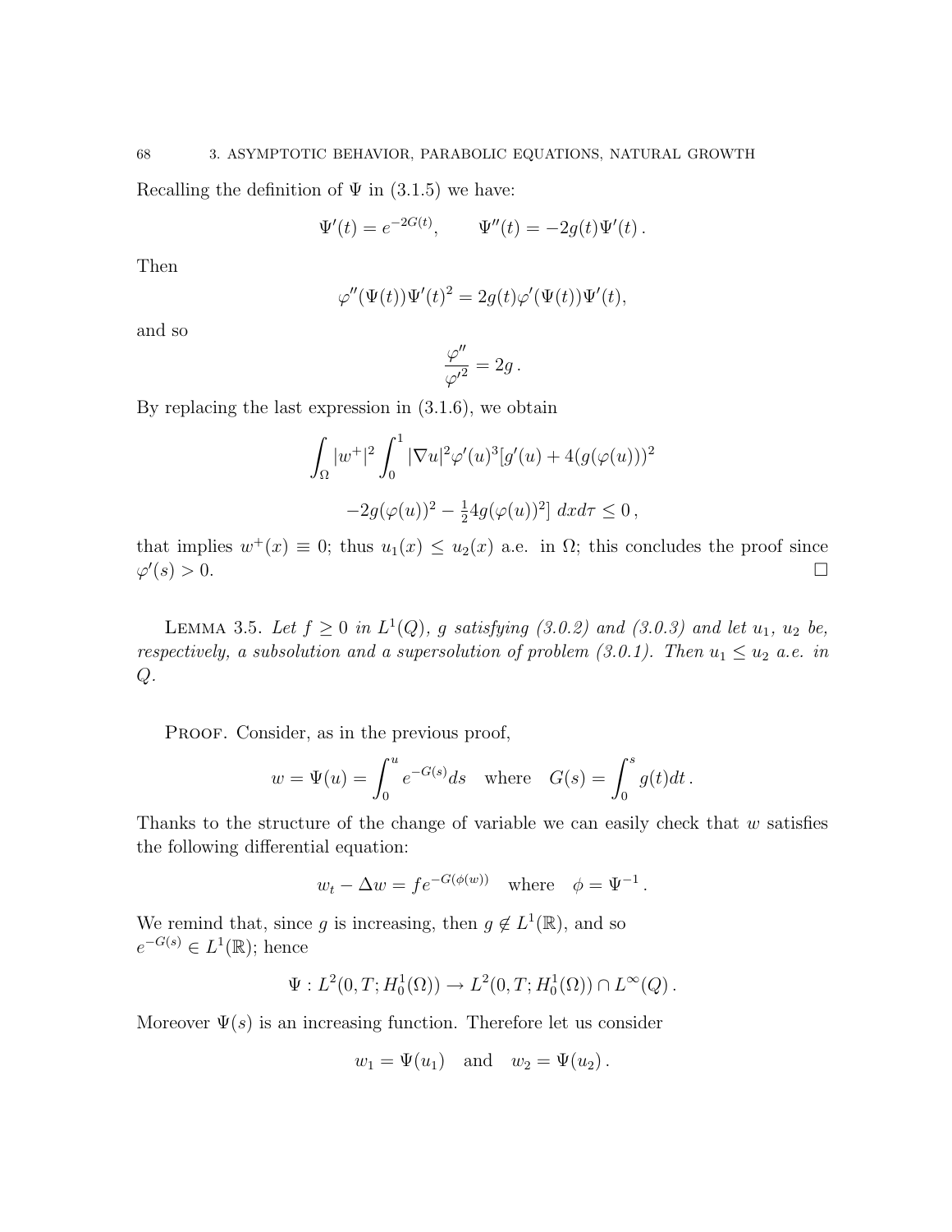Recalling the definition of $\Psi$ in (3.1.5) we have:

$$\Psi'(t) = e^{-2G(t)}, \qquad \Psi''(t) = -2g(t)\Psi'(t)\,.$$

Then

$$\varphi''(\Psi(t))\Psi'(t)^2 = 2g(t)\varphi'(\Psi(t))\Psi'(t),$$

and so

$$\frac{\varphi''}{\varphi'^2} = 2g\,.$$

By replacing the last expression in (3.1.6), we obtain

$$\int_\Omega |w^+|^2 \int_0^1 |\nabla u|^2 \varphi'(u)^3 [g'(u) + 4(g(\varphi(u)))^2$$
$$-2g(\varphi(u))^2 - \tfrac{1}{2} 4g(\varphi(u))^2]\; dx d\tau \leq 0\,,$$

that implies $w^+(x) \equiv 0$; thus $u_1(x) \leq u_2(x)$ a.e. in $\Omega$; this concludes the proof since $\varphi'(s) > 0$. $\square$

**Lemma 3.5.** *Let $f \geq 0$ in $L^1(Q)$, $g$ satisfying (3.0.2) and (3.0.3) and let $u_1$, $u_2$ be, respectively, a subsolution and a supersolution of problem (3.0.1). Then $u_1 \leq u_2$ a.e. in $Q$.*

Proof. Consider, as in the previous proof,

$$w = \Psi(u) = \int_0^u e^{-G(s)} ds \quad \text{where} \quad G(s) = \int_0^s g(t) dt\,.$$

Thanks to the structure of the change of variable we can easily check that $w$ satisfies the following differential equation:

$$w_t - \Delta w = f e^{-G(\phi(w))} \quad \text{where} \quad \phi = \Psi^{-1}\,.$$

We remind that, since $g$ is increasing, then $g \notin L^1(\mathbb{R})$, and so $e^{-G(s)} \in L^1(\mathbb{R})$; hence

$$\Psi : L^2(0,T; H_0^1(\Omega)) \to L^2(0,T; H_0^1(\Omega)) \cap L^\infty(Q)\,.$$

Moreover $\Psi(s)$ is an increasing function. Therefore let us consider

$$w_1 = \Psi(u_1) \quad \text{and} \quad w_2 = \Psi(u_2)\,.$$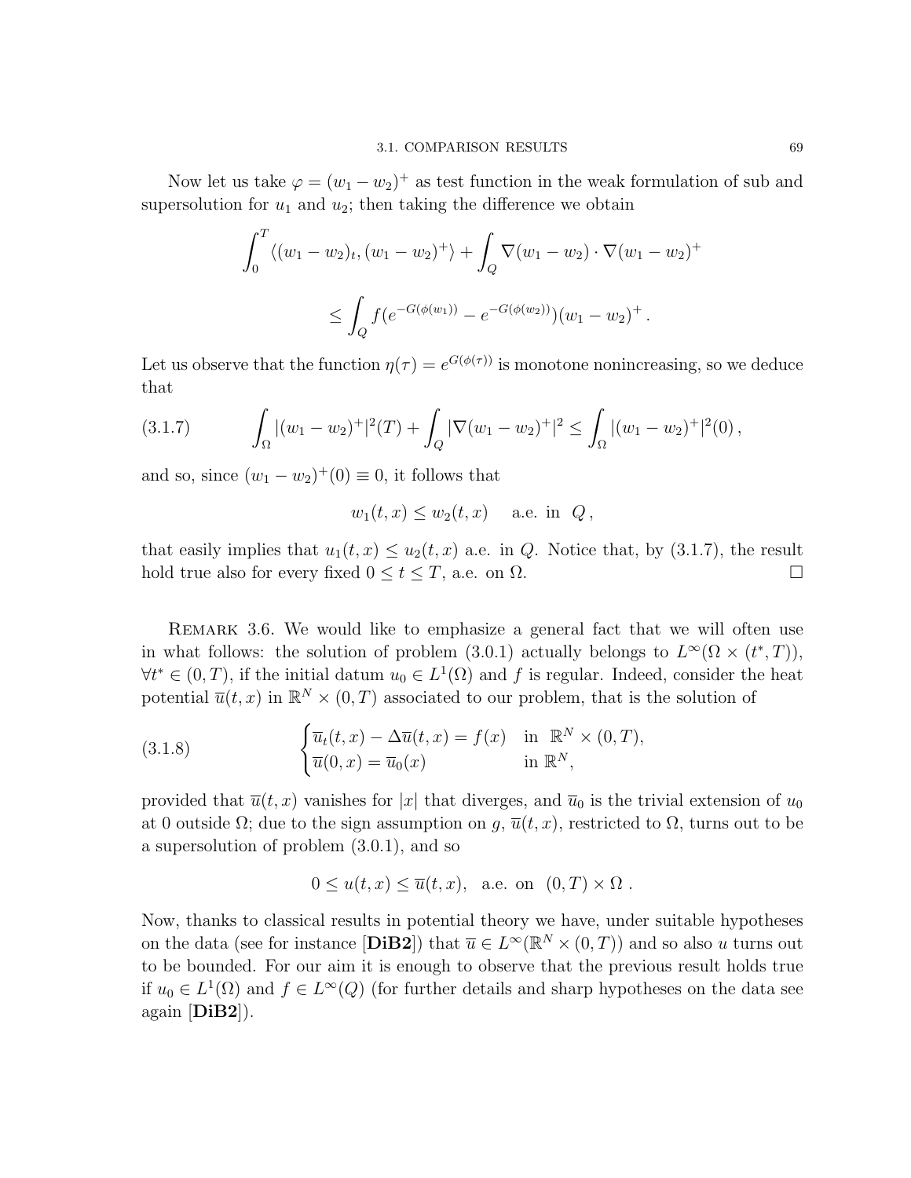Now let us take $\varphi = (w_1 - w_2)^+$ as test function in the weak formulation of sub and supersolution for $u_1$ and $u_2$; then taking the difference we obtain

$$\int_0^T \langle (w_1 - w_2)_t, (w_1 - w_2)^+ \rangle + \int_Q \nabla(w_1 - w_2) \cdot \nabla(w_1 - w_2)^+$$

$$\leq \int_Q f(e^{-G(\phi(w_1))} - e^{-G(\phi(w_2))})(w_1 - w_2)^+ \, .$$

Let us observe that the function $\eta(\tau) = e^{G(\phi(\tau))}$ is monotone nonincreasing, so we deduce that

$$\int_\Omega |(w_1 - w_2)^+|^2(T) + \int_Q |\nabla(w_1 - w_2)^+|^2 \leq \int_\Omega |(w_1 - w_2)^+|^2(0)\, , \tag{3.1.7}$$

and so, since $(w_1 - w_2)^+(0) \equiv 0$, it follows that

$$w_1(t,x) \leq w_2(t,x) \quad \text{ a.e. in } \; Q\, ,$$

that easily implies that $u_1(t,x) \leq u_2(t,x)$ a.e. in $Q$. Notice that, by (3.1.7), the result hold true also for every fixed $0 \leq t \leq T$, a.e. on $\Omega$. □

Remark 3.6. We would like to emphasize a general fact that we will often use in what follows: the solution of problem (3.0.1) actually belongs to $L^\infty(\Omega \times (t^*, T))$, $\forall t^* \in (0,T)$, if the initial datum $u_0 \in L^1(\Omega)$ and $f$ is regular. Indeed, consider the heat potential $\overline{u}(t,x)$ in $\mathbb{R}^N \times (0,T)$ associated to our problem, that is the solution of

$$\begin{cases} \overline{u}_t(t,x) - \Delta \overline{u}(t,x) = f(x) & \text{in } \; \mathbb{R}^N \times (0,T), \\ \overline{u}(0,x) = \overline{u}_0(x) & \text{in } \mathbb{R}^N, \end{cases} \tag{3.1.8}$$

provided that $\overline{u}(t,x)$ vanishes for $|x|$ that diverges, and $\overline{u}_0$ is the trivial extension of $u_0$ at 0 outside $\Omega$; due to the sign assumption on $g$, $\overline{u}(t,x)$, restricted to $\Omega$, turns out to be a supersolution of problem (3.0.1), and so

$$0 \leq u(t,x) \leq \overline{u}(t,x), \quad \text{a.e. on } \; (0,T) \times \Omega\, .$$

Now, thanks to classical results in potential theory we have, under suitable hypotheses on the data (see for instance [**DiB2**]) that $\overline{u} \in L^\infty(\mathbb{R}^N \times (0,T))$ and so also $u$ turns out to be bounded. For our aim it is enough to observe that the previous result holds true if $u_0 \in L^1(\Omega)$ and $f \in L^\infty(Q)$ (for further details and sharp hypotheses on the data see again [**DiB2**]).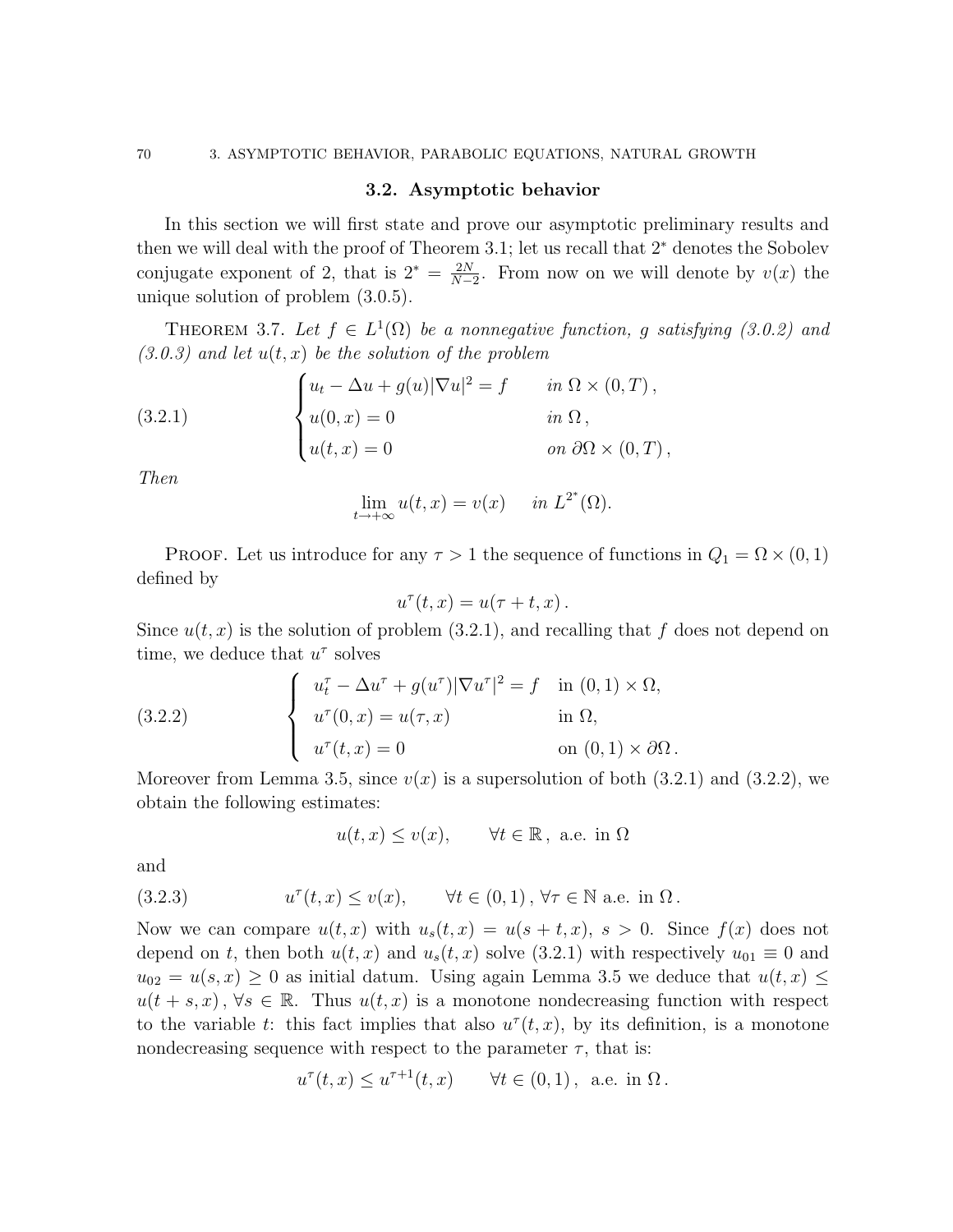## 3.2. Asymptotic behavior

In this section we will first state and prove our asymptotic preliminary results and then we will deal with the proof of Theorem 3.1; let us recall that $2^*$ denotes the Sobolev conjugate exponent of 2, that is $2^* = \frac{2N}{N-2}$. From now on we will denote by $v(x)$ the unique solution of problem (3.0.5).

THEOREM 3.7. *Let $f \in L^1(\Omega)$ be a nonnegative function, $g$ satisfying (3.0.2) and (3.0.3) and let $u(t,x)$ be the solution of the problem*

$$
\begin{cases} u_t - \Delta u + g(u)|\nabla u|^2 = f & \text{in } \Omega \times (0,T)\,, \\ u(0,x) = 0 & \text{in } \Omega\,, \\ u(t,x) = 0 & \text{on } \partial\Omega \times (0,T)\,, \end{cases} \tag{3.2.1}
$$

*Then*

$$
\lim_{t \to +\infty} u(t,x) = v(x) \qquad \text{in } L^{2^*}(\Omega).
$$

PROOF. Let us introduce for any $\tau > 1$ the sequence of functions in $Q_1 = \Omega \times (0,1)$ defined by

$$
u^\tau(t,x) = u(\tau + t, x)\,.
$$

Since $u(t,x)$ is the solution of problem (3.2.1), and recalling that $f$ does not depend on time, we deduce that $u^\tau$ solves

$$
\begin{cases} u^\tau_t - \Delta u^\tau + g(u^\tau)|\nabla u^\tau|^2 = f & \text{in } (0,1) \times \Omega, \\ u^\tau(0,x) = u(\tau, x) & \text{in } \Omega, \\ u^\tau(t,x) = 0 & \text{on } (0,1) \times \partial\Omega\,. \end{cases} \tag{3.2.2}
$$

Moreover from Lemma 3.5, since $v(x)$ is a supersolution of both (3.2.1) and (3.2.2), we obtain the following estimates:

$$
u(t,x) \le v(x), \qquad \forall t \in \mathbb{R}\,, \text{ a.e. in } \Omega
$$

and

$$
u^\tau(t,x) \le v(x), \qquad \forall t \in (0,1)\,, \forall \tau \in \mathbb{N} \text{ a.e. in } \Omega\,. \tag{3.2.3}
$$

Now we can compare $u(t,x)$ with $u_s(t,x) = u(s+t,x)$, $s > 0$. Since $f(x)$ does not depend on $t$, then both $u(t,x)$ and $u_s(t,x)$ solve (3.2.1) with respectively $u_{01} \equiv 0$ and $u_{02} = u(s,x) \ge 0$ as initial datum. Using again Lemma 3.5 we deduce that $u(t,x) \le u(t+s,x)$, $\forall s \in \mathbb{R}$. Thus $u(t,x)$ is a monotone nondecreasing function with respect to the variable $t$: this fact implies that also $u^\tau(t,x)$, by its definition, is a monotone nondecreasing sequence with respect to the parameter $\tau$, that is:

$$
u^\tau(t,x) \le u^{\tau+1}(t,x) \qquad \forall t \in (0,1)\,, \text{ a.e. in } \Omega\,.
$$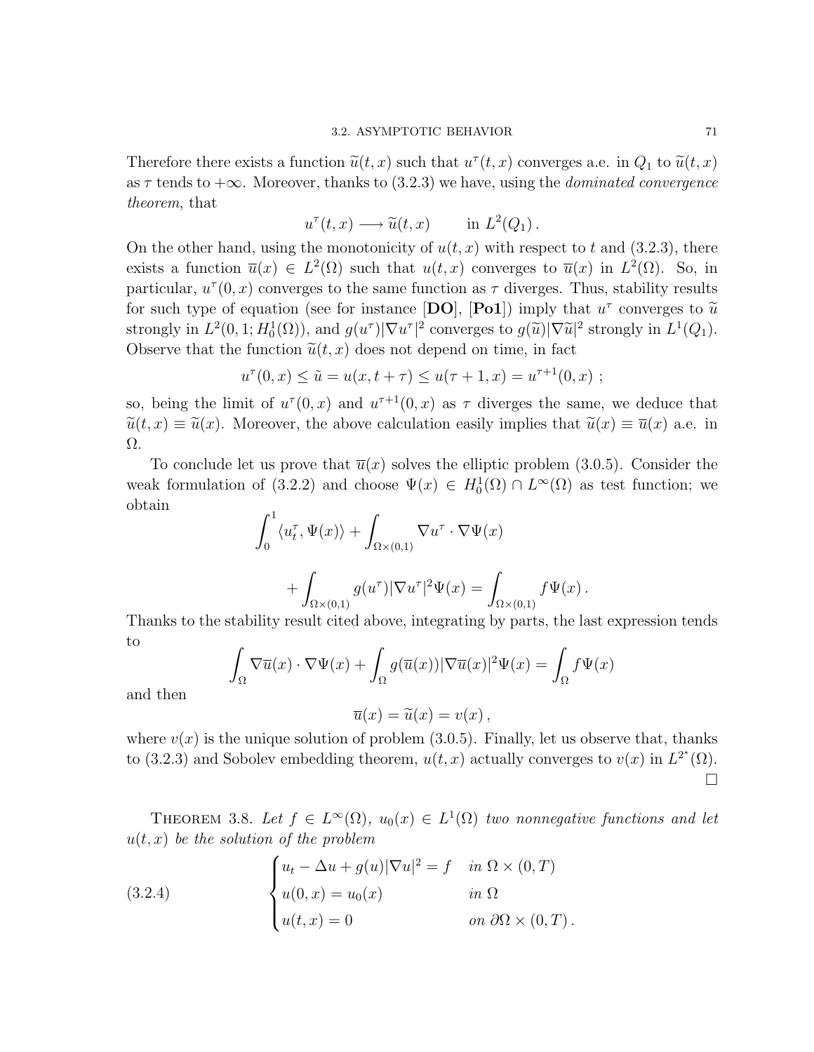Therefore there exists a function $\widetilde{u}(t,x)$ such that $u^\tau(t,x)$ converges a.e. in $Q_1$ to $\widetilde{u}(t,x)$ as $\tau$ tends to $+\infty$. Moreover, thanks to (3.2.3) we have, using the *dominated convergence theorem*, that

$$u^\tau(t,x) \longrightarrow \widetilde{u}(t,x) \qquad \text{in } L^2(Q_1)\,.$$

On the other hand, using the monotonicity of $u(t,x)$ with respect to $t$ and (3.2.3), there exists a function $\overline{u}(x) \in L^2(\Omega)$ such that $u(t,x)$ converges to $\overline{u}(x)$ in $L^2(\Omega)$. So, in particular, $u^\tau(0,x)$ converges to the same function as $\tau$ diverges. Thus, stability results for such type of equation (see for instance [**DO**], [**Po1**]) imply that $u^\tau$ converges to $\widetilde{u}$ strongly in $L^2(0,1;H^1_0(\Omega))$, and $g(u^\tau)|\nabla u^\tau|^2$ converges to $g(\widetilde{u})|\nabla \widetilde{u}|^2$ strongly in $L^1(Q_1)$. Observe that the function $\widetilde{u}(t,x)$ does not depend on time, in fact

$$u^\tau(0,x) \le \tilde{u} = u(x, t+\tau) \le u(\tau+1, x) = u^{\tau+1}(0,x)\ ;$$

so, being the limit of $u^\tau(0,x)$ and $u^{\tau+1}(0,x)$ as $\tau$ diverges the same, we deduce that $\widetilde{u}(t,x) \equiv \widetilde{u}(x)$. Moreover, the above calculation easily implies that $\widetilde{u}(x) \equiv \overline{u}(x)$ a.e. in $\Omega$.

To conclude let us prove that $\overline{u}(x)$ solves the elliptic problem (3.0.5). Consider the weak formulation of (3.2.2) and choose $\Psi(x) \in H^1_0(\Omega) \cap L^\infty(\Omega)$ as test function; we obtain

$$\int_0^1 \langle u^\tau_t, \Psi(x)\rangle + \int_{\Omega\times(0,1)} \nabla u^\tau \cdot \nabla \Psi(x)$$

$$+ \int_{\Omega\times(0,1)} g(u^\tau)|\nabla u^\tau|^2 \Psi(x) = \int_{\Omega\times(0,1)} f\Psi(x)\,.$$

Thanks to the stability result cited above, integrating by parts, the last expression tends to

$$\int_\Omega \nabla \overline{u}(x)\cdot \nabla\Psi(x) + \int_\Omega g(\overline{u}(x))|\nabla \overline{u}(x)|^2\Psi(x) = \int_\Omega f\Psi(x)$$

and then

$$\overline{u}(x) = \widetilde{u}(x) = v(x)\,,$$

where $v(x)$ is the unique solution of problem (3.0.5). Finally, let us observe that, thanks to (3.2.3) and Sobolev embedding theorem, $u(t,x)$ actually converges to $v(x)$ in $L^{2^*}(\Omega)$. □

THEOREM 3.8. *Let $f \in L^\infty(\Omega)$, $u_0(x) \in L^1(\Omega)$ two nonnegative functions and let $u(t,x)$ be the solution of the problem*

$$\begin{cases} u_t - \Delta u + g(u)|\nabla u|^2 = f & \text{in } \Omega\times(0,T) \\ u(0,x) = u_0(x) & \text{in } \Omega \\ u(t,x) = 0 & \text{on } \partial\Omega\times(0,T)\,. \end{cases} \tag{3.2.4}$$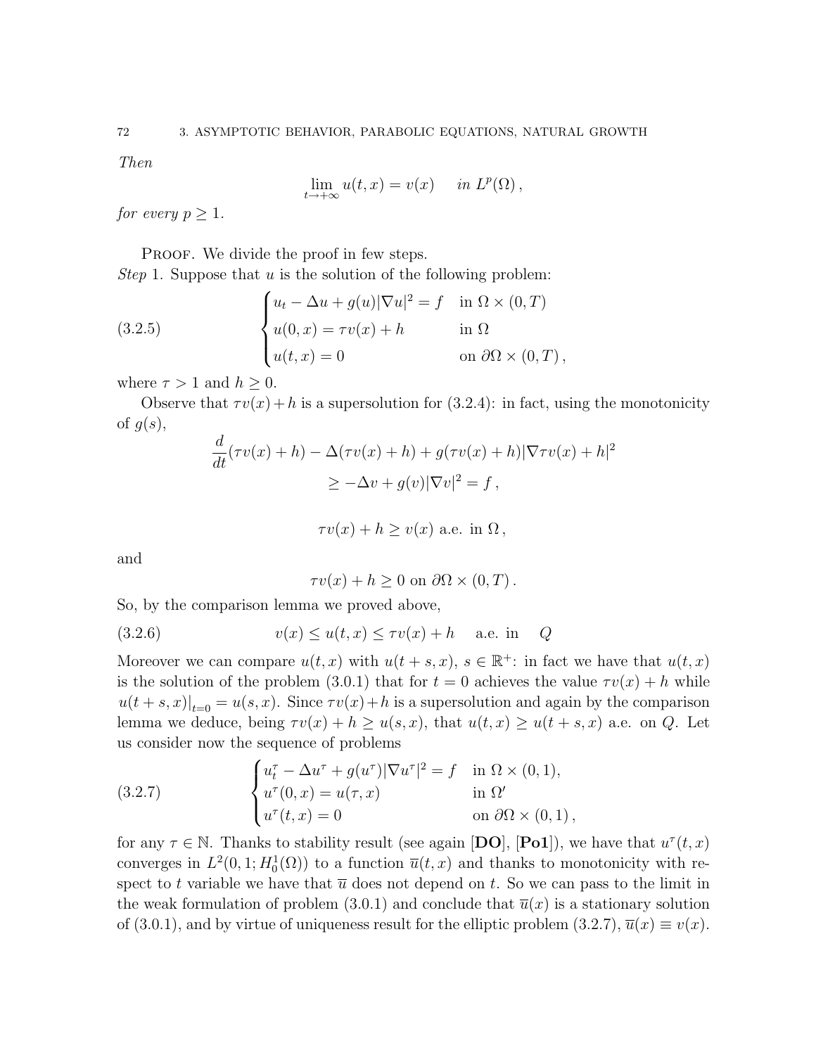*Then*

$$\lim_{t\to+\infty} u(t,x) = v(x) \quad \text{ in } L^p(\Omega)\,,$$

*for every* $p \geq 1$.

Proof. We divide the proof in few steps.
*Step* 1. Suppose that $u$ is the solution of the following problem:

$$\begin{cases} u_t - \Delta u + g(u)|\nabla u|^2 = f & \text{in } \Omega \times (0,T) \\ u(0,x) = \tau v(x) + h & \text{in } \Omega \\ u(t,x) = 0 & \text{on } \partial\Omega \times (0,T)\,, \end{cases} \tag{3.2.5}$$

where $\tau > 1$ and $h \geq 0$.

Observe that $\tau v(x) + h$ is a supersolution for (3.2.4): in fact, using the monotonicity of $g(s)$,

$$\frac{d}{dt}(\tau v(x) + h) - \Delta(\tau v(x) + h) + g(\tau v(x) + h)|\nabla \tau v(x) + h|^2$$
$$\geq -\Delta v + g(v)|\nabla v|^2 = f\,,$$

$$\tau v(x) + h \geq v(x) \text{ a.e. in } \Omega\,,$$

and

$$\tau v(x) + h \geq 0 \text{ on } \partial\Omega \times (0,T)\,.$$

So, by the comparison lemma we proved above,

$$v(x) \leq u(t,x) \leq \tau v(x) + h \quad \text{ a.e. in } \quad Q \tag{3.2.6}$$

Moreover we can compare $u(t,x)$ with $u(t+s,x)$, $s \in \mathbb{R}^+$: in fact we have that $u(t,x)$ is the solution of the problem (3.0.1) that for $t = 0$ achieves the value $\tau v(x) + h$ while $u(t+s,x)|_{t=0} = u(s,x)$. Since $\tau v(x) + h$ is a supersolution and again by the comparison lemma we deduce, being $\tau v(x) + h \geq u(s,x)$, that $u(t,x) \geq u(t+s,x)$ a.e. on $Q$. Let us consider now the sequence of problems

$$\begin{cases} u^\tau_t - \Delta u^\tau + g(u^\tau)|\nabla u^\tau|^2 = f & \text{in } \Omega \times (0,1), \\ u^\tau(0,x) = u(\tau,x) & \text{in } \Omega' \\ u^\tau(t,x) = 0 & \text{on } \partial\Omega \times (0,1)\,, \end{cases} \tag{3.2.7}$$

for any $\tau \in \mathbb{N}$. Thanks to stability result (see again [**DO**], [**Po1**]), we have that $u^\tau(t,x)$ converges in $L^2(0,1;H^1_0(\Omega))$ to a function $\overline{u}(t,x)$ and thanks to monotonicity with respect to $t$ variable we have that $\overline{u}$ does not depend on $t$. So we can pass to the limit in the weak formulation of problem (3.0.1) and conclude that $\overline{u}(x)$ is a stationary solution of (3.0.1), and by virtue of uniqueness result for the elliptic problem (3.2.7), $\overline{u}(x) \equiv v(x)$.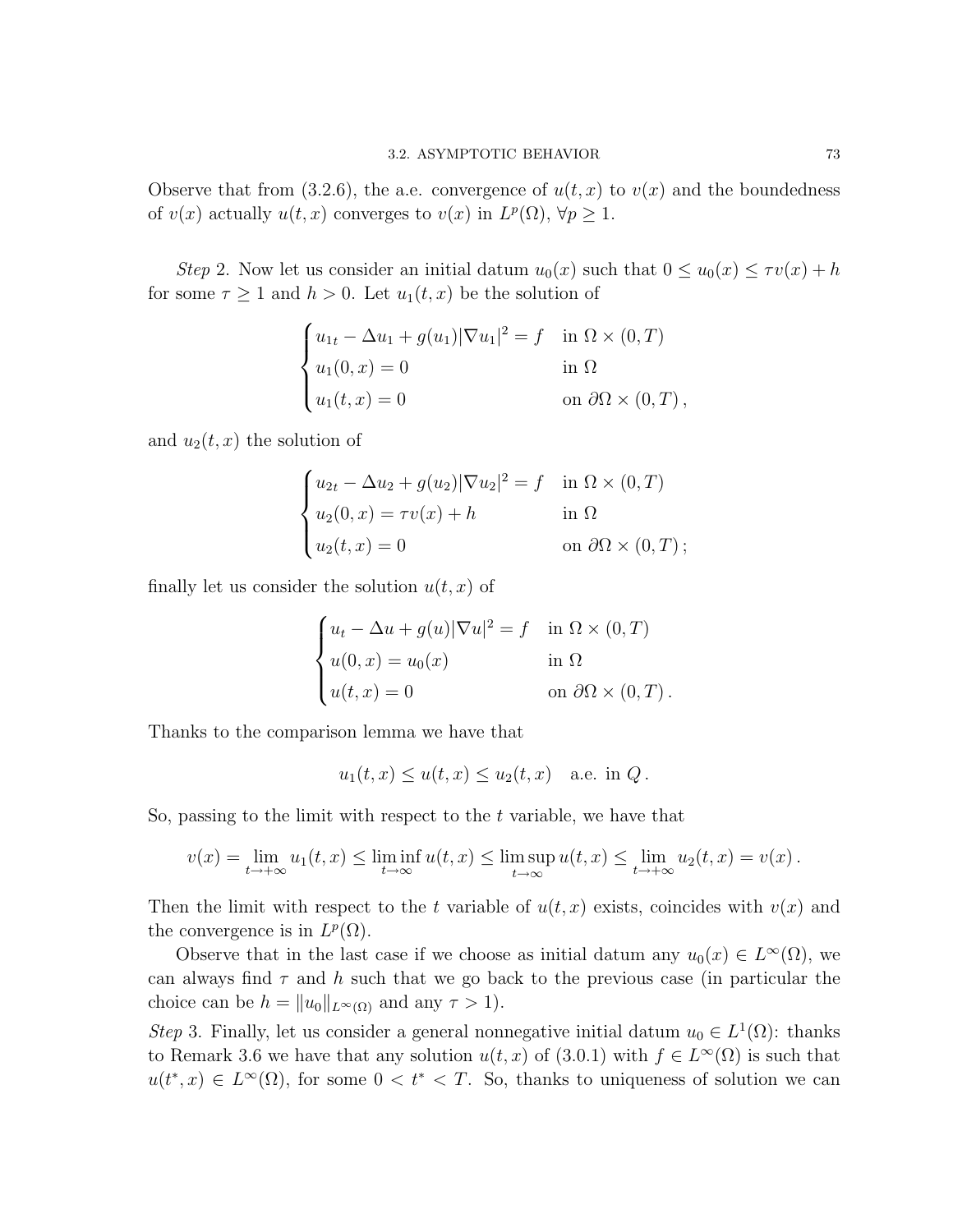Observe that from (3.2.6), the a.e. convergence of $u(t,x)$ to $v(x)$ and the boundedness of $v(x)$ actually $u(t,x)$ converges to $v(x)$ in $L^p(\Omega)$, $\forall p \geq 1$.

*Step* 2. Now let us consider an initial datum $u_0(x)$ such that $0 \leq u_0(x) \leq \tau v(x) + h$ for some $\tau \geq 1$ and $h > 0$. Let $u_1(t,x)$ be the solution of

$$
\begin{cases}
u_{1t} - \Delta u_1 + g(u_1)|\nabla u_1|^2 = f & \text{in } \Omega \times (0,T) \\
u_1(0,x) = 0 & \text{in } \Omega \\
u_1(t,x) = 0 & \text{on } \partial\Omega \times (0,T)\,,
\end{cases}
$$

and $u_2(t,x)$ the solution of

$$
\begin{cases}
u_{2t} - \Delta u_2 + g(u_2)|\nabla u_2|^2 = f & \text{in } \Omega \times (0,T) \\
u_2(0,x) = \tau v(x) + h & \text{in } \Omega \\
u_2(t,x) = 0 & \text{on } \partial\Omega \times (0,T)\,;
\end{cases}
$$

finally let us consider the solution $u(t,x)$ of

$$
\begin{cases}
u_t - \Delta u + g(u)|\nabla u|^2 = f & \text{in } \Omega \times (0,T) \\
u(0,x) = u_0(x) & \text{in } \Omega \\
u(t,x) = 0 & \text{on } \partial\Omega \times (0,T)\,.
\end{cases}
$$

Thanks to the comparison lemma we have that

$$
u_1(t,x) \leq u(t,x) \leq u_2(t,x) \quad \text{a.e. in } Q\,.
$$

So, passing to the limit with respect to the $t$ variable, we have that

$$
v(x) = \lim_{t\to+\infty} u_1(t,x) \leq \liminf_{t\to\infty} u(t,x) \leq \limsup_{t\to\infty} u(t,x) \leq \lim_{t\to+\infty} u_2(t,x) = v(x)\,.
$$

Then the limit with respect to the $t$ variable of $u(t,x)$ exists, coincides with $v(x)$ and the convergence is in $L^p(\Omega)$.

Observe that in the last case if we choose as initial datum any $u_0(x) \in L^\infty(\Omega)$, we can always find $\tau$ and $h$ such that we go back to the previous case (in particular the choice can be $h = \|u_0\|_{L^\infty(\Omega)}$ and any $\tau > 1$).

*Step* 3. Finally, let us consider a general nonnegative initial datum $u_0 \in L^1(\Omega)$: thanks to Remark 3.6 we have that any solution $u(t,x)$ of (3.0.1) with $f \in L^\infty(\Omega)$ is such that $u(t^*,x) \in L^\infty(\Omega)$, for some $0 < t^* < T$. So, thanks to uniqueness of solution we can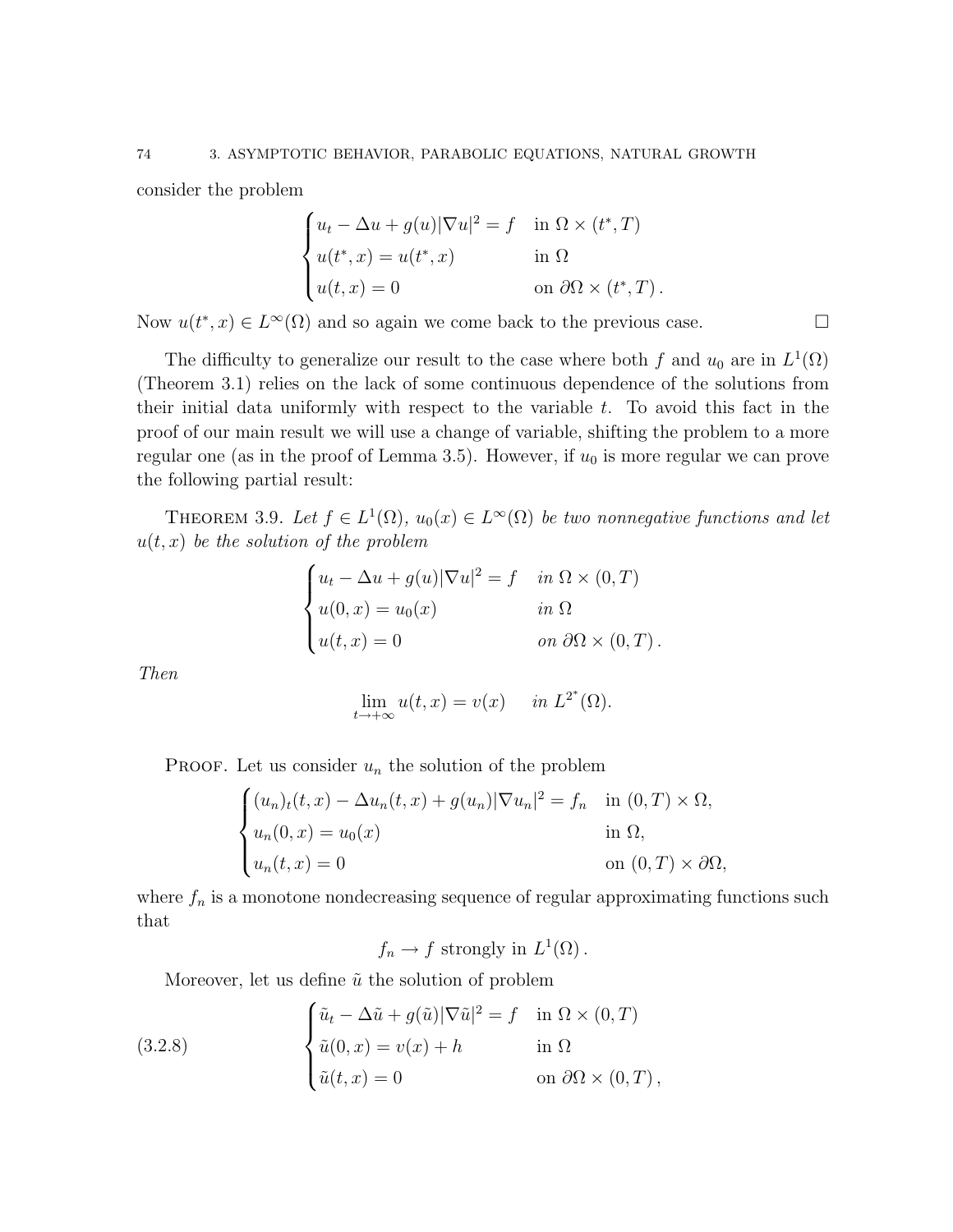consider the problem

$$
\begin{cases}
u_t - \Delta u + g(u)|\nabla u|^2 = f & \text{in } \Omega \times (t^*, T) \\
u(t^*, x) = u(t^*, x) & \text{in } \Omega \\
u(t, x) = 0 & \text{on } \partial\Omega \times (t^*, T)\,.
\end{cases}
$$

Now $u(t^*, x) \in L^\infty(\Omega)$ and so again we come back to the previous case. $\square$

The difficulty to generalize our result to the case where both $f$ and $u_0$ are in $L^1(\Omega)$ (Theorem 3.1) relies on the lack of some continuous dependence of the solutions from their initial data uniformly with respect to the variable $t$. To avoid this fact in the proof of our main result we will use a change of variable, shifting the problem to a more regular one (as in the proof of Lemma 3.5). However, if $u_0$ is more regular we can prove the following partial result:

**Theorem 3.9.** *Let $f \in L^1(\Omega)$, $u_0(x) \in L^\infty(\Omega)$ be two nonnegative functions and let $u(t, x)$ be the solution of the problem*

$$
\begin{cases}
u_t - \Delta u + g(u)|\nabla u|^2 = f & \text{in } \Omega \times (0, T) \\
u(0, x) = u_0(x) & \text{in } \Omega \\
u(t, x) = 0 & \text{on } \partial\Omega \times (0, T)\,.
\end{cases}
$$

*Then*

$$
\lim_{t \to +\infty} u(t, x) = v(x) \quad \text{in } L^{2^*}(\Omega).
$$

**Proof.** Let us consider $u_n$ the solution of the problem

$$
\begin{cases}
(u_n)_t(t, x) - \Delta u_n(t, x) + g(u_n)|\nabla u_n|^2 = f_n & \text{in } (0, T) \times \Omega, \\
u_n(0, x) = u_0(x) & \text{in } \Omega, \\
u_n(t, x) = 0 & \text{on } (0, T) \times \partial\Omega,
\end{cases}
$$

where $f_n$ is a monotone nondecreasing sequence of regular approximating functions such that

$$
f_n \to f \text{ strongly in } L^1(\Omega)\,.
$$

Moreover, let us define $\tilde{u}$ the solution of problem

$$
\begin{cases}
\tilde{u}_t - \Delta \tilde{u} + g(\tilde{u})|\nabla \tilde{u}|^2 = f & \text{in } \Omega \times (0, T) \\
\tilde{u}(0, x) = v(x) + h & \text{in } \Omega \\
\tilde{u}(t, x) = 0 & \text{on } \partial\Omega \times (0, T)\,,
\end{cases}
\tag{3.2.8}
$$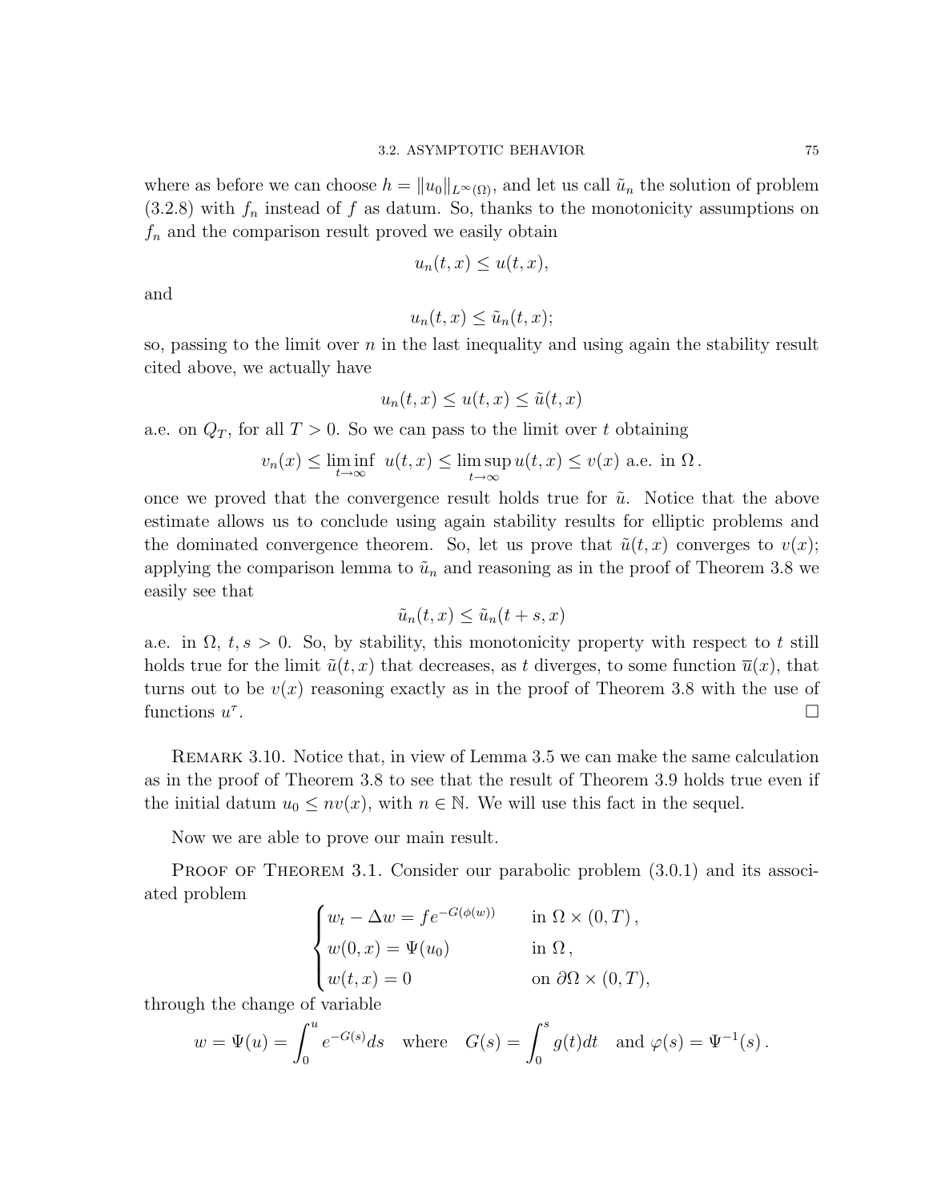where as before we can choose $h = \|u_0\|_{L^\infty(\Omega)}$, and let us call $\tilde{u}_n$ the solution of problem (3.2.8) with $f_n$ instead of $f$ as datum. So, thanks to the monotonicity assumptions on $f_n$ and the comparison result proved we easily obtain

$$u_n(t,x) \le u(t,x),$$

and

$$u_n(t,x) \le \tilde{u}_n(t,x);$$

so, passing to the limit over $n$ in the last inequality and using again the stability result cited above, we actually have

$$u_n(t,x) \le u(t,x) \le \tilde{u}(t,x)$$

a.e. on $Q_T$, for all $T > 0$. So we can pass to the limit over $t$ obtaining

$$v_n(x) \le \liminf_{t\to\infty} \ u(t,x) \le \limsup_{t\to\infty} u(t,x) \le v(x) \text{ a.e. in } \Omega\,.$$

once we proved that the convergence result holds true for $\tilde{u}$. Notice that the above estimate allows us to conclude using again stability results for elliptic problems and the dominated convergence theorem. So, let us prove that $\tilde{u}(t,x)$ converges to $v(x)$; applying the comparison lemma to $\tilde{u}_n$ and reasoning as in the proof of Theorem 3.8 we easily see that

$$\tilde{u}_n(t,x) \le \tilde{u}_n(t+s,x)$$

a.e. in $\Omega$, $t, s > 0$. So, by stability, this monotonicity property with respect to $t$ still holds true for the limit $\tilde{u}(t,x)$ that decreases, as $t$ diverges, to some function $\overline{u}(x)$, that turns out to be $v(x)$ reasoning exactly as in the proof of Theorem 3.8 with the use of functions $u^\tau$. □

Remark 3.10. Notice that, in view of Lemma 3.5 we can make the same calculation as in the proof of Theorem 3.8 to see that the result of Theorem 3.9 holds true even if the initial datum $u_0 \le nv(x)$, with $n \in \mathbb{N}$. We will use this fact in the sequel.

Now we are able to prove our main result.

Proof of Theorem 3.1. Consider our parabolic problem (3.0.1) and its associated problem

$$\begin{cases} w_t - \Delta w = f e^{-G(\phi(w))} & \text{in } \Omega \times (0,T)\,, \\ w(0,x) = \Psi(u_0) & \text{in } \Omega\,, \\ w(t,x) = 0 & \text{on } \partial\Omega \times (0,T), \end{cases}$$

through the change of variable

$$w = \Psi(u) = \int_0^u e^{-G(s)} ds \quad \text{where} \quad G(s) = \int_0^s g(t)dt \quad \text{and } \varphi(s) = \Psi^{-1}(s)\,.$$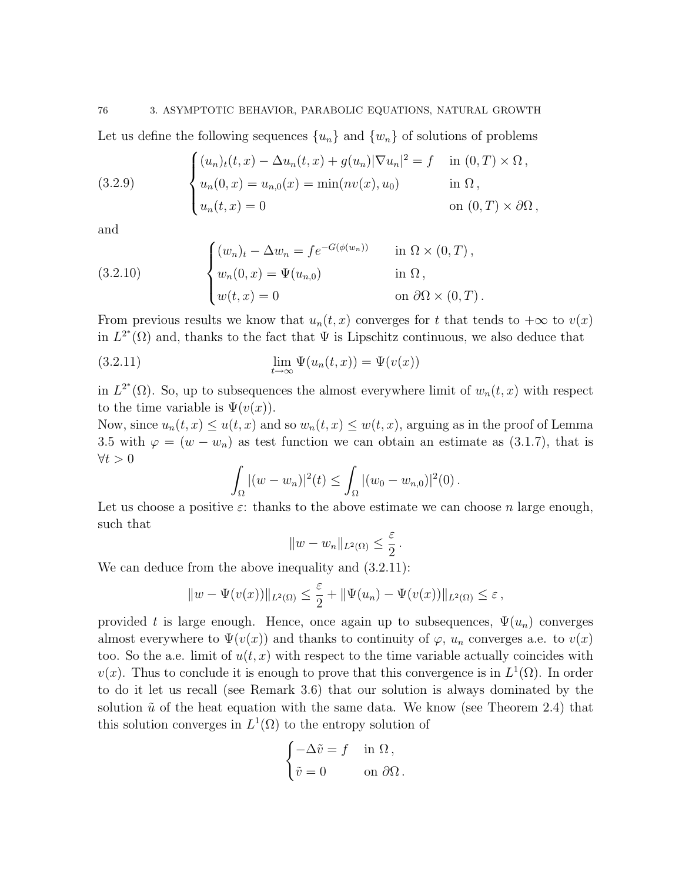Let us define the following sequences $\{u_n\}$ and $\{w_n\}$ of solutions of problems

$$
\begin{cases}
(u_n)_t(t,x) - \Delta u_n(t,x) + g(u_n)|\nabla u_n|^2 = f & \text{in } (0,T)\times\Omega\,,\\
u_n(0,x) = u_{n,0}(x) = \min(nv(x), u_0) & \text{in } \Omega\,,\\
u_n(t,x) = 0 & \text{on } (0,T)\times\partial\Omega\,,
\end{cases}
\tag{3.2.9}
$$

and

$$
\begin{cases}
(w_n)_t - \Delta w_n = f e^{-G(\phi(w_n))} & \text{in } \Omega\times(0,T)\,,\\
w_n(0,x) = \Psi(u_{n,0}) & \text{in } \Omega\,,\\
w(t,x) = 0 & \text{on } \partial\Omega\times(0,T)\,.
\end{cases}
\tag{3.2.10}
$$

From previous results we know that $u_n(t,x)$ converges for $t$ that tends to $+\infty$ to $v(x)$ in $L^{2^*}(\Omega)$ and, thanks to the fact that $\Psi$ is Lipschitz continuous, we also deduce that

$$
\lim_{t\to\infty} \Psi(u_n(t,x)) = \Psi(v(x))
\tag{3.2.11}
$$

in $L^{2^*}(\Omega)$. So, up to subsequences the almost everywhere limit of $w_n(t,x)$ with respect to the time variable is $\Psi(v(x))$.

Now, since $u_n(t,x) \le u(t,x)$ and so $w_n(t,x) \le w(t,x)$, arguing as in the proof of Lemma 3.5 with $\varphi = (w - w_n)$ as test function we can obtain an estimate as (3.1.7), that is $\forall t > 0$

$$
\int_\Omega |(w-w_n)|^2(t) \le \int_\Omega |(w_0 - w_{n,0})|^2(0)\,.
$$

Let us choose a positive $\varepsilon$: thanks to the above estimate we can choose $n$ large enough, such that

$$
\|w - w_n\|_{L^2(\Omega)} \le \frac{\varepsilon}{2}\,.
$$

We can deduce from the above inequality and (3.2.11):

$$
\|w - \Psi(v(x))\|_{L^2(\Omega)} \le \frac{\varepsilon}{2} + \|\Psi(u_n) - \Psi(v(x))\|_{L^2(\Omega)} \le \varepsilon\,,
$$

provided $t$ is large enough. Hence, once again up to subsequences, $\Psi(u_n)$ converges almost everywhere to $\Psi(v(x))$ and thanks to continuity of $\varphi$, $u_n$ converges a.e. to $v(x)$ too. So the a.e. limit of $u(t,x)$ with respect to the time variable actually coincides with $v(x)$. Thus to conclude it is enough to prove that this convergence is in $L^1(\Omega)$. In order to do it let us recall (see Remark 3.6) that our solution is always dominated by the solution $\tilde{u}$ of the heat equation with the same data. We know (see Theorem 2.4) that this solution converges in $L^1(\Omega)$ to the entropy solution of

$$
\begin{cases}
-\Delta\tilde{v} = f & \text{in } \Omega\,,\\
\tilde{v} = 0 & \text{on } \partial\Omega\,.
\end{cases}
$$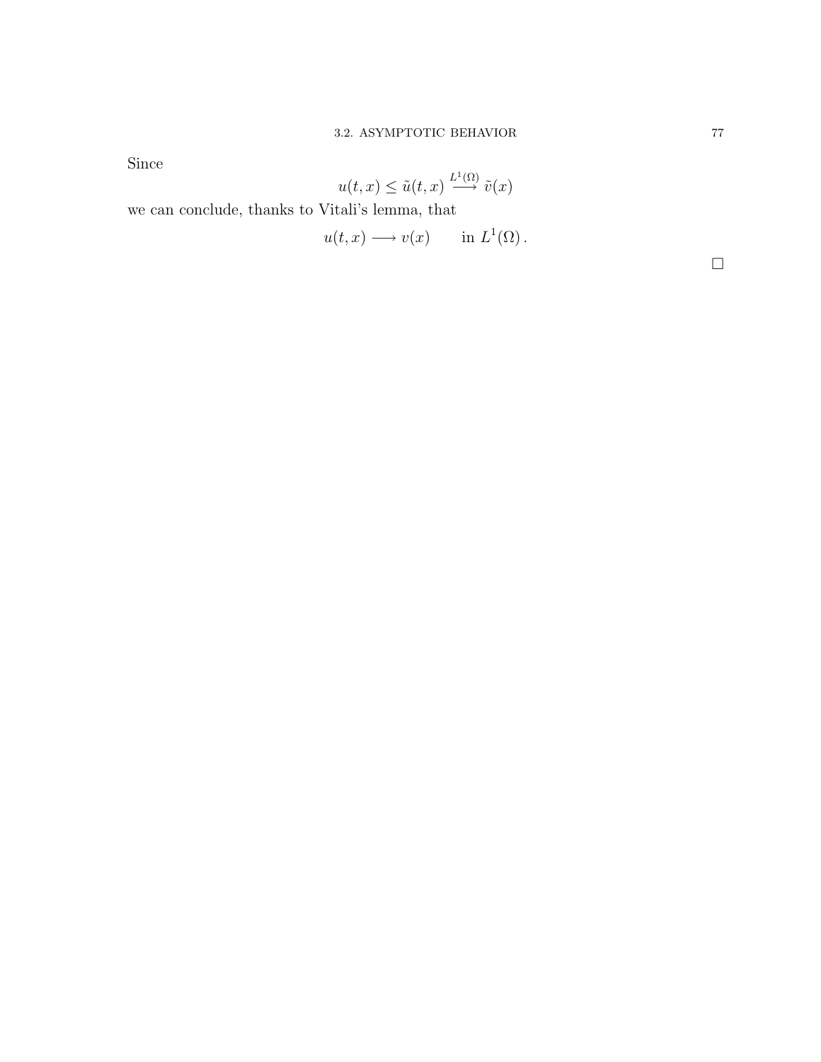Since

$$u(t,x) \leq \tilde{u}(t,x) \stackrel{L^1(\Omega)}{\longrightarrow} \tilde{v}(x)$$

we can conclude, thanks to Vitali's lemma, that

$$u(t,x) \longrightarrow v(x) \qquad \text{in } L^1(\Omega)\,.$$

$\square$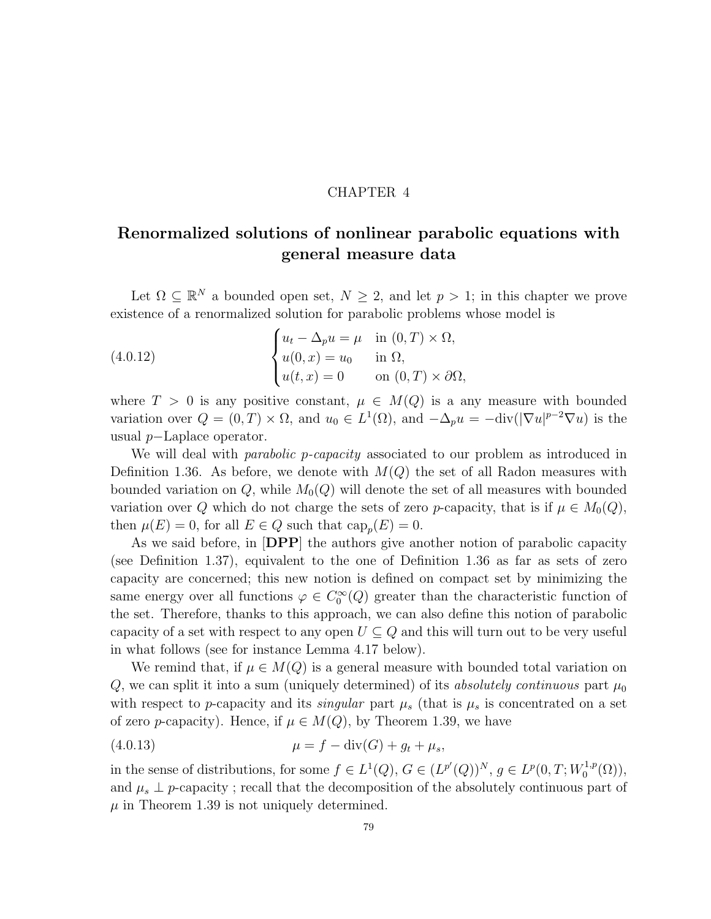# CHAPTER 4

## Renormalized solutions of nonlinear parabolic equations with general measure data

Let $\Omega \subseteq \mathbb{R}^N$ a bounded open set, $N \geq 2$, and let $p > 1$; in this chapter we prove existence of a renormalized solution for parabolic problems whose model is

$$
\begin{cases}
u_t - \Delta_p u = \mu & \text{in } (0,T) \times \Omega, \\
u(0,x) = u_0 & \text{in } \Omega, \\
u(t,x) = 0 & \text{on } (0,T) \times \partial\Omega,
\end{cases}
\tag{4.0.12}
$$

where $T > 0$ is any positive constant, $\mu \in M(Q)$ is a any measure with bounded variation over $Q = (0,T) \times \Omega$, and $u_0 \in L^1(\Omega)$, and $-\Delta_p u = -\text{div}(|\nabla u|^{p-2} \nabla u)$ is the usual $p-$Laplace operator.

We will deal with *parabolic p-capacity* associated to our problem as introduced in Definition 1.36. As before, we denote with $M(Q)$ the set of all Radon measures with bounded variation on $Q$, while $M_0(Q)$ will denote the set of all measures with bounded variation over $Q$ which do not charge the sets of zero $p$-capacity, that is if $\mu \in M_0(Q)$, then $\mu(E) = 0$, for all $E \in Q$ such that $\text{cap}_p(E) = 0$.

As we said before, in [**DPP**] the authors give another notion of parabolic capacity (see Definition 1.37), equivalent to the one of Definition 1.36 as far as sets of zero capacity are concerned; this new notion is defined on compact set by minimizing the same energy over all functions $\varphi \in C_0^\infty(Q)$ greater than the characteristic function of the set. Therefore, thanks to this approach, we can also define this notion of parabolic capacity of a set with respect to any open $U \subseteq Q$ and this will turn out to be very useful in what follows (see for instance Lemma 4.17 below).

We remind that, if $\mu \in M(Q)$ is a general measure with bounded total variation on $Q$, we can split it into a sum (uniquely determined) of its *absolutely continuous* part $\mu_0$ with respect to $p$-capacity and its *singular* part $\mu_s$ (that is $\mu_s$ is concentrated on a set of zero $p$-capacity). Hence, if $\mu \in M(Q)$, by Theorem 1.39, we have

$$
\mu = f - \text{div}(G) + g_t + \mu_s,
\tag{4.0.13}
$$

in the sense of distributions, for some $f \in L^1(Q)$, $G \in (L^{p'}(Q))^N$, $g \in L^p(0,T; W_0^{1,p}(\Omega))$, and $\mu_s \perp p$-capacity ; recall that the decomposition of the absolutely continuous part of $\mu$ in Theorem 1.39 is not uniquely determined.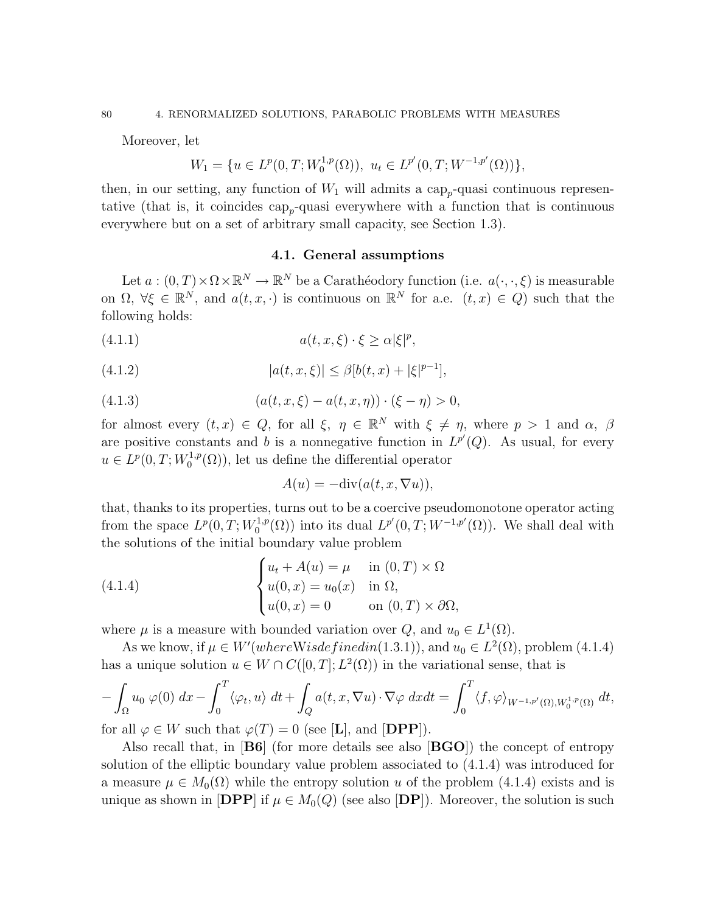Moreover, let

$$W_1 = \{u \in L^p(0,T;W_0^{1,p}(\Omega)),\ u_t \in L^{p'}(0,T;W^{-1,p'}(\Omega))\},$$

then, in our setting, any function of $W_1$ will admits a $\text{cap}_p$-quasi continuous representative (that is, it coincides $\text{cap}_p$-quasi everywhere with a function that is continuous everywhere but on a set of arbitrary small capacity, see Section 1.3).

### 4.1. General assumptions

Let $a : (0,T)\times\Omega\times\mathbb{R}^N \to \mathbb{R}^N$ be a Carathéodory function (i.e. $a(\cdot,\cdot,\xi)$ is measurable on $\Omega$, $\forall \xi \in \mathbb{R}^N$, and $a(t,x,\cdot)$ is continuous on $\mathbb{R}^N$ for a.e. $(t,x) \in Q$) such that the following holds:

$$a(t,x,\xi)\cdot\xi \geq \alpha|\xi|^p, \tag{4.1.1}$$

$$|a(t,x,\xi)| \leq \beta[b(t,x) + |\xi|^{p-1}], \tag{4.1.2}$$

$$(a(t,x,\xi) - a(t,x,\eta))\cdot(\xi - \eta) > 0, \tag{4.1.3}$$

for almost every $(t,x) \in Q$, for all $\xi,\ \eta \in \mathbb{R}^N$ with $\xi \neq \eta$, where $p > 1$ and $\alpha,\ \beta$ are positive constants and $b$ is a nonnegative function in $L^{p'}(Q)$. As usual, for every $u \in L^p(0,T;W_0^{1,p}(\Omega))$, let us define the differential operator

$$A(u) = -\text{div}(a(t,x,\nabla u)),$$

that, thanks to its properties, turns out to be a coercive pseudomonotone operator acting from the space $L^p(0,T;W_0^{1,p}(\Omega))$ into its dual $L^{p'}(0,T;W^{-1,p'}(\Omega))$. We shall deal with the solutions of the initial boundary value problem

$$\begin{cases} u_t + A(u) = \mu & \text{in } (0,T)\times\Omega \\ u(0,x) = u_0(x) & \text{in } \Omega, \\ u(0,x) = 0 & \text{on } (0,T)\times\partial\Omega, \end{cases} \tag{4.1.4}$$

where $\mu$ is a measure with bounded variation over $Q$, and $u_0 \in L^1(\Omega)$.

As we know, if $\mu \in W' (where W is defined in (1.3.1))$, and $u_0 \in L^2(\Omega)$, problem (4.1.4) has a unique solution $u \in W \cap C([0,T];L^2(\Omega))$ in the variational sense, that is

$$-\int_\Omega u_0\ \varphi(0)\ dx - \int_0^T \langle \varphi_t, u\rangle\ dt + \int_Q a(t,x,\nabla u)\cdot\nabla\varphi\ dxdt = \int_0^T \langle f,\varphi\rangle_{W^{-1,p'}(\Omega),W_0^{1,p}(\Omega)}\ dt,$$

for all $\varphi \in W$ such that $\varphi(T) = 0$ (see [**L**], and [**DPP**]).

Also recall that, in [**B6**] (for more details see also [**BGO**]) the concept of entropy solution of the elliptic boundary value problem associated to (4.1.4) was introduced for a measure $\mu \in M_0(\Omega)$ while the entropy solution $u$ of the problem (4.1.4) exists and is unique as shown in [**DPP**] if $\mu \in M_0(Q)$ (see also [**DP**]). Moreover, the solution is such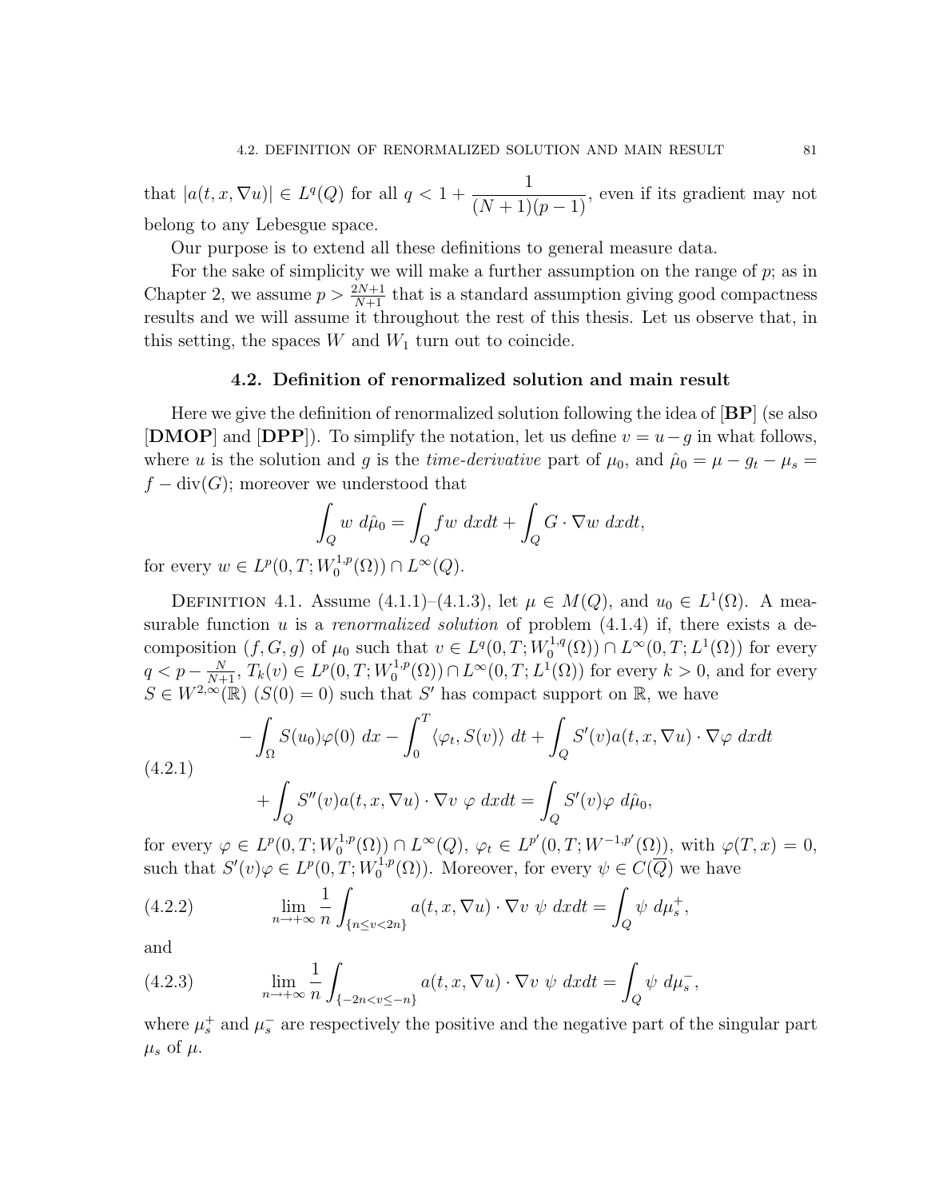that $|a(t,x,\nabla u)| \in L^q(Q)$ for all $q < 1 + \dfrac{1}{(N+1)(p-1)}$, even if its gradient may not belong to any Lebesgue space.

Our purpose is to extend all these definitions to general measure data.

For the sake of simplicity we will make a further assumption on the range of $p$; as in Chapter 2, we assume $p > \frac{2N+1}{N+1}$ that is a standard assumption giving good compactness results and we will assume it throughout the rest of this thesis. Let us observe that, in this setting, the spaces $W$ and $W_1$ turn out to coincide.

## 4.2. Definition of renormalized solution and main result

Here we give the definition of renormalized solution following the idea of [**BP**] (se also [**DMOP**] and [**DPP**]). To simplify the notation, let us define $v = u - g$ in what follows, where $u$ is the solution and $g$ is the *time-derivative* part of $\mu_0$, and $\hat{\mu}_0 = \mu - g_t - \mu_s = f - \mathrm{div}(G)$; moreover we understood that

$$\int_Q w \ d\hat{\mu}_0 = \int_Q fw \ dxdt + \int_Q G \cdot \nabla w \ dxdt,$$

for every $w \in L^p(0,T;W_0^{1,p}(\Omega)) \cap L^\infty(Q)$.

Definition 4.1. Assume (4.1.1)–(4.1.3), let $\mu \in M(Q)$, and $u_0 \in L^1(\Omega)$. A measurable function $u$ is a *renormalized solution* of problem (4.1.4) if, there exists a decomposition $(f,G,g)$ of $\mu_0$ such that $v \in L^q(0,T;W_0^{1,q}(\Omega)) \cap L^\infty(0,T;L^1(\Omega))$ for every $q < p - \frac{N}{N+1}$, $T_k(v) \in L^p(0,T;W_0^{1,p}(\Omega)) \cap L^\infty(0,T;L^1(\Omega))$ for every $k > 0$, and for every $S \in W^{2,\infty}(\mathbb{R})$ ($S(0) = 0$) such that $S'$ has compact support on $\mathbb{R}$, we have

$$\begin{aligned} -\int_\Omega S(u_0)\varphi(0) \ dx - \int_0^T \langle \varphi_t, S(v) \rangle \ dt + \int_Q S'(v) a(t,x,\nabla u) \cdot \nabla \varphi \ dxdt \\ + \int_Q S''(v) a(t,x,\nabla u) \cdot \nabla v \ \varphi \ dxdt = \int_Q S'(v) \varphi \ d\hat{\mu}_0, \end{aligned} \tag{4.2.1}$$

for every $\varphi \in L^p(0,T;W_0^{1,p}(\Omega)) \cap L^\infty(Q)$, $\varphi_t \in L^{p'}(0,T;W^{-1,p'}(\Omega))$, with $\varphi(T,x) = 0$, such that $S'(v)\varphi \in L^p(0,T;W_0^{1,p}(\Omega))$. Moreover, for every $\psi \in C(\overline{Q})$ we have

$$\lim_{n \to +\infty} \frac{1}{n} \int_{\{n \le v < 2n\}} a(t,x,\nabla u) \cdot \nabla v \ \psi \ dxdt = \int_Q \psi \ d\mu_s^+, \tag{4.2.2}$$

and

$$\lim_{n \to +\infty} \frac{1}{n} \int_{\{-2n < v \le -n\}} a(t,x,\nabla u) \cdot \nabla v \ \psi \ dxdt = \int_Q \psi \ d\mu_s^-, \tag{4.2.3}$$

where $\mu_s^+$ and $\mu_s^-$ are respectively the positive and the negative part of the singular part $\mu_s$ of $\mu$.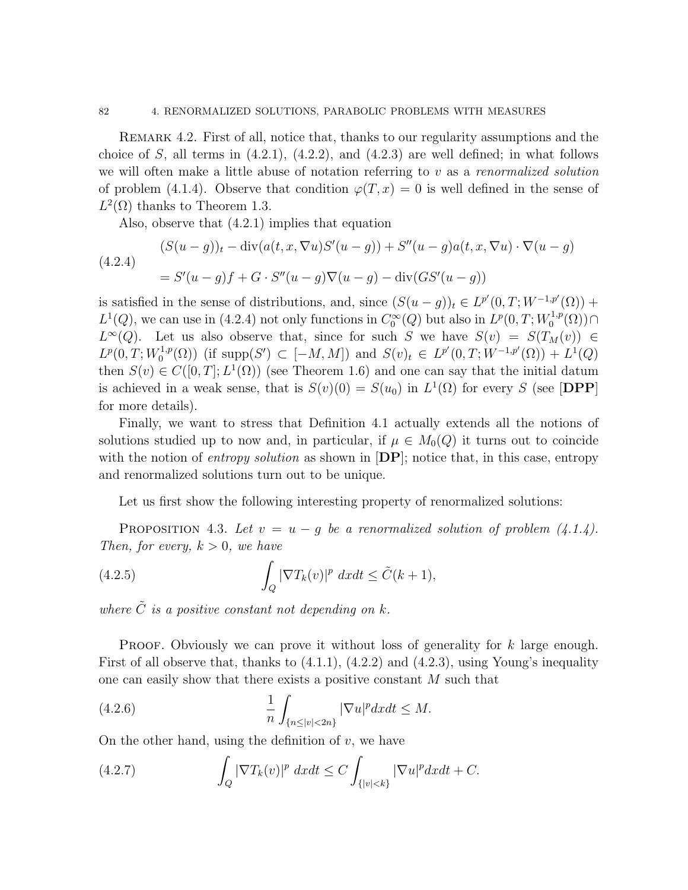**Remark 4.2.** First of all, notice that, thanks to our regularity assumptions and the choice of $S$, all terms in (4.2.1), (4.2.2), and (4.2.3) are well defined; in what follows we will often make a little abuse of notation referring to $v$ as a *renormalized solution* of problem (4.1.4). Observe that condition $\varphi(T,x) = 0$ is well defined in the sense of $L^2(\Omega)$ thanks to Theorem 1.3.

Also, observe that (4.2.1) implies that equation

$$
\begin{aligned}
&(S(u-g))_t - \operatorname{div}(a(t,x,\nabla u)S'(u-g)) + S''(u-g)a(t,x,\nabla u)\cdot\nabla(u-g) \\
&= S'(u-g)f + G\cdot S''(u-g)\nabla(u-g) - \operatorname{div}(GS'(u-g))
\end{aligned}
\tag{4.2.4}
$$

is satisfied in the sense of distributions, and, since $(S(u-g))_t \in L^{p'}(0,T;W^{-1,p'}(\Omega)) + L^1(Q)$, we can use in (4.2.4) not only functions in $C_0^\infty(Q)$ but also in $L^p(0,T;W_0^{1,p}(\Omega)) \cap L^\infty(Q)$. Let us also observe that, since for such $S$ we have $S(v) = S(T_M(v)) \in L^p(0,T;W_0^{1,p}(\Omega))$ (if $\operatorname{supp}(S') \subset [-M,M]$) and $S(v)_t \in L^{p'}(0,T;W^{-1,p'}(\Omega)) + L^1(Q)$ then $S(v) \in C([0,T];L^1(\Omega))$ (see Theorem 1.6) and one can say that the initial datum is achieved in a weak sense, that is $S(v)(0) = S(u_0)$ in $L^1(\Omega)$ for every $S$ (see [**DPP**] for more details).

Finally, we want to stress that Definition 4.1 actually extends all the notions of solutions studied up to now and, in particular, if $\mu \in M_0(Q)$ it turns out to coincide with the notion of *entropy solution* as shown in [**DP**]; notice that, in this case, entropy and renormalized solutions turn out to be unique.

Let us first show the following interesting property of renormalized solutions:

**Proposition 4.3.** *Let $v = u - g$ be a renormalized solution of problem (4.1.4). Then, for every, $k > 0$, we have*

$$
\int_Q |\nabla T_k(v)|^p \, dxdt \le \tilde{C}(k+1),
\tag{4.2.5}
$$

*where $\tilde{C}$ is a positive constant not depending on $k$.*

**Proof.** Obviously we can prove it without loss of generality for $k$ large enough. First of all observe that, thanks to (4.1.1), (4.2.2) and (4.2.3), using Young's inequality one can easily show that there exists a positive constant $M$ such that

$$
\frac{1}{n}\int_{\{n\le|v|<2n\}} |\nabla u|^p dxdt \le M.
\tag{4.2.6}
$$

On the other hand, using the definition of $v$, we have

$$
\int_Q |\nabla T_k(v)|^p \, dxdt \le C\int_{\{|v|<k\}} |\nabla u|^p dxdt + C.
\tag{4.2.7}
$$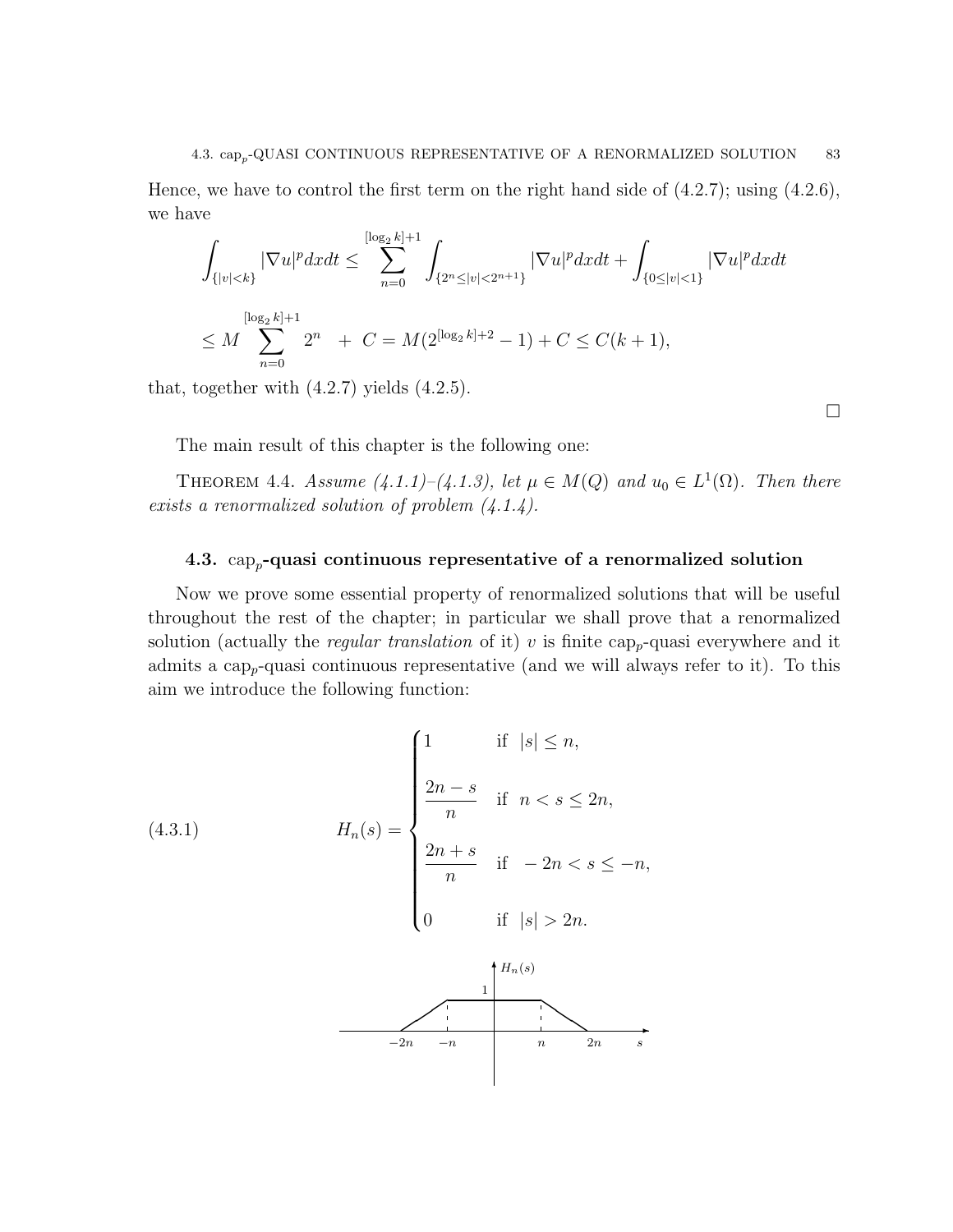Hence, we have to control the first term on the right hand side of (4.2.7); using (4.2.6), we have

$$\int_{\{|v|<k\}} |\nabla u|^p dxdt \le \sum_{n=0}^{[\log_2 k]+1} \int_{\{2^n \le |v| < 2^{n+1}\}} |\nabla u|^p dxdt + \int_{\{0\le |v|<1\}} |\nabla u|^p dxdt$$

$$\le M \sum_{n=0}^{[\log_2 k]+1} 2^n \;+\; C = M(2^{[\log_2 k]+2} - 1) + C \le C(k+1),$$

that, together with (4.2.7) yields (4.2.5).

□

The main result of this chapter is the following one:

THEOREM 4.4. *Assume (4.1.1)–(4.1.3), let $\mu \in M(Q)$ and $u_0 \in L^1(\Omega)$. Then there exists a renormalized solution of problem (4.1.4).*

## 4.3. $\mathrm{cap}_p$-quasi continuous representative of a renormalized solution

Now we prove some essential property of renormalized solutions that will be useful throughout the rest of the chapter; in particular we shall prove that a renormalized solution (actually the *regular translation* of it) $v$ is finite $\mathrm{cap}_p$-quasi everywhere and it admits a $\mathrm{cap}_p$-quasi continuous representative (and we will always refer to it). To this aim we introduce the following function:

$$H_n(s) = \begin{cases} 1 & \text{if } |s| \le n, \\[2mm] \dfrac{2n - s}{n} & \text{if } n < s \le 2n, \\[2mm] \dfrac{2n + s}{n} & \text{if } -2n < s \le -n, \\[2mm] 0 & \text{if } |s| > 2n. \end{cases} \tag{4.3.1}$$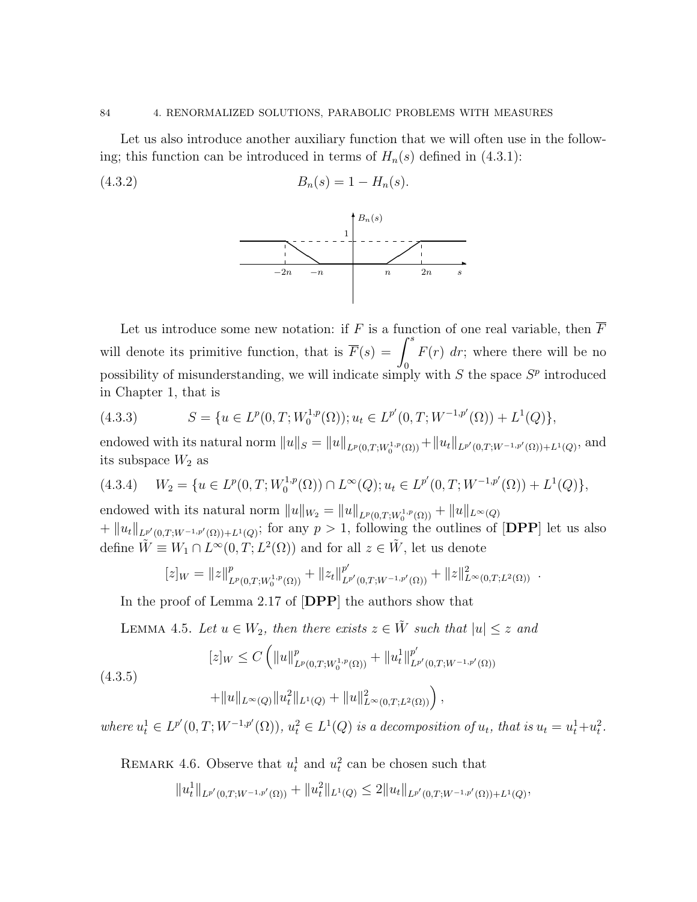Let us also introduce another auxiliary function that we will often use in the following; this function can be introduced in terms of $H_n(s)$ defined in (4.3.1):

$$B_n(s) = 1 - H_n(s). \tag{4.3.2}$$

Let us introduce some new notation: if $F$ is a function of one real variable, then $\overline{F}$ will denote its primitive function, that is $\overline{F}(s) = \displaystyle\int_0^s F(r)\ dr$; where there will be no possibility of misunderstanding, we will indicate simply with $S$ the space $S^p$ introduced in Chapter 1, that is

$$S = \{u \in L^p(0,T; W_0^{1,p}(\Omega)); u_t \in L^{p'}(0,T; W^{-1,p'}(\Omega)) + L^1(Q)\}, \tag{4.3.3}$$

endowed with its natural norm $\|u\|_S = \|u\|_{L^p(0,T;W_0^{1,p}(\Omega))} + \|u_t\|_{L^{p'}(0,T;W^{-1,p'}(\Omega))+L^1(Q)}$, and its subspace $W_2$ as

$$W_2 = \{u \in L^p(0,T; W_0^{1,p}(\Omega)) \cap L^\infty(Q); u_t \in L^{p'}(0,T; W^{-1,p'}(\Omega)) + L^1(Q)\}, \tag{4.3.4}$$

endowed with its natural norm $\|u\|_{W_2} = \|u\|_{L^p(0,T;W_0^{1,p}(\Omega))} + \|u\|_{L^\infty(Q)}$ $+ \|u_t\|_{L^{p'}(0,T;W^{-1,p'}(\Omega))+L^1(Q)}$; for any $p > 1$, following the outlines of [**DPP**] let us also define $\tilde{W} \equiv W_1 \cap L^\infty(0,T; L^2(\Omega))$ and for all $z \in \tilde{W}$, let us denote

$$[z]_W = \|z\|^p_{L^p(0,T;W_0^{1,p}(\Omega))} + \|z_t\|^{p'}_{L^{p'}(0,T;W^{-1,p'}(\Omega))} + \|z\|^2_{L^\infty(0,T;L^2(\Omega))}\ .$$

In the proof of Lemma 2.17 of [**DPP**] the authors show that

Lemma 4.5. *Let $u \in W_2$, then there exists $z \in \tilde{W}$ such that $|u| \leq z$ and*

$$\begin{aligned} [z]_W \leq C\Big(&\|u\|^p_{L^p(0,T;W_0^{1,p}(\Omega))} + \|u_t^1\|^{p'}_{L^{p'}(0,T;W^{-1,p'}(\Omega))} \\ &+ \|u\|_{L^\infty(Q)}\|u_t^2\|_{L^1(Q)} + \|u\|^2_{L^\infty(0,T;L^2(\Omega))}\Big), \end{aligned} \tag{4.3.5}$$

*where $u_t^1 \in L^{p'}(0,T; W^{-1,p'}(\Omega))$, $u_t^2 \in L^1(Q)$ is a decomposition of $u_t$, that is $u_t = u_t^1 + u_t^2$.*

Remark 4.6. Observe that $u_t^1$ and $u_t^2$ can be chosen such that

$$\|u_t^1\|_{L^{p'}(0,T;W^{-1,p'}(\Omega))} + \|u_t^2\|_{L^1(Q)} \leq 2\|u_t\|_{L^{p'}(0,T;W^{-1,p'}(\Omega))+L^1(Q)},$$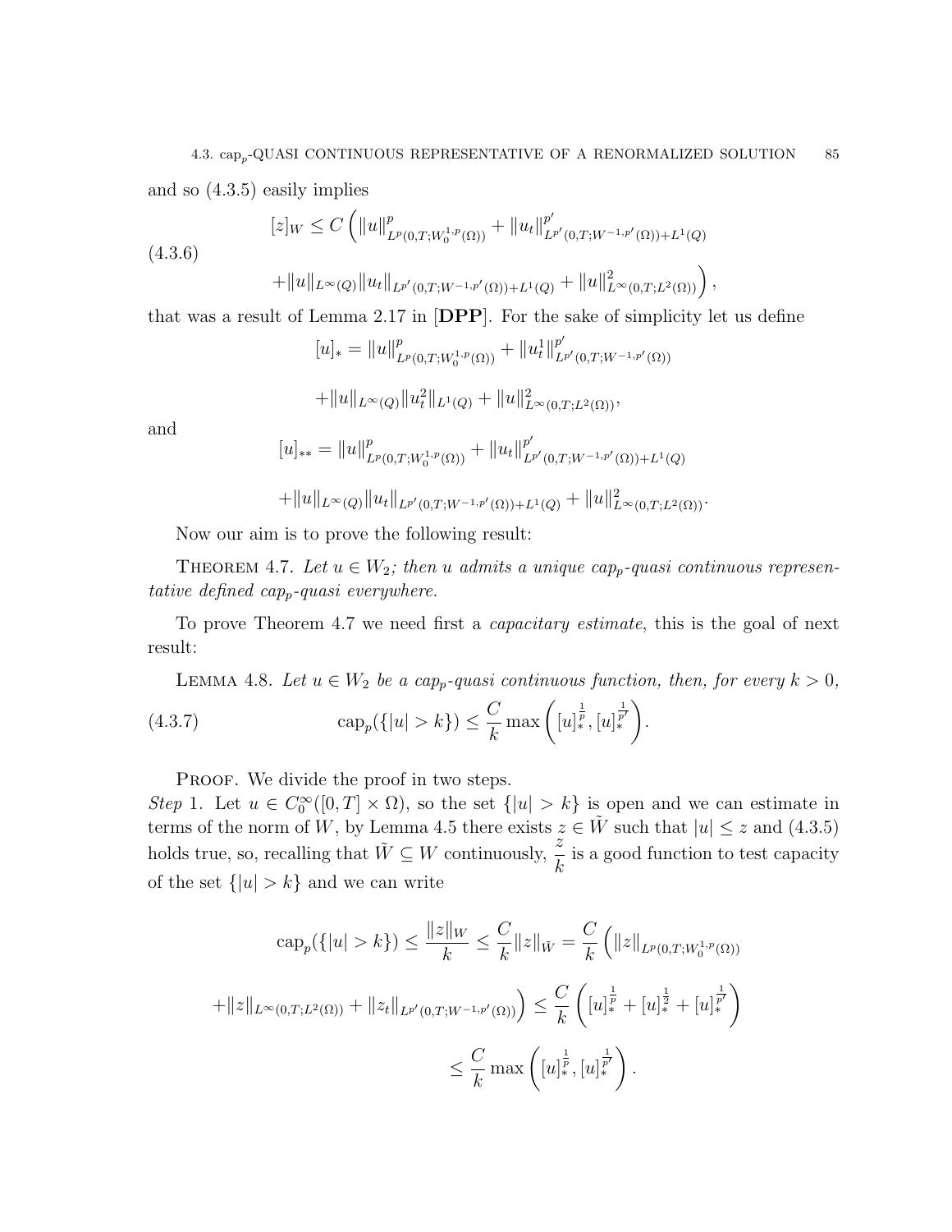and so (4.3.5) easily implies

$$
(4.3.6)\qquad [z]_W \leq C\Big( \|u\|^p_{L^p(0,T;W_0^{1,p}(\Omega))} + \|u_t\|^{p'}_{L^{p'}(0,T;W^{-1,p'}(\Omega))+L^1(Q)}
$$
$$
+ \|u\|_{L^\infty(Q)} \|u_t\|_{L^{p'}(0,T;W^{-1,p'}(\Omega))+L^1(Q)} + \|u\|^2_{L^\infty(0,T;L^2(\Omega))} \Big),
$$

that was a result of Lemma 2.17 in [**DPP**]. For the sake of simplicity let us define

$$
[u]_* = \|u\|^p_{L^p(0,T;W_0^{1,p}(\Omega))} + \|u^1_t\|^{p'}_{L^{p'}(0,T;W^{-1,p'}(\Omega))}
$$
$$
+ \|u\|_{L^\infty(Q)} \|u^2_t\|_{L^1(Q)} + \|u\|^2_{L^\infty(0,T;L^2(\Omega))},
$$

and

$$
[u]_{**} = \|u\|^p_{L^p(0,T;W_0^{1,p}(\Omega))} + \|u_t\|^{p'}_{L^{p'}(0,T;W^{-1,p'}(\Omega))+L^1(Q)}
$$
$$
+ \|u\|_{L^\infty(Q)} \|u_t\|_{L^{p'}(0,T;W^{-1,p'}(\Omega))+L^1(Q)} + \|u\|^2_{L^\infty(0,T;L^2(\Omega))}.
$$

Now our aim is to prove the following result:

THEOREM 4.7. *Let $u \in W_2$; then $u$ admits a unique cap$_p$-quasi continuous representative defined cap$_p$-quasi everywhere.*

To prove Theorem 4.7 we need first a *capacitary estimate*, this is the goal of next result:

LEMMA 4.8. *Let $u \in W_2$ be a cap$_p$-quasi continuous function, then, for every $k > 0$,*

$$
(4.3.7)\qquad \text{cap}_p(\{|u| > k\}) \leq \frac{C}{k} \max\left( [u]_*^{\frac{1}{p}}, [u]_*^{\frac{1}{p'}} \right).
$$

PROOF. We divide the proof in two steps.
*Step* 1. Let $u \in C_0^\infty([0,T] \times \Omega)$, so the set $\{|u| > k\}$ is open and we can estimate in terms of the norm of $W$, by Lemma 4.5 there exists $z \in \tilde{W}$ such that $|u| \leq z$ and (4.3.5) holds true, so, recalling that $\tilde{W} \subseteq W$ continuously, $\dfrac{z}{k}$ is a good function to test capacity of the set $\{|u| > k\}$ and we can write

$$
\text{cap}_p(\{|u| > k\}) \leq \frac{\|z\|_W}{k} \leq \frac{C}{k} \|z\|_{\tilde{W}} = \frac{C}{k} \Big( \|z\|_{L^p(0,T;W_0^{1,p}(\Omega))}
$$
$$
+ \|z\|_{L^\infty(0,T;L^2(\Omega))} + \|z_t\|_{L^{p'}(0,T;W^{-1,p'}(\Omega))} \Big) \leq \frac{C}{k} \left( [u]_*^{\frac{1}{p}} + [u]_*^{\frac{1}{2}} + [u]_*^{\frac{1}{p'}} \right)
$$
$$
\leq \frac{C}{k} \max\left( [u]_*^{\frac{1}{p}}, [u]_*^{\frac{1}{p'}} \right).
$$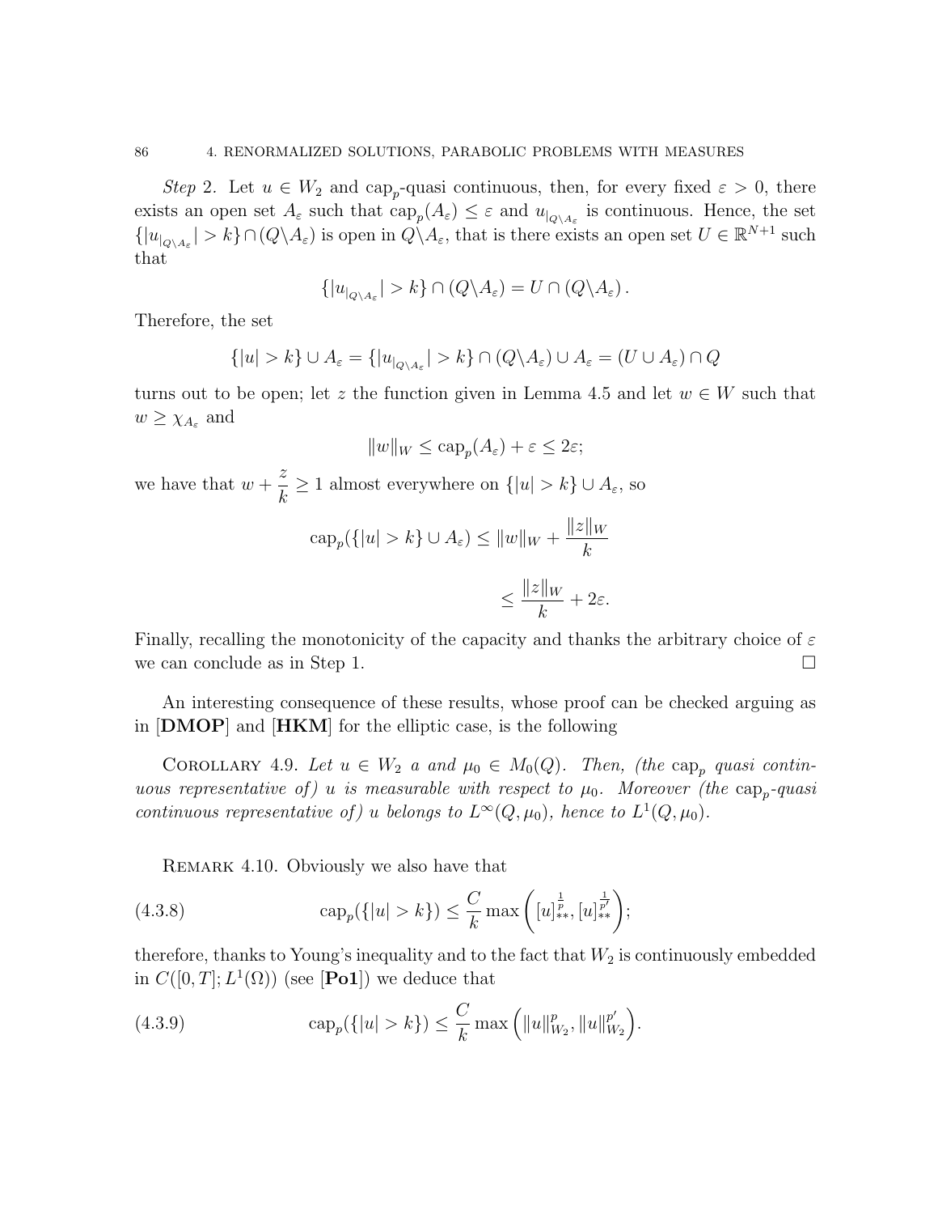*Step* 2. Let $u \in W_2$ and $\text{cap}_p$-quasi continuous, then, for every fixed $\varepsilon > 0$, there exists an open set $A_\varepsilon$ such that $\text{cap}_p(A_\varepsilon) \leq \varepsilon$ and $u_{|_{Q\setminus A_\varepsilon}}$ is continuous. Hence, the set $\{|u_{|_{Q\setminus A_\varepsilon}}| > k\} \cap (Q\setminus A_\varepsilon)$ is open in $Q\setminus A_\varepsilon$, that is there exists an open set $U \in \mathbb{R}^{N+1}$ such that

$$\{|u_{|_{Q\setminus A_\varepsilon}}| > k\} \cap (Q\setminus A_\varepsilon) = U \cap (Q\setminus A_\varepsilon).$$

Therefore, the set

$$\{|u| > k\} \cup A_\varepsilon = \{|u_{|_{Q\setminus A_\varepsilon}}| > k\} \cap (Q\setminus A_\varepsilon) \cup A_\varepsilon = (U \cup A_\varepsilon) \cap Q$$

turns out to be open; let $z$ the function given in Lemma 4.5 and let $w \in W$ such that $w \geq \chi_{A_\varepsilon}$ and

$$\|w\|_W \leq \text{cap}_p(A_\varepsilon) + \varepsilon \leq 2\varepsilon;$$

we have that $w + \dfrac{z}{k} \geq 1$ almost everywhere on $\{|u| > k\} \cup A_\varepsilon$, so

$$\begin{aligned}\text{cap}_p(\{|u| > k\} \cup A_\varepsilon) &\leq \|w\|_W + \frac{\|z\|_W}{k} \\ &\leq \frac{\|z\|_W}{k} + 2\varepsilon.\end{aligned}$$

Finally, recalling the monotonicity of the capacity and thanks the arbitrary choice of $\varepsilon$ we can conclude as in Step 1. $\square$

An interesting consequence of these results, whose proof can be checked arguing as in [**DMOP**] and [**HKM**] for the elliptic case, is the following

Corollary 4.9. *Let $u \in W_2$ a and $\mu_0 \in M_0(Q)$. Then, (the $\text{cap}_p$ quasi continuous representative of) $u$ is measurable with respect to $\mu_0$. Moreover (the $\text{cap}_p$-quasi continuous representative of) $u$ belongs to $L^\infty(Q, \mu_0)$, hence to $L^1(Q, \mu_0)$.*

Remark 4.10. Obviously we also have that

$$\text{cap}_p(\{|u| > k\}) \leq \frac{C}{k} \max\left([u]_{**}^{\frac{1}{p}}, [u]_{**}^{\frac{1}{p'}}\right); \tag{4.3.8}$$

therefore, thanks to Young's inequality and to the fact that $W_2$ is continuously embedded in $C([0,T]; L^1(\Omega))$ (see [**Po1**]) we deduce that

$$\text{cap}_p(\{|u| > k\}) \leq \frac{C}{k} \max\left(\|u\|_{W_2}^{p}, \|u\|_{W_2}^{p'}\right). \tag{4.3.9}$$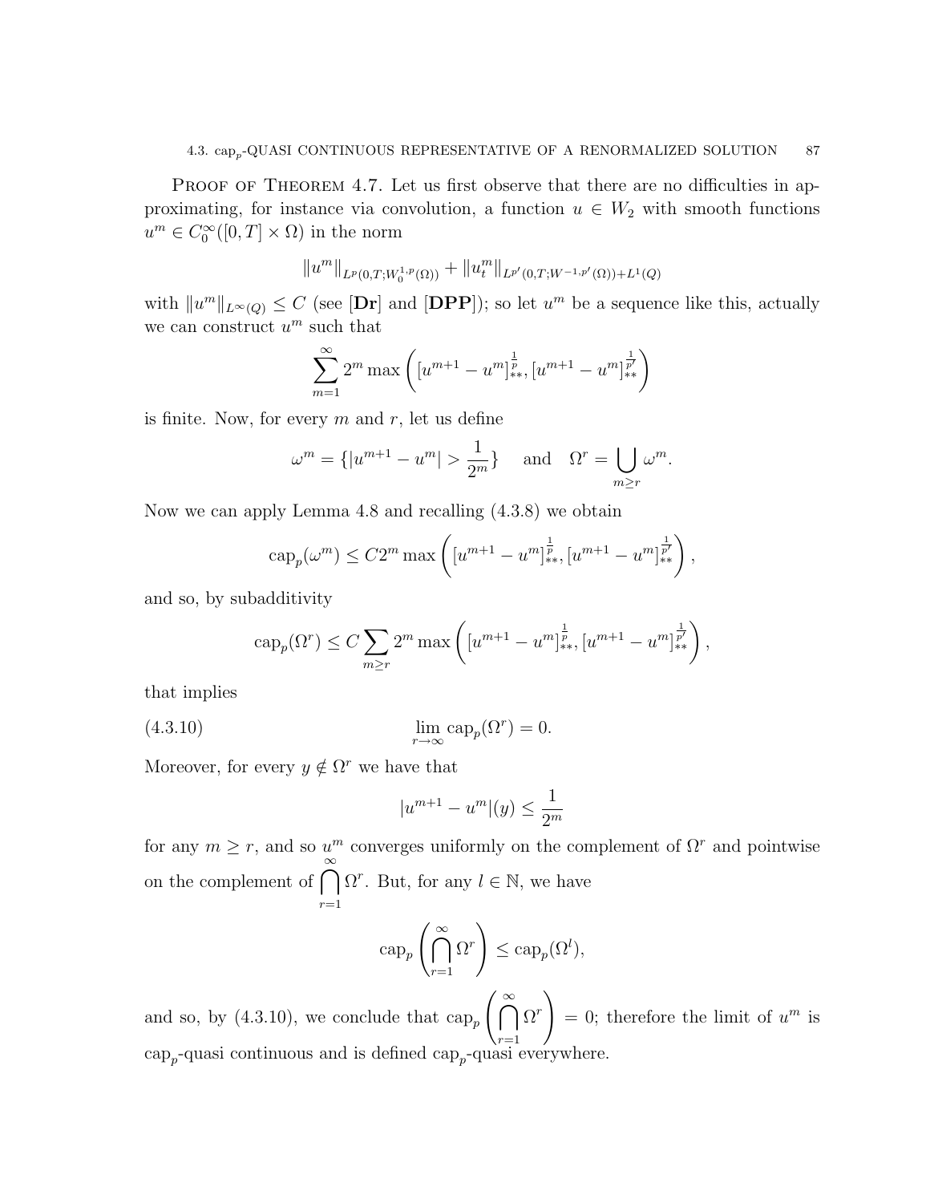Proof of Theorem 4.7. Let us first observe that there are no difficulties in approximating, for instance via convolution, a function $u \in W_2$ with smooth functions $u^m \in C_0^\infty([0,T]\times\Omega)$ in the norm

$$\|u^m\|_{L^p(0,T;W_0^{1,p}(\Omega))} + \|u_t^m\|_{L^{p'}(0,T;W^{-1,p'}(\Omega))+L^1(Q)}$$

with $\|u^m\|_{L^\infty(Q)} \le C$ (see [**Dr**] and [**DPP**]); so let $u^m$ be a sequence like this, actually we can construct $u^m$ such that

$$\sum_{m=1}^{\infty} 2^m \max\left([u^{m+1}-u^m]_{**}^{\frac{1}{p}}, [u^{m+1}-u^m]_{**}^{\frac{1}{p'}}\right)$$

is finite. Now, for every $m$ and $r$, let us define

$$\omega^m = \{|u^{m+1}-u^m| > \frac{1}{2^m}\} \quad \text{ and } \quad \Omega^r = \bigcup_{m\ge r} \omega^m.$$

Now we can apply Lemma 4.8 and recalling (4.3.8) we obtain

$$\text{cap}_p(\omega^m) \le C 2^m \max\left([u^{m+1}-u^m]_{**}^{\frac{1}{p}}, [u^{m+1}-u^m]_{**}^{\frac{1}{p'}}\right),$$

and so, by subadditivity

$$\text{cap}_p(\Omega^r) \le C \sum_{m\ge r} 2^m \max\left([u^{m+1}-u^m]_{**}^{\frac{1}{p}}, [u^{m+1}-u^m]_{**}^{\frac{1}{p'}}\right),$$

that implies

$$\lim_{r\to\infty} \text{cap}_p(\Omega^r) = 0. \tag{4.3.10}$$

Moreover, for every $y \notin \Omega^r$ we have that

$$|u^{m+1}-u^m|(y) \le \frac{1}{2^m}$$

for any $m \ge r$, and so $u^m$ converges uniformly on the complement of $\Omega^r$ and pointwise on the complement of $\bigcap_{r=1}^{\infty} \Omega^r$. But, for any $l \in \mathbb{N}$, we have

$$\text{cap}_p\left(\bigcap_{r=1}^{\infty} \Omega^r\right) \le \text{cap}_p(\Omega^l),$$

and so, by (4.3.10), we conclude that $\text{cap}_p\left(\bigcap_{r=1}^{\infty} \Omega^r\right) = 0$; therefore the limit of $u^m$ is $\text{cap}_p$-quasi continuous and is defined $\text{cap}_p$-quasi everywhere.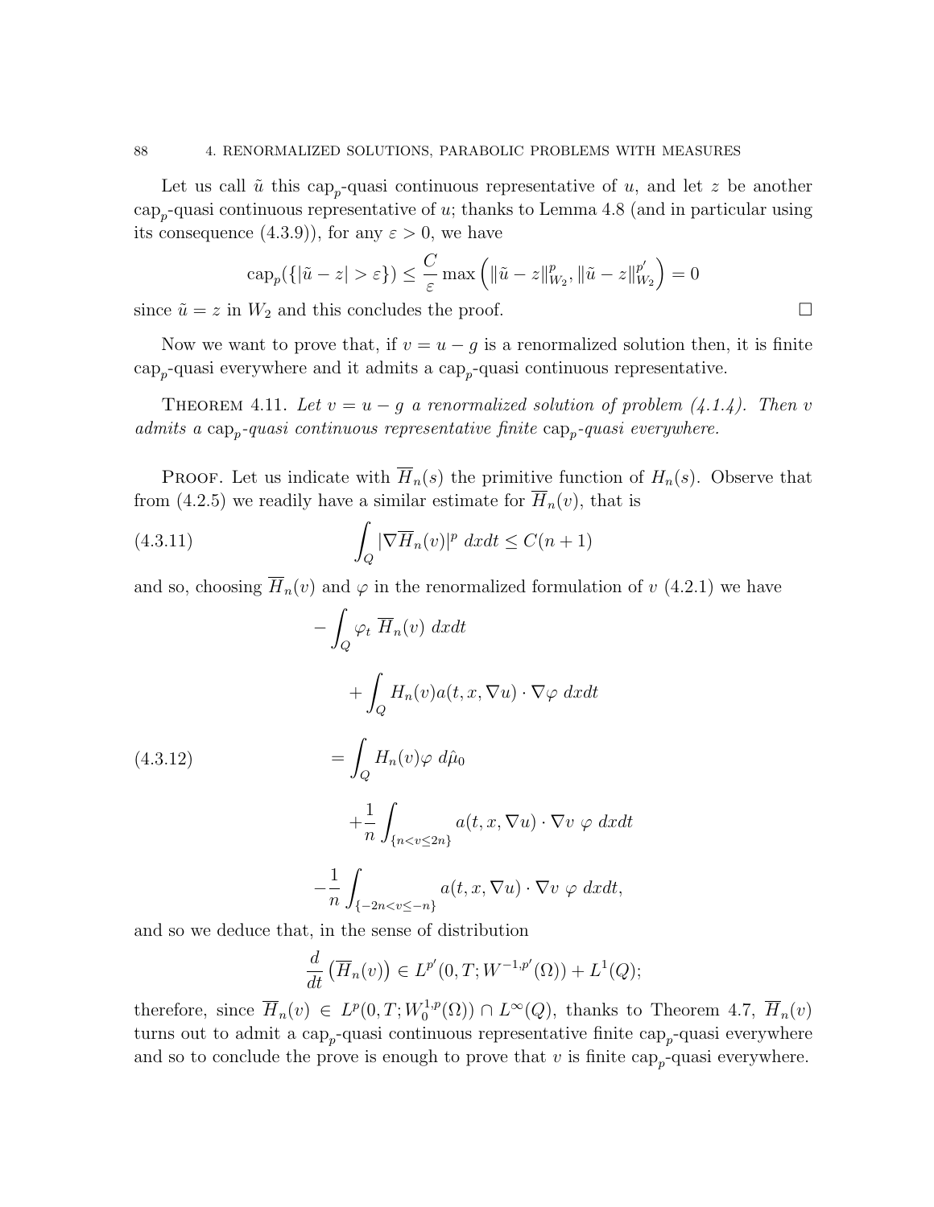Let us call $\tilde{u}$ this $\mathrm{cap}_p$-quasi continuous representative of $u$, and let $z$ be another $\mathrm{cap}_p$-quasi continuous representative of $u$; thanks to Lemma 4.8 (and in particular using its consequence (4.3.9)), for any $\varepsilon > 0$, we have

$$\mathrm{cap}_p(\{|\tilde{u} - z| > \varepsilon\}) \leq \frac{C}{\varepsilon} \max\left( \|\tilde{u} - z\|_{W_2}^p, \|\tilde{u} - z\|_{W_2}^{p'} \right) = 0$$

since $\tilde{u} = z$ in $W_2$ and this concludes the proof. $\square$

Now we want to prove that, if $v = u - g$ is a renormalized solution then, it is finite $\mathrm{cap}_p$-quasi everywhere and it admits a $\mathrm{cap}_p$-quasi continuous representative.

**Theorem 4.11.** *Let $v = u - g$ a renormalized solution of problem (4.1.4). Then $v$ admits a $\mathrm{cap}_p$-quasi continuous representative finite $\mathrm{cap}_p$-quasi everywhere.*

**Proof.** Let us indicate with $\overline{H}_n(s)$ the primitive function of $H_n(s)$. Observe that from (4.2.5) we readily have a similar estimate for $\overline{H}_n(v)$, that is

$$\int_Q |\nabla \overline{H}_n(v)|^p \, dxdt \leq C(n+1) \tag{4.3.11}$$

and so, choosing $\overline{H}_n(v)$ and $\varphi$ in the renormalized formulation of $v$ (4.2.1) we have

$$\begin{aligned}
&-\int_Q \varphi_t \, \overline{H}_n(v) \, dxdt \\
&\quad + \int_Q H_n(v) a(t, x, \nabla u) \cdot \nabla \varphi \, dxdt \\
&= \int_Q H_n(v) \varphi \, d\hat{\mu}_0 \\
&\quad + \frac{1}{n} \int_{\{n < v \leq 2n\}} a(t, x, \nabla u) \cdot \nabla v \, \varphi \, dxdt \\
&- \frac{1}{n} \int_{\{-2n < v \leq -n\}} a(t, x, \nabla u) \cdot \nabla v \, \varphi \, dxdt,
\end{aligned} \tag{4.3.12}$$

and so we deduce that, in the sense of distribution

$$\frac{d}{dt}\left(\overline{H}_n(v)\right) \in L^{p'}(0, T; W^{-1,p'}(\Omega)) + L^1(Q);$$

therefore, since $\overline{H}_n(v) \in L^p(0, T; W_0^{1,p}(\Omega)) \cap L^\infty(Q)$, thanks to Theorem 4.7, $\overline{H}_n(v)$ turns out to admit a $\mathrm{cap}_p$-quasi continuous representative finite $\mathrm{cap}_p$-quasi everywhere and so to conclude the prove is enough to prove that $v$ is finite $\mathrm{cap}_p$-quasi everywhere.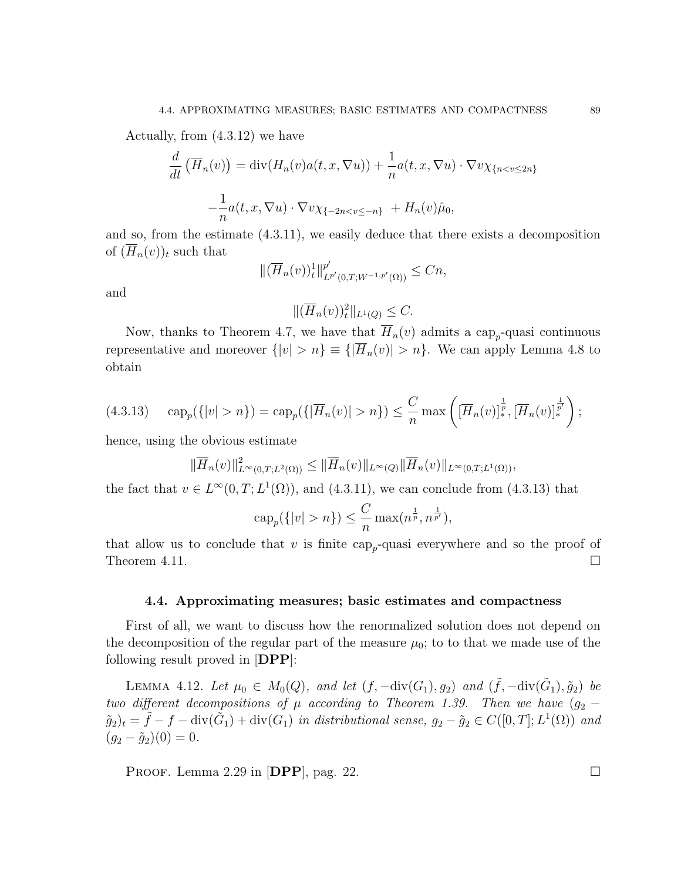Actually, from (4.3.12) we have

$$\frac{d}{dt}\left(\overline{H}_n(v)\right) = \operatorname{div}(H_n(v)a(t,x,\nabla u)) + \frac{1}{n}a(t,x,\nabla u)\cdot\nabla v\chi_{\{n<v\leq 2n\}}$$

$$-\frac{1}{n}a(t,x,\nabla u)\cdot\nabla v\chi_{\{-2n<v\leq -n\}} + H_n(v)\hat{\mu}_0,$$

and so, from the estimate (4.3.11), we easily deduce that there exists a decomposition of $(\overline{H}_n(v))_t$ such that

$$\|(\overline{H}_n(v))_t^1\|^{p'}_{L^{p'}(0,T;W^{-1,p'}(\Omega))} \leq Cn,$$

and

$$\|(\overline{H}_n(v))_t^2\|_{L^1(Q)} \leq C.$$

Now, thanks to Theorem 4.7, we have that $\overline{H}_n(v)$ admits a $\text{cap}_p$-quasi continuous representative and moreover $\{|v|>n\} \equiv \{|\overline{H}_n(v)|>n\}$. We can apply Lemma 4.8 to obtain

$$\text{cap}_p(\{|v|>n\}) = \text{cap}_p(\{|\overline{H}_n(v)|>n\}) \leq \frac{C}{n}\max\left([\overline{H}_n(v)]_*^{\frac{1}{p}}, [\overline{H}_n(v)]_*^{\frac{1}{p'}}\right); \tag{4.3.13}$$

hence, using the obvious estimate

$$\|\overline{H}_n(v)\|^2_{L^\infty(0,T;L^2(\Omega))} \leq \|\overline{H}_n(v)\|_{L^\infty(Q)}\|\overline{H}_n(v)\|_{L^\infty(0,T;L^1(\Omega))},$$

the fact that $v \in L^\infty(0,T;L^1(\Omega))$, and (4.3.11), we can conclude from (4.3.13) that

$$\text{cap}_p(\{|v|>n\}) \leq \frac{C}{n}\max(n^{\frac{1}{p}}, n^{\frac{1}{p'}}),$$

that allow us to conclude that $v$ is finite $\text{cap}_p$-quasi everywhere and so the proof of Theorem 4.11. □

## 4.4. Approximating measures; basic estimates and compactness

First of all, we want to discuss how the renormalized solution does not depend on the decomposition of the regular part of the measure $\mu_0$; to to that we made use of the following result proved in [**DPP**]:

Lemma 4.12. *Let $\mu_0 \in M_0(Q)$, and let $(f, -\operatorname{div}(G_1), g_2)$ and $(\tilde{f}, -\operatorname{div}(\tilde{G}_1), \tilde{g}_2)$ be two different decompositions of $\mu$ according to Theorem 1.39. Then we have $(g_2 - \tilde{g}_2)_t = \tilde{f} - f - \operatorname{div}(\tilde{G}_1) + \operatorname{div}(G_1)$ in distributional sense, $g_2 - \tilde{g}_2 \in C([0,T];L^1(\Omega))$ and $(g_2 - \tilde{g}_2)(0) = 0$.*

Proof. Lemma 2.29 in [**DPP**], pag. 22. □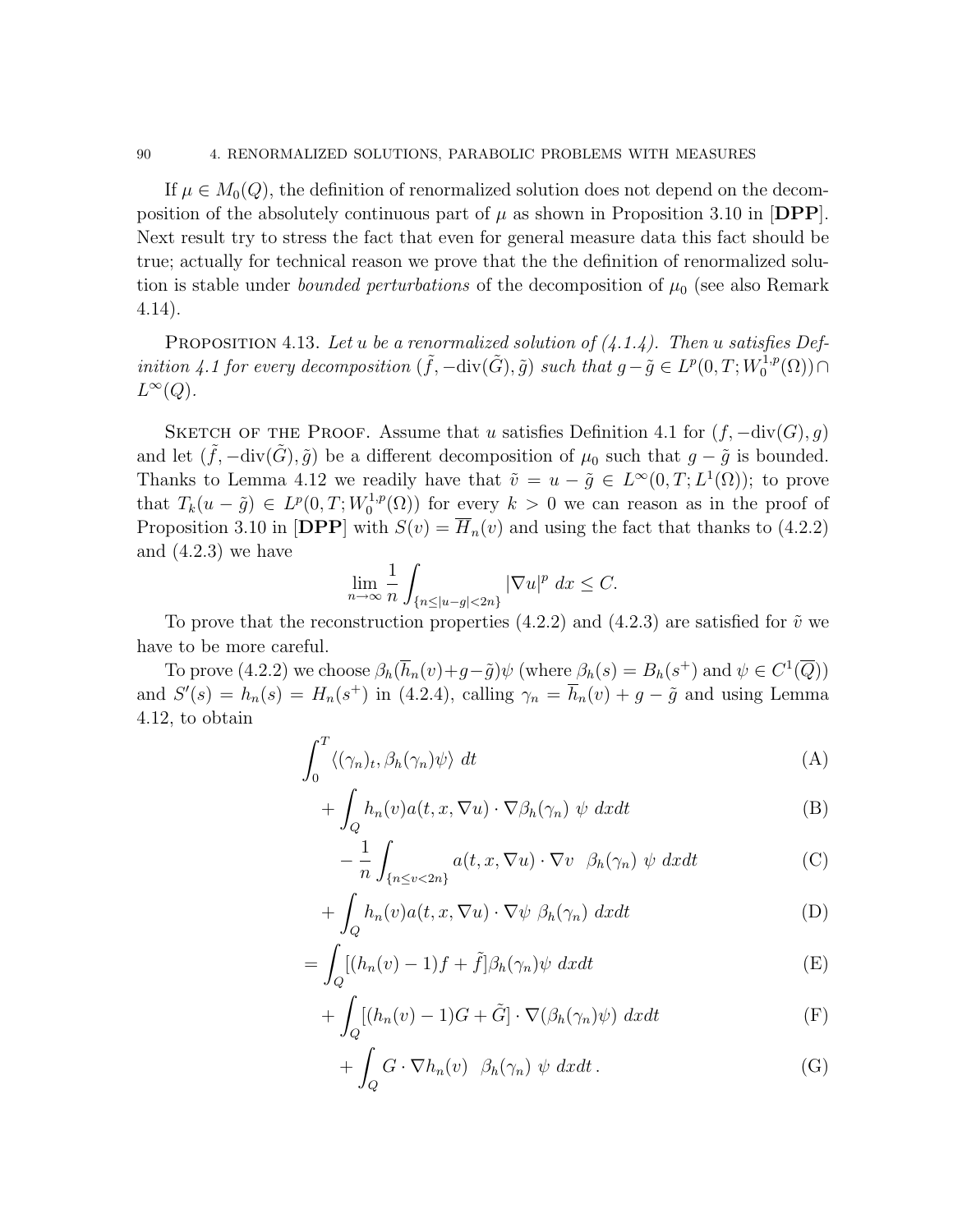If $\mu \in M_0(Q)$, the definition of renormalized solution does not depend on the decomposition of the absolutely continuous part of $\mu$ as shown in Proposition 3.10 in [**DPP**]. Next result try to stress the fact that even for general measure data this fact should be true; actually for technical reason we prove that the the definition of renormalized solution is stable under *bounded perturbations* of the decomposition of $\mu_0$ (see also Remark 4.14).

Proposition 4.13. *Let $u$ be a renormalized solution of (4.1.4). Then $u$ satisfies Definition 4.1 for every decomposition $(\tilde{f}, -\mathrm{div}(\tilde{G}), \tilde{g})$ such that $g - \tilde{g} \in L^p(0,T; W_0^{1,p}(\Omega)) \cap L^\infty(Q)$.*

Sketch of the Proof. Assume that $u$ satisfies Definition 4.1 for $(f, -\mathrm{div}(G), g)$ and let $(\tilde{f}, -\mathrm{div}(\tilde{G}), \tilde{g})$ be a different decomposition of $\mu_0$ such that $g - \tilde{g}$ is bounded. Thanks to Lemma 4.12 we readily have that $\tilde{v} = u - \tilde{g} \in L^\infty(0,T; L^1(\Omega))$; to prove that $T_k(u - \tilde{g}) \in L^p(0,T; W_0^{1,p}(\Omega))$ for every $k > 0$ we can reason as in the proof of Proposition 3.10 in [**DPP**] with $S(v) = \overline{H}_n(v)$ and using the fact that thanks to (4.2.2) and (4.2.3) we have

$$\lim_{n\to\infty} \frac{1}{n} \int_{\{n \leq |u-g| < 2n\}} |\nabla u|^p \, dx \leq C.$$

To prove that the reconstruction properties (4.2.2) and (4.2.3) are satisfied for $\tilde{v}$ we have to be more careful.

To prove (4.2.2) we choose $\beta_h(\overline{h}_n(v) + g - \tilde{g})\psi$ (where $\beta_h(s) = B_h(s^+)$ and $\psi \in C^1(\overline{Q})$) and $S'(s) = h_n(s) = H_n(s^+)$ in (4.2.4), calling $\gamma_n = \overline{h}_n(v) + g - \tilde{g}$ and using Lemma 4.12, to obtain

$$\int_0^T \langle (\gamma_n)_t, \beta_h(\gamma_n)\psi \rangle \, dt \tag{A}$$

$$+ \int_Q h_n(v) a(t,x,\nabla u) \cdot \nabla \beta_h(\gamma_n) \ \psi \ dxdt \tag{B}$$

$$- \frac{1}{n} \int_{\{n \leq v < 2n\}} a(t,x,\nabla u) \cdot \nabla v \ \ \beta_h(\gamma_n) \ \psi \ dxdt \tag{C}$$

$$+ \int_Q h_n(v) a(t,x,\nabla u) \cdot \nabla \psi \ \beta_h(\gamma_n) \ dxdt \tag{D}$$

$$= \int_Q [(h_n(v) - 1)f + \tilde{f}] \beta_h(\gamma_n)\psi \ dxdt \tag{E}$$

$$+ \int_Q [(h_n(v) - 1)G + \tilde{G}] \cdot \nabla(\beta_h(\gamma_n)\psi) \ dxdt \tag{F}$$

$$+ \int_Q G \cdot \nabla h_n(v) \ \ \beta_h(\gamma_n) \ \psi \ dxdt \,. \tag{G}$$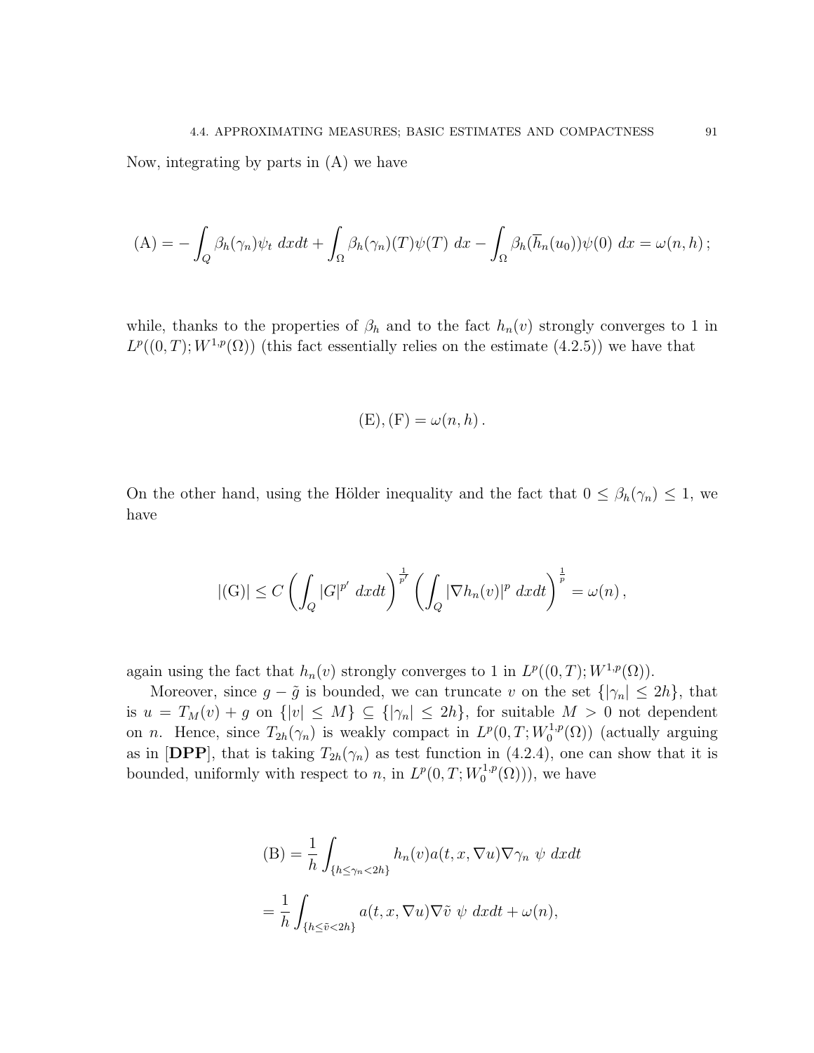Now, integrating by parts in (A) we have

$$
\text{(A)} = -\int_Q \beta_h(\gamma_n)\psi_t \; dxdt + \int_\Omega \beta_h(\gamma_n)(T)\psi(T) \; dx - \int_\Omega \beta_h(\overline{h}_n(u_0))\psi(0) \; dx = \omega(n,h)\,;
$$

while, thanks to the properties of $\beta_h$ and to the fact $h_n(v)$ strongly converges to 1 in $L^p((0,T);W^{1,p}(\Omega))$ (this fact essentially relies on the estimate (4.2.5)) we have that

$$
\text{(E)}, \text{(F)} = \omega(n,h)\,.
$$

On the other hand, using the Hölder inequality and the fact that $0 \leq \beta_h(\gamma_n) \leq 1$, we have

$$
|\text{(G)}| \leq C \left( \int_Q |G|^{p'} \; dxdt \right)^{\frac{1}{p'}} \left( \int_Q |\nabla h_n(v)|^p \; dxdt \right)^{\frac{1}{p}} = \omega(n)\,,
$$

again using the fact that $h_n(v)$ strongly converges to 1 in $L^p((0,T);W^{1,p}(\Omega))$.

Moreover, since $g - \tilde{g}$ is bounded, we can truncate $v$ on the set $\{|\gamma_n| \leq 2h\}$, that is $u = T_M(v) + g$ on $\{|v| \leq M\} \subseteq \{|\gamma_n| \leq 2h\}$, for suitable $M > 0$ not dependent on $n$. Hence, since $T_{2h}(\gamma_n)$ is weakly compact in $L^p(0,T;W_0^{1,p}(\Omega))$ (actually arguing as in [**DPP**], that is taking $T_{2h}(\gamma_n)$ as test function in (4.2.4), one can show that it is bounded, uniformly with respect to $n$, in $L^p(0,T;W_0^{1,p}(\Omega))$), we have

$$
\begin{aligned}
\text{(B)} &= \frac{1}{h} \int_{\{h \leq \gamma_n < 2h\}} h_n(v) a(t,x,\nabla u) \nabla \gamma_n \; \psi \; dxdt \\
&= \frac{1}{h} \int_{\{h \leq \tilde{v} < 2h\}} a(t,x,\nabla u) \nabla \tilde{v} \; \psi \; dxdt + \omega(n),
\end{aligned}
$$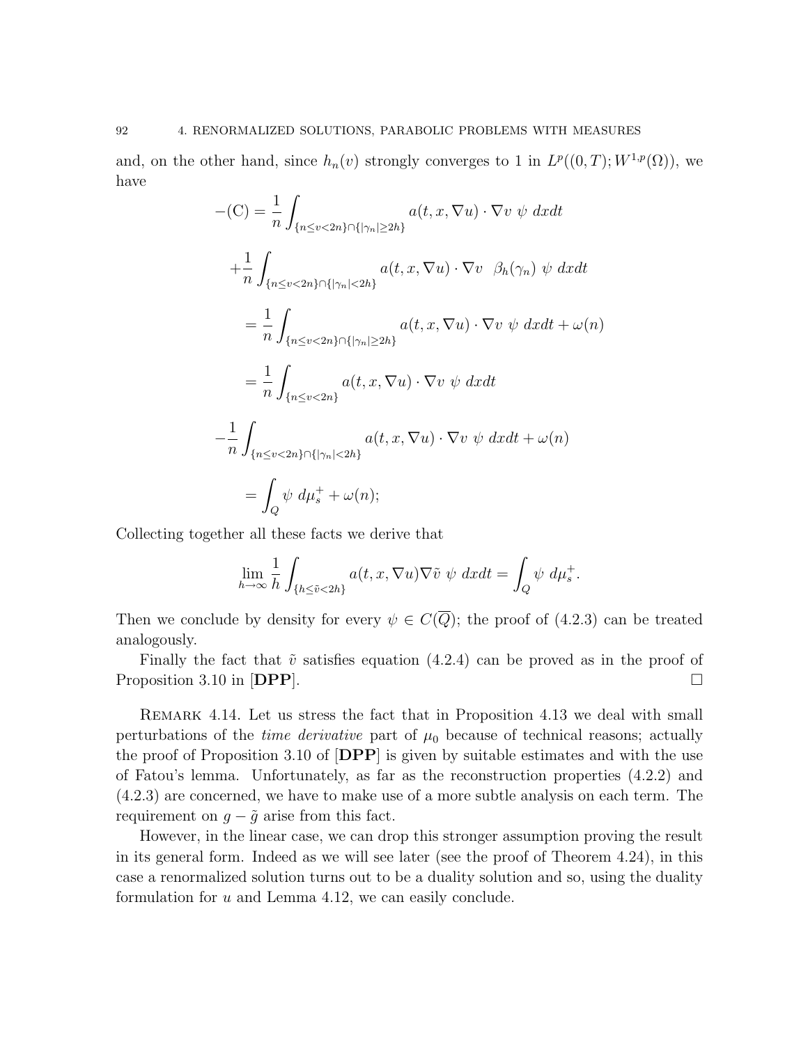and, on the other hand, since $h_n(v)$ strongly converges to 1 in $L^p((0,T);W^{1,p}(\Omega))$, we have

$$
\begin{aligned}
-(\mathrm{C}) &= \frac{1}{n}\int_{\{n\leq v<2n\}\cap\{|\gamma_n|\geq 2h\}} a(t,x,\nabla u)\cdot\nabla v \ \psi \ dxdt \\
&+\frac{1}{n}\int_{\{n\leq v<2n\}\cap\{|\gamma_n|<2h\}} a(t,x,\nabla u)\cdot\nabla v \ \ \beta_h(\gamma_n) \ \psi \ dxdt \\
&= \frac{1}{n}\int_{\{n\leq v<2n\}\cap\{|\gamma_n|\geq 2h\}} a(t,x,\nabla u)\cdot\nabla v \ \psi \ dxdt + \omega(n) \\
&= \frac{1}{n}\int_{\{n\leq v<2n\}} a(t,x,\nabla u)\cdot\nabla v \ \psi \ dxdt \\
&-\frac{1}{n}\int_{\{n\leq v<2n\}\cap\{|\gamma_n|<2h\}} a(t,x,\nabla u)\cdot\nabla v \ \psi \ dxdt + \omega(n) \\
&= \int_Q \psi \ d\mu_s^+ + \omega(n);
\end{aligned}
$$

Collecting together all these facts we derive that

$$
\lim_{h\to\infty}\frac{1}{h}\int_{\{h\leq\tilde{v}<2h\}} a(t,x,\nabla u)\nabla\tilde{v} \ \psi \ dxdt = \int_Q \psi \ d\mu_s^+.
$$

Then we conclude by density for every $\psi\in C(\overline{Q})$; the proof of (4.2.3) can be treated analogously.

Finally the fact that $\tilde{v}$ satisfies equation (4.2.4) can be proved as in the proof of Proposition 3.10 in [**DPP**]. □

Remark 4.14. Let us stress the fact that in Proposition 4.13 we deal with small perturbations of the *time derivative* part of $\mu_0$ because of technical reasons; actually the proof of Proposition 3.10 of [**DPP**] is given by suitable estimates and with the use of Fatou's lemma. Unfortunately, as far as the reconstruction properties (4.2.2) and (4.2.3) are concerned, we have to make use of a more subtle analysis on each term. The requirement on $g-\tilde{g}$ arise from this fact.

However, in the linear case, we can drop this stronger assumption proving the result in its general form. Indeed as we will see later (see the proof of Theorem 4.24), in this case a renormalized solution turns out to be a duality solution and so, using the duality formulation for $u$ and Lemma 4.12, we can easily conclude.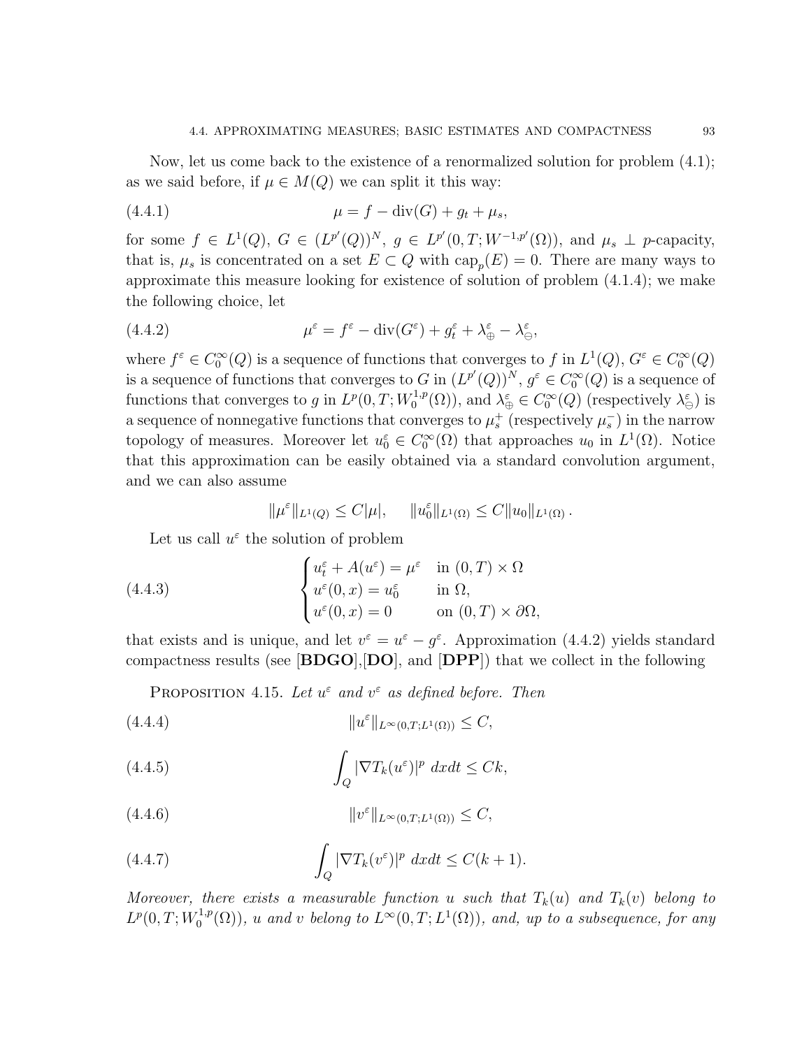Now, let us come back to the existence of a renormalized solution for problem (4.1); as we said before, if $\mu \in M(Q)$ we can split it this way:

$$\mu = f - \operatorname{div}(G) + g_t + \mu_s, \tag{4.4.1}$$

for some $f \in L^1(Q)$, $G \in (L^{p'}(Q))^N$, $g \in L^{p'}(0,T;W^{-1,p'}(\Omega))$, and $\mu_s \perp p$-capacity, that is, $\mu_s$ is concentrated on a set $E \subset Q$ with $\text{cap}_p(E) = 0$. There are many ways to approximate this measure looking for existence of solution of problem (4.1.4); we make the following choice, let

$$\mu^\varepsilon = f^\varepsilon - \operatorname{div}(G^\varepsilon) + g_t^\varepsilon + \lambda_\oplus^\varepsilon - \lambda_\ominus^\varepsilon, \tag{4.4.2}$$

where $f^\varepsilon \in C_0^\infty(Q)$ is a sequence of functions that converges to $f$ in $L^1(Q)$, $G^\varepsilon \in C_0^\infty(Q)$ is a sequence of functions that converges to $G$ in $(L^{p'}(Q))^N$, $g^\varepsilon \in C_0^\infty(Q)$ is a sequence of functions that converges to $g$ in $L^p(0,T;W_0^{1,p}(\Omega))$, and $\lambda_\oplus^\varepsilon \in C_0^\infty(Q)$ (respectively $\lambda_\ominus^\varepsilon$) is a sequence of nonnegative functions that converges to $\mu_s^+$ (respectively $\mu_s^-$) in the narrow topology of measures. Moreover let $u_0^\varepsilon \in C_0^\infty(\Omega)$ that approaches $u_0$ in $L^1(\Omega)$. Notice that this approximation can be easily obtained via a standard convolution argument, and we can also assume

$$\|\mu^\varepsilon\|_{L^1(Q)} \le C|\mu|, \qquad \|u_0^\varepsilon\|_{L^1(\Omega)} \le C\|u_0\|_{L^1(\Omega)}\,.$$

Let us call $u^\varepsilon$ the solution of problem

$$\begin{cases} u_t^\varepsilon + A(u^\varepsilon) = \mu^\varepsilon & \text{in } (0,T)\times\Omega \\ u^\varepsilon(0,x) = u_0^\varepsilon & \text{in } \Omega, \\ u^\varepsilon(0,x) = 0 & \text{on } (0,T)\times\partial\Omega, \end{cases} \tag{4.4.3}$$

that exists and is unique, and let $v^\varepsilon = u^\varepsilon - g^\varepsilon$. Approximation (4.4.2) yields standard compactness results (see [**BDGO**],[**DO**], and [**DPP**]) that we collect in the following

Proposition 4.15. *Let $u^\varepsilon$ and $v^\varepsilon$ as defined before. Then*

$$\|u^\varepsilon\|_{L^\infty(0,T;L^1(\Omega))} \le C, \tag{4.4.4}$$

$$\int_Q |\nabla T_k(u^\varepsilon)|^p \, dxdt \le Ck, \tag{4.4.5}$$

$$\|v^\varepsilon\|_{L^\infty(0,T;L^1(\Omega))} \le C, \tag{4.4.6}$$

$$\int_Q |\nabla T_k(v^\varepsilon)|^p \, dxdt \le C(k+1). \tag{4.4.7}$$

*Moreover, there exists a measurable function $u$ such that $T_k(u)$ and $T_k(v)$ belong to $L^p(0,T;W_0^{1,p}(\Omega))$, $u$ and $v$ belong to $L^\infty(0,T;L^1(\Omega))$, and, up to a subsequence, for any*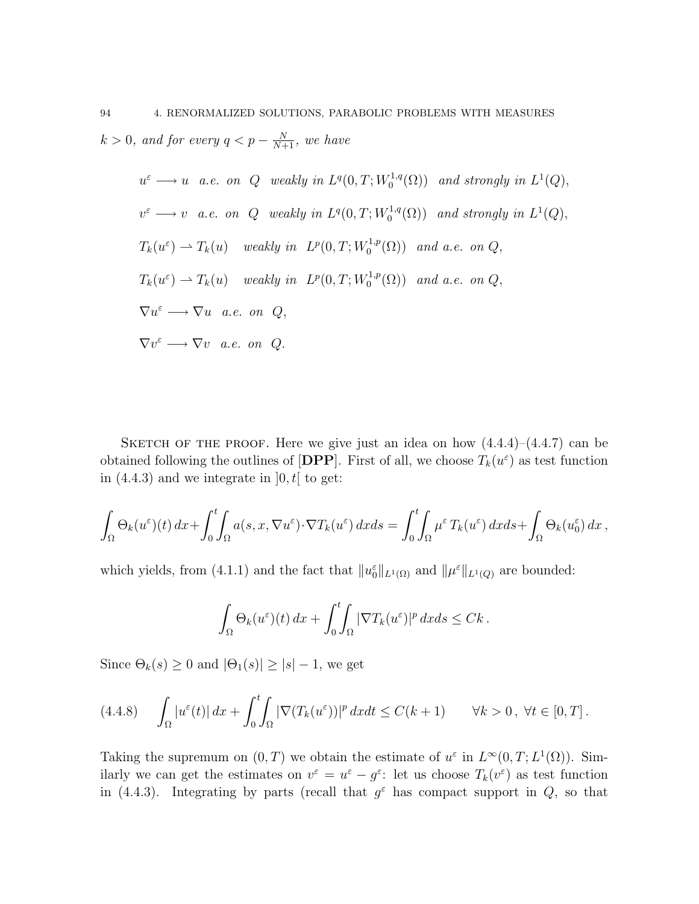*$k > 0$, and for every $q < p - \frac{N}{N+1}$, we have*

$$u^\varepsilon \longrightarrow u \quad \textit{a.e. on } Q \quad \textit{weakly in } L^q(0,T;W_0^{1,q}(\Omega)) \quad \textit{and strongly in } L^1(Q),$$

$$v^\varepsilon \longrightarrow v \quad \textit{a.e. on } Q \quad \textit{weakly in } L^q(0,T;W_0^{1,q}(\Omega)) \quad \textit{and strongly in } L^1(Q),$$

$$T_k(u^\varepsilon) \rightharpoonup T_k(u) \quad \textit{weakly in } L^p(0,T;W_0^{1,p}(\Omega)) \quad \textit{and a.e. on } Q,$$

$$T_k(u^\varepsilon) \rightharpoonup T_k(u) \quad \textit{weakly in } L^p(0,T;W_0^{1,p}(\Omega)) \quad \textit{and a.e. on } Q,$$

$$\nabla u^\varepsilon \longrightarrow \nabla u \quad \textit{a.e. on } Q,$$

$$\nabla v^\varepsilon \longrightarrow \nabla v \quad \textit{a.e. on } Q.$$

Sketch of the proof. Here we give just an idea on how (4.4.4)–(4.4.7) can be obtained following the outlines of [**DPP**]. First of all, we choose $T_k(u^\varepsilon)$ as test function in (4.4.3) and we integrate in $]0,t[$ to get:

$$\int_\Omega \Theta_k(u^\varepsilon)(t)\,dx + \int_0^t\!\!\int_\Omega a(s,x,\nabla u^\varepsilon)\cdot\nabla T_k(u^\varepsilon)\,dxds = \int_0^t\!\!\int_\Omega \mu^\varepsilon\, T_k(u^\varepsilon)\,dxds + \int_\Omega \Theta_k(u_0^\varepsilon)\,dx\,,$$

which yields, from (4.1.1) and the fact that $\|u_0^\varepsilon\|_{L^1(\Omega)}$ and $\|\mu^\varepsilon\|_{L^1(Q)}$ are bounded:

$$\int_\Omega \Theta_k(u^\varepsilon)(t)\,dx + \int_0^t\!\!\int_\Omega |\nabla T_k(u^\varepsilon)|^p\,dxds \le Ck\,.$$

Since $\Theta_k(s) \ge 0$ and $|\Theta_1(s)| \ge |s| - 1$, we get

$$\int_\Omega |u^\varepsilon(t)|\,dx + \int_0^t\!\!\int_\Omega |\nabla(T_k(u^\varepsilon))|^p\,dxdt \le C(k+1) \qquad \forall k > 0\,,\ \forall t \in [0,T]\,. \tag{4.4.8}$$

Taking the supremum on $(0,T)$ we obtain the estimate of $u^\varepsilon$ in $L^\infty(0,T;L^1(\Omega))$. Similarly we can get the estimates on $v^\varepsilon = u^\varepsilon - g^\varepsilon$: let us choose $T_k(v^\varepsilon)$ as test function in (4.4.3). Integrating by parts (recall that $g^\varepsilon$ has compact support in $Q$, so that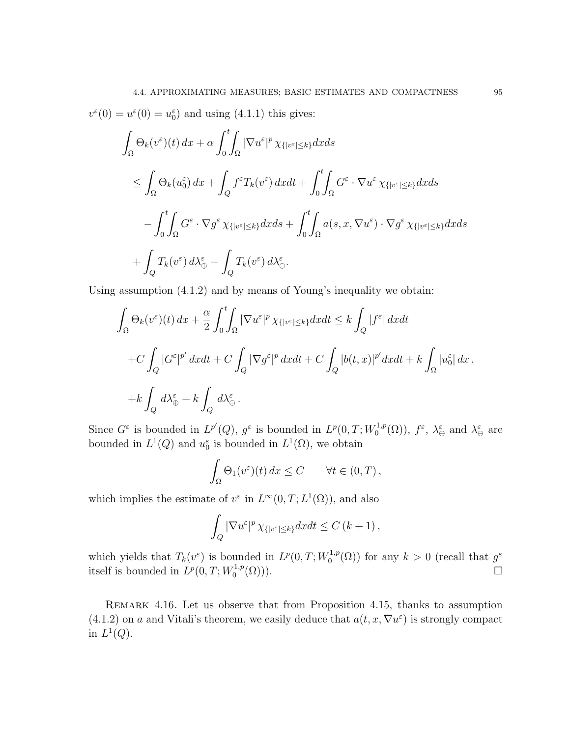$v^\varepsilon(0) = u^\varepsilon(0) = u_0^\varepsilon$) and using (4.1.1) this gives:

$$
\begin{aligned}
&\int_\Omega \Theta_k(v^\varepsilon)(t)\,dx + \alpha \int_0^t\!\!\int_\Omega |\nabla u^\varepsilon|^p \,\chi_{\{|v^\varepsilon|\le k\}} dxds \\
&\le \int_\Omega \Theta_k(u_0^\varepsilon)\,dx + \int_Q f^\varepsilon T_k(v^\varepsilon)\,dxdt + \int_0^t\!\!\int_\Omega G^\varepsilon \cdot \nabla u^\varepsilon \,\chi_{\{|v^\varepsilon|\le k\}} dxds \\
&\quad - \int_0^t\!\!\int_\Omega G^\varepsilon \cdot \nabla g^\varepsilon \,\chi_{\{|v^\varepsilon|\le k\}} dxds + \int_0^t\!\!\int_\Omega a(s,x,\nabla u^\varepsilon)\cdot \nabla g^\varepsilon \,\chi_{\{|v^\varepsilon|\le k\}} dxds \\
&\quad + \int_Q T_k(v^\varepsilon)\,d\lambda_\oplus^\varepsilon - \int_Q T_k(v^\varepsilon)\,d\lambda_\ominus^\varepsilon .
\end{aligned}
$$

Using assumption (4.1.2) and by means of Young's inequality we obtain:

$$
\begin{aligned}
&\int_\Omega \Theta_k(v^\varepsilon)(t)\,dx + \frac{\alpha}{2}\int_0^t\!\!\int_\Omega |\nabla u^\varepsilon|^p \,\chi_{\{|v^\varepsilon|\le k\}} dxdt \le k\int_Q |f^\varepsilon|\,dxdt \\
&+C\int_Q |G^\varepsilon|^{p'}\,dxdt + C\int_Q |\nabla g^\varepsilon|^p\,dxdt + C\int_Q |b(t,x)|^{p'}dxdt + k\int_\Omega |u_0^\varepsilon|\,dx\,. \\
&+k\int_Q d\lambda_\oplus^\varepsilon + k\int_Q d\lambda_\ominus^\varepsilon\,.
\end{aligned}
$$

Since $G^\varepsilon$ is bounded in $L^{p'}(Q)$, $g^\varepsilon$ is bounded in $L^p(0,T;W_0^{1,p}(\Omega))$, $f^\varepsilon$, $\lambda_\oplus^\varepsilon$ and $\lambda_\ominus^\varepsilon$ are bounded in $L^1(Q)$ and $u_0^\varepsilon$ is bounded in $L^1(\Omega)$, we obtain

$$
\int_\Omega \Theta_1(v^\varepsilon)(t)\,dx \le C \qquad \forall t\in(0,T)\,,
$$

which implies the estimate of $v^\varepsilon$ in $L^\infty(0,T;L^1(\Omega))$, and also

$$
\int_Q |\nabla u^\varepsilon|^p \,\chi_{\{|v^\varepsilon|\le k\}} dxdt \le C\,(k+1)\,,
$$

which yields that $T_k(v^\varepsilon)$ is bounded in $L^p(0,T;W_0^{1,p}(\Omega))$ for any $k>0$ (recall that $g^\varepsilon$ itself is bounded in $L^p(0,T;W_0^{1,p}(\Omega))$). □

Remark 4.16. Let us observe that from Proposition 4.15, thanks to assumption (4.1.2) on $a$ and Vitali's theorem, we easily deduce that $a(t,x,\nabla u^\varepsilon)$ is strongly compact in $L^1(Q)$.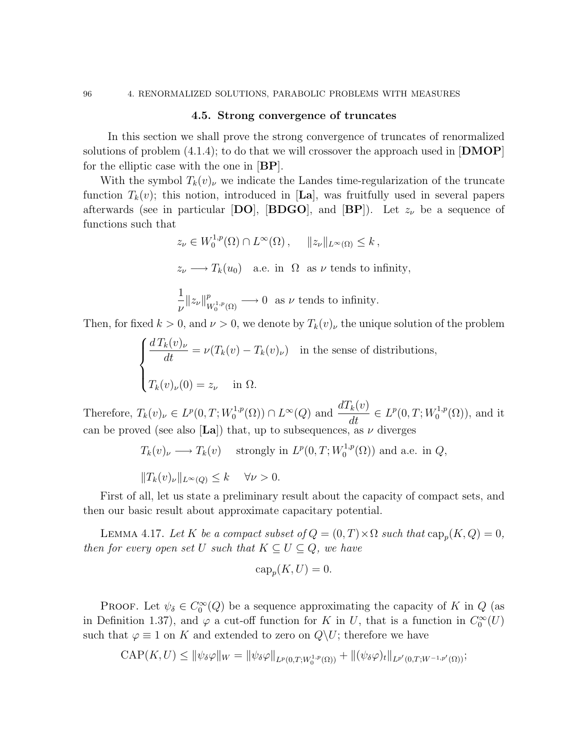## 4.5. Strong convergence of truncates

In this section we shall prove the strong convergence of truncates of renormalized solutions of problem (4.1.4); to do that we will crossover the approach used in [**DMOP**] for the elliptic case with the one in [**BP**].

With the symbol $T_k(v)_\nu$ we indicate the Landes time-regularization of the truncate function $T_k(v)$; this notion, introduced in [**La**], was fruitfully used in several papers afterwards (see in particular [**DO**], [**BDGO**], and [**BP**]). Let $z_\nu$ be a sequence of functions such that

$$z_\nu \in W_0^{1,p}(\Omega) \cap L^\infty(\Omega)\,, \qquad \|z_\nu\|_{L^\infty(\Omega)} \leq k\,,$$

$$z_\nu \longrightarrow T_k(u_0) \quad \text{a.e. in } \Omega \text{ as } \nu \text{ tends to infinity,}$$

$$\frac{1}{\nu}\|z_\nu\|^p_{W_0^{1,p}(\Omega)} \longrightarrow 0 \text{ as } \nu \text{ tends to infinity.}$$

Then, for fixed $k > 0$, and $\nu > 0$, we denote by $T_k(v)_\nu$ the unique solution of the problem

$$\begin{cases} \dfrac{d\,T_k(v)_\nu}{dt} = \nu(T_k(v) - T_k(v)_\nu) & \text{in the sense of distributions,} \\ \\ T_k(v)_\nu(0) = z_\nu & \text{in } \Omega. \end{cases}$$

Therefore, $T_k(v)_\nu \in L^p(0,T;W_0^{1,p}(\Omega)) \cap L^\infty(Q)$ and $\dfrac{dT_k(v)}{dt} \in L^p(0,T;W_0^{1,p}(\Omega))$, and it can be proved (see also [**La**]) that, up to subsequences, as $\nu$ diverges

$$T_k(v)_\nu \longrightarrow T_k(v) \quad \text{strongly in } L^p(0,T;W_0^{1,p}(\Omega)) \text{ and a.e. in } Q,$$

$$\|T_k(v)_\nu\|_{L^\infty(Q)} \leq k \quad \forall \nu > 0.$$

First of all, let us state a preliminary result about the capacity of compact sets, and then our basic result about approximate capacitary potential.

LEMMA 4.17. *Let $K$ be a compact subset of $Q = (0,T)\times\Omega$ such that $\text{cap}_p(K,Q) = 0$, then for every open set $U$ such that $K \subseteq U \subseteq Q$, we have*

$$\text{cap}_p(K,U) = 0.$$

PROOF. Let $\psi_\delta \in C_0^\infty(Q)$ be a sequence approximating the capacity of $K$ in $Q$ (as in Definition 1.37), and $\varphi$ a cut-off function for $K$ in $U$, that is a function in $C_0^\infty(U)$ such that $\varphi \equiv 1$ on $K$ and extended to zero on $Q\backslash U$; therefore we have

$$\text{CAP}(K,U) \leq \|\psi_\delta\varphi\|_W = \|\psi_\delta\varphi\|_{L^p(0,T;W_0^{1,p}(\Omega))} + \|(\psi_\delta\varphi)_t\|_{L^{p'}(0,T;W^{-1,p'}(\Omega))};$$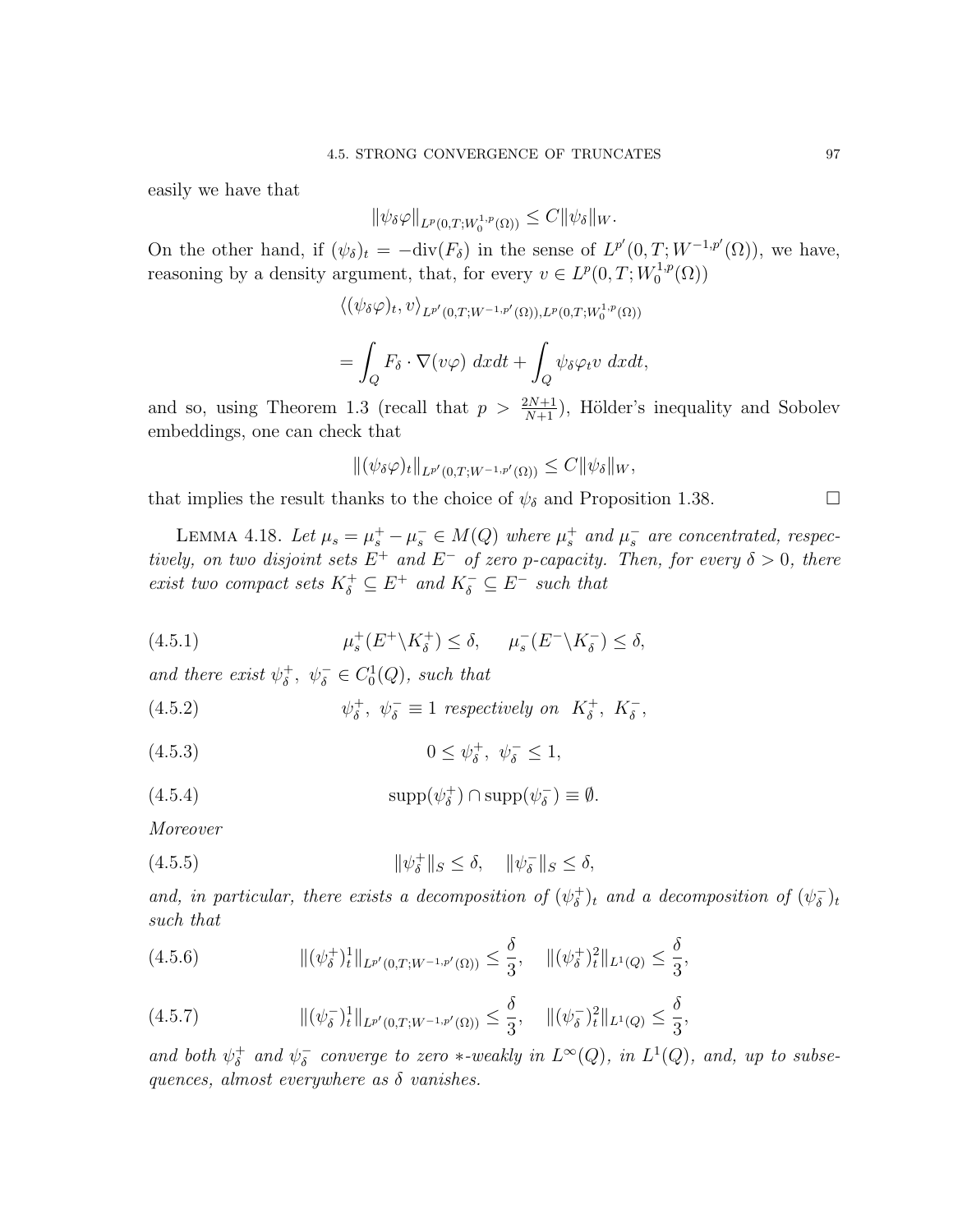easily we have that

$$\|\psi_\delta \varphi\|_{L^p(0,T;W_0^{1,p}(\Omega))} \leq C\|\psi_\delta\|_W.$$

On the other hand, if $(\psi_\delta)_t = -\mathrm{div}(F_\delta)$ in the sense of $L^{p'}(0,T;W^{-1,p'}(\Omega))$, we have, reasoning by a density argument, that, for every $v \in L^p(0,T;W_0^{1,p}(\Omega))$

$$\langle (\psi_\delta \varphi)_t, v\rangle_{L^{p'}(0,T;W^{-1,p'}(\Omega)),L^p(0,T;W_0^{1,p}(\Omega))}$$

$$= \int_Q F_\delta \cdot \nabla(v\varphi)\ dxdt + \int_Q \psi_\delta \varphi_t v\ dxdt,$$

and so, using Theorem 1.3 (recall that $p > \frac{2N+1}{N+1}$), Hölder's inequality and Sobolev embeddings, one can check that

$$\|(\psi_\delta \varphi)_t\|_{L^{p'}(0,T;W^{-1,p'}(\Omega))} \leq C\|\psi_\delta\|_W,$$

that implies the result thanks to the choice of $\psi_\delta$ and Proposition 1.38. □

Lemma 4.18. *Let $\mu_s = \mu_s^+ - \mu_s^- \in M(Q)$ where $\mu_s^+$ and $\mu_s^-$ are concentrated, respectively, on two disjoint sets $E^+$ and $E^-$ of zero $p$-capacity. Then, for every $\delta > 0$, there exist two compact sets $K_\delta^+ \subseteq E^+$ and $K_\delta^- \subseteq E^-$ such that*

$$\mu_s^+(E^+ \backslash K_\delta^+) \leq \delta, \qquad \mu_s^-(E^- \backslash K_\delta^-) \leq \delta, \tag{4.5.1}$$

*and there exist $\psi_\delta^+,\ \psi_\delta^- \in C_0^1(Q)$, such that*

$$\psi_\delta^+,\ \psi_\delta^- \equiv 1 \text{ respectively on } K_\delta^+,\ K_\delta^-, \tag{4.5.2}$$

$$0 \leq \psi_\delta^+,\ \psi_\delta^- \leq 1, \tag{4.5.3}$$

$$\mathrm{supp}(\psi_\delta^+) \cap \mathrm{supp}(\psi_\delta^-) \equiv \emptyset. \tag{4.5.4}$$

*Moreover*

$$\|\psi_\delta^+\|_S \leq \delta, \quad \|\psi_\delta^-\|_S \leq \delta, \tag{4.5.5}$$

*and, in particular, there exists a decomposition of $(\psi_\delta^+)_t$ and a decomposition of $(\psi_\delta^-)_t$ such that*

$$\|(\psi_\delta^+)_t^1\|_{L^{p'}(0,T;W^{-1,p'}(\Omega))} \leq \frac{\delta}{3}, \quad \|(\psi_\delta^+)_t^2\|_{L^1(Q)} \leq \frac{\delta}{3}, \tag{4.5.6}$$

$$\|(\psi_\delta^-)_t^1\|_{L^{p'}(0,T;W^{-1,p'}(\Omega))} \leq \frac{\delta}{3}, \quad \|(\psi_\delta^-)_t^2\|_{L^1(Q)} \leq \frac{\delta}{3}, \tag{4.5.7}$$

*and both $\psi_\delta^+$ and $\psi_\delta^-$ converge to zero $*$-weakly in $L^\infty(Q)$, in $L^1(Q)$, and, up to subsequences, almost everywhere as $\delta$ vanishes.*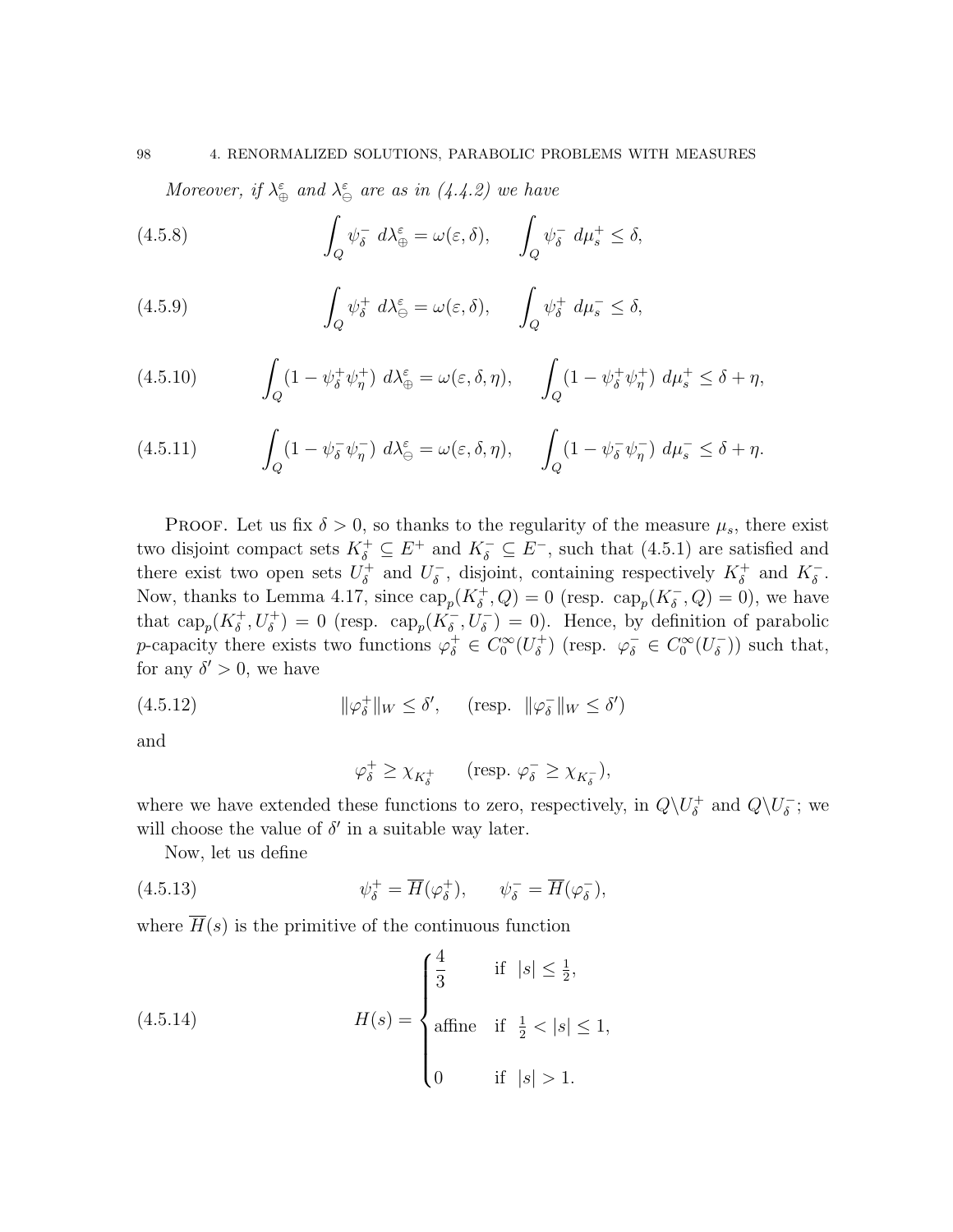*Moreover, if $\lambda_\oplus^\varepsilon$ and $\lambda_\ominus^\varepsilon$ are as in (4.4.2) we have*

$$\int_Q \psi_\delta^- \, d\lambda_\oplus^\varepsilon = \omega(\varepsilon, \delta), \qquad \int_Q \psi_\delta^- \, d\mu_s^+ \leq \delta, \tag{4.5.8}$$

$$\int_Q \psi_\delta^+ \, d\lambda_\ominus^\varepsilon = \omega(\varepsilon, \delta), \qquad \int_Q \psi_\delta^+ \, d\mu_s^- \leq \delta, \tag{4.5.9}$$

$$\int_Q (1 - \psi_\delta^+ \psi_\eta^+) \, d\lambda_\oplus^\varepsilon = \omega(\varepsilon, \delta, \eta), \qquad \int_Q (1 - \psi_\delta^+ \psi_\eta^+) \, d\mu_s^+ \leq \delta + \eta, \tag{4.5.10}$$

$$\int_Q (1 - \psi_\delta^- \psi_\eta^-) \, d\lambda_\ominus^\varepsilon = \omega(\varepsilon, \delta, \eta), \qquad \int_Q (1 - \psi_\delta^- \psi_\eta^-) \, d\mu_s^- \leq \delta + \eta. \tag{4.5.11}$$

Proof. Let us fix $\delta > 0$, so thanks to the regularity of the measure $\mu_s$, there exist two disjoint compact sets $K_\delta^+ \subseteq E^+$ and $K_\delta^- \subseteq E^-$, such that (4.5.1) are satisfied and there exist two open sets $U_\delta^+$ and $U_\delta^-$, disjoint, containing respectively $K_\delta^+$ and $K_\delta^-$. Now, thanks to Lemma 4.17, since $\mathrm{cap}_p(K_\delta^+, Q) = 0$ (resp. $\mathrm{cap}_p(K_\delta^-, Q) = 0$), we have that $\mathrm{cap}_p(K_\delta^+, U_\delta^+) = 0$ (resp. $\mathrm{cap}_p(K_\delta^-, U_\delta^-) = 0$). Hence, by definition of parabolic $p$-capacity there exists two functions $\varphi_\delta^+ \in C_0^\infty(U_\delta^+)$ (resp. $\varphi_\delta^- \in C_0^\infty(U_\delta^-)$) such that, for any $\delta' > 0$, we have

$$\|\varphi_\delta^+\|_W \leq \delta', \qquad (\text{resp. } \|\varphi_\delta^-\|_W \leq \delta') \tag{4.5.12}$$

and

$$\varphi_\delta^+ \geq \chi_{K_\delta^+} \qquad (\text{resp. } \varphi_\delta^- \geq \chi_{K_\delta^-}),$$

where we have extended these functions to zero, respectively, in $Q \backslash U_\delta^+$ and $Q \backslash U_\delta^-$; we will choose the value of $\delta'$ in a suitable way later.

Now, let us define

$$\psi_\delta^+ = \overline{H}(\varphi_\delta^+), \qquad \psi_\delta^- = \overline{H}(\varphi_\delta^-), \tag{4.5.13}$$

where $\overline{H}(s)$ is the primitive of the continuous function

$$H(s) = \begin{cases} \dfrac{4}{3} & \text{if } |s| \leq \frac{1}{2}, \\ \text{affine} & \text{if } \frac{1}{2} < |s| \leq 1, \\ 0 & \text{if } |s| > 1. \end{cases} \tag{4.5.14}$$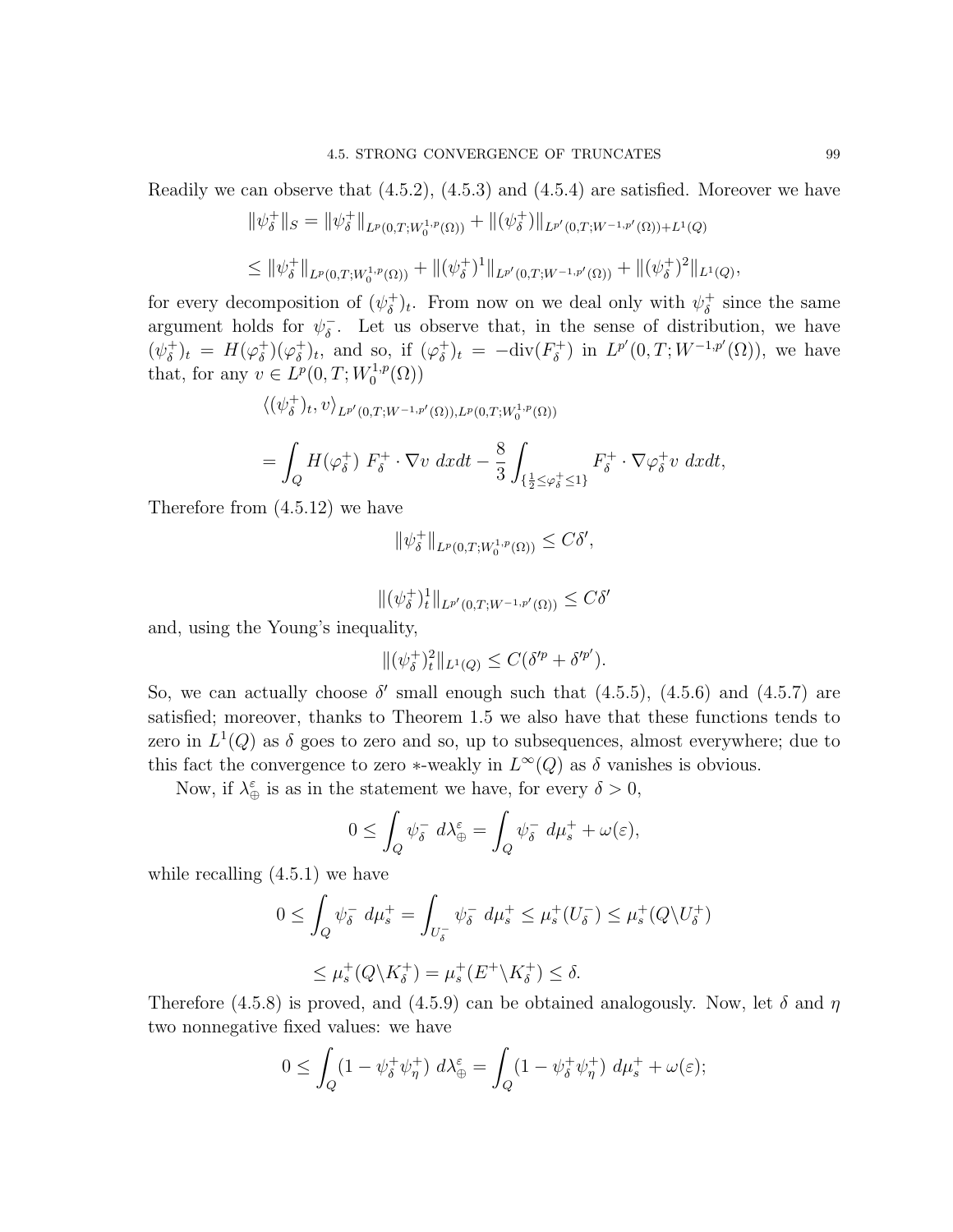Readily we can observe that (4.5.2), (4.5.3) and (4.5.4) are satisfied. Moreover we have

$$\|\psi_\delta^+\|_S = \|\psi_\delta^+\|_{L^p(0,T;W_0^{1,p}(\Omega))} + \|(\psi_\delta^+)\|_{L^{p'}(0,T;W^{-1,p'}(\Omega))+L^1(Q)}$$

$$\leq \|\psi_\delta^+\|_{L^p(0,T;W_0^{1,p}(\Omega))} + \|(\psi_\delta^+)^1\|_{L^{p'}(0,T;W^{-1,p'}(\Omega))} + \|(\psi_\delta^+)^2\|_{L^1(Q)},$$

for every decomposition of $(\psi_\delta^+)_t$. From now on we deal only with $\psi_\delta^+$ since the same argument holds for $\psi_\delta^-$. Let us observe that, in the sense of distribution, we have $(\psi_\delta^+)_t = H(\varphi_\delta^+)(\varphi_\delta^+)_t$, and so, if $(\varphi_\delta^+)_t = -\mathrm{div}(F_\delta^+)$ in $L^{p'}(0,T;W^{-1,p'}(\Omega))$, we have that, for any $v \in L^p(0,T;W_0^{1,p}(\Omega))$

$$\langle (\psi_\delta^+)_t, v\rangle_{L^{p'}(0,T;W^{-1,p'}(\Omega)),L^p(0,T;W_0^{1,p}(\Omega))}$$

$$= \int_Q H(\varphi_\delta^+)\ F_\delta^+ \cdot \nabla v\ dxdt - \frac{8}{3}\int_{\{\frac{1}{2}\leq \varphi_\delta^+ \leq 1\}} F_\delta^+ \cdot \nabla \varphi_\delta^+ v\ dxdt,$$

Therefore from (4.5.12) we have

$$\|\psi_\delta^+\|_{L^p(0,T;W_0^{1,p}(\Omega))} \leq C\delta',$$

$$\|(\psi_\delta^+)_t^1\|_{L^{p'}(0,T;W^{-1,p'}(\Omega))} \leq C\delta'$$

and, using the Young's inequality,

$$\|(\psi_\delta^+)_t^2\|_{L^1(Q)} \leq C(\delta'^p + \delta'^{p'}).$$

So, we can actually choose $\delta'$ small enough such that (4.5.5), (4.5.6) and (4.5.7) are satisfied; moreover, thanks to Theorem 1.5 we also have that these functions tends to zero in $L^1(Q)$ as $\delta$ goes to zero and so, up to subsequences, almost everywhere; due to this fact the convergence to zero $*$-weakly in $L^\infty(Q)$ as $\delta$ vanishes is obvious.

Now, if $\lambda_\oplus^\varepsilon$ is as in the statement we have, for every $\delta > 0$,

$$0 \leq \int_Q \psi_\delta^-\ d\lambda_\oplus^\varepsilon = \int_Q \psi_\delta^-\ d\mu_s^+ + \omega(\varepsilon),$$

while recalling (4.5.1) we have

$$0 \leq \int_Q \psi_\delta^-\ d\mu_s^+ = \int_{U_\delta^-} \psi_\delta^-\ d\mu_s^+ \leq \mu_s^+(U_\delta^-) \leq \mu_s^+(Q\backslash U_\delta^+)$$

$$\leq \mu_s^+(Q\backslash K_\delta^+) = \mu_s^+(E^+\backslash K_\delta^+) \leq \delta.$$

Therefore (4.5.8) is proved, and (4.5.9) can be obtained analogously. Now, let $\delta$ and $\eta$ two nonnegative fixed values: we have

$$0 \leq \int_Q (1-\psi_\delta^+\psi_\eta^+)\ d\lambda_\oplus^\varepsilon = \int_Q (1-\psi_\delta^+\psi_\eta^+)\ d\mu_s^+ + \omega(\varepsilon);$$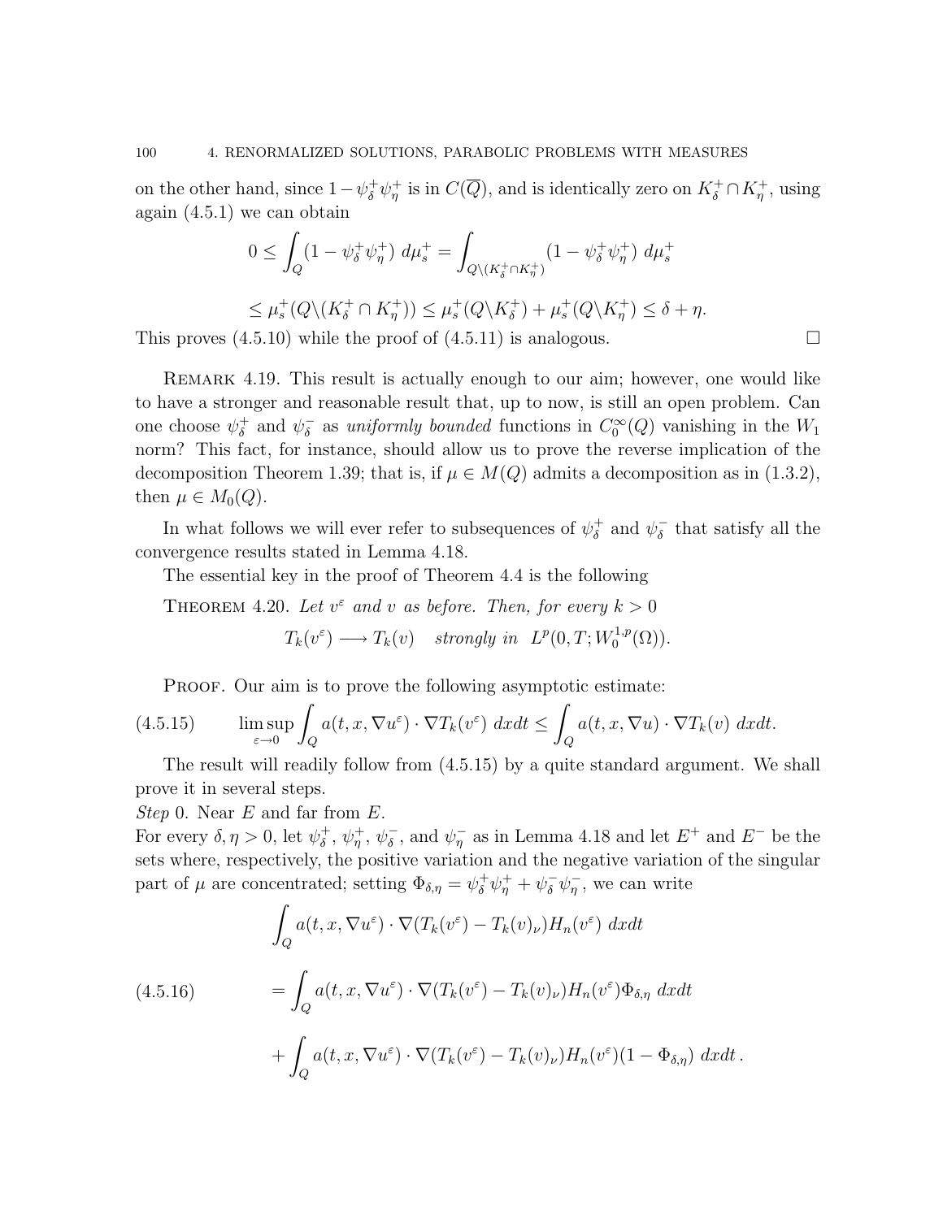on the other hand, since $1-\psi_\delta^+\psi_\eta^+$ is in $C(\overline{Q})$, and is identically zero on $K_\delta^+\cap K_\eta^+$, using again (4.5.1) we can obtain

$$0 \le \int_Q (1-\psi_\delta^+\psi_\eta^+)\ d\mu_s^+ = \int_{Q\backslash(K_\delta^+\cap K_\eta^+)} (1-\psi_\delta^+\psi_\eta^+)\ d\mu_s^+$$

$$\le \mu_s^+(Q\backslash(K_\delta^+\cap K_\eta^+)) \le \mu_s^+(Q\backslash K_\delta^+) + \mu_s^+(Q\backslash K_\eta^+) \le \delta+\eta.$$

This proves (4.5.10) while the proof of (4.5.11) is analogous. □

REMARK 4.19. This result is actually enough to our aim; however, one would like to have a stronger and reasonable result that, up to now, is still an open problem. Can one choose $\psi_\delta^+$ and $\psi_\delta^-$ as *uniformly bounded* functions in $C_0^\infty(Q)$ vanishing in the $W_1$ norm? This fact, for instance, should allow us to prove the reverse implication of the decomposition Theorem 1.39; that is, if $\mu\in M(Q)$ admits a decomposition as in (1.3.2), then $\mu\in M_0(Q)$.

In what follows we will ever refer to subsequences of $\psi_\delta^+$ and $\psi_\delta^-$ that satisfy all the convergence results stated in Lemma 4.18.

The essential key in the proof of Theorem 4.4 is the following

THEOREM 4.20. *Let $v^\varepsilon$ and $v$ as before. Then, for every $k>0$*

$$T_k(v^\varepsilon) \longrightarrow T_k(v) \quad \text{strongly in} \quad L^p(0,T;W_0^{1,p}(\Omega)).$$

PROOF. Our aim is to prove the following asymptotic estimate:

$$\limsup_{\varepsilon\to 0}\int_Q a(t,x,\nabla u^\varepsilon)\cdot\nabla T_k(v^\varepsilon)\ dxdt \le \int_Q a(t,x,\nabla u)\cdot\nabla T_k(v)\ dxdt. \tag{4.5.15}$$

The result will readily follow from (4.5.15) by a quite standard argument. We shall prove it in several steps.

*Step* 0. Near $E$ and far from $E$.

For every $\delta,\eta>0$, let $\psi_\delta^+$, $\psi_\eta^+$, $\psi_\delta^-$, and $\psi_\eta^-$ as in Lemma 4.18 and let $E^+$ and $E^-$ be the sets where, respectively, the positive variation and the negative variation of the singular part of $\mu$ are concentrated; setting $\Phi_{\delta,\eta}=\psi_\delta^+\psi_\eta^+ + \psi_\delta^-\psi_\eta^-$, we can write

$$\begin{aligned}
&\int_Q a(t,x,\nabla u^\varepsilon)\cdot\nabla(T_k(v^\varepsilon)-T_k(v)_\nu)H_n(v^\varepsilon)\ dxdt \\
&= \int_Q a(t,x,\nabla u^\varepsilon)\cdot\nabla(T_k(v^\varepsilon)-T_k(v)_\nu)H_n(v^\varepsilon)\Phi_{\delta,\eta}\ dxdt \\
&+ \int_Q a(t,x,\nabla u^\varepsilon)\cdot\nabla(T_k(v^\varepsilon)-T_k(v)_\nu)H_n(v^\varepsilon)(1-\Phi_{\delta,\eta})\ dxdt\,.
\end{aligned} \tag{4.5.16}$$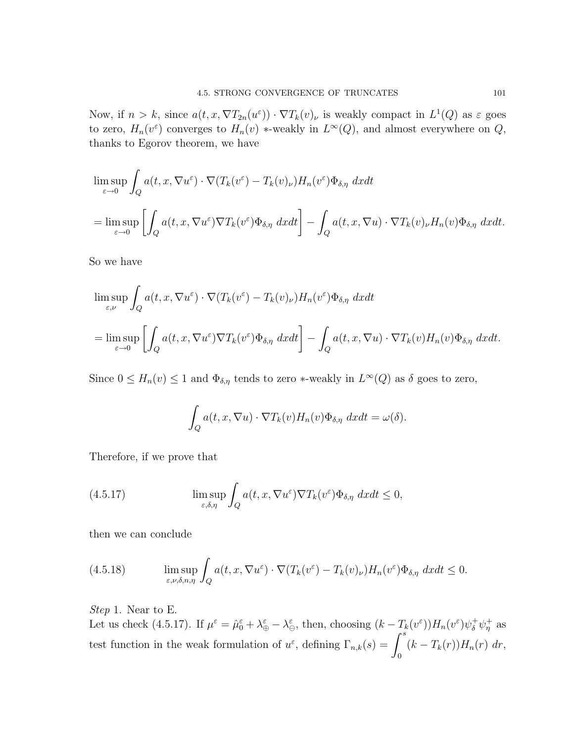Now, if $n > k$, since $a(t,x,\nabla T_{2n}(u^\varepsilon)) \cdot \nabla T_k(v)_\nu$ is weakly compact in $L^1(Q)$ as $\varepsilon$ goes to zero, $H_n(v^\varepsilon)$ converges to $H_n(v)$ $*$-weakly in $L^\infty(Q)$, and almost everywhere on $Q$, thanks to Egorov theorem, we have

$$
\begin{aligned}
&\limsup_{\varepsilon\to 0} \int_Q a(t,x,\nabla u^\varepsilon)\cdot \nabla(T_k(v^\varepsilon) - T_k(v)_\nu) H_n(v^\varepsilon)\Phi_{\delta,\eta}\ dxdt \\
&= \limsup_{\varepsilon\to 0} \left[\int_Q a(t,x,\nabla u^\varepsilon)\nabla T_k(v^\varepsilon)\Phi_{\delta,\eta}\ dxdt\right] - \int_Q a(t,x,\nabla u)\cdot \nabla T_k(v)_\nu H_n(v)\Phi_{\delta,\eta}\ dxdt.
\end{aligned}
$$

So we have

$$
\begin{aligned}
&\limsup_{\varepsilon,\nu} \int_Q a(t,x,\nabla u^\varepsilon)\cdot \nabla(T_k(v^\varepsilon) - T_k(v)_\nu) H_n(v^\varepsilon)\Phi_{\delta,\eta}\ dxdt \\
&= \limsup_{\varepsilon\to 0} \left[\int_Q a(t,x,\nabla u^\varepsilon)\nabla T_k(v^\varepsilon)\Phi_{\delta,\eta}\ dxdt\right] - \int_Q a(t,x,\nabla u)\cdot \nabla T_k(v) H_n(v)\Phi_{\delta,\eta}\ dxdt.
\end{aligned}
$$

Since $0 \le H_n(v) \le 1$ and $\Phi_{\delta,\eta}$ tends to zero $*$-weakly in $L^\infty(Q)$ as $\delta$ goes to zero,

$$
\int_Q a(t,x,\nabla u)\cdot \nabla T_k(v) H_n(v)\Phi_{\delta,\eta}\ dxdt = \omega(\delta).
$$

Therefore, if we prove that

$$
\limsup_{\varepsilon,\delta,\eta} \int_Q a(t,x,\nabla u^\varepsilon)\nabla T_k(v^\varepsilon)\Phi_{\delta,\eta}\ dxdt \le 0, \tag{4.5.17}
$$

then we can conclude

$$
\limsup_{\varepsilon,\nu,\delta,n,\eta} \int_Q a(t,x,\nabla u^\varepsilon)\cdot \nabla(T_k(v^\varepsilon) - T_k(v)_\nu) H_n(v^\varepsilon)\Phi_{\delta,\eta}\ dxdt \le 0. \tag{4.5.18}
$$

*Step* 1. Near to E.
Let us check (4.5.17). If $\mu^\varepsilon = \hat{\mu}_0^\varepsilon + \lambda_\oplus^\varepsilon - \lambda_\ominus^\varepsilon$, then, choosing $(k - T_k(v^\varepsilon))H_n(v^\varepsilon)\psi_\delta^+\psi_\eta^+$ as test function in the weak formulation of $u^\varepsilon$, defining $\Gamma_{n,k}(s) = \displaystyle\int_0^s (k - T_k(r))H_n(r)\ dr$,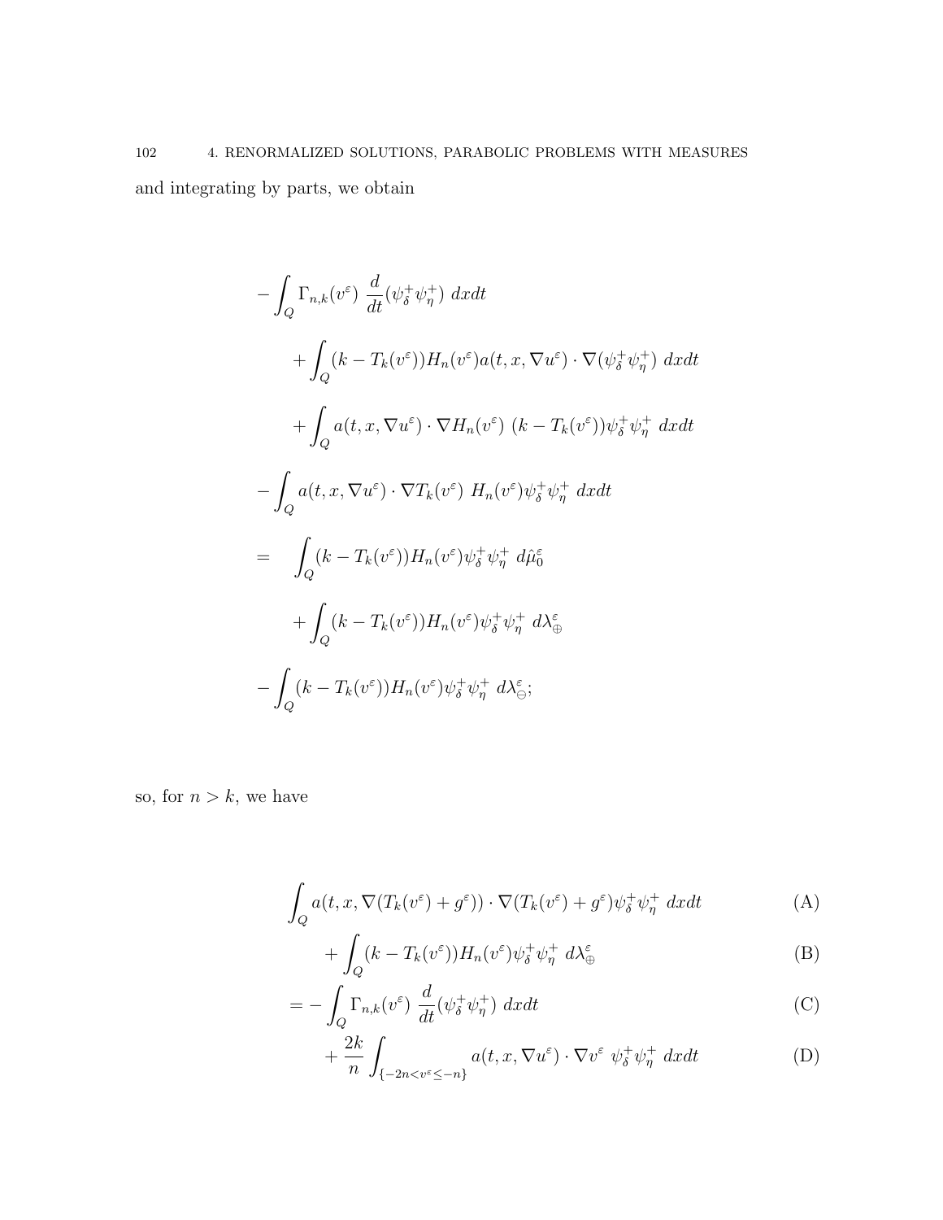and integrating by parts, we obtain

$$
\begin{aligned}
&-\int_Q \Gamma_{n,k}(v^\varepsilon)\ \frac{d}{dt}(\psi_\delta^+\psi_\eta^+)\ dxdt \\
&\qquad + \int_Q (k - T_k(v^\varepsilon)) H_n(v^\varepsilon) a(t,x,\nabla u^\varepsilon)\cdot \nabla(\psi_\delta^+\psi_\eta^+)\ dxdt \\
&\qquad + \int_Q a(t,x,\nabla u^\varepsilon)\cdot \nabla H_n(v^\varepsilon)\ (k - T_k(v^\varepsilon))\psi_\delta^+\psi_\eta^+\ dxdt \\
&-\int_Q a(t,x,\nabla u^\varepsilon)\cdot \nabla T_k(v^\varepsilon)\ H_n(v^\varepsilon)\psi_\delta^+\psi_\eta^+\ dxdt \\
&= \quad \int_Q (k - T_k(v^\varepsilon)) H_n(v^\varepsilon)\psi_\delta^+\psi_\eta^+\ d\hat{\mu}_0^\varepsilon \\
&\qquad + \int_Q (k - T_k(v^\varepsilon)) H_n(v^\varepsilon)\psi_\delta^+\psi_\eta^+\ d\lambda_\oplus^\varepsilon \\
&-\int_Q (k - T_k(v^\varepsilon)) H_n(v^\varepsilon)\psi_\delta^+\psi_\eta^+\ d\lambda_\ominus^\varepsilon;
\end{aligned}
$$

so, for $n > k$, we have

$$
\begin{aligned}
&\int_Q a(t,x,\nabla(T_k(v^\varepsilon)+g^\varepsilon))\cdot \nabla(T_k(v^\varepsilon)+g^\varepsilon)\psi_\delta^+\psi_\eta^+\ dxdt && \text{(A)}\\
&\qquad + \int_Q (k - T_k(v^\varepsilon)) H_n(v^\varepsilon)\psi_\delta^+\psi_\eta^+\ d\lambda_\oplus^\varepsilon && \text{(B)}\\
&= -\int_Q \Gamma_{n,k}(v^\varepsilon)\ \frac{d}{dt}(\psi_\delta^+\psi_\eta^+)\ dxdt && \text{(C)}\\
&\qquad + \frac{2k}{n}\int_{\{-2n<v^\varepsilon\le -n\}} a(t,x,\nabla u^\varepsilon)\cdot \nabla v^\varepsilon\ \psi_\delta^+\psi_\eta^+\ dxdt && \text{(D)}
\end{aligned}
$$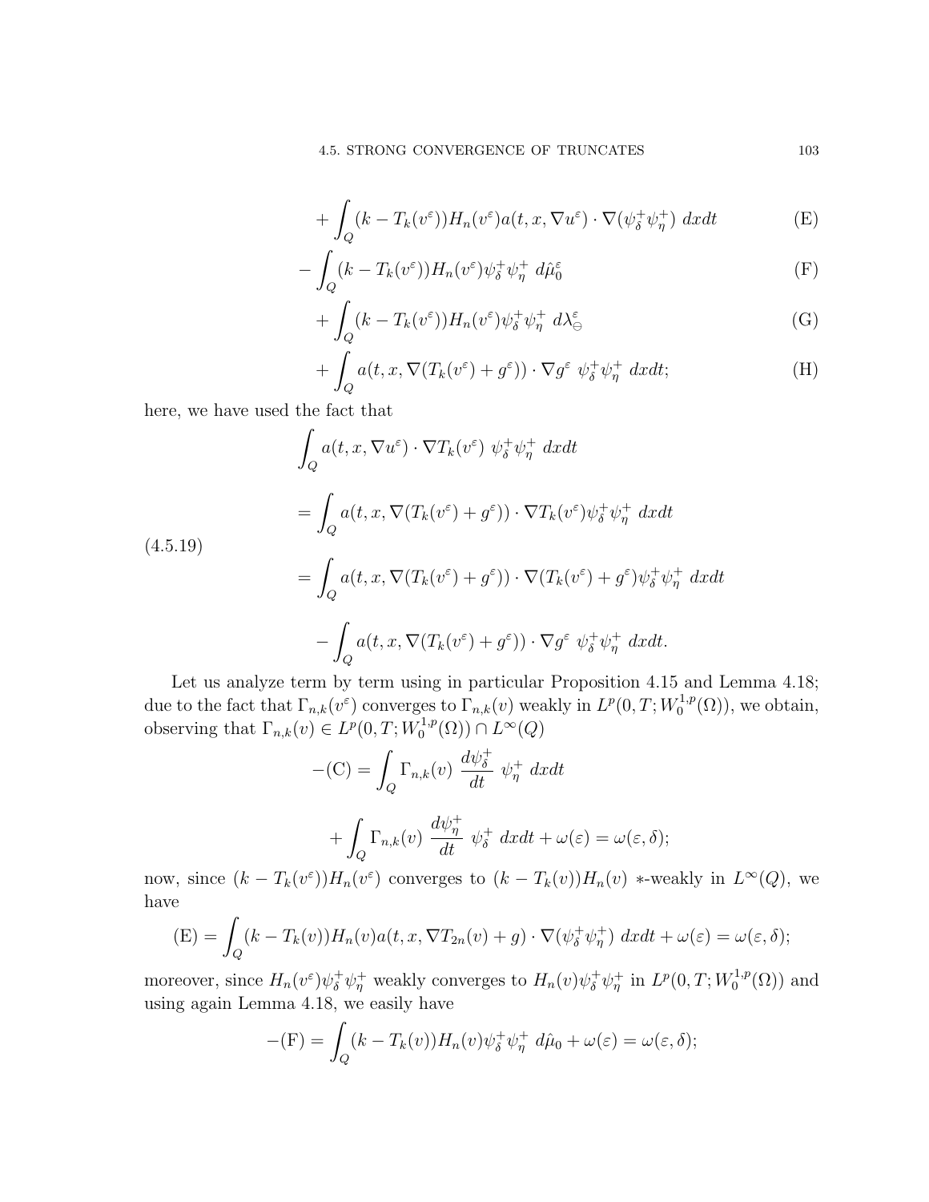$$+\int_Q (k - T_k(v^\varepsilon))H_n(v^\varepsilon)a(t,x,\nabla u^\varepsilon)\cdot\nabla(\psi_\delta^+\psi_\eta^+)\ dxdt \tag{E}$$

$$-\int_Q (k - T_k(v^\varepsilon))H_n(v^\varepsilon)\psi_\delta^+\psi_\eta^+\ d\hat{\mu}_0^\varepsilon \tag{F}$$

$$+\int_Q (k - T_k(v^\varepsilon))H_n(v^\varepsilon)\psi_\delta^+\psi_\eta^+\ d\lambda_\ominus^\varepsilon \tag{G}$$

$$+\int_Q a(t,x,\nabla(T_k(v^\varepsilon)+g^\varepsilon))\cdot\nabla g^\varepsilon\ \psi_\delta^+\psi_\eta^+\ dxdt; \tag{H}$$

here, we have used the fact that

$$\begin{aligned}
&\int_Q a(t,x,\nabla u^\varepsilon)\cdot\nabla T_k(v^\varepsilon)\ \psi_\delta^+\psi_\eta^+\ dxdt \\
&= \int_Q a(t,x,\nabla(T_k(v^\varepsilon)+g^\varepsilon))\cdot\nabla T_k(v^\varepsilon)\psi_\delta^+\psi_\eta^+\ dxdt \\
&= \int_Q a(t,x,\nabla(T_k(v^\varepsilon)+g^\varepsilon))\cdot\nabla(T_k(v^\varepsilon)+g^\varepsilon)\psi_\delta^+\psi_\eta^+\ dxdt \\
&\quad -\int_Q a(t,x,\nabla(T_k(v^\varepsilon)+g^\varepsilon))\cdot\nabla g^\varepsilon\ \psi_\delta^+\psi_\eta^+\ dxdt.
\end{aligned} \tag{4.5.19}$$

Let us analyze term by term using in particular Proposition 4.15 and Lemma 4.18; due to the fact that $\Gamma_{n,k}(v^\varepsilon)$ converges to $\Gamma_{n,k}(v)$ weakly in $L^p(0,T;W_0^{1,p}(\Omega))$, we obtain, observing that $\Gamma_{n,k}(v)\in L^p(0,T;W_0^{1,p}(\Omega))\cap L^\infty(Q)$

$$\begin{aligned}
-(\mathrm{C}) &= \int_Q \Gamma_{n,k}(v)\ \frac{d\psi_\delta^+}{dt}\ \psi_\eta^+\ dxdt \\
&\quad + \int_Q \Gamma_{n,k}(v)\ \frac{d\psi_\eta^+}{dt}\ \psi_\delta^+\ dxdt + \omega(\varepsilon) = \omega(\varepsilon,\delta);
\end{aligned}$$

now, since $(k - T_k(v^\varepsilon))H_n(v^\varepsilon)$ converges to $(k - T_k(v))H_n(v)$ $*$-weakly in $L^\infty(Q)$, we have

$$(\mathrm{E}) = \int_Q (k - T_k(v))H_n(v)a(t,x,\nabla T_{2n}(v)+g)\cdot\nabla(\psi_\delta^+\psi_\eta^+)\ dxdt + \omega(\varepsilon) = \omega(\varepsilon,\delta);$$

moreover, since $H_n(v^\varepsilon)\psi_\delta^+\psi_\eta^+$ weakly converges to $H_n(v)\psi_\delta^+\psi_\eta^+$ in $L^p(0,T;W_0^{1,p}(\Omega))$ and using again Lemma 4.18, we easily have

$$-(\mathrm{F}) = \int_Q (k - T_k(v))H_n(v)\psi_\delta^+\psi_\eta^+\ d\hat{\mu}_0 + \omega(\varepsilon) = \omega(\varepsilon,\delta);$$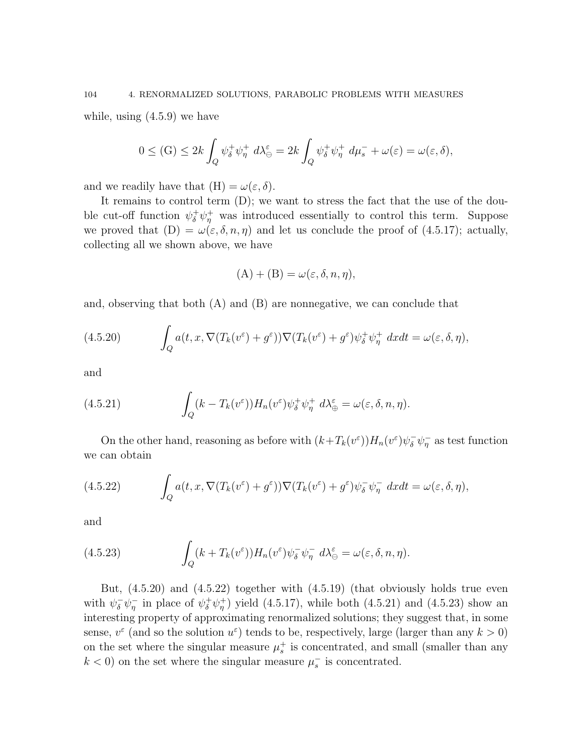while, using (4.5.9) we have

$$0 \leq \text{(G)} \leq 2k \int_Q \psi_\delta^+ \psi_\eta^+ \ d\lambda_\ominus^\varepsilon = 2k \int_Q \psi_\delta^+ \psi_\eta^+ \ d\mu_s^- + \omega(\varepsilon) = \omega(\varepsilon, \delta),$$

and we readily have that (H) $= \omega(\varepsilon, \delta)$.

It remains to control term (D); we want to stress the fact that the use of the double cut-off function $\psi_\delta^+ \psi_\eta^+$ was introduced essentially to control this term. Suppose we proved that (D) $= \omega(\varepsilon, \delta, n, \eta)$ and let us conclude the proof of (4.5.17); actually, collecting all we shown above, we have

$$\text{(A)} + \text{(B)} = \omega(\varepsilon, \delta, n, \eta),$$

and, observing that both (A) and (B) are nonnegative, we can conclude that

$$\int_Q a(t, x, \nabla(T_k(v^\varepsilon) + g^\varepsilon)) \nabla(T_k(v^\varepsilon) + g^\varepsilon) \psi_\delta^+ \psi_\eta^+ \ dxdt = \omega(\varepsilon, \delta, \eta), \tag{4.5.20}$$

and

$$\int_Q (k - T_k(v^\varepsilon)) H_n(v^\varepsilon) \psi_\delta^+ \psi_\eta^+ \ d\lambda_\oplus^\varepsilon = \omega(\varepsilon, \delta, n, \eta). \tag{4.5.21}$$

On the other hand, reasoning as before with $(k+T_k(v^\varepsilon))H_n(v^\varepsilon)\psi_\delta^- \psi_\eta^-$ as test function we can obtain

$$\int_Q a(t, x, \nabla(T_k(v^\varepsilon) + g^\varepsilon)) \nabla(T_k(v^\varepsilon) + g^\varepsilon) \psi_\delta^- \psi_\eta^- \ dxdt = \omega(\varepsilon, \delta, \eta), \tag{4.5.22}$$

and

$$\int_Q (k + T_k(v^\varepsilon)) H_n(v^\varepsilon) \psi_\delta^- \psi_\eta^- \ d\lambda_\ominus^\varepsilon = \omega(\varepsilon, \delta, n, \eta). \tag{4.5.23}$$

But, (4.5.20) and (4.5.22) together with (4.5.19) (that obviously holds true even with $\psi_\delta^- \psi_\eta^-$ in place of $\psi_\delta^+ \psi_\eta^+$) yield (4.5.17), while both (4.5.21) and (4.5.23) show an interesting property of approximating renormalized solutions; they suggest that, in some sense, $v^\varepsilon$ (and so the solution $u^\varepsilon$) tends to be, respectively, large (larger than any $k > 0$) on the set where the singular measure $\mu_s^+$ is concentrated, and small (smaller than any $k < 0$) on the set where the singular measure $\mu_s^-$ is concentrated.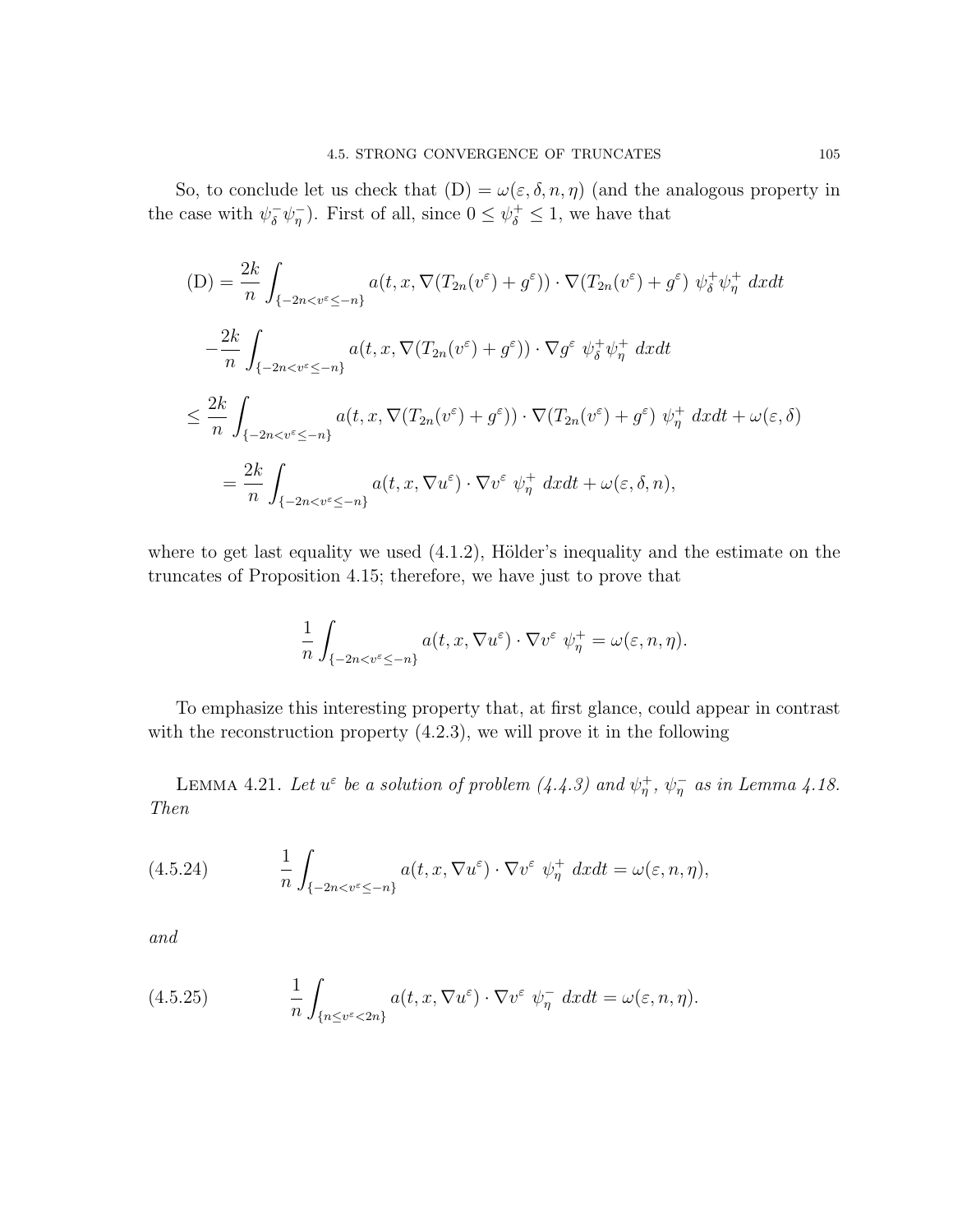So, to conclude let us check that (D) $= \omega(\varepsilon, \delta, n, \eta)$ (and the analogous property in the case with $\psi_\delta^- \psi_\eta^-$). First of all, since $0 \le \psi_\delta^+ \le 1$, we have that

$$
\begin{aligned}
\text{(D)} &= \frac{2k}{n} \int_{\{-2n<v^\varepsilon \le -n\}} a(t, x, \nabla(T_{2n}(v^\varepsilon) + g^\varepsilon)) \cdot \nabla(T_{2n}(v^\varepsilon) + g^\varepsilon) \ \psi_\delta^+ \psi_\eta^+ \ dxdt \\
&\quad - \frac{2k}{n} \int_{\{-2n<v^\varepsilon \le -n\}} a(t, x, \nabla(T_{2n}(v^\varepsilon) + g^\varepsilon)) \cdot \nabla g^\varepsilon \ \psi_\delta^+ \psi_\eta^+ \ dxdt \\
&\le \frac{2k}{n} \int_{\{-2n<v^\varepsilon \le -n\}} a(t, x, \nabla(T_{2n}(v^\varepsilon) + g^\varepsilon)) \cdot \nabla(T_{2n}(v^\varepsilon) + g^\varepsilon) \ \psi_\eta^+ \ dxdt + \omega(\varepsilon, \delta) \\
&= \frac{2k}{n} \int_{\{-2n<v^\varepsilon \le -n\}} a(t, x, \nabla u^\varepsilon) \cdot \nabla v^\varepsilon \ \psi_\eta^+ \ dxdt + \omega(\varepsilon, \delta, n),
\end{aligned}
$$

where to get last equality we used (4.1.2), Hölder's inequality and the estimate on the truncates of Proposition 4.15; therefore, we have just to prove that

$$
\frac{1}{n} \int_{\{-2n<v^\varepsilon \le -n\}} a(t, x, \nabla u^\varepsilon) \cdot \nabla v^\varepsilon \ \psi_\eta^+ = \omega(\varepsilon, n, \eta).
$$

To emphasize this interesting property that, at first glance, could appear in contrast with the reconstruction property (4.2.3), we will prove it in the following

Lemma 4.21. *Let $u^\varepsilon$ be a solution of problem (4.4.3) and $\psi_\eta^+$, $\psi_\eta^-$ as in Lemma 4.18. Then*

$$
\frac{1}{n} \int_{\{-2n<v^\varepsilon \le -n\}} a(t, x, \nabla u^\varepsilon) \cdot \nabla v^\varepsilon \ \psi_\eta^+ \ dxdt = \omega(\varepsilon, n, \eta), \tag{4.5.24}
$$

*and*

$$
\frac{1}{n} \int_{\{n \le v^\varepsilon < 2n\}} a(t, x, \nabla u^\varepsilon) \cdot \nabla v^\varepsilon \ \psi_\eta^- \ dxdt = \omega(\varepsilon, n, \eta). \tag{4.5.25}
$$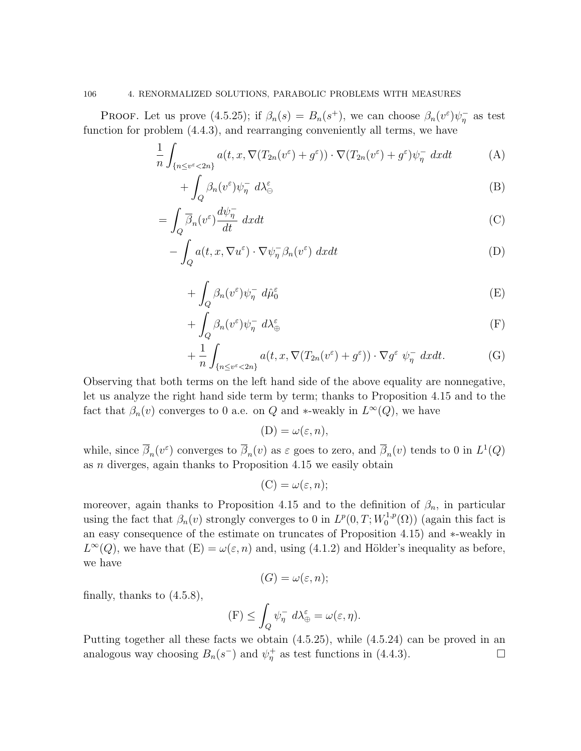PROOF. Let us prove (4.5.25); if $\beta_n(s) = B_n(s^+)$, we can choose $\beta_n(v^\varepsilon)\psi_\eta^-$ as test function for problem (4.4.3), and rearranging conveniently all terms, we have

$$\frac{1}{n}\int_{\{n\leq v^\varepsilon<2n\}} a(t,x,\nabla(T_{2n}(v^\varepsilon)+g^\varepsilon))\cdot\nabla(T_{2n}(v^\varepsilon)+g^\varepsilon)\psi_\eta^- \; dxdt \tag{A}$$

$$+\int_Q \beta_n(v^\varepsilon)\psi_\eta^- \; d\lambda_\ominus^\varepsilon \tag{B}$$

$$=\int_Q \overline{\beta}_n(v^\varepsilon)\frac{d\psi_\eta^-}{dt}\; dxdt \tag{C}$$

$$-\int_Q a(t,x,\nabla u^\varepsilon)\cdot\nabla\psi_\eta^-\beta_n(v^\varepsilon)\; dxdt \tag{D}$$

$$+\int_Q \beta_n(v^\varepsilon)\psi_\eta^- \; d\hat{\mu}_0^\varepsilon \tag{E}$$

$$+\int_Q \beta_n(v^\varepsilon)\psi_\eta^- \; d\lambda_\oplus^\varepsilon \tag{F}$$

$$+\frac{1}{n}\int_{\{n\leq v^\varepsilon<2n\}} a(t,x,\nabla(T_{2n}(v^\varepsilon)+g^\varepsilon))\cdot\nabla g^\varepsilon \;\psi_\eta^- \; dxdt. \tag{G}$$

Observing that both terms on the left hand side of the above equality are nonnegative, let us analyze the right hand side term by term; thanks to Proposition 4.15 and to the fact that $\beta_n(v)$ converges to 0 a.e. on $Q$ and $*$-weakly in $L^\infty(Q)$, we have

$$\text{(D)} = \omega(\varepsilon,n),$$

while, since $\overline{\beta}_n(v^\varepsilon)$ converges to $\overline{\beta}_n(v)$ as $\varepsilon$ goes to zero, and $\overline{\beta}_n(v)$ tends to 0 in $L^1(Q)$ as $n$ diverges, again thanks to Proposition 4.15 we easily obtain

$$\text{(C)} = \omega(\varepsilon,n);$$

moreover, again thanks to Proposition 4.15 and to the definition of $\beta_n$, in particular using the fact that $\beta_n(v)$ strongly converges to 0 in $L^p(0,T;W_0^{1,p}(\Omega))$ (again this fact is an easy consequence of the estimate on truncates of Proposition 4.15) and $*$-weakly in $L^\infty(Q)$, we have that (E) $=\omega(\varepsilon,n)$ and, using (4.1.2) and Hölder's inequality as before, we have

$$(G) = \omega(\varepsilon,n);$$

finally, thanks to (4.5.8),

$$\text{(F)} \leq \int_Q \psi_\eta^- \; d\lambda_\oplus^\varepsilon = \omega(\varepsilon,\eta).$$

Putting together all these facts we obtain (4.5.25), while (4.5.24) can be proved in an analogous way choosing $B_n(s^-)$ and $\psi_\eta^+$ as test functions in (4.4.3). $\square$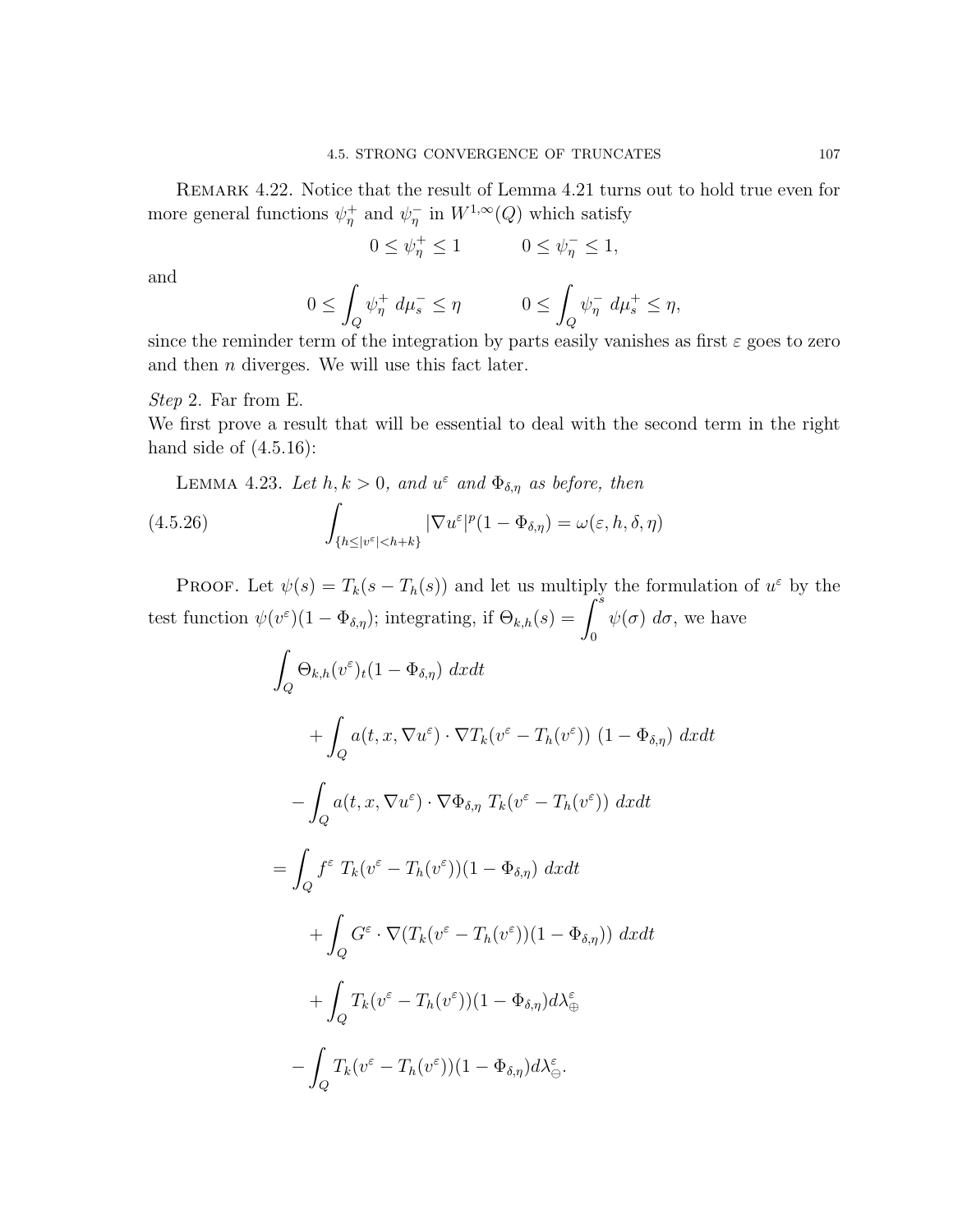Remark 4.22. Notice that the result of Lemma 4.21 turns out to hold true even for more general functions $\psi^+_\eta$ and $\psi^-_\eta$ in $W^{1,\infty}(Q)$ which satisfy

$$0 \le \psi^+_\eta \le 1 \qquad\qquad 0 \le \psi^-_\eta \le 1,$$

and

$$0 \le \int_Q \psi^+_\eta \; d\mu^-_s \le \eta \qquad\qquad 0 \le \int_Q \psi^-_\eta \; d\mu^+_s \le \eta,$$

since the reminder term of the integration by parts easily vanishes as first $\varepsilon$ goes to zero and then $n$ diverges. We will use this fact later.

*Step* 2. Far from E.
We first prove a result that will be essential to deal with the second term in the right hand side of (4.5.16):

Lemma 4.23. *Let $h, k > 0$, and $u^\varepsilon$ and $\Phi_{\delta,\eta}$ as before, then*

$$\int_{\{h \le |v^\varepsilon| < h+k\}} |\nabla u^\varepsilon|^p (1 - \Phi_{\delta,\eta}) = \omega(\varepsilon, h, \delta, \eta) \tag{4.5.26}$$

Proof. Let $\psi(s) = T_k(s - T_h(s))$ and let us multiply the formulation of $u^\varepsilon$ by the test function $\psi(v^\varepsilon)(1 - \Phi_{\delta,\eta})$; integrating, if $\Theta_{k,h}(s) = \displaystyle\int_0^s \psi(\sigma)\, d\sigma$, we have

$$\begin{aligned}
&\int_Q \Theta_{k,h}(v^\varepsilon)_t (1 - \Phi_{\delta,\eta})\; dxdt \\
&\qquad + \int_Q a(t,x,\nabla u^\varepsilon) \cdot \nabla T_k(v^\varepsilon - T_h(v^\varepsilon))\; (1 - \Phi_{\delta,\eta})\; dxdt \\
&\quad - \int_Q a(t,x,\nabla u^\varepsilon) \cdot \nabla \Phi_{\delta,\eta}\; T_k(v^\varepsilon - T_h(v^\varepsilon))\; dxdt \\
&= \int_Q f^\varepsilon \; T_k(v^\varepsilon - T_h(v^\varepsilon))(1 - \Phi_{\delta,\eta})\; dxdt \\
&\qquad + \int_Q G^\varepsilon \cdot \nabla (T_k(v^\varepsilon - T_h(v^\varepsilon))(1 - \Phi_{\delta,\eta}))\; dxdt \\
&\qquad + \int_Q T_k(v^\varepsilon - T_h(v^\varepsilon))(1 - \Phi_{\delta,\eta}) d\lambda^\varepsilon_\oplus \\
&\quad - \int_Q T_k(v^\varepsilon - T_h(v^\varepsilon))(1 - \Phi_{\delta,\eta}) d\lambda^\varepsilon_\ominus.
\end{aligned}$$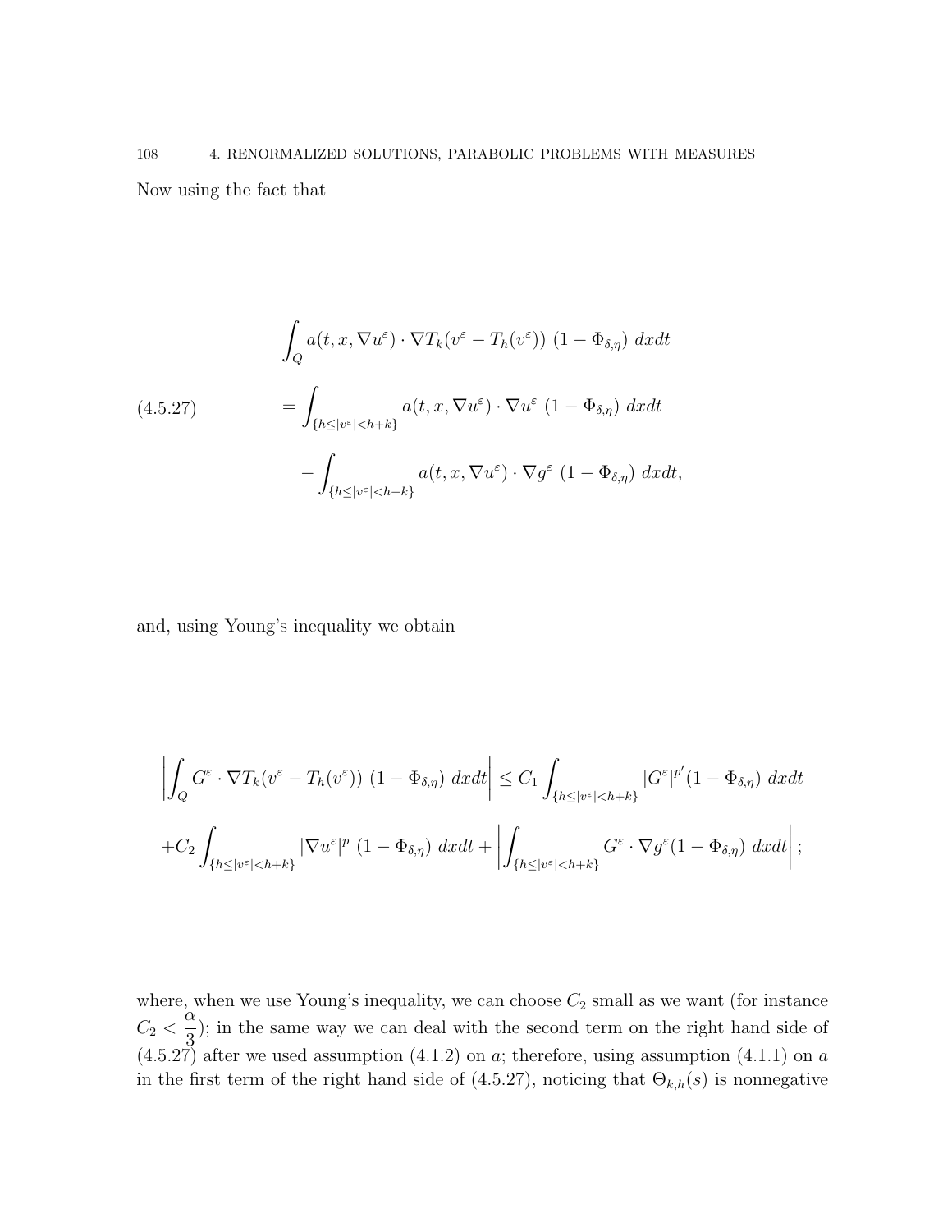Now using the fact that

$$
\begin{aligned}
&\int_Q a(t,x,\nabla u^\varepsilon)\cdot \nabla T_k(v^\varepsilon - T_h(v^\varepsilon))\,(1-\Phi_{\delta,\eta})\,dxdt \\
&= \int_{\{h\le |v^\varepsilon|<h+k\}} a(t,x,\nabla u^\varepsilon)\cdot \nabla u^\varepsilon\,(1-\Phi_{\delta,\eta})\,dxdt \\
&\quad - \int_{\{h\le |v^\varepsilon|<h+k\}} a(t,x,\nabla u^\varepsilon)\cdot \nabla g^\varepsilon\,(1-\Phi_{\delta,\eta})\,dxdt,
\end{aligned}
\tag{4.5.27}
$$

and, using Young's inequality we obtain

$$
\begin{aligned}
&\left|\int_Q G^\varepsilon\cdot \nabla T_k(v^\varepsilon - T_h(v^\varepsilon))\,(1-\Phi_{\delta,\eta})\,dxdt\right| \le C_1\int_{\{h\le |v^\varepsilon|<h+k\}} |G^\varepsilon|^{p'}(1-\Phi_{\delta,\eta})\,dxdt \\
&+C_2\int_{\{h\le |v^\varepsilon|<h+k\}} |\nabla u^\varepsilon|^p\,(1-\Phi_{\delta,\eta})\,dxdt + \left|\int_{\{h\le |v^\varepsilon|<h+k\}} G^\varepsilon\cdot\nabla g^\varepsilon(1-\Phi_{\delta,\eta})\,dxdt\right|;
\end{aligned}
$$

where, when we use Young's inequality, we can choose $C_2$ small as we want (for instance $C_2 < \dfrac{\alpha}{3}$); in the same way we can deal with the second term on the right hand side of (4.5.27) after we used assumption (4.1.2) on $a$; therefore, using assumption (4.1.1) on $a$ in the first term of the right hand side of (4.5.27), noticing that $\Theta_{k,h}(s)$ is nonnegative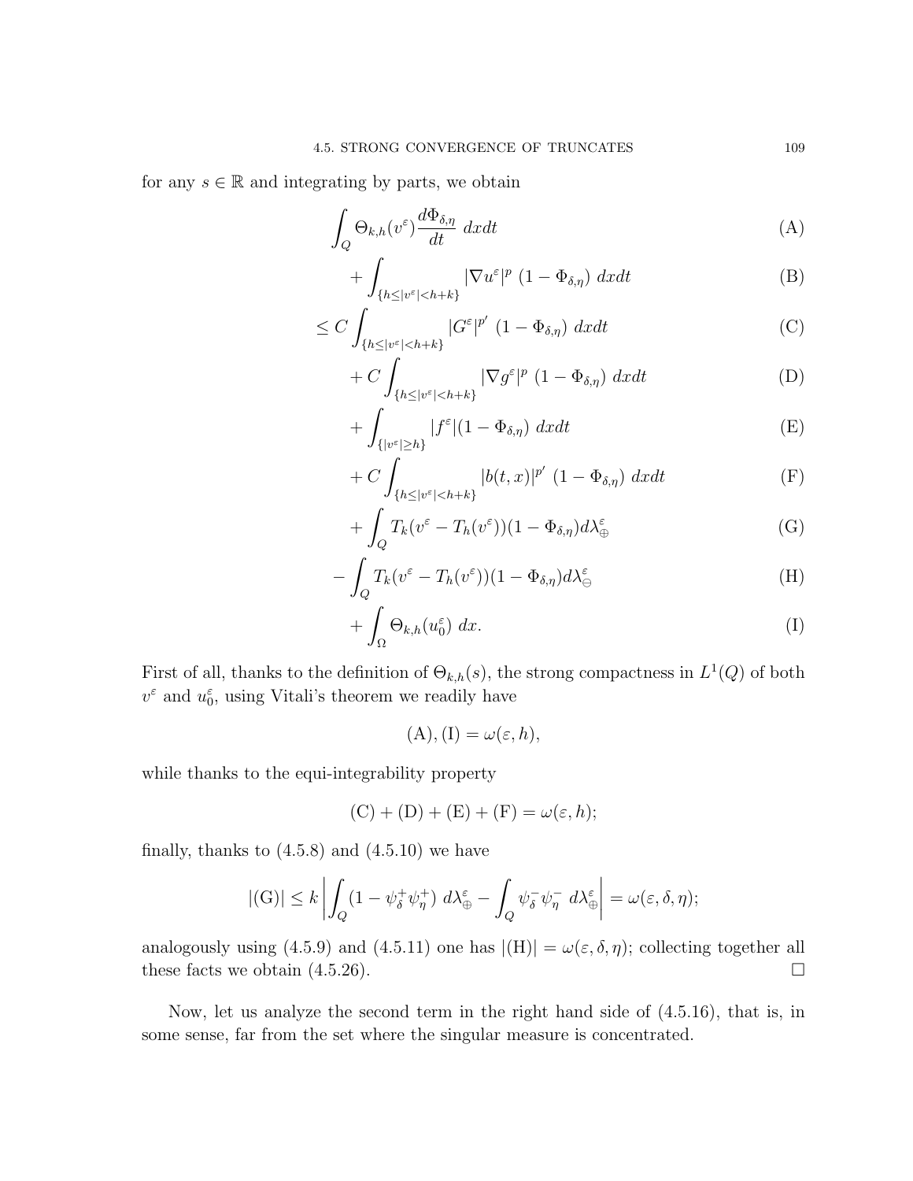for any $s \in \mathbb{R}$ and integrating by parts, we obtain

$$
\begin{aligned}
&\int_Q \Theta_{k,h}(v^\varepsilon) \frac{d\Phi_{\delta,\eta}}{dt}\ dxdt && \text{(A)}\\
&\quad + \int_{\{h \le |v^\varepsilon| < h+k\}} |\nabla u^\varepsilon|^p\ (1 - \Phi_{\delta,\eta})\ dxdt && \text{(B)}\\
&\le C \int_{\{h \le |v^\varepsilon| < h+k\}} |G^\varepsilon|^{p'}\ (1 - \Phi_{\delta,\eta})\ dxdt && \text{(C)}\\
&\quad + C \int_{\{h \le |v^\varepsilon| < h+k\}} |\nabla g^\varepsilon|^p\ (1 - \Phi_{\delta,\eta})\ dxdt && \text{(D)}\\
&\quad + \int_{\{|v^\varepsilon| \ge h\}} |f^\varepsilon| (1 - \Phi_{\delta,\eta})\ dxdt && \text{(E)}\\
&\quad + C \int_{\{h \le |v^\varepsilon| < h+k\}} |b(t,x)|^{p'}\ (1 - \Phi_{\delta,\eta})\ dxdt && \text{(F)}\\
&\quad + \int_Q T_k(v^\varepsilon - T_h(v^\varepsilon))(1 - \Phi_{\delta,\eta}) d\lambda_\oplus^\varepsilon && \text{(G)}\\
&- \int_Q T_k(v^\varepsilon - T_h(v^\varepsilon))(1 - \Phi_{\delta,\eta}) d\lambda_\ominus^\varepsilon && \text{(H)}\\
&\quad + \int_\Omega \Theta_{k,h}(u_0^\varepsilon)\ dx. && \text{(I)}
\end{aligned}
$$

First of all, thanks to the definition of $\Theta_{k,h}(s)$, the strong compactness in $L^1(Q)$ of both $v^\varepsilon$ and $u_0^\varepsilon$, using Vitali's theorem we readily have

$$
\text{(A)}, \text{(I)} = \omega(\varepsilon, h),
$$

while thanks to the equi-integrability property

$$
\text{(C)} + \text{(D)} + \text{(E)} + \text{(F)} = \omega(\varepsilon, h);
$$

finally, thanks to (4.5.8) and (4.5.10) we have

$$
|\text{(G)}| \le k \left| \int_Q (1 - \psi_\delta^+ \psi_\eta^+)\ d\lambda_\oplus^\varepsilon - \int_Q \psi_\delta^- \psi_\eta^-\ d\lambda_\oplus^\varepsilon \right| = \omega(\varepsilon, \delta, \eta);
$$

analogously using (4.5.9) and (4.5.11) one has $|\text{(H)}| = \omega(\varepsilon, \delta, \eta)$; collecting together all these facts we obtain (4.5.26). $\square$

Now, let us analyze the second term in the right hand side of (4.5.16), that is, in some sense, far from the set where the singular measure is concentrated.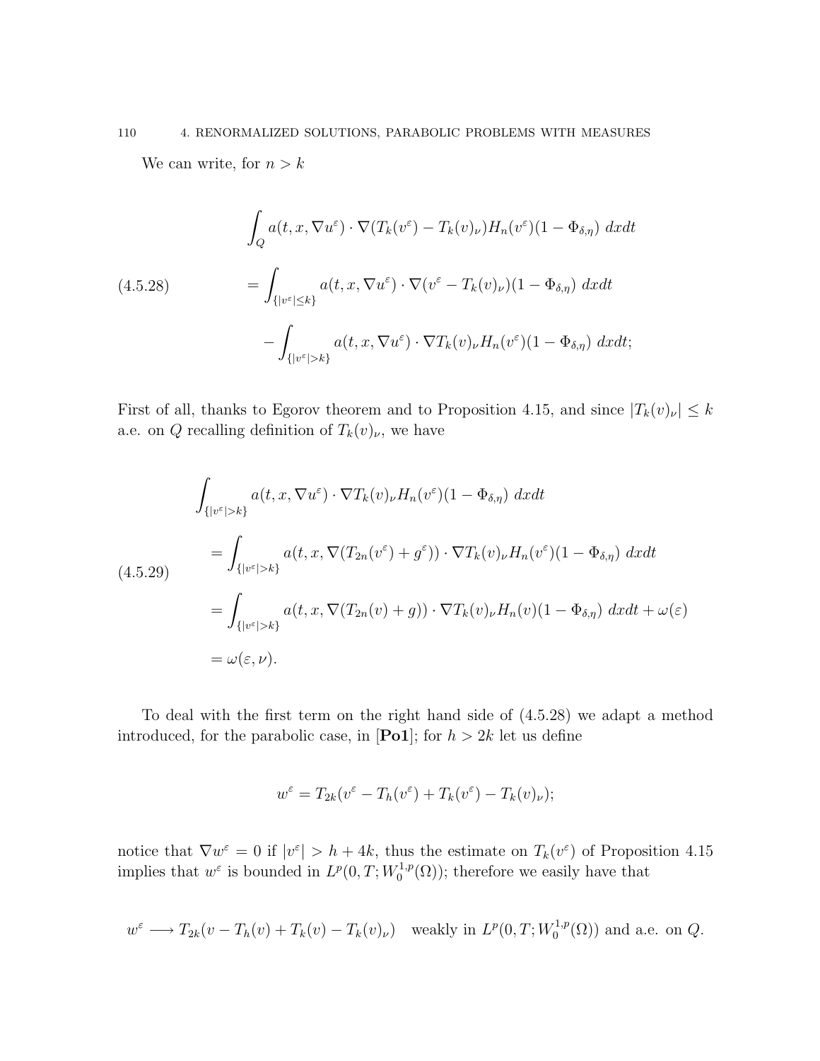We can write, for $n > k$

$$
\begin{aligned}
&\int_Q a(t,x,\nabla u^\varepsilon)\cdot\nabla(T_k(v^\varepsilon)-T_k(v)_\nu)H_n(v^\varepsilon)(1-\Phi_{\delta,\eta})\ dxdt \\
&\quad = \int_{\{|v^\varepsilon|\le k\}} a(t,x,\nabla u^\varepsilon)\cdot\nabla(v^\varepsilon - T_k(v)_\nu)(1-\Phi_{\delta,\eta})\ dxdt \\
&\qquad - \int_{\{|v^\varepsilon|>k\}} a(t,x,\nabla u^\varepsilon)\cdot\nabla T_k(v)_\nu H_n(v^\varepsilon)(1-\Phi_{\delta,\eta})\ dxdt;
\end{aligned}
\tag{4.5.28}
$$

First of all, thanks to Egorov theorem and to Proposition 4.15, and since $|T_k(v)_\nu|\le k$ a.e. on $Q$ recalling definition of $T_k(v)_\nu$, we have

$$
\begin{aligned}
&\int_{\{|v^\varepsilon|>k\}} a(t,x,\nabla u^\varepsilon)\cdot\nabla T_k(v)_\nu H_n(v^\varepsilon)(1-\Phi_{\delta,\eta})\ dxdt \\
&\quad = \int_{\{|v^\varepsilon|>k\}} a(t,x,\nabla(T_{2n}(v^\varepsilon)+g^\varepsilon))\cdot\nabla T_k(v)_\nu H_n(v^\varepsilon)(1-\Phi_{\delta,\eta})\ dxdt \\
&\quad = \int_{\{|v^\varepsilon|>k\}} a(t,x,\nabla(T_{2n}(v)+g))\cdot\nabla T_k(v)_\nu H_n(v)(1-\Phi_{\delta,\eta})\ dxdt + \omega(\varepsilon) \\
&\quad = \omega(\varepsilon,\nu).
\end{aligned}
\tag{4.5.29}
$$

To deal with the first term on the right hand side of (4.5.28) we adapt a method introduced, for the parabolic case, in [**Po1**]; for $h > 2k$ let us define

$$
w^\varepsilon = T_{2k}(v^\varepsilon - T_h(v^\varepsilon) + T_k(v^\varepsilon) - T_k(v)_\nu);
$$

notice that $\nabla w^\varepsilon = 0$ if $|v^\varepsilon| > h + 4k$, thus the estimate on $T_k(v^\varepsilon)$ of Proposition 4.15 implies that $w^\varepsilon$ is bounded in $L^p(0,T;W_0^{1,p}(\Omega))$; therefore we easily have that

$$
w^\varepsilon \longrightarrow T_{2k}(v - T_h(v) + T_k(v) - T_k(v)_\nu) \quad \text{weakly in } L^p(0,T;W_0^{1,p}(\Omega)) \text{ and a.e. on } Q.
$$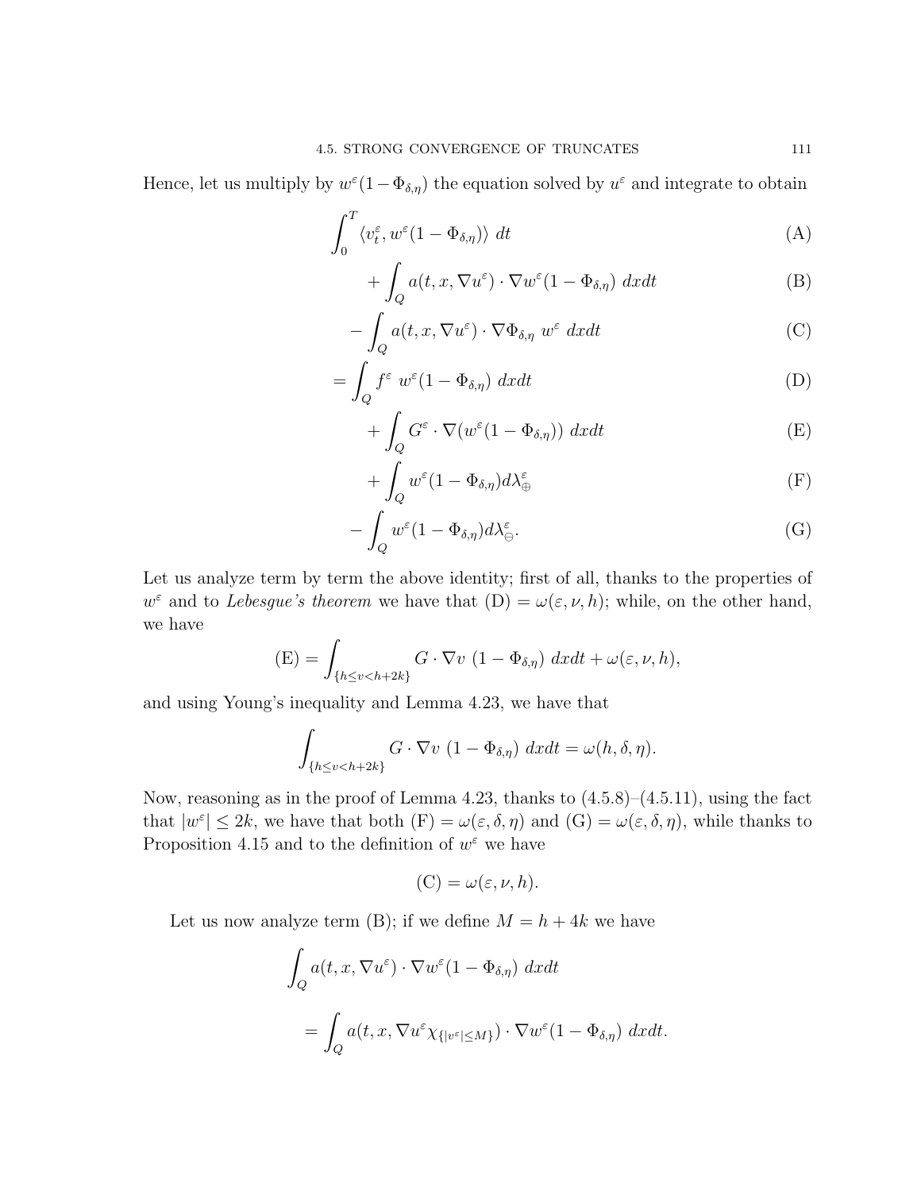Hence, let us multiply by $w^\varepsilon(1-\Phi_{\delta,\eta})$ the equation solved by $u^\varepsilon$ and integrate to obtain

$$\int_0^T \langle v_t^\varepsilon, w^\varepsilon(1-\Phi_{\delta,\eta})\rangle \, dt \tag{A}$$

$$+\int_Q a(t,x,\nabla u^\varepsilon)\cdot \nabla w^\varepsilon(1-\Phi_{\delta,\eta}) \, dxdt \tag{B}$$

$$-\int_Q a(t,x,\nabla u^\varepsilon)\cdot \nabla \Phi_{\delta,\eta} \, w^\varepsilon \, dxdt \tag{C}$$

$$=\int_Q f^\varepsilon \, w^\varepsilon(1-\Phi_{\delta,\eta}) \, dxdt \tag{D}$$

$$+\int_Q G^\varepsilon \cdot \nabla(w^\varepsilon(1-\Phi_{\delta,\eta})) \, dxdt \tag{E}$$

$$+\int_Q w^\varepsilon(1-\Phi_{\delta,\eta}) d\lambda_\oplus^\varepsilon \tag{F}$$

$$-\int_Q w^\varepsilon(1-\Phi_{\delta,\eta}) d\lambda_\ominus^\varepsilon. \tag{G}$$

Let us analyze term by term the above identity; first of all, thanks to the properties of $w^\varepsilon$ and to *Lebesgue's theorem* we have that (D) $=\omega(\varepsilon,\nu,h)$; while, on the other hand, we have

$$\text{(E)} = \int_{\{h\le v<h+2k\}} G\cdot\nabla v \, (1-\Phi_{\delta,\eta}) \, dxdt + \omega(\varepsilon,\nu,h),$$

and using Young's inequality and Lemma 4.23, we have that

$$\int_{\{h\le v<h+2k\}} G\cdot\nabla v \, (1-\Phi_{\delta,\eta}) \, dxdt = \omega(h,\delta,\eta).$$

Now, reasoning as in the proof of Lemma 4.23, thanks to (4.5.8)–(4.5.11), using the fact that $|w^\varepsilon|\le 2k$, we have that both (F) $=\omega(\varepsilon,\delta,\eta)$ and (G) $=\omega(\varepsilon,\delta,\eta)$, while thanks to Proposition 4.15 and to the definition of $w^\varepsilon$ we have

$$\text{(C)} = \omega(\varepsilon,\nu,h).$$

Let us now analyze term (B); if we define $M=h+4k$ we have

$$\int_Q a(t,x,\nabla u^\varepsilon)\cdot\nabla w^\varepsilon(1-\Phi_{\delta,\eta}) \, dxdt$$

$$=\int_Q a(t,x,\nabla u^\varepsilon\chi_{\{|v^\varepsilon|\le M\}})\cdot\nabla w^\varepsilon(1-\Phi_{\delta,\eta}) \, dxdt.$$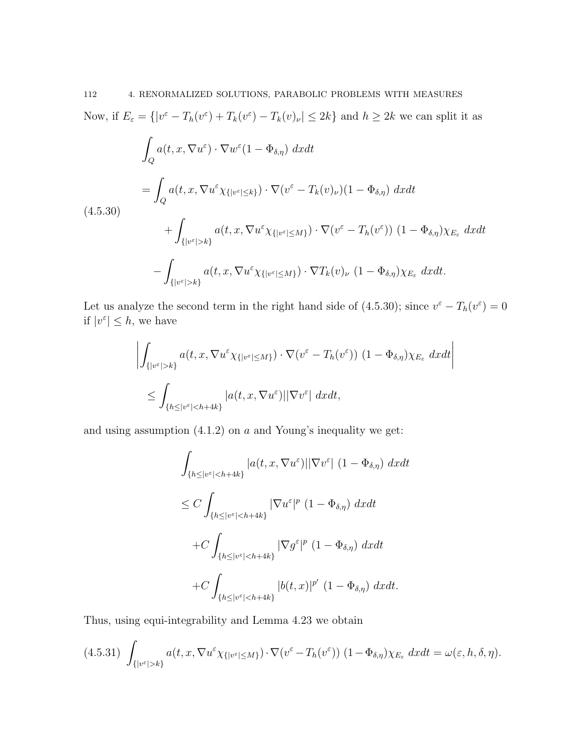Now, if $E_\varepsilon = \{|v^\varepsilon - T_h(v^\varepsilon) + T_k(v^\varepsilon) - T_k(v)_\nu| \leq 2k\}$ and $h \geq 2k$ we can split it as

$$
\begin{aligned}
&\int_Q a(t,x,\nabla u^\varepsilon)\cdot \nabla w^\varepsilon (1-\Phi_{\delta,\eta})\ dxdt \\
&= \int_Q a(t,x,\nabla u^\varepsilon \chi_{\{|v^\varepsilon|\leq k\}})\cdot \nabla (v^\varepsilon - T_k(v)_\nu)(1-\Phi_{\delta,\eta})\ dxdt \\
&\qquad + \int_{\{|v^\varepsilon|>k\}} a(t,x,\nabla u^\varepsilon \chi_{\{|v^\varepsilon|\leq M\}})\cdot \nabla (v^\varepsilon - T_h(v^\varepsilon))\ (1-\Phi_{\delta,\eta})\chi_{E_\varepsilon}\ dxdt \\
&\quad - \int_{\{|v^\varepsilon|>k\}} a(t,x,\nabla u^\varepsilon \chi_{\{|v^\varepsilon|\leq M\}})\cdot \nabla T_k(v)_\nu\ (1-\Phi_{\delta,\eta})\chi_{E_\varepsilon}\ dxdt.
\end{aligned}
\tag{4.5.30}
$$

Let us analyze the second term in the right hand side of (4.5.30); since $v^\varepsilon - T_h(v^\varepsilon) = 0$ if $|v^\varepsilon| \leq h$, we have

$$
\begin{aligned}
&\left| \int_{\{|v^\varepsilon|>k\}} a(t,x,\nabla u^\varepsilon \chi_{\{|v^\varepsilon|\leq M\}})\cdot \nabla (v^\varepsilon - T_h(v^\varepsilon))\ (1-\Phi_{\delta,\eta})\chi_{E_\varepsilon}\ dxdt \right| \\
&\quad \leq \int_{\{h\leq |v^\varepsilon|<h+4k\}} |a(t,x,\nabla u^\varepsilon)||\nabla v^\varepsilon|\ dxdt,
\end{aligned}
$$

and using assumption (4.1.2) on $a$ and Young's inequality we get:

$$
\begin{aligned}
&\int_{\{h\leq |v^\varepsilon|<h+4k\}} |a(t,x,\nabla u^\varepsilon)||\nabla v^\varepsilon|\ (1-\Phi_{\delta,\eta})\ dxdt \\
&\leq C\int_{\{h\leq |v^\varepsilon|<h+4k\}} |\nabla u^\varepsilon|^p\ (1-\Phi_{\delta,\eta})\ dxdt \\
&\quad + C\int_{\{h\leq |v^\varepsilon|<h+4k\}} |\nabla g^\varepsilon|^p\ (1-\Phi_{\delta,\eta})\ dxdt \\
&\quad + C\int_{\{h\leq |v^\varepsilon|<h+4k\}} |b(t,x)|^{p'}\ (1-\Phi_{\delta,\eta})\ dxdt.
\end{aligned}
$$

Thus, using equi-integrability and Lemma 4.23 we obtain

$$
\int_{\{|v^\varepsilon|>k\}} a(t,x,\nabla u^\varepsilon \chi_{\{|v^\varepsilon|\leq M\}})\cdot \nabla (v^\varepsilon - T_h(v^\varepsilon))\ (1-\Phi_{\delta,\eta})\chi_{E_\varepsilon}\ dxdt = \omega(\varepsilon,h,\delta,\eta).
\tag{4.5.31}
$$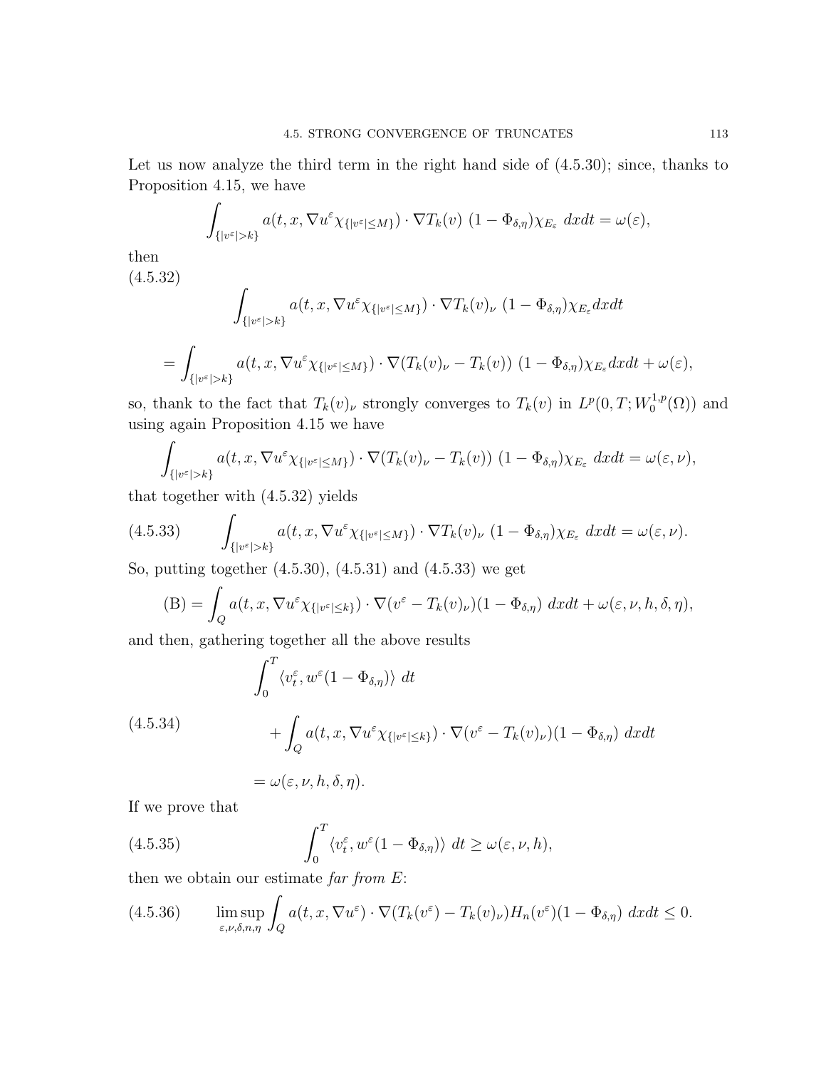Let us now analyze the third term in the right hand side of (4.5.30); since, thanks to Proposition 4.15, we have

$$\int_{\{|v^\varepsilon|>k\}} a(t,x,\nabla u^\varepsilon \chi_{\{|v^\varepsilon|\leq M\}})\cdot \nabla T_k(v)\ (1-\Phi_{\delta,\eta})\chi_{E_\varepsilon}\ dxdt = \omega(\varepsilon),$$

then

(4.5.32)

$$\int_{\{|v^\varepsilon|>k\}} a(t,x,\nabla u^\varepsilon \chi_{\{|v^\varepsilon|\leq M\}})\cdot \nabla T_k(v)_\nu\ (1-\Phi_{\delta,\eta})\chi_{E_\varepsilon} dxdt$$

$$= \int_{\{|v^\varepsilon|>k\}} a(t,x,\nabla u^\varepsilon \chi_{\{|v^\varepsilon|\leq M\}})\cdot \nabla (T_k(v)_\nu - T_k(v))\ (1-\Phi_{\delta,\eta})\chi_{E_\varepsilon} dxdt + \omega(\varepsilon),$$

so, thank to the fact that $T_k(v)_\nu$ strongly converges to $T_k(v)$ in $L^p(0,T;W_0^{1,p}(\Omega))$ and using again Proposition 4.15 we have

$$\int_{\{|v^\varepsilon|>k\}} a(t,x,\nabla u^\varepsilon \chi_{\{|v^\varepsilon|\leq M\}})\cdot \nabla (T_k(v)_\nu - T_k(v))\ (1-\Phi_{\delta,\eta})\chi_{E_\varepsilon}\ dxdt = \omega(\varepsilon,\nu),$$

that together with (4.5.32) yields

$$\int_{\{|v^\varepsilon|>k\}} a(t,x,\nabla u^\varepsilon \chi_{\{|v^\varepsilon|\leq M\}})\cdot \nabla T_k(v)_\nu\ (1-\Phi_{\delta,\eta})\chi_{E_\varepsilon}\ dxdt = \omega(\varepsilon,\nu). \tag{4.5.33}$$

So, putting together (4.5.30), (4.5.31) and (4.5.33) we get

$$\text{(B)} = \int_Q a(t,x,\nabla u^\varepsilon \chi_{\{|v^\varepsilon|\leq k\}})\cdot \nabla (v^\varepsilon - T_k(v)_\nu)(1-\Phi_{\delta,\eta})\ dxdt + \omega(\varepsilon,\nu,h,\delta,\eta),$$

and then, gathering together all the above results

$$\begin{aligned}&\int_0^T \langle v_t^\varepsilon, w^\varepsilon(1-\Phi_{\delta,\eta})\rangle\ dt \\ &\qquad + \int_Q a(t,x,\nabla u^\varepsilon \chi_{\{|v^\varepsilon|\leq k\}})\cdot \nabla (v^\varepsilon - T_k(v)_\nu)(1-\Phi_{\delta,\eta})\ dxdt \\ &= \omega(\varepsilon,\nu,h,\delta,\eta).\end{aligned} \tag{4.5.34}$$

If we prove that

$$\int_0^T \langle v_t^\varepsilon, w^\varepsilon(1-\Phi_{\delta,\eta})\rangle\ dt \geq \omega(\varepsilon,\nu,h), \tag{4.5.35}$$

then we obtain our estimate *far from* $E$:

$$\limsup_{\varepsilon,\nu,\delta,n,\eta} \int_Q a(t,x,\nabla u^\varepsilon)\cdot \nabla (T_k(v^\varepsilon) - T_k(v)_\nu) H_n(v^\varepsilon)(1-\Phi_{\delta,\eta})\ dxdt \leq 0. \tag{4.5.36}$$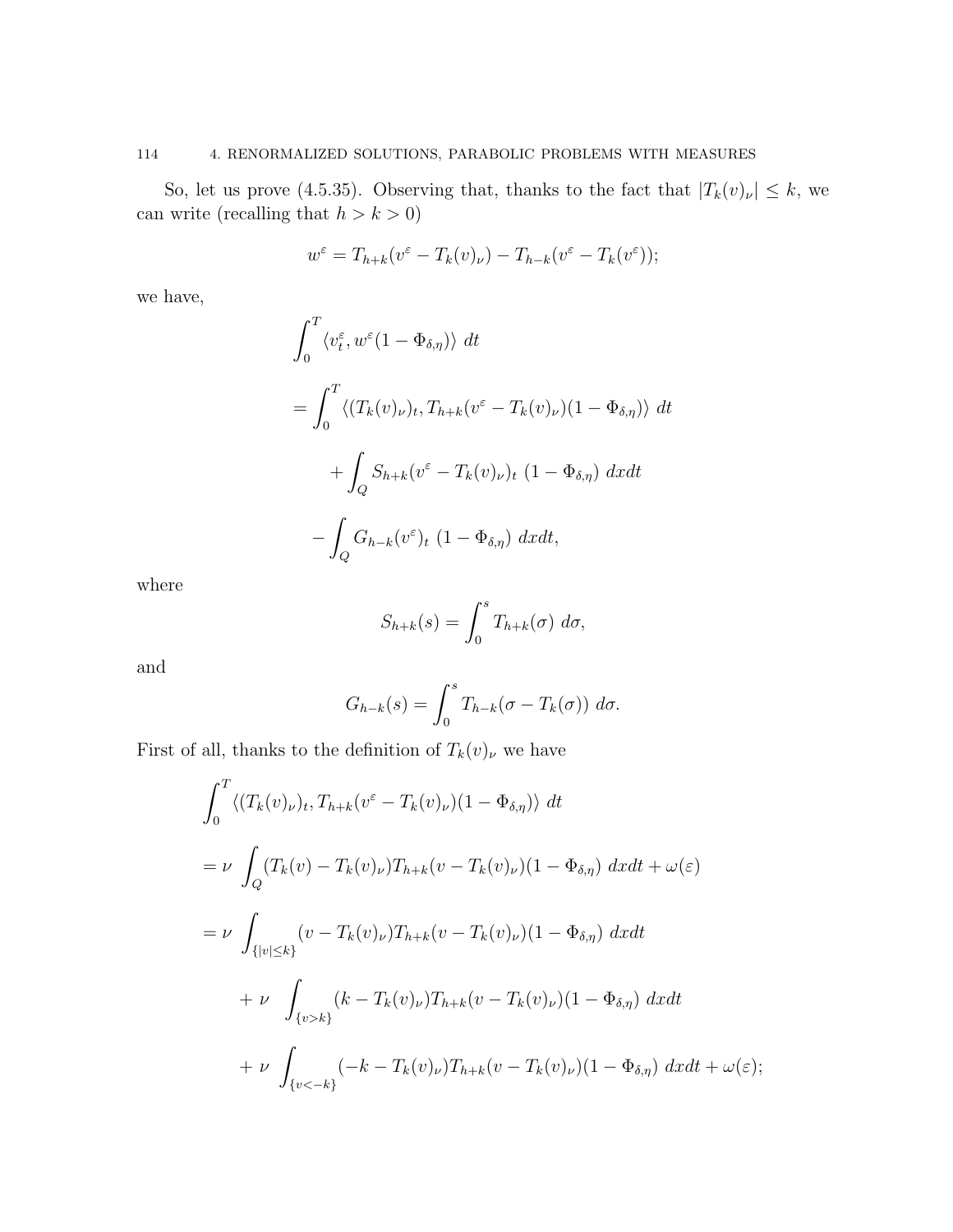So, let us prove (4.5.35). Observing that, thanks to the fact that $|T_k(v)_\nu| \leq k$, we can write (recalling that $h > k > 0$)

$$w^\varepsilon = T_{h+k}(v^\varepsilon - T_k(v)_\nu) - T_{h-k}(v^\varepsilon - T_k(v^\varepsilon));$$

we have,

$$\begin{aligned}
&\int_0^T \langle v_t^\varepsilon, w^\varepsilon(1 - \Phi_{\delta,\eta})\rangle \; dt \\
&= \int_0^T \langle (T_k(v)_\nu)_t, T_{h+k}(v^\varepsilon - T_k(v)_\nu)(1 - \Phi_{\delta,\eta})\rangle \; dt \\
&\qquad + \int_Q S_{h+k}(v^\varepsilon - T_k(v)_\nu)_t \; (1 - \Phi_{\delta,\eta}) \; dxdt \\
&\quad - \int_Q G_{h-k}(v^\varepsilon)_t \; (1 - \Phi_{\delta,\eta}) \; dxdt,
\end{aligned}$$

where

$$S_{h+k}(s) = \int_0^s T_{h+k}(\sigma) \; d\sigma,$$

and

$$G_{h-k}(s) = \int_0^s T_{h-k}(\sigma - T_k(\sigma)) \; d\sigma.$$

First of all, thanks to the definition of $T_k(v)_\nu$ we have

$$\begin{aligned}
&\int_0^T \langle (T_k(v)_\nu)_t, T_{h+k}(v^\varepsilon - T_k(v)_\nu)(1 - \Phi_{\delta,\eta})\rangle \; dt \\
&= \nu \int_Q (T_k(v) - T_k(v)_\nu) T_{h+k}(v - T_k(v)_\nu)(1 - \Phi_{\delta,\eta}) \; dxdt + \omega(\varepsilon) \\
&= \nu \int_{\{|v| \leq k\}} (v - T_k(v)_\nu) T_{h+k}(v - T_k(v)_\nu)(1 - \Phi_{\delta,\eta}) \; dxdt \\
&\quad + \nu \int_{\{v > k\}} (k - T_k(v)_\nu) T_{h+k}(v - T_k(v)_\nu)(1 - \Phi_{\delta,\eta}) \; dxdt \\
&\quad + \nu \int_{\{v < -k\}} (-k - T_k(v)_\nu) T_{h+k}(v - T_k(v)_\nu)(1 - \Phi_{\delta,\eta}) \; dxdt + \omega(\varepsilon);
\end{aligned}$$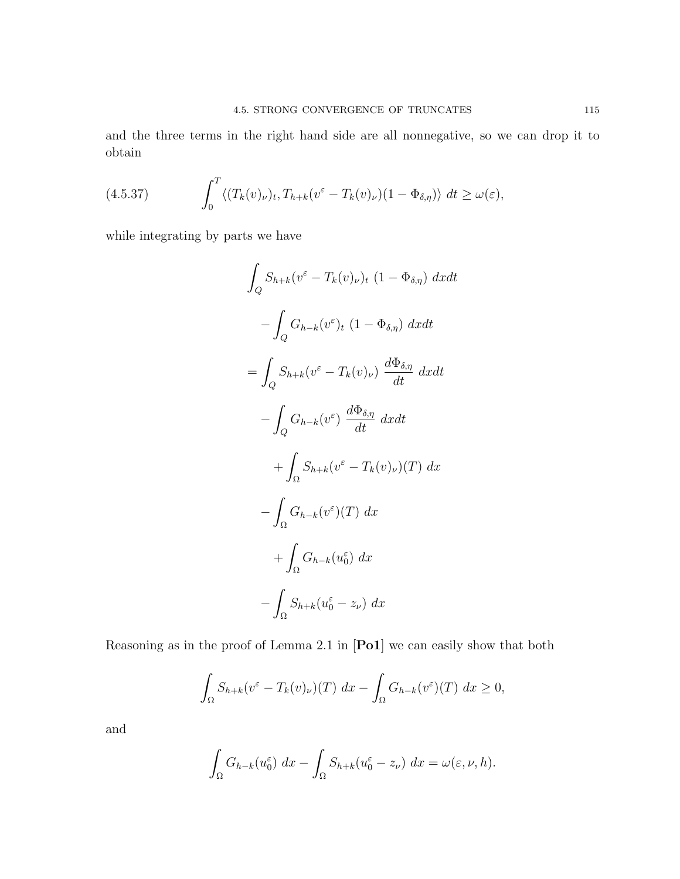and the three terms in the right hand side are all nonnegative, so we can drop it to obtain

$$\int_0^T \langle (T_k(v)_\nu)_t, T_{h+k}(v^\varepsilon - T_k(v)_\nu)(1-\Phi_{\delta,\eta})\rangle \; dt \geq \omega(\varepsilon), \tag{4.5.37}$$

while integrating by parts we have

$$\begin{aligned}
&\int_Q S_{h+k}(v^\varepsilon - T_k(v)_\nu)_t \; (1-\Phi_{\delta,\eta}) \; dxdt \\
&- \int_Q G_{h-k}(v^\varepsilon)_t \; (1-\Phi_{\delta,\eta}) \; dxdt \\
&= \int_Q S_{h+k}(v^\varepsilon - T_k(v)_\nu) \; \frac{d\Phi_{\delta,\eta}}{dt} \; dxdt \\
&- \int_Q G_{h-k}(v^\varepsilon) \; \frac{d\Phi_{\delta,\eta}}{dt} \; dxdt \\
&+ \int_\Omega S_{h+k}(v^\varepsilon - T_k(v)_\nu)(T) \; dx \\
&- \int_\Omega G_{h-k}(v^\varepsilon)(T) \; dx \\
&+ \int_\Omega G_{h-k}(u_0^\varepsilon) \; dx \\
&- \int_\Omega S_{h+k}(u_0^\varepsilon - z_\nu) \; dx
\end{aligned}$$

Reasoning as in the proof of Lemma 2.1 in [**Po1**] we can easily show that both

$$\int_\Omega S_{h+k}(v^\varepsilon - T_k(v)_\nu)(T) \; dx - \int_\Omega G_{h-k}(v^\varepsilon)(T) \; dx \geq 0,$$

and

$$\int_\Omega G_{h-k}(u_0^\varepsilon) \; dx - \int_\Omega S_{h+k}(u_0^\varepsilon - z_\nu) \; dx = \omega(\varepsilon, \nu, h).$$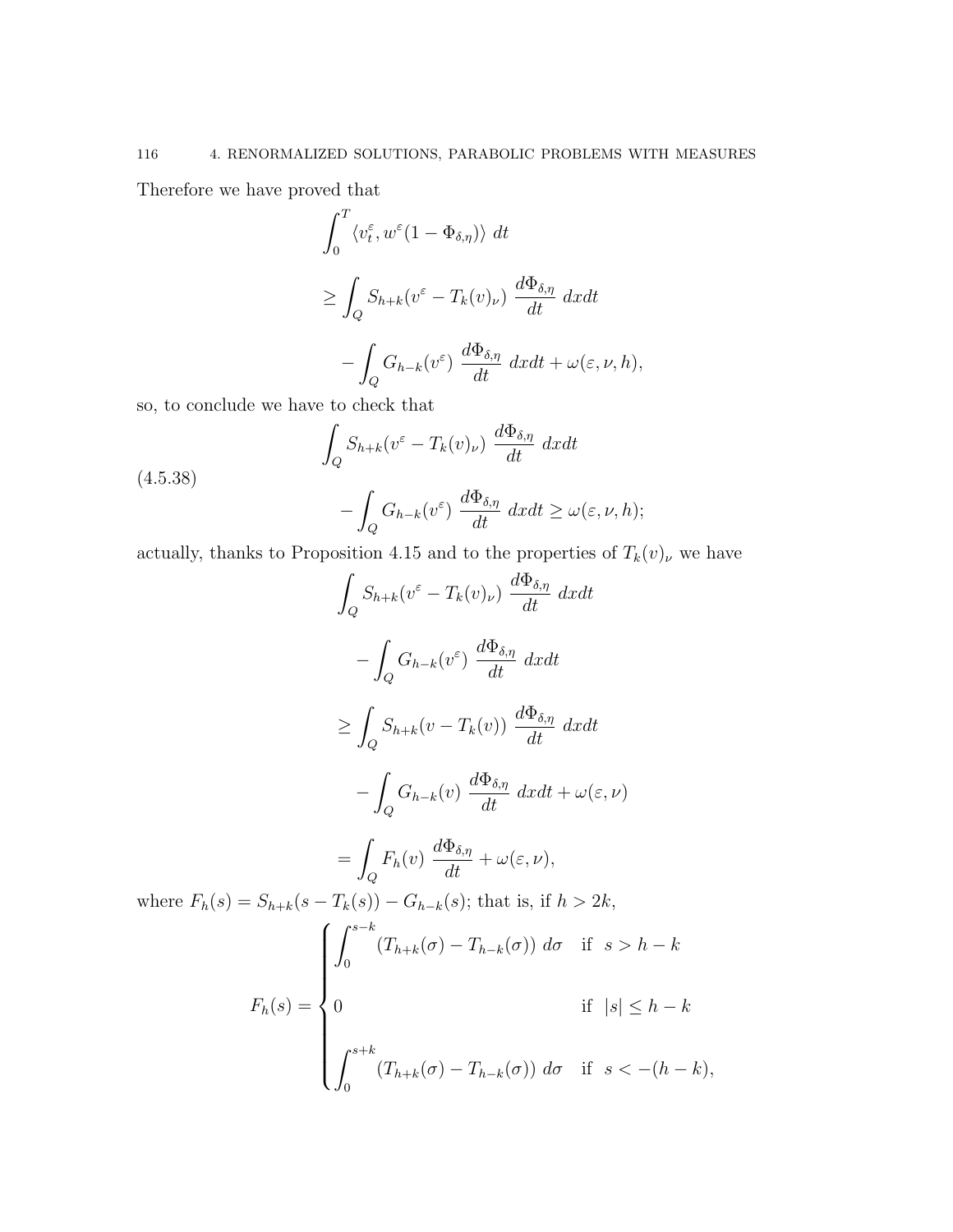Therefore we have proved that

$$
\begin{aligned}
&\int_0^T \langle v_t^\varepsilon, w^\varepsilon(1-\Phi_{\delta,\eta})\rangle \, dt \\
&\geq \int_Q S_{h+k}(v^\varepsilon - T_k(v)_\nu) \, \frac{d\Phi_{\delta,\eta}}{dt} \, dxdt \\
&\quad - \int_Q G_{h-k}(v^\varepsilon) \, \frac{d\Phi_{\delta,\eta}}{dt} \, dxdt + \omega(\varepsilon,\nu,h),
\end{aligned}
$$

so, to conclude we have to check that

$$
\begin{aligned}
&\int_Q S_{h+k}(v^\varepsilon - T_k(v)_\nu) \, \frac{d\Phi_{\delta,\eta}}{dt} \, dxdt \\
&\quad - \int_Q G_{h-k}(v^\varepsilon) \, \frac{d\Phi_{\delta,\eta}}{dt} \, dxdt \geq \omega(\varepsilon,\nu,h);
\end{aligned}
\tag{4.5.38}
$$

actually, thanks to Proposition 4.15 and to the properties of $T_k(v)_\nu$ we have

$$
\begin{aligned}
&\int_Q S_{h+k}(v^\varepsilon - T_k(v)_\nu) \, \frac{d\Phi_{\delta,\eta}}{dt} \, dxdt \\
&\quad - \int_Q G_{h-k}(v^\varepsilon) \, \frac{d\Phi_{\delta,\eta}}{dt} \, dxdt \\
&\geq \int_Q S_{h+k}(v - T_k(v)) \, \frac{d\Phi_{\delta,\eta}}{dt} \, dxdt \\
&\quad - \int_Q G_{h-k}(v) \, \frac{d\Phi_{\delta,\eta}}{dt} \, dxdt + \omega(\varepsilon,\nu) \\
&= \int_Q F_h(v) \, \frac{d\Phi_{\delta,\eta}}{dt} + \omega(\varepsilon,\nu),
\end{aligned}
$$

where $F_h(s) = S_{h+k}(s - T_k(s)) - G_{h-k}(s)$; that is, if $h > 2k$,

$$
F_h(s) = \begin{cases}
\displaystyle\int_0^{s-k} (T_{h+k}(\sigma) - T_{h-k}(\sigma)) \, d\sigma & \text{if } \ s > h-k \\[2ex]
0 & \text{if } \ |s| \leq h-k \\[2ex]
\displaystyle\int_0^{s+k} (T_{h+k}(\sigma) - T_{h-k}(\sigma)) \, d\sigma & \text{if } \ s < -(h-k),
\end{cases}
$$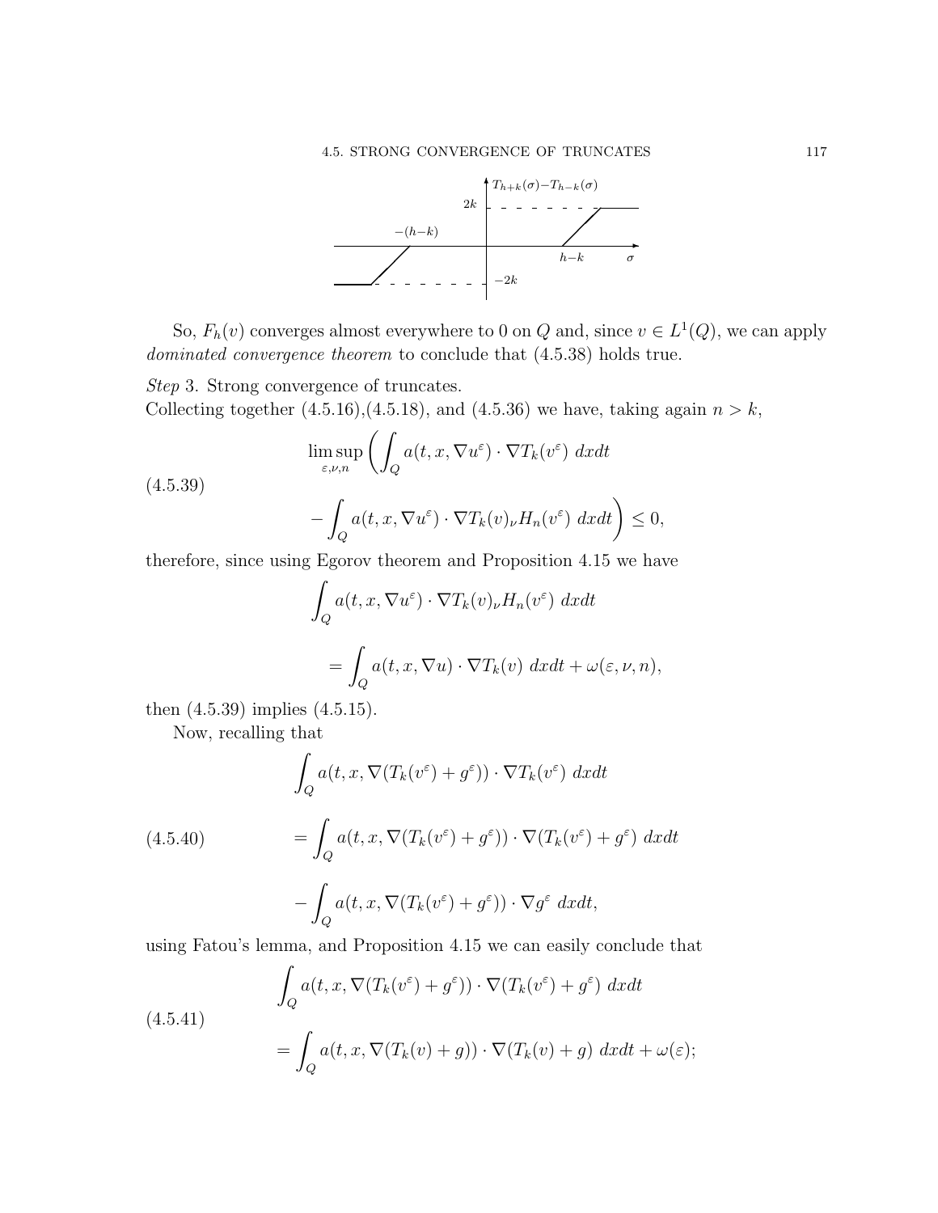So, $F_h(v)$ converges almost everywhere to 0 on $Q$ and, since $v \in L^1(Q)$, we can apply *dominated convergence theorem* to conclude that (4.5.38) holds true.

*Step* 3. Strong convergence of truncates.
Collecting together (4.5.16),(4.5.18), and (4.5.36) we have, taking again $n > k$,

$$
\limsup_{\varepsilon,\nu,n} \left( \int_Q a(t,x,\nabla u^\varepsilon) \cdot \nabla T_k(v^\varepsilon) \, dxdt - \int_Q a(t,x,\nabla u^\varepsilon) \cdot \nabla T_k(v)_\nu H_n(v^\varepsilon) \, dxdt \right) \leq 0, \tag{4.5.39}
$$

therefore, since using Egorov theorem and Proposition 4.15 we have

$$
\int_Q a(t,x,\nabla u^\varepsilon) \cdot \nabla T_k(v)_\nu H_n(v^\varepsilon) \, dxdt = \int_Q a(t,x,\nabla u) \cdot \nabla T_k(v) \, dxdt + \omega(\varepsilon,\nu,n),
$$

then (4.5.39) implies (4.5.15).

Now, recalling that

$$
\begin{aligned}
\int_Q a(t,x,\nabla(T_k(v^\varepsilon)+g^\varepsilon)) \cdot \nabla T_k(v^\varepsilon) \, dxdt &= \int_Q a(t,x,\nabla(T_k(v^\varepsilon)+g^\varepsilon)) \cdot \nabla(T_k(v^\varepsilon)+g^\varepsilon) \, dxdt \\
&\quad - \int_Q a(t,x,\nabla(T_k(v^\varepsilon)+g^\varepsilon)) \cdot \nabla g^\varepsilon \, dxdt,
\end{aligned} \tag{4.5.40}
$$

using Fatou's lemma, and Proposition 4.15 we can easily conclude that

$$
\int_Q a(t,x,\nabla(T_k(v^\varepsilon)+g^\varepsilon)) \cdot \nabla(T_k(v^\varepsilon)+g^\varepsilon) \, dxdt = \int_Q a(t,x,\nabla(T_k(v)+g)) \cdot \nabla(T_k(v)+g) \, dxdt + \omega(\varepsilon); \tag{4.5.41}
$$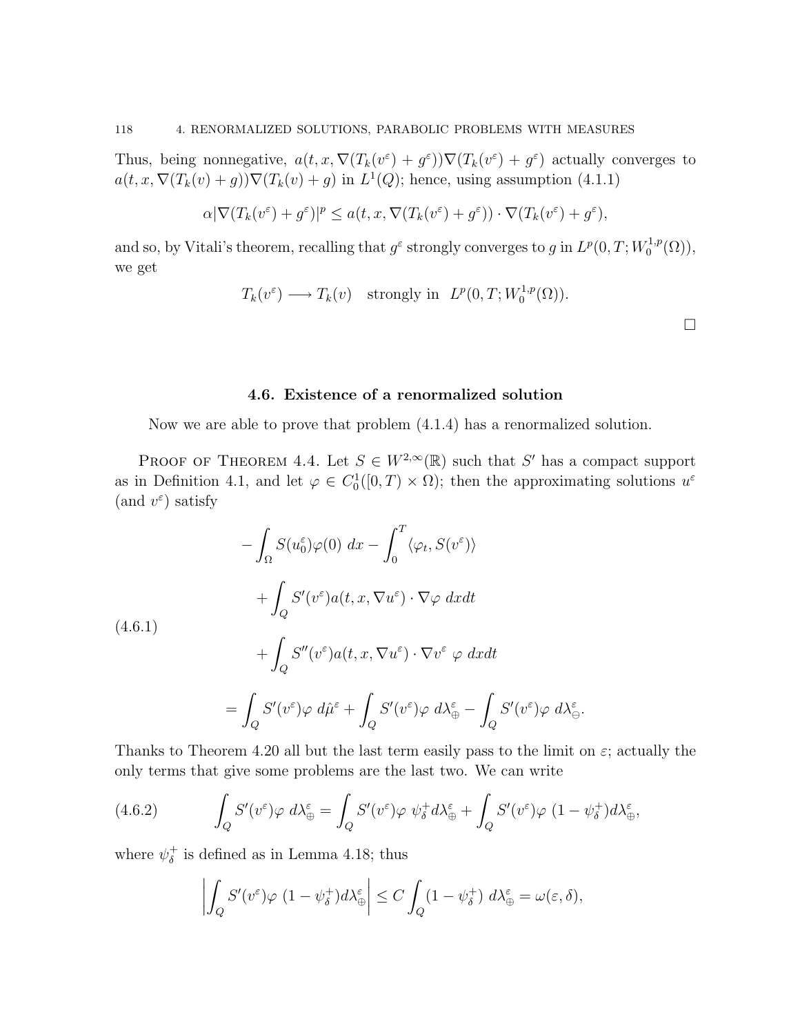Thus, being nonnegative, $a(t, x, \nabla(T_k(v^\varepsilon) + g^\varepsilon))\nabla(T_k(v^\varepsilon) + g^\varepsilon)$ actually converges to $a(t, x, \nabla(T_k(v) + g))\nabla(T_k(v) + g)$ in $L^1(Q)$; hence, using assumption (4.1.1)

$$\alpha|\nabla(T_k(v^\varepsilon) + g^\varepsilon)|^p \leq a(t, x, \nabla(T_k(v^\varepsilon) + g^\varepsilon)) \cdot \nabla(T_k(v^\varepsilon) + g^\varepsilon),$$

and so, by Vitali's theorem, recalling that $g^\varepsilon$ strongly converges to $g$ in $L^p(0, T; W_0^{1,p}(\Omega))$, we get

$$T_k(v^\varepsilon) \longrightarrow T_k(v) \quad \text{strongly in} \quad L^p(0, T; W_0^{1,p}(\Omega)).$$

□

## 4.6. Existence of a renormalized solution

Now we are able to prove that problem (4.1.4) has a renormalized solution.

Proof of Theorem 4.4. Let $S \in W^{2,\infty}(\mathbb{R})$ such that $S'$ has a compact support as in Definition 4.1, and let $\varphi \in C_0^1([0, T) \times \Omega)$; then the approximating solutions $u^\varepsilon$ (and $v^\varepsilon$) satisfy

$$\begin{aligned}
&-\int_\Omega S(u_0^\varepsilon)\varphi(0)\, dx - \int_0^T \langle \varphi_t, S(v^\varepsilon)\rangle \\
&\quad + \int_Q S'(v^\varepsilon) a(t, x, \nabla u^\varepsilon) \cdot \nabla\varphi\, dxdt \\
&\quad + \int_Q S''(v^\varepsilon) a(t, x, \nabla u^\varepsilon) \cdot \nabla v^\varepsilon\, \varphi\, dxdt \\
&= \int_Q S'(v^\varepsilon)\varphi\, d\hat{\mu}^\varepsilon + \int_Q S'(v^\varepsilon)\varphi\, d\lambda_\oplus^\varepsilon - \int_Q S'(v^\varepsilon)\varphi\, d\lambda_\ominus^\varepsilon.
\end{aligned} \tag{4.6.1}$$

Thanks to Theorem 4.20 all but the last term easily pass to the limit on $\varepsilon$; actually the only terms that give some problems are the last two. We can write

$$\int_Q S'(v^\varepsilon)\varphi\, d\lambda_\oplus^\varepsilon = \int_Q S'(v^\varepsilon)\varphi\, \psi_\delta^+ d\lambda_\oplus^\varepsilon + \int_Q S'(v^\varepsilon)\varphi\, (1 - \psi_\delta^+) d\lambda_\oplus^\varepsilon, \tag{4.6.2}$$

where $\psi_\delta^+$ is defined as in Lemma 4.18; thus

$$\left|\int_Q S'(v^\varepsilon)\varphi\, (1 - \psi_\delta^+) d\lambda_\oplus^\varepsilon\right| \leq C \int_Q (1 - \psi_\delta^+)\, d\lambda_\oplus^\varepsilon = \omega(\varepsilon, \delta),$$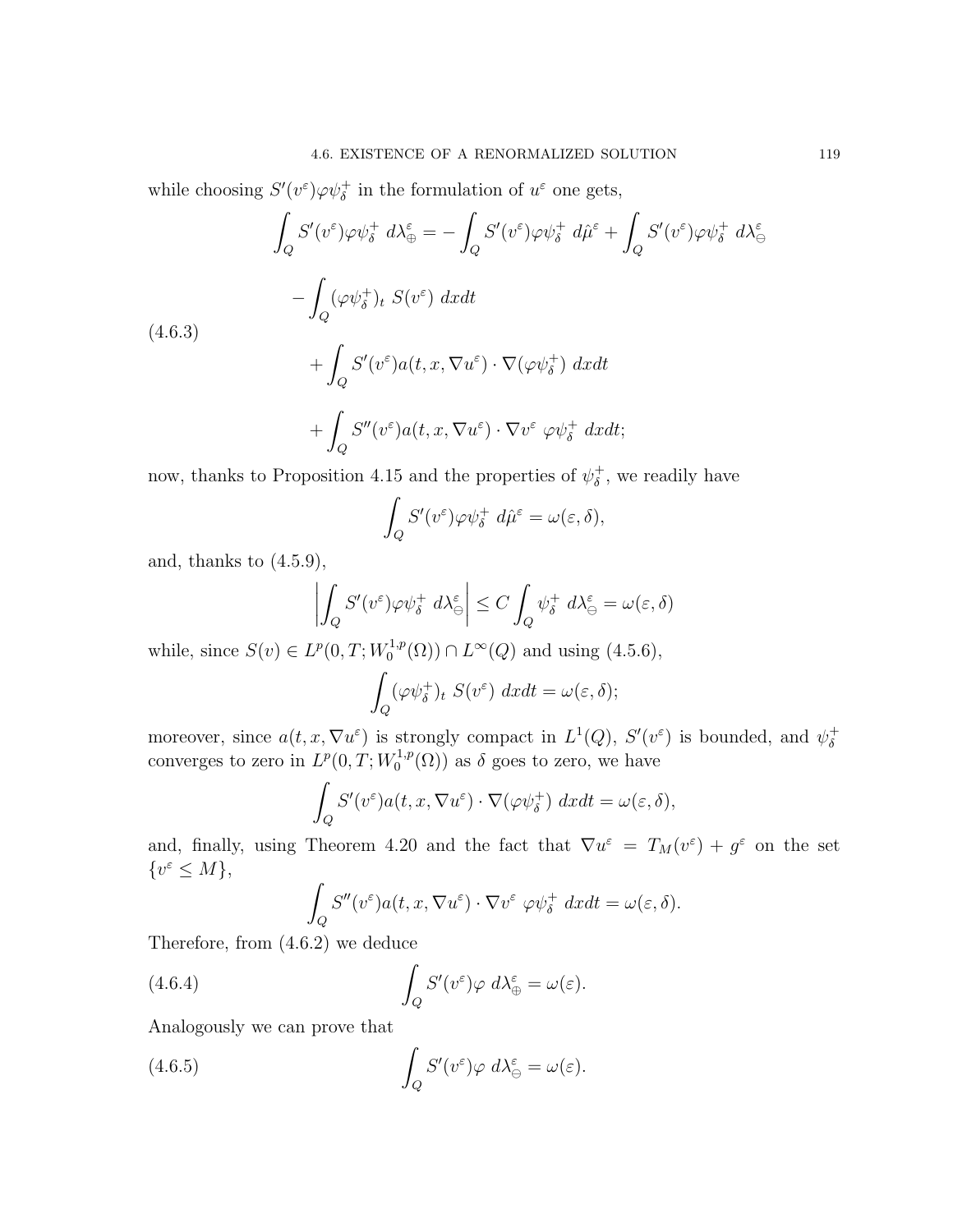while choosing $S'(v^\varepsilon)\varphi\psi_\delta^+$ in the formulation of $u^\varepsilon$ one gets,

$$
\begin{aligned}
\int_Q S'(v^\varepsilon)\varphi\psi_\delta^+ \, d\lambda_\oplus^\varepsilon = &-\int_Q S'(v^\varepsilon)\varphi\psi_\delta^+ \, d\hat{\mu}^\varepsilon + \int_Q S'(v^\varepsilon)\varphi\psi_\delta^+ \, d\lambda_\ominus^\varepsilon \\
&- \int_Q (\varphi\psi_\delta^+)_t \, S(v^\varepsilon) \, dxdt \\
&+ \int_Q S'(v^\varepsilon) a(t,x,\nabla u^\varepsilon) \cdot \nabla(\varphi\psi_\delta^+) \, dxdt \\
&+ \int_Q S''(v^\varepsilon) a(t,x,\nabla u^\varepsilon) \cdot \nabla v^\varepsilon \, \varphi\psi_\delta^+ \, dxdt;
\end{aligned}
\tag{4.6.3}
$$

now, thanks to Proposition 4.15 and the properties of $\psi_\delta^+$, we readily have

$$
\int_Q S'(v^\varepsilon)\varphi\psi_\delta^+ \, d\hat{\mu}^\varepsilon = \omega(\varepsilon,\delta),
$$

and, thanks to (4.5.9),

$$
\left| \int_Q S'(v^\varepsilon)\varphi\psi_\delta^+ \, d\lambda_\ominus^\varepsilon \right| \leq C \int_Q \psi_\delta^+ \, d\lambda_\ominus^\varepsilon = \omega(\varepsilon,\delta)
$$

while, since $S(v) \in L^p(0,T;W_0^{1,p}(\Omega)) \cap L^\infty(Q)$ and using (4.5.6),

$$
\int_Q (\varphi\psi_\delta^+)_t \, S(v^\varepsilon) \, dxdt = \omega(\varepsilon,\delta);
$$

moreover, since $a(t,x,\nabla u^\varepsilon)$ is strongly compact in $L^1(Q)$, $S'(v^\varepsilon)$ is bounded, and $\psi_\delta^+$ converges to zero in $L^p(0,T;W_0^{1,p}(\Omega))$ as $\delta$ goes to zero, we have

$$
\int_Q S'(v^\varepsilon) a(t,x,\nabla u^\varepsilon) \cdot \nabla(\varphi\psi_\delta^+) \, dxdt = \omega(\varepsilon,\delta),
$$

and, finally, using Theorem 4.20 and the fact that $\nabla u^\varepsilon = T_M(v^\varepsilon) + g^\varepsilon$ on the set $\{v^\varepsilon \leq M\}$,

$$
\int_Q S''(v^\varepsilon) a(t,x,\nabla u^\varepsilon) \cdot \nabla v^\varepsilon \, \varphi\psi_\delta^+ \, dxdt = \omega(\varepsilon,\delta).
$$

Therefore, from (4.6.2) we deduce

$$
\int_Q S'(v^\varepsilon)\varphi \, d\lambda_\oplus^\varepsilon = \omega(\varepsilon). \tag{4.6.4}
$$

Analogously we can prove that

$$
\int_Q S'(v^\varepsilon)\varphi \, d\lambda_\ominus^\varepsilon = \omega(\varepsilon). \tag{4.6.5}
$$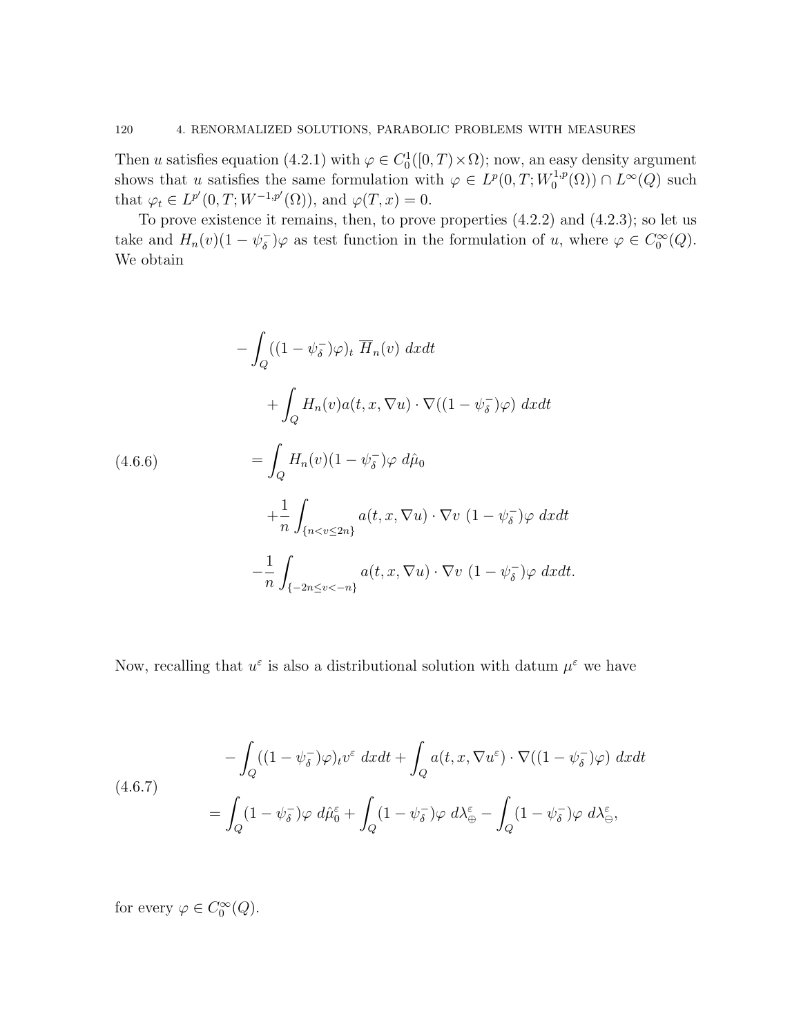Then $u$ satisfies equation (4.2.1) with $\varphi \in C_0^1([0,T)\times\Omega)$; now, an easy density argument shows that $u$ satisfies the same formulation with $\varphi \in L^p(0,T;W_0^{1,p}(\Omega)) \cap L^\infty(Q)$ such that $\varphi_t \in L^{p'}(0,T;W^{-1,p'}(\Omega))$, and $\varphi(T,x)=0$.

To prove existence it remains, then, to prove properties (4.2.2) and (4.2.3); so let us take and $H_n(v)(1-\psi_\delta^-)\varphi$ as test function in the formulation of $u$, where $\varphi \in C_0^\infty(Q)$. We obtain

$$
\begin{aligned}
&-\int_Q ((1-\psi_\delta^-)\varphi)_t \, \overline{H}_n(v) \, dxdt \\
&\qquad + \int_Q H_n(v) a(t,x,\nabla u)\cdot \nabla((1-\psi_\delta^-)\varphi) \, dxdt \\
&= \int_Q H_n(v)(1-\psi_\delta^-)\varphi \, d\hat{\mu}_0 \\
&\quad + \frac{1}{n}\int_{\{n<v\leq 2n\}} a(t,x,\nabla u)\cdot \nabla v \, (1-\psi_\delta^-)\varphi \, dxdt \\
&\quad - \frac{1}{n}\int_{\{-2n\leq v<-n\}} a(t,x,\nabla u)\cdot \nabla v \, (1-\psi_\delta^-)\varphi \, dxdt.
\end{aligned}
\tag{4.6.6}
$$

Now, recalling that $u^\varepsilon$ is also a distributional solution with datum $\mu^\varepsilon$ we have

$$
\begin{aligned}
&-\int_Q ((1-\psi_\delta^-)\varphi)_t v^\varepsilon \, dxdt + \int_Q a(t,x,\nabla u^\varepsilon)\cdot \nabla((1-\psi_\delta^-)\varphi) \, dxdt \\
&= \int_Q (1-\psi_\delta^-)\varphi \, d\hat{\mu}_0^\varepsilon + \int_Q (1-\psi_\delta^-)\varphi \, d\lambda_\oplus^\varepsilon - \int_Q (1-\psi_\delta^-)\varphi \, d\lambda_\ominus^\varepsilon,
\end{aligned}
\tag{4.6.7}
$$

for every $\varphi \in C_0^\infty(Q)$.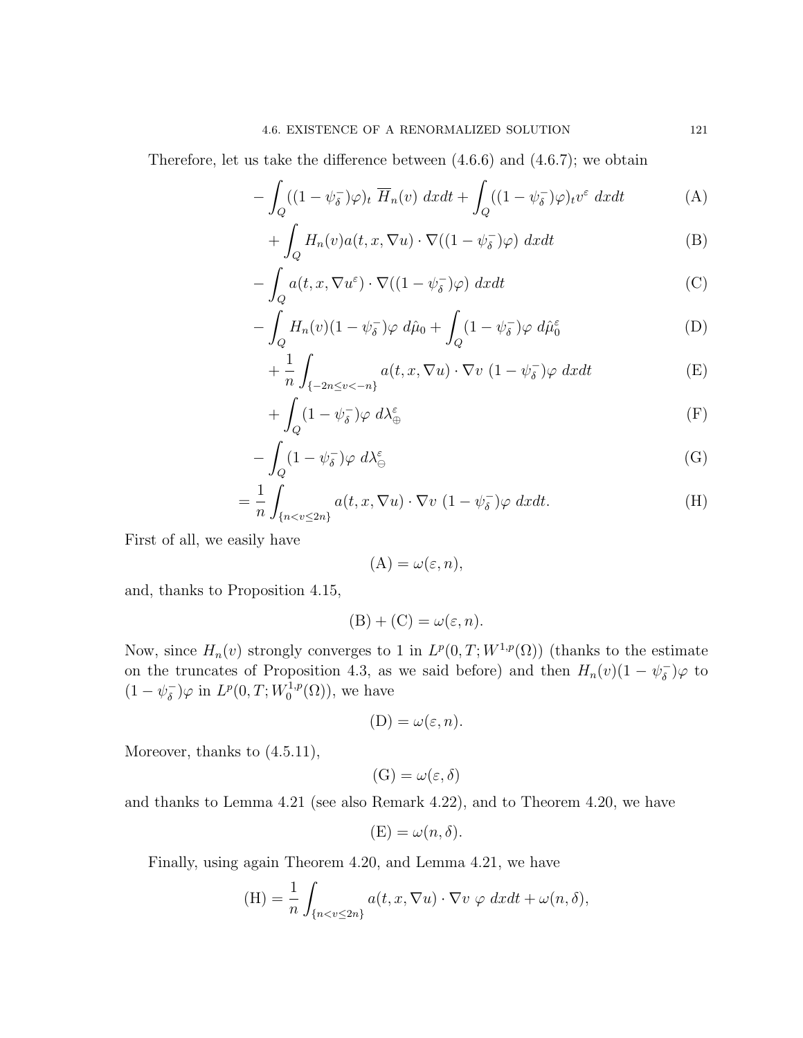Therefore, let us take the difference between (4.6.6) and (4.6.7); we obtain

$$
\begin{aligned}
& -\int_Q ((1-\psi_\delta^-)\varphi)_t \; \overline{H}_n(v) \; dxdt + \int_Q ((1-\psi_\delta^-)\varphi)_t v^\varepsilon \; dxdt && \text{(A)} \\
& \quad + \int_Q H_n(v) a(t,x,\nabla u) \cdot \nabla ((1-\psi_\delta^-)\varphi) \; dxdt && \text{(B)} \\
& - \int_Q a(t,x,\nabla u^\varepsilon) \cdot \nabla ((1-\psi_\delta^-)\varphi) \; dxdt && \text{(C)} \\
& - \int_Q H_n(v)(1-\psi_\delta^-)\varphi \; d\hat{\mu}_0 + \int_Q (1-\psi_\delta^-)\varphi \; d\hat{\mu}_0^\varepsilon && \text{(D)} \\
& \quad + \frac{1}{n} \int_{\{-2n \le v < -n\}} a(t,x,\nabla u) \cdot \nabla v \; (1-\psi_\delta^-)\varphi \; dxdt && \text{(E)} \\
& \quad + \int_Q (1-\psi_\delta^-)\varphi \; d\lambda_\oplus^\varepsilon && \text{(F)} \\
& - \int_Q (1-\psi_\delta^-)\varphi \; d\lambda_\ominus^\varepsilon && \text{(G)} \\
= & \; \frac{1}{n} \int_{\{n < v \le 2n\}} a(t,x,\nabla u) \cdot \nabla v \; (1-\psi_\delta^-)\varphi \; dxdt. && \text{(H)}
\end{aligned}
$$

First of all, we easily have

$$
\text{(A)} = \omega(\varepsilon, n),
$$

and, thanks to Proposition 4.15,

$$
\text{(B)} + \text{(C)} = \omega(\varepsilon, n).
$$

Now, since $H_n(v)$ strongly converges to 1 in $L^p(0,T;W^{1,p}(\Omega))$ (thanks to the estimate on the truncates of Proposition 4.3, as we said before) and then $H_n(v)(1-\psi_\delta^-)\varphi$ to $(1-\psi_\delta^-)\varphi$ in $L^p(0,T;W_0^{1,p}(\Omega))$, we have

$$
\text{(D)} = \omega(\varepsilon, n).
$$

Moreover, thanks to (4.5.11),

$$
\text{(G)} = \omega(\varepsilon, \delta)
$$

and thanks to Lemma 4.21 (see also Remark 4.22), and to Theorem 4.20, we have

$$
\text{(E)} = \omega(n, \delta).
$$

Finally, using again Theorem 4.20, and Lemma 4.21, we have

$$
\text{(H)} = \frac{1}{n} \int_{\{n < v \le 2n\}} a(t,x,\nabla u) \cdot \nabla v \; \varphi \; dxdt + \omega(n, \delta),
$$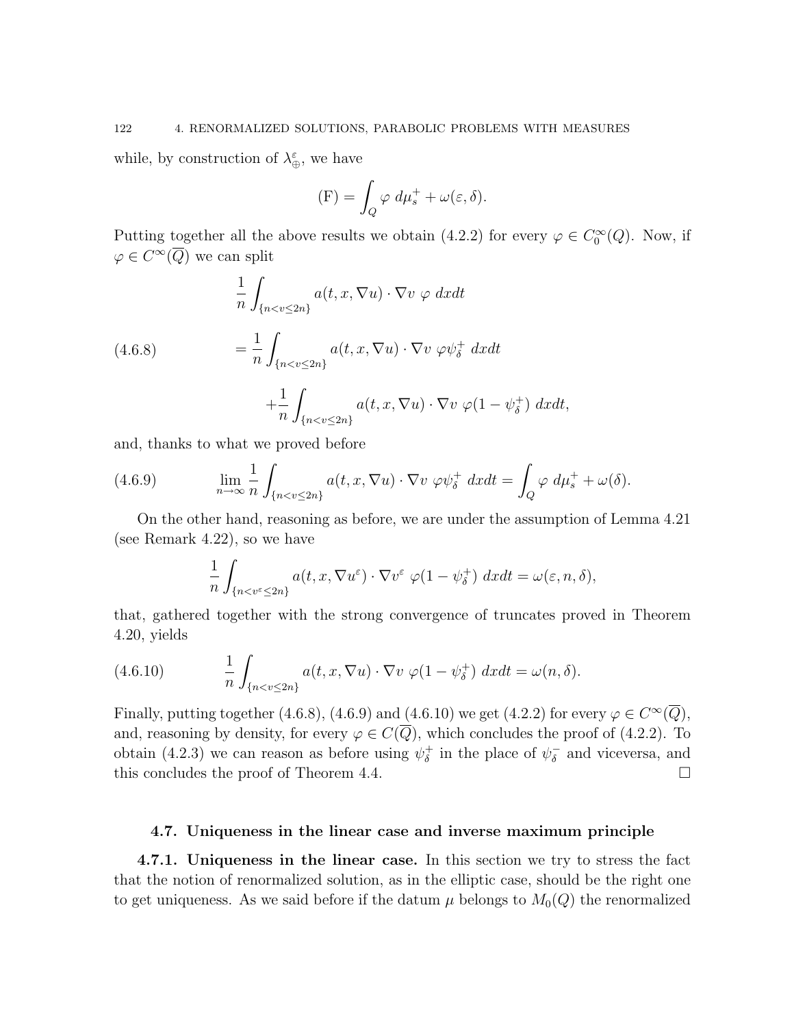while, by construction of $\lambda_{\oplus}^{\varepsilon}$, we have

$$
\text{(F)} = \int_Q \varphi \; d\mu_s^+ + \omega(\varepsilon, \delta).
$$

Putting together all the above results we obtain (4.2.2) for every $\varphi \in C_0^\infty(Q)$. Now, if $\varphi \in C^\infty(\overline{Q})$ we can split

$$
\begin{aligned}
&\frac{1}{n} \int_{\{n<v\leq 2n\}} a(t,x,\nabla u)\cdot \nabla v \;\varphi \; dxdt \\
&= \frac{1}{n} \int_{\{n<v\leq 2n\}} a(t,x,\nabla u)\cdot \nabla v \;\varphi \psi_\delta^+ \; dxdt \\
&\quad + \frac{1}{n} \int_{\{n<v\leq 2n\}} a(t,x,\nabla u)\cdot \nabla v \;\varphi (1-\psi_\delta^+) \; dxdt,
\end{aligned}
\tag{4.6.8}
$$

and, thanks to what we proved before

$$
\lim_{n\to\infty} \frac{1}{n} \int_{\{n<v\leq 2n\}} a(t,x,\nabla u)\cdot \nabla v \;\varphi \psi_\delta^+ \; dxdt = \int_Q \varphi \; d\mu_s^+ + \omega(\delta).
\tag{4.6.9}
$$

On the other hand, reasoning as before, we are under the assumption of Lemma 4.21 (see Remark 4.22), so we have

$$
\frac{1}{n} \int_{\{n<v^\varepsilon\leq 2n\}} a(t,x,\nabla u^\varepsilon)\cdot \nabla v^\varepsilon \;\varphi (1-\psi_\delta^+) \; dxdt = \omega(\varepsilon, n, \delta),
$$

that, gathered together with the strong convergence of truncates proved in Theorem 4.20, yields

$$
\frac{1}{n} \int_{\{n<v\leq 2n\}} a(t,x,\nabla u)\cdot \nabla v \;\varphi (1-\psi_\delta^+) \; dxdt = \omega(n, \delta).
\tag{4.6.10}
$$

Finally, putting together (4.6.8), (4.6.9) and (4.6.10) we get (4.2.2) for every $\varphi \in C^\infty(\overline{Q})$, and, reasoning by density, for every $\varphi \in C(\overline{Q})$, which concludes the proof of (4.2.2). To obtain (4.2.3) we can reason as before using $\psi_\delta^+$ in the place of $\psi_\delta^-$ and viceversa, and this concludes the proof of Theorem 4.4. $\square$

## 4.7. Uniqueness in the linear case and inverse maximum principle

**4.7.1. Uniqueness in the linear case.** In this section we try to stress the fact that the notion of renormalized solution, as in the elliptic case, should be the right one to get uniqueness. As we said before if the datum $\mu$ belongs to $M_0(Q)$ the renormalized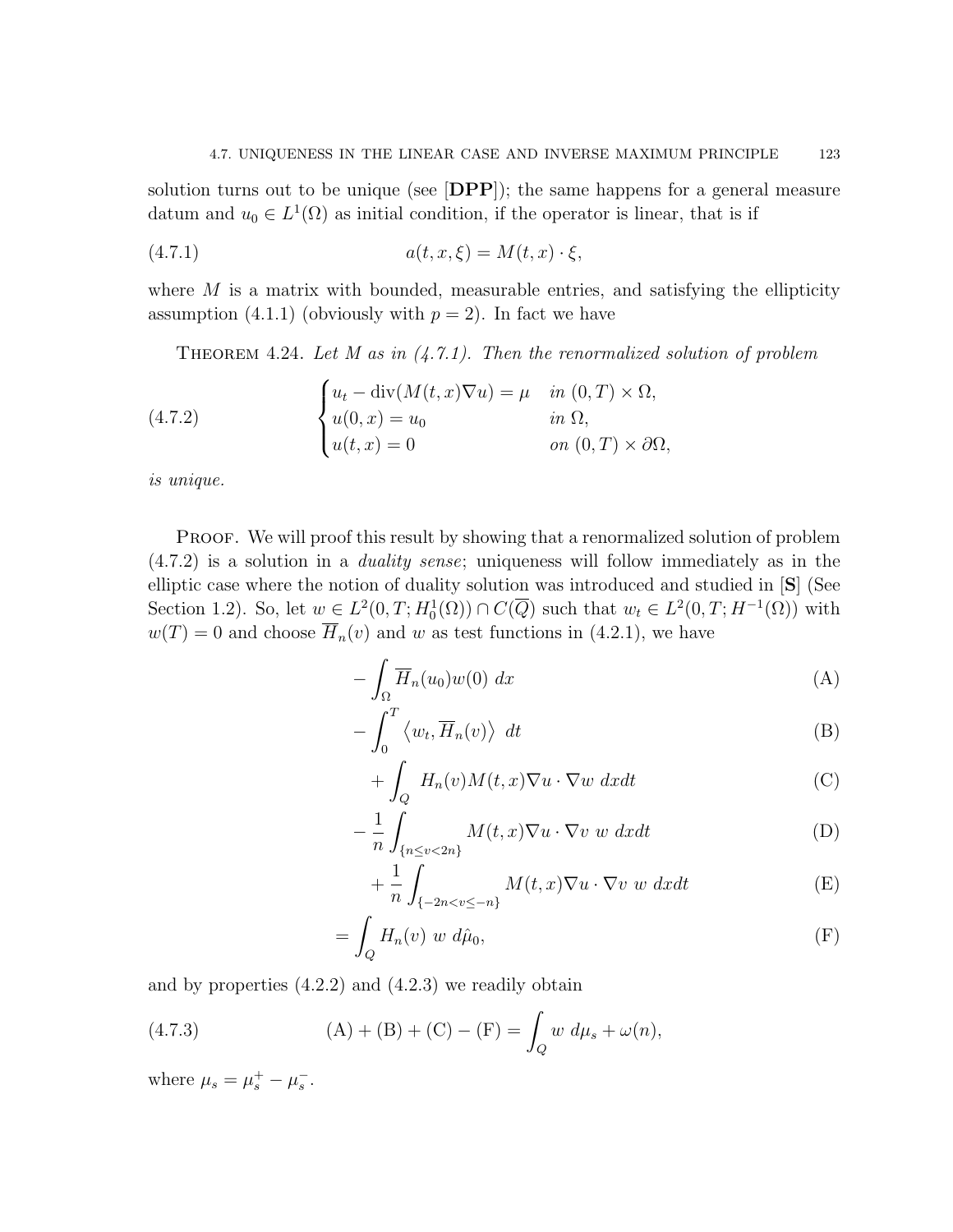solution turns out to be unique (see [**DPP**]); the same happens for a general measure datum and $u_0 \in L^1(\Omega)$ as initial condition, if the operator is linear, that is if

$$a(t,x,\xi) = M(t,x)\cdot \xi, \tag{4.7.1}$$

where $M$ is a matrix with bounded, measurable entries, and satisfying the ellipticity assumption (4.1.1) (obviously with $p=2$). In fact we have

Theorem 4.24. *Let $M$ as in (4.7.1). Then the renormalized solution of problem*

$$\begin{cases} u_t - \operatorname{div}(M(t,x)\nabla u) = \mu & \text{in } (0,T)\times\Omega, \\ u(0,x) = u_0 & \text{in } \Omega, \\ u(t,x) = 0 & \text{on } (0,T)\times\partial\Omega, \end{cases} \tag{4.7.2}$$

*is unique.*

Proof. We will proof this result by showing that a renormalized solution of problem (4.7.2) is a solution in a *duality sense*; uniqueness will follow immediately as in the elliptic case where the notion of duality solution was introduced and studied in [**S**] (See Section 1.2). So, let $w \in L^2(0,T;H^1_0(\Omega)) \cap C(\overline{Q})$ such that $w_t \in L^2(0,T;H^{-1}(\Omega))$ with $w(T)=0$ and choose $\overline{H}_n(v)$ and $w$ as test functions in (4.2.1), we have

$$-\int_\Omega \overline{H}_n(u_0) w(0)\,dx \tag{A}$$

$$-\int_0^T \left\langle w_t, \overline{H}_n(v)\right\rangle\,dt \tag{B}$$

$$+\int_Q H_n(v) M(t,x)\nabla u\cdot\nabla w\,dxdt \tag{C}$$

$$-\frac{1}{n}\int_{\{n\le v<2n\}} M(t,x)\nabla u\cdot\nabla v\;w\,dxdt \tag{D}$$

$$+\frac{1}{n}\int_{\{-2n<v\le -n\}} M(t,x)\nabla u\cdot\nabla v\;w\,dxdt \tag{E}$$

$$=\int_Q H_n(v)\;w\;d\hat{\mu}_0, \tag{F}$$

and by properties (4.2.2) and (4.2.3) we readily obtain

$$\text{(A)}+\text{(B)}+\text{(C)}-\text{(F)} = \int_Q w\;d\mu_s + \omega(n), \tag{4.7.3}$$

where $\mu_s = \mu_s^+ - \mu_s^-$.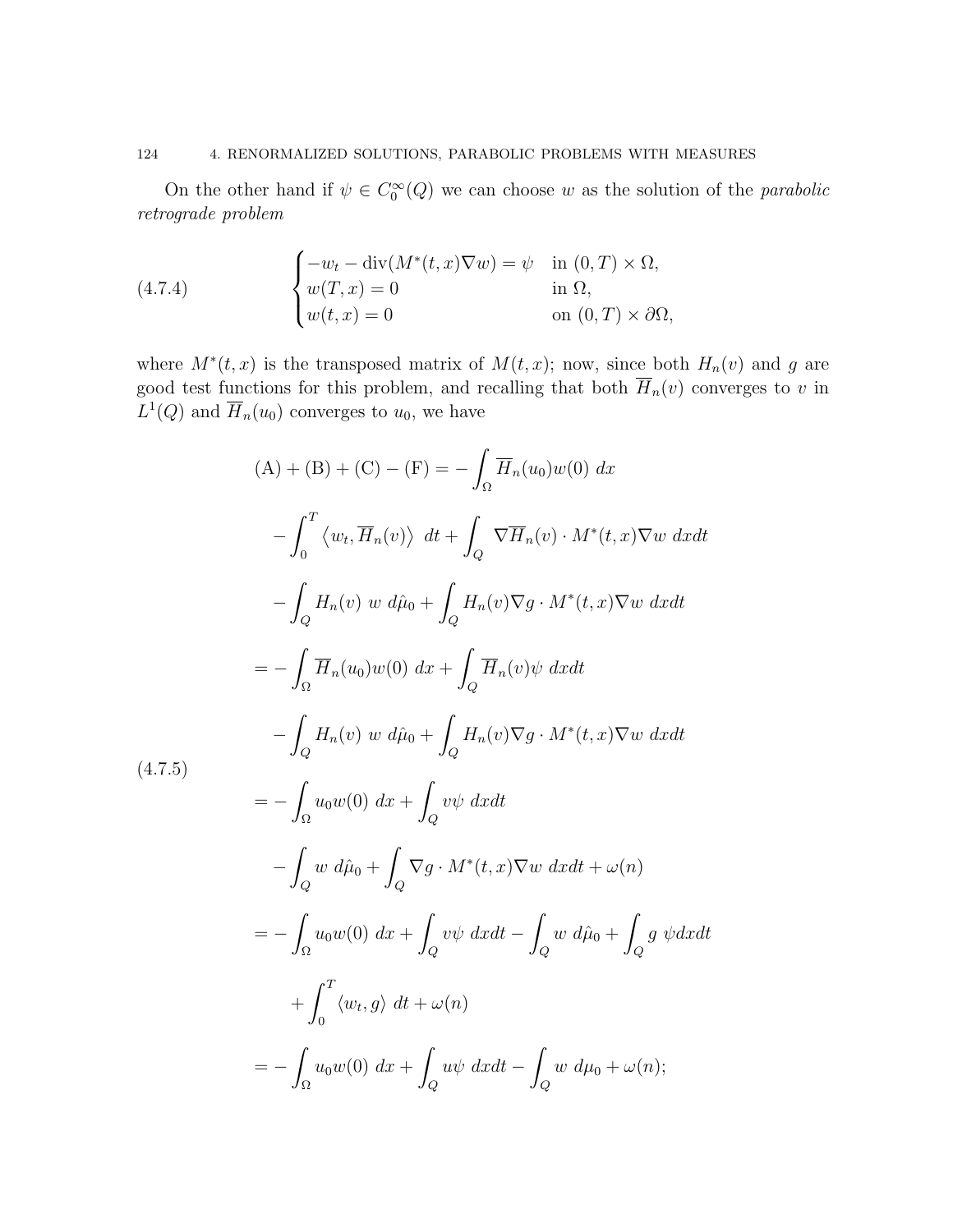On the other hand if $\psi \in C_0^\infty(Q)$ we can choose $w$ as the solution of the *parabolic retrograde problem*

$$
\begin{cases}
-w_t - \operatorname{div}(M^*(t,x)\nabla w) = \psi & \text{in } (0,T)\times\Omega, \\
w(T,x) = 0 & \text{in } \Omega, \\
w(t,x) = 0 & \text{on } (0,T)\times\partial\Omega,
\end{cases}
\tag{4.7.4}
$$

where $M^*(t,x)$ is the transposed matrix of $M(t,x)$; now, since both $H_n(v)$ and $g$ are good test functions for this problem, and recalling that both $\overline{H}_n(v)$ converges to $v$ in $L^1(Q)$ and $\overline{H}_n(u_0)$ converges to $u_0$, we have

$$
\begin{aligned}
(\mathrm{A}) + (\mathrm{B}) + (\mathrm{C}) - (\mathrm{F}) &= -\int_\Omega \overline{H}_n(u_0)w(0)\ dx \\
&\quad - \int_0^T \left\langle w_t, \overline{H}_n(v)\right\rangle\ dt + \int_Q \nabla\overline{H}_n(v)\cdot M^*(t,x)\nabla w\ dxdt \\
&\quad - \int_Q H_n(v)\ w\ d\hat{\mu}_0 + \int_Q H_n(v)\nabla g\cdot M^*(t,x)\nabla w\ dxdt \\
&= -\int_\Omega \overline{H}_n(u_0)w(0)\ dx + \int_Q \overline{H}_n(v)\psi\ dxdt \\
&\quad - \int_Q H_n(v)\ w\ d\hat{\mu}_0 + \int_Q H_n(v)\nabla g\cdot M^*(t,x)\nabla w\ dxdt \\
&= -\int_\Omega u_0 w(0)\ dx + \int_Q v\psi\ dxdt \\
&\quad - \int_Q w\ d\hat{\mu}_0 + \int_Q \nabla g\cdot M^*(t,x)\nabla w\ dxdt + \omega(n) \\
&= -\int_\Omega u_0 w(0)\ dx + \int_Q v\psi\ dxdt - \int_Q w\ d\hat{\mu}_0 + \int_Q g\ \psi dxdt \\
&\quad + \int_0^T \langle w_t, g\rangle\ dt + \omega(n) \\
&= -\int_\Omega u_0 w(0)\ dx + \int_Q u\psi\ dxdt - \int_Q w\ d\mu_0 + \omega(n);
\end{aligned}
\tag{4.7.5}
$$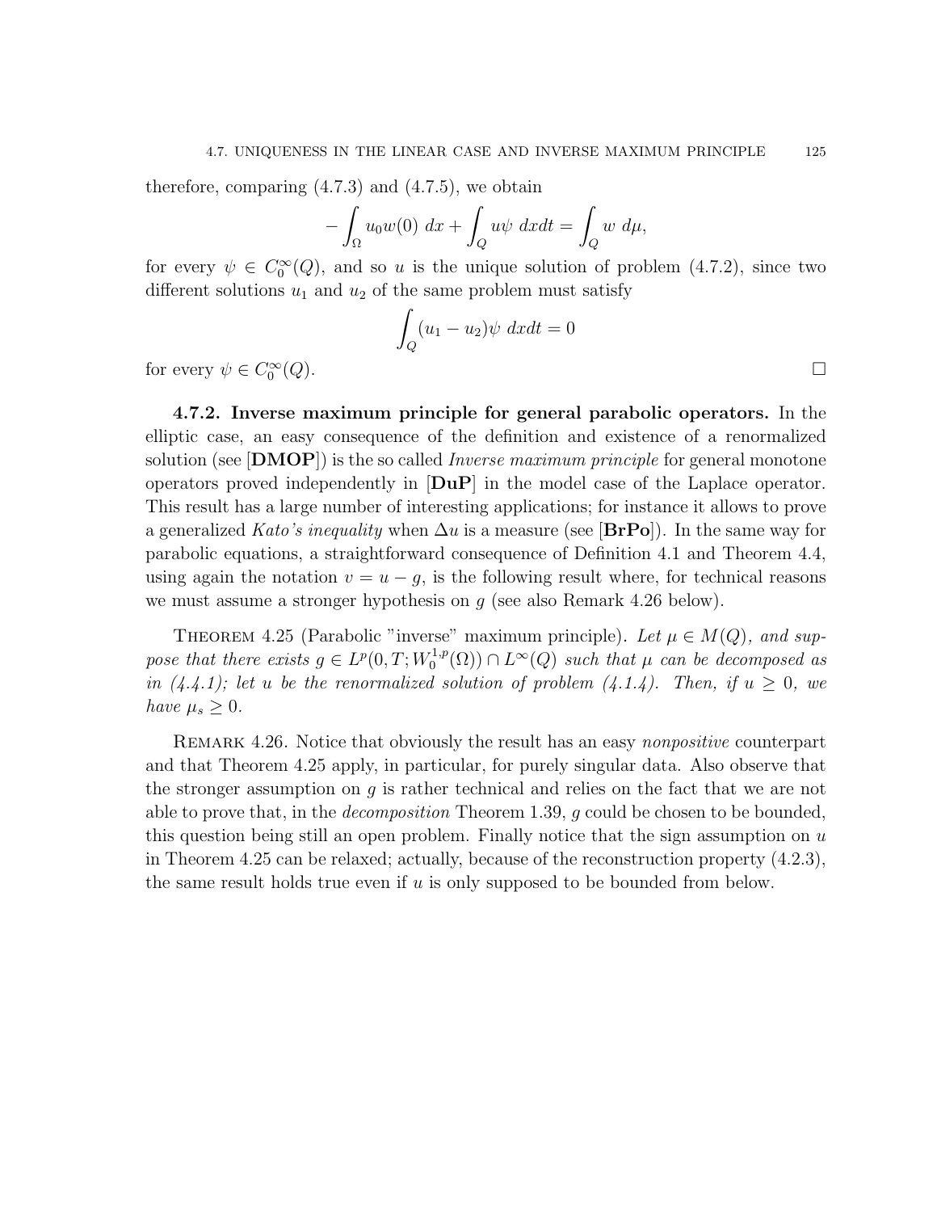therefore, comparing (4.7.3) and (4.7.5), we obtain

$$
-\int_{\Omega} u_0 w(0)\, dx + \int_Q u\psi\, dxdt = \int_Q w\, d\mu,
$$

for every $\psi \in C_0^\infty(Q)$, and so $u$ is the unique solution of problem (4.7.2), since two different solutions $u_1$ and $u_2$ of the same problem must satisfy

$$
\int_Q (u_1 - u_2)\psi\, dxdt = 0
$$

for every $\psi \in C_0^\infty(Q)$. □

**4.7.2. Inverse maximum principle for general parabolic operators.** In the elliptic case, an easy consequence of the definition and existence of a renormalized solution (see [**DMOP**]) is the so called *Inverse maximum principle* for general monotone operators proved independently in [**DuP**] in the model case of the Laplace operator. This result has a large number of interesting applications; for instance it allows to prove a generalized *Kato's inequality* when $\Delta u$ is a measure (see [**BrPo**]). In the same way for parabolic equations, a straightforward consequence of Definition 4.1 and Theorem 4.4, using again the notation $v = u - g$, is the following result where, for technical reasons we must assume a stronger hypothesis on $g$ (see also Remark 4.26 below).

THEOREM 4.25 (Parabolic "inverse" maximum principle). *Let $\mu \in M(Q)$, and suppose that there exists $g \in L^p(0,T;W_0^{1,p}(\Omega)) \cap L^\infty(Q)$ such that $\mu$ can be decomposed as in (4.4.1); let $u$ be the renormalized solution of problem (4.1.4). Then, if $u \geq 0$, we have $\mu_s \geq 0$.*

REMARK 4.26. Notice that obviously the result has an easy *nonpositive* counterpart and that Theorem 4.25 apply, in particular, for purely singular data. Also observe that the stronger assumption on $g$ is rather technical and relies on the fact that we are not able to prove that, in the *decomposition* Theorem 1.39, $g$ could be chosen to be bounded, this question being still an open problem. Finally notice that the sign assumption on $u$ in Theorem 4.25 can be relaxed; actually, because of the reconstruction property (4.2.3), the same result holds true even if $u$ is only supposed to be bounded from below.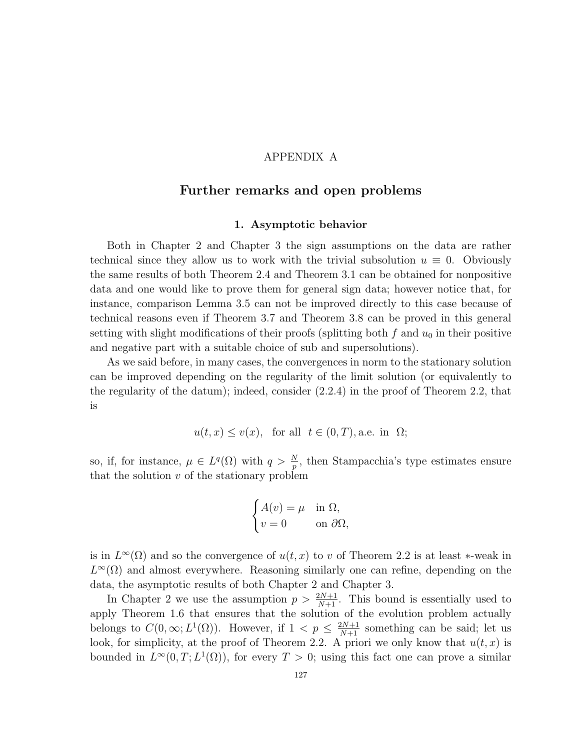# APPENDIX A

## Further remarks and open problems

### 1. Asymptotic behavior

Both in Chapter 2 and Chapter 3 the sign assumptions on the data are rather technical since they allow us to work with the trivial subsolution $u \equiv 0$. Obviously the same results of both Theorem 2.4 and Theorem 3.1 can be obtained for nonpositive data and one would like to prove them for general sign data; however notice that, for instance, comparison Lemma 3.5 can not be improved directly to this case because of technical reasons even if Theorem 3.7 and Theorem 3.8 can be proved in this general setting with slight modifications of their proofs (splitting both $f$ and $u_0$ in their positive and negative part with a suitable choice of sub and supersolutions).

As we said before, in many cases, the convergences in norm to the stationary solution can be improved depending on the regularity of the limit solution (or equivalently to the regularity of the datum); indeed, consider (2.2.4) in the proof of Theorem 2.2, that is

$$u(t,x) \leq v(x), \quad \text{for all } \ t \in (0,T), \text{a.e. in } \ \Omega;$$

so, if, for instance, $\mu \in L^q(\Omega)$ with $q > \frac{N}{p}$, then Stampacchia's type estimates ensure that the solution $v$ of the stationary problem

$$\begin{cases} A(v) = \mu & \text{in } \Omega, \\ v = 0 & \text{on } \partial\Omega, \end{cases}$$

is in $L^\infty(\Omega)$ and so the convergence of $u(t,x)$ to $v$ of Theorem 2.2 is at least $*$-weak in $L^\infty(\Omega)$ and almost everywhere. Reasoning similarly one can refine, depending on the data, the asymptotic results of both Chapter 2 and Chapter 3.

In Chapter 2 we use the assumption $p > \frac{2N+1}{N+1}$. This bound is essentially used to apply Theorem 1.6 that ensures that the solution of the evolution problem actually belongs to $C(0,\infty; L^1(\Omega))$. However, if $1 < p \leq \frac{2N+1}{N+1}$ something can be said; let us look, for simplicity, at the proof of Theorem 2.2. A priori we only know that $u(t,x)$ is bounded in $L^\infty(0,T; L^1(\Omega))$, for every $T > 0$; using this fact one can prove a similar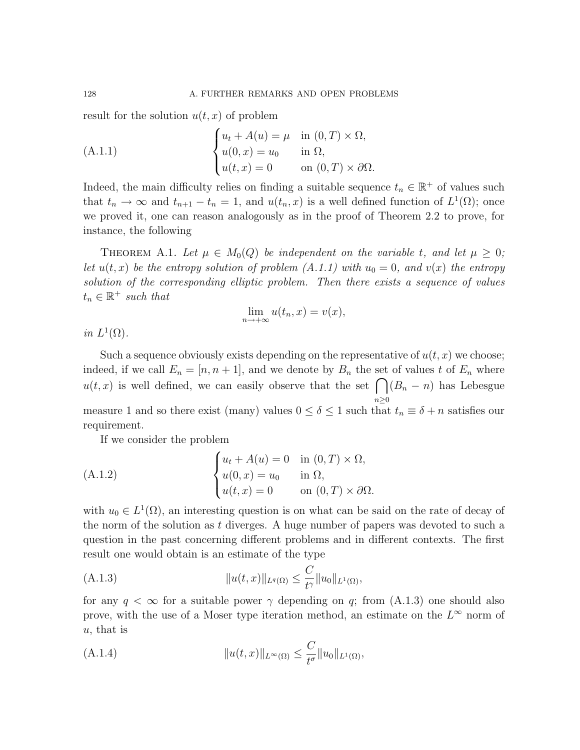result for the solution $u(t,x)$ of problem

$$
\begin{cases} u_t + A(u) = \mu & \text{in } (0,T) \times \Omega, \\ u(0,x) = u_0 & \text{in } \Omega, \\ u(t,x) = 0 & \text{on } (0,T) \times \partial\Omega. \end{cases} \tag{A.1.1}
$$

Indeed, the main difficulty relies on finding a suitable sequence $t_n \in \mathbb{R}^+$ of values such that $t_n \to \infty$ and $t_{n+1} - t_n = 1$, and $u(t_n, x)$ is a well defined function of $L^1(\Omega)$; once we proved it, one can reason analogously as in the proof of Theorem 2.2 to prove, for instance, the following

**Theorem A.1.** *Let $\mu \in M_0(Q)$ be independent on the variable $t$, and let $\mu \geq 0$; let $u(t,x)$ be the entropy solution of problem (A.1.1) with $u_0 = 0$, and $v(x)$ the entropy solution of the corresponding elliptic problem. Then there exists a sequence of values $t_n \in \mathbb{R}^+$ such that*

$$
\lim_{n \to +\infty} u(t_n, x) = v(x),
$$

*in $L^1(\Omega)$.*

Such a sequence obviously exists depending on the representative of $u(t,x)$ we choose; indeed, if we call $E_n = [n, n+1]$, and we denote by $B_n$ the set of values $t$ of $E_n$ where $u(t,x)$ is well defined, we can easily observe that the set $\bigcap_{n \geq 0} (B_n - n)$ has Lebesgue measure 1 and so there exist (many) values $0 \leq \delta \leq 1$ such that $t_n \equiv \delta + n$ satisfies our requirement.

If we consider the problem

$$
\begin{cases} u_t + A(u) = 0 & \text{in } (0,T) \times \Omega, \\ u(0,x) = u_0 & \text{in } \Omega, \\ u(t,x) = 0 & \text{on } (0,T) \times \partial\Omega. \end{cases} \tag{A.1.2}
$$

with $u_0 \in L^1(\Omega)$, an interesting question is on what can be said on the rate of decay of the norm of the solution as $t$ diverges. A huge number of papers was devoted to such a question in the past concerning different problems and in different contexts. The first result one would obtain is an estimate of the type

$$
\|u(t,x)\|_{L^q(\Omega)} \leq \frac{C}{t^\gamma} \|u_0\|_{L^1(\Omega)}, \tag{A.1.3}
$$

for any $q < \infty$ for a suitable power $\gamma$ depending on $q$; from (A.1.3) one should also prove, with the use of a Moser type iteration method, an estimate on the $L^\infty$ norm of $u$, that is

$$
\|u(t,x)\|_{L^\infty(\Omega)} \leq \frac{C}{t^\sigma} \|u_0\|_{L^1(\Omega)}, \tag{A.1.4}
$$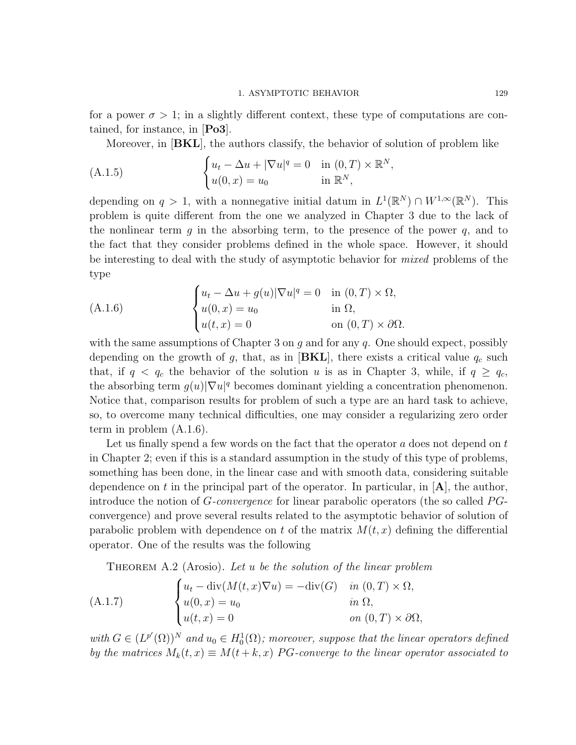for a power $\sigma > 1$; in a slightly different context, these type of computations are contained, for instance, in [**Po3**].

Moreover, in [**BKL**], the authors classify, the behavior of solution of problem like

$$
\begin{cases} u_t - \Delta u + |\nabla u|^q = 0 & \text{in } (0,T) \times \mathbb{R}^N, \\ u(0,x) = u_0 & \text{in } \mathbb{R}^N, \end{cases} \tag{A.1.5}
$$

depending on $q > 1$, with a nonnegative initial datum in $L^1(\mathbb{R}^N) \cap W^{1,\infty}(\mathbb{R}^N)$. This problem is quite different from the one we analyzed in Chapter 3 due to the lack of the nonlinear term $g$ in the absorbing term, to the presence of the power $q$, and to the fact that they consider problems defined in the whole space. However, it should be interesting to deal with the study of asymptotic behavior for *mixed* problems of the type

$$
\begin{cases} u_t - \Delta u + g(u)|\nabla u|^q = 0 & \text{in } (0,T) \times \Omega, \\ u(0,x) = u_0 & \text{in } \Omega, \\ u(t,x) = 0 & \text{on } (0,T) \times \partial\Omega. \end{cases} \tag{A.1.6}
$$

with the same assumptions of Chapter 3 on $g$ and for any $q$. One should expect, possibly depending on the growth of $g$, that, as in [**BKL**], there exists a critical value $q_c$ such that, if $q < q_c$ the behavior of the solution $u$ is as in Chapter 3, while, if $q \geq q_c$, the absorbing term $g(u)|\nabla u|^q$ becomes dominant yielding a concentration phenomenon. Notice that, comparison results for problem of such a type are an hard task to achieve, so, to overcome many technical difficulties, one may consider a regularizing zero order term in problem (A.1.6).

Let us finally spend a few words on the fact that the operator $a$ does not depend on $t$ in Chapter 2; even if this is a standard assumption in the study of this type of problems, something has been done, in the linear case and with smooth data, considering suitable dependence on $t$ in the principal part of the operator. In particular, in [**A**], the author, introduce the notion of *G-convergence* for linear parabolic operators (the so called *PG*-convergence) and prove several results related to the asymptotic behavior of solution of parabolic problem with dependence on $t$ of the matrix $M(t,x)$ defining the differential operator. One of the results was the following

THEOREM A.2 (Arosio). *Let $u$ be the solution of the linear problem*

$$
\begin{cases} u_t - \operatorname{div}(M(t,x)\nabla u) = -\operatorname{div}(G) & \text{in } (0,T) \times \Omega, \\ u(0,x) = u_0 & \text{in } \Omega, \\ u(t,x) = 0 & \text{on } (0,T) \times \partial\Omega, \end{cases} \tag{A.1.7}
$$

*with $G \in (L^{p'}(\Omega))^N$ and $u_0 \in H_0^1(\Omega)$; moreover, suppose that the linear operators defined by the matrices $M_k(t,x) \equiv M(t+k,x)$ PG-converge to the linear operator associated to*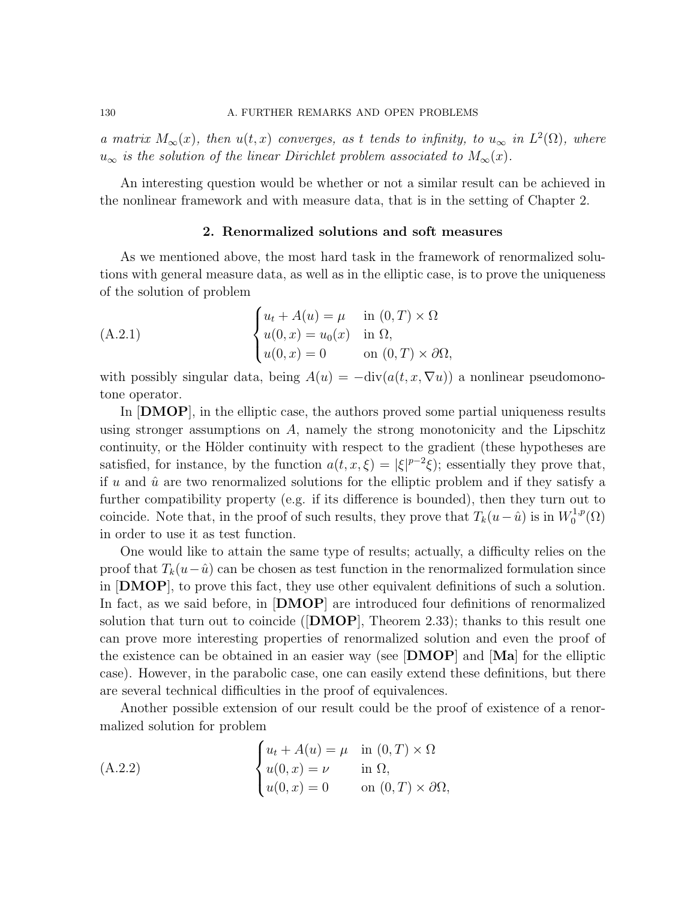*a matrix $M_\infty(x)$, then $u(t,x)$ converges, as $t$ tends to infinity, to $u_\infty$ in $L^2(\Omega)$, where $u_\infty$ is the solution of the linear Dirichlet problem associated to $M_\infty(x)$.*

An interesting question would be whether or not a similar result can be achieved in the nonlinear framework and with measure data, that is in the setting of Chapter 2.

## 2. Renormalized solutions and soft measures

As we mentioned above, the most hard task in the framework of renormalized solutions with general measure data, as well as in the elliptic case, is to prove the uniqueness of the solution of problem

$$
\begin{cases}
u_t + A(u) = \mu & \text{in } (0,T)\times\Omega \\
u(0,x) = u_0(x) & \text{in } \Omega, \\
u(0,x) = 0 & \text{on } (0,T)\times\partial\Omega,
\end{cases}
\tag{A.2.1}
$$

with possibly singular data, being $A(u) = -\mathrm{div}(a(t,x,\nabla u))$ a nonlinear pseudomonotone operator.

In [**DMOP**], in the elliptic case, the authors proved some partial uniqueness results using stronger assumptions on $A$, namely the strong monotonicity and the Lipschitz continuity, or the Hölder continuity with respect to the gradient (these hypotheses are satisfied, for instance, by the function $a(t,x,\xi) = |\xi|^{p-2}\xi)$; essentially they prove that, if $u$ and $\hat{u}$ are two renormalized solutions for the elliptic problem and if they satisfy a further compatibility property (e.g. if its difference is bounded), then they turn out to coincide. Note that, in the proof of such results, they prove that $T_k(u-\hat{u})$ is in $W_0^{1,p}(\Omega)$ in order to use it as test function.

One would like to attain the same type of results; actually, a difficulty relies on the proof that $T_k(u-\hat{u})$ can be chosen as test function in the renormalized formulation since in [**DMOP**], to prove this fact, they use other equivalent definitions of such a solution. In fact, as we said before, in [**DMOP**] are introduced four definitions of renormalized solution that turn out to coincide ([**DMOP**], Theorem 2.33); thanks to this result one can prove more interesting properties of renormalized solution and even the proof of the existence can be obtained in an easier way (see [**DMOP**] and [**Ma**] for the elliptic case). However, in the parabolic case, one can easily extend these definitions, but there are several technical difficulties in the proof of equivalences.

Another possible extension of our result could be the proof of existence of a renormalized solution for problem

$$
\begin{cases}
u_t + A(u) = \mu & \text{in } (0,T)\times\Omega \\
u(0,x) = \nu & \text{in } \Omega, \\
u(0,x) = 0 & \text{on } (0,T)\times\partial\Omega,
\end{cases}
\tag{A.2.2}
$$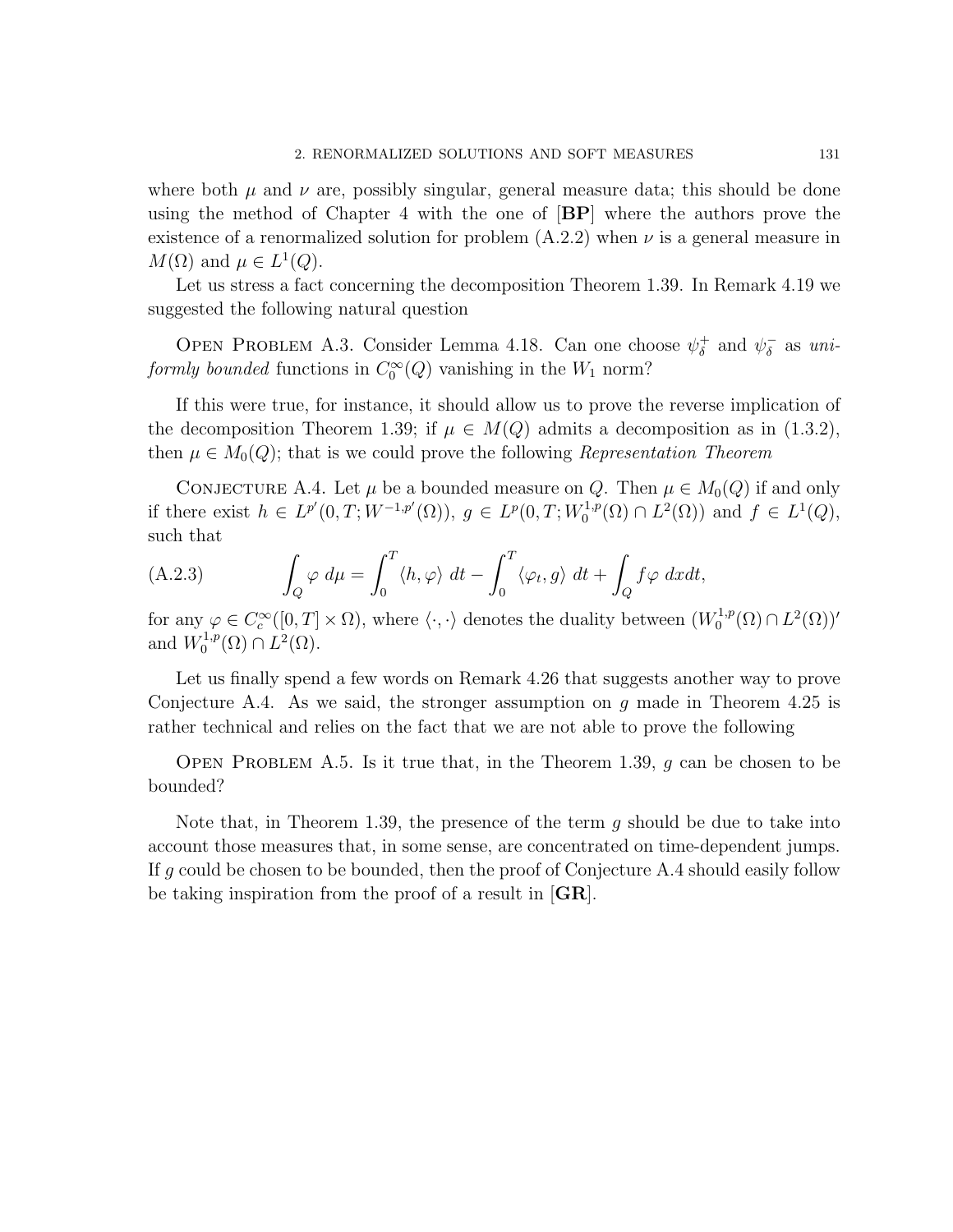where both $\mu$ and $\nu$ are, possibly singular, general measure data; this should be done using the method of Chapter 4 with the one of [**BP**] where the authors prove the existence of a renormalized solution for problem (A.2.2) when $\nu$ is a general measure in $M(\Omega)$ and $\mu \in L^1(Q)$.

Let us stress a fact concerning the decomposition Theorem 1.39. In Remark 4.19 we suggested the following natural question

Open Problem A.3. Consider Lemma 4.18. Can one choose $\psi_\delta^+$ and $\psi_\delta^-$ as *uniformly bounded* functions in $C_0^\infty(Q)$ vanishing in the $W_1$ norm?

If this were true, for instance, it should allow us to prove the reverse implication of the decomposition Theorem 1.39; if $\mu \in M(Q)$ admits a decomposition as in (1.3.2), then $\mu \in M_0(Q)$; that is we could prove the following *Representation Theorem*

Conjecture A.4. Let $\mu$ be a bounded measure on $Q$. Then $\mu \in M_0(Q)$ if and only if there exist $h \in L^{p'}(0,T;W^{-1,p'}(\Omega))$, $g \in L^p(0,T;W_0^{1,p}(\Omega) \cap L^2(\Omega))$ and $f \in L^1(Q)$, such that

$$\int_Q \varphi \, d\mu = \int_0^T \langle h, \varphi \rangle \, dt - \int_0^T \langle \varphi_t, g \rangle \, dt + \int_Q f \varphi \, dxdt, \tag{A.2.3}$$

for any $\varphi \in C_c^\infty([0,T] \times \Omega)$, where $\langle \cdot, \cdot \rangle$ denotes the duality between $(W_0^{1,p}(\Omega) \cap L^2(\Omega))'$ and $W_0^{1,p}(\Omega) \cap L^2(\Omega)$.

Let us finally spend a few words on Remark 4.26 that suggests another way to prove Conjecture A.4. As we said, the stronger assumption on $g$ made in Theorem 4.25 is rather technical and relies on the fact that we are not able to prove the following

Open Problem A.5. Is it true that, in the Theorem 1.39, $g$ can be chosen to be bounded?

Note that, in Theorem 1.39, the presence of the term $g$ should be due to take into account those measures that, in some sense, are concentrated on time-dependent jumps. If $g$ could be chosen to be bounded, then the proof of Conjecture A.4 should easily follow be taking inspiration from the proof of a result in [**GR**].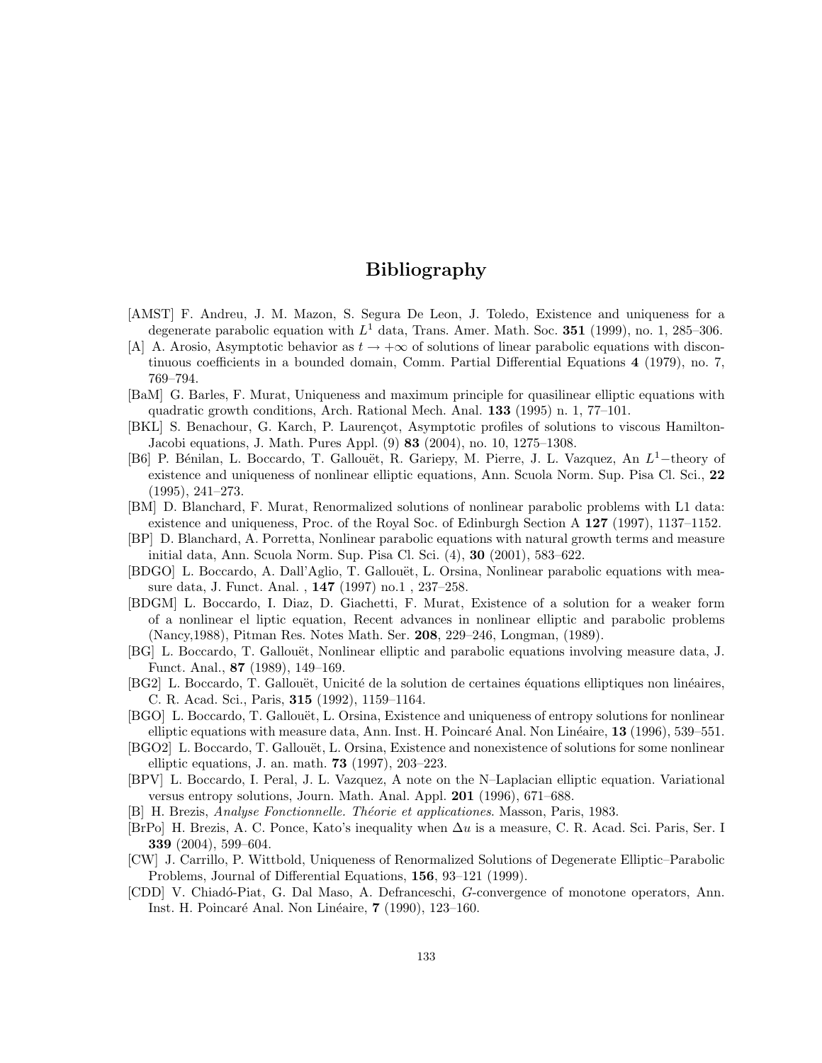# Bibliography

[AMST] F. Andreu, J. M. Mazon, S. Segura De Leon, J. Toledo, Existence and uniqueness for a degenerate parabolic equation with $L^1$ data, Trans. Amer. Math. Soc. **351** (1999), no. 1, 285–306.

[A] A. Arosio, Asymptotic behavior as $t \to +\infty$ of solutions of linear parabolic equations with discontinuous coefficients in a bounded domain, Comm. Partial Differential Equations **4** (1979), no. 7, 769–794.

[BaM] G. Barles, F. Murat, Uniqueness and maximum principle for quasilinear elliptic equations with quadratic growth conditions, Arch. Rational Mech. Anal. **133** (1995) n. 1, 77–101.

[BKL] S. Benachour, G. Karch, P. Laurençot, Asymptotic profiles of solutions to viscous Hamilton-Jacobi equations, J. Math. Pures Appl. (9) **83** (2004), no. 10, 1275–1308.

[B6] P. Bénilan, L. Boccardo, T. Gallouët, R. Gariepy, M. Pierre, J. L. Vazquez, An $L^1-$theory of existence and uniqueness of nonlinear elliptic equations, Ann. Scuola Norm. Sup. Pisa Cl. Sci., **22** (1995), 241–273.

[BM] D. Blanchard, F. Murat, Renormalized solutions of nonlinear parabolic problems with L1 data: existence and uniqueness, Proc. of the Royal Soc. of Edinburgh Section A **127** (1997), 1137–1152.

[BP] D. Blanchard, A. Porretta, Nonlinear parabolic equations with natural growth terms and measure initial data, Ann. Scuola Norm. Sup. Pisa Cl. Sci. (4), **30** (2001), 583–622.

[BDGO] L. Boccardo, A. Dall'Aglio, T. Gallouët, L. Orsina, Nonlinear parabolic equations with measure data, J. Funct. Anal. , **147** (1997) no.1 , 237–258.

[BDGM] L. Boccardo, I. Diaz, D. Giachetti, F. Murat, Existence of a solution for a weaker form of a nonlinear el liptic equation, Recent advances in nonlinear elliptic and parabolic problems (Nancy,1988), Pitman Res. Notes Math. Ser. **208**, 229–246, Longman, (1989).

[BG] L. Boccardo, T. Gallouët, Nonlinear elliptic and parabolic equations involving measure data, J. Funct. Anal., **87** (1989), 149–169.

[BG2] L. Boccardo, T. Gallouët, Unicité de la solution de certaines équations elliptiques non linéaires, C. R. Acad. Sci., Paris, **315** (1992), 1159–1164.

[BGO] L. Boccardo, T. Gallouët, L. Orsina, Existence and uniqueness of entropy solutions for nonlinear elliptic equations with measure data, Ann. Inst. H. Poincaré Anal. Non Linéaire, **13** (1996), 539–551.

[BGO2] L. Boccardo, T. Gallouët, L. Orsina, Existence and nonexistence of solutions for some nonlinear elliptic equations, J. an. math. **73** (1997), 203–223.

[BPV] L. Boccardo, I. Peral, J. L. Vazquez, A note on the N–Laplacian elliptic equation. Variational versus entropy solutions, Journ. Math. Anal. Appl. **201** (1996), 671–688.

[B] H. Brezis, *Analyse Fonctionnelle. Théorie et applicationes.* Masson, Paris, 1983.

[BrPo] H. Brezis, A. C. Ponce, Kato's inequality when $\Delta u$ is a measure, C. R. Acad. Sci. Paris, Ser. I **339** (2004), 599–604.

[CW] J. Carrillo, P. Wittbold, Uniqueness of Renormalized Solutions of Degenerate Elliptic–Parabolic Problems, Journal of Differential Equations, **156**, 93–121 (1999).

[CDD] V. Chiadó-Piat, G. Dal Maso, A. Defranceschi, $G$-convergence of monotone operators, Ann. Inst. H. Poincaré Anal. Non Linéaire, **7** (1990), 123–160.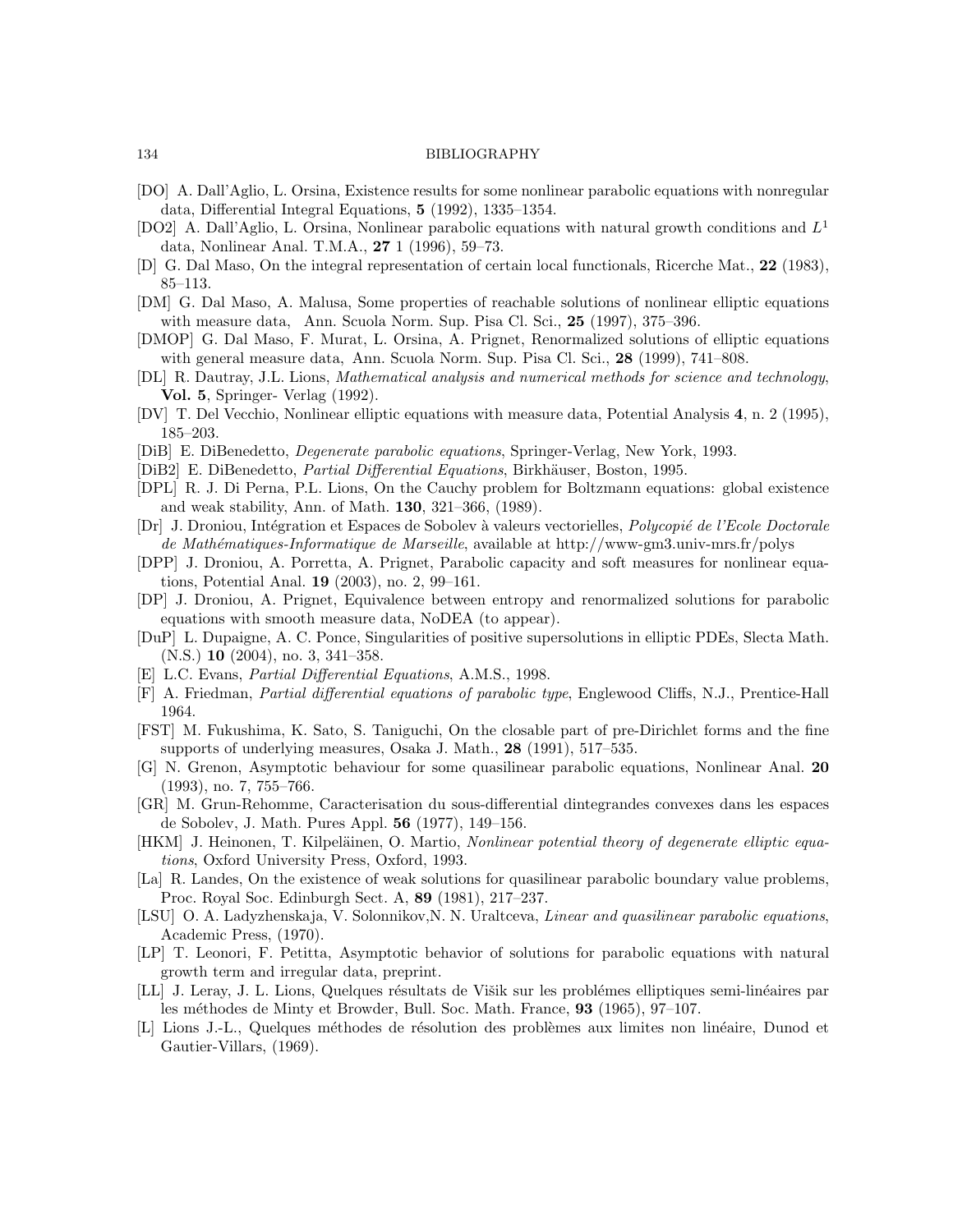[DO] A. Dall'Aglio, L. Orsina, Existence results for some nonlinear parabolic equations with nonregular data, Differential Integral Equations, **5** (1992), 1335–1354.

[DO2] A. Dall'Aglio, L. Orsina, Nonlinear parabolic equations with natural growth conditions and $L^1$ data, Nonlinear Anal. T.M.A., **27** 1 (1996), 59–73.

[D] G. Dal Maso, On the integral representation of certain local functionals, Ricerche Mat., **22** (1983), 85–113.

[DM] G. Dal Maso, A. Malusa, Some properties of reachable solutions of nonlinear elliptic equations with measure data, Ann. Scuola Norm. Sup. Pisa Cl. Sci., **25** (1997), 375–396.

[DMOP] G. Dal Maso, F. Murat, L. Orsina, A. Prignet, Renormalized solutions of elliptic equations with general measure data, Ann. Scuola Norm. Sup. Pisa Cl. Sci., **28** (1999), 741–808.

[DL] R. Dautray, J.L. Lions, *Mathematical analysis and numerical methods for science and technology*, **Vol. 5**, Springer- Verlag (1992).

[DV] T. Del Vecchio, Nonlinear elliptic equations with measure data, Potential Analysis **4**, n. 2 (1995), 185–203.

[DiB] E. DiBenedetto, *Degenerate parabolic equations*, Springer-Verlag, New York, 1993.

[DiB2] E. DiBenedetto, *Partial Differential Equations*, Birkhäuser, Boston, 1995.

[DPL] R. J. Di Perna, P.L. Lions, On the Cauchy problem for Boltzmann equations: global existence and weak stability, Ann. of Math. **130**, 321–366, (1989).

[Dr] J. Droniou, Intégration et Espaces de Sobolev à valeurs vectorielles, *Polycopié de l'Ecole Doctorale de Mathématiques-Informatique de Marseille*, available at http://www-gm3.univ-mrs.fr/polys

[DPP] J. Droniou, A. Porretta, A. Prignet, Parabolic capacity and soft measures for nonlinear equations, Potential Anal. **19** (2003), no. 2, 99–161.

[DP] J. Droniou, A. Prignet, Equivalence between entropy and renormalized solutions for parabolic equations with smooth measure data, NoDEA (to appear).

[DuP] L. Dupaigne, A. C. Ponce, Singularities of positive supersolutions in elliptic PDEs, Slecta Math. (N.S.) **10** (2004), no. 3, 341–358.

[E] L.C. Evans, *Partial Differential Equations*, A.M.S., 1998.

[F] A. Friedman, *Partial differential equations of parabolic type*, Englewood Cliffs, N.J., Prentice-Hall 1964.

[FST] M. Fukushima, K. Sato, S. Taniguchi, On the closable part of pre-Dirichlet forms and the fine supports of underlying measures, Osaka J. Math., **28** (1991), 517–535.

[G] N. Grenon, Asymptotic behaviour for some quasilinear parabolic equations, Nonlinear Anal. **20** (1993), no. 7, 755–766.

[GR] M. Grun-Rehomme, Caracterisation du sous-differential dintegrandes convexes dans les espaces de Sobolev, J. Math. Pures Appl. **56** (1977), 149–156.

[HKM] J. Heinonen, T. Kilpeläinen, O. Martio, *Nonlinear potential theory of degenerate elliptic equations*, Oxford University Press, Oxford, 1993.

[La] R. Landes, On the existence of weak solutions for quasilinear parabolic boundary value problems, Proc. Royal Soc. Edinburgh Sect. A, **89** (1981), 217–237.

[LSU] O. A. Ladyzhenskaja, V. Solonnikov,N. N. Uraltceva, *Linear and quasilinear parabolic equations*, Academic Press, (1970).

[LP] T. Leonori, F. Petitta, Asymptotic behavior of solutions for parabolic equations with natural growth term and irregular data, preprint.

[LL] J. Leray, J. L. Lions, Quelques résultats de Višik sur les problémes elliptiques semi-linéaires par les méthodes de Minty et Browder, Bull. Soc. Math. France, **93** (1965), 97–107.

[L] Lions J.-L., Quelques méthodes de résolution des problèmes aux limites non linéaire, Dunod et Gautier-Villars, (1969).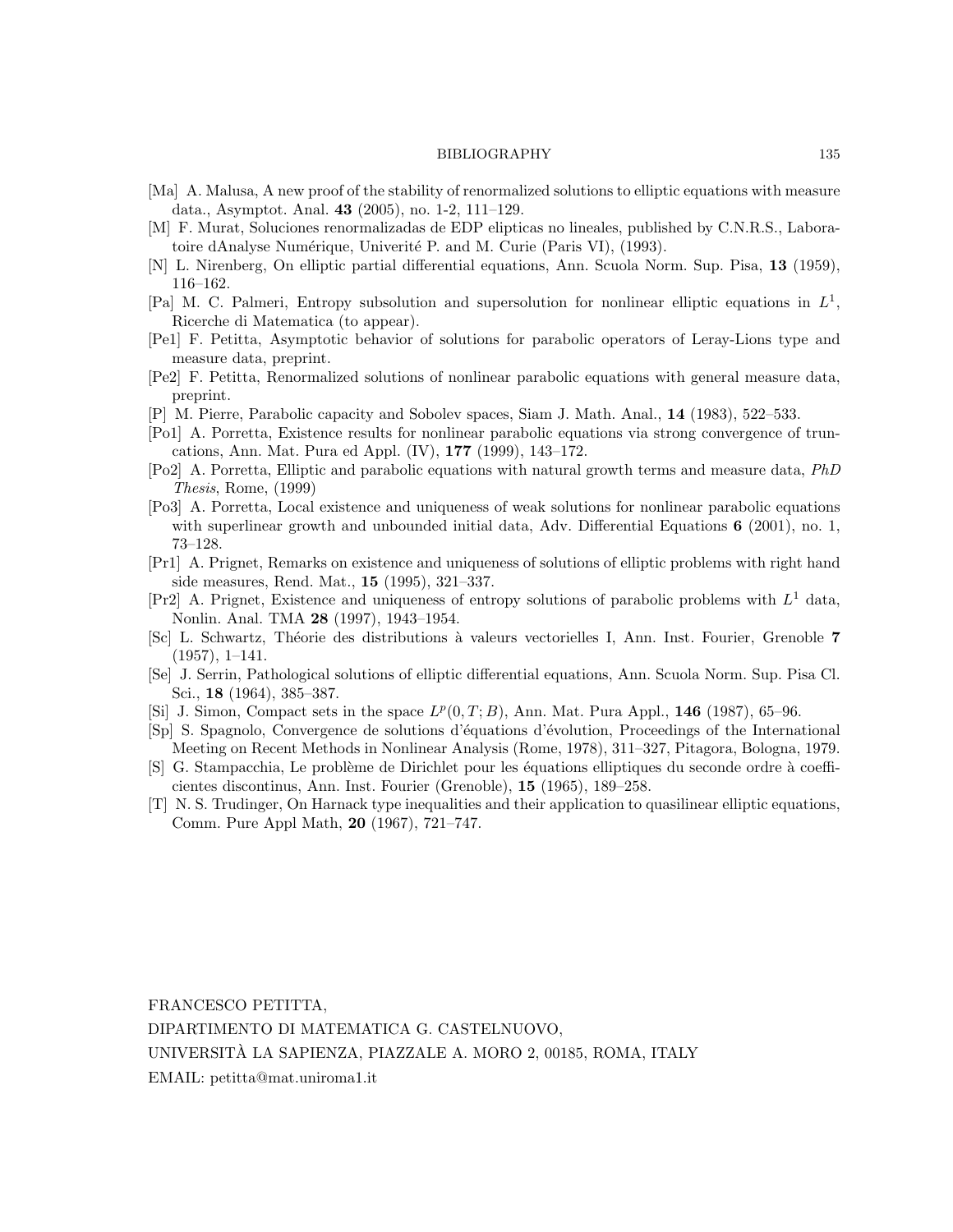[Ma] A. Malusa, A new proof of the stability of renormalized solutions to elliptic equations with measure data., Asymptot. Anal. **43** (2005), no. 1-2, 111–129.

[M] F. Murat, Soluciones renormalizadas de EDP elipticas no lineales, published by C.N.R.S., Laboratoire dAnalyse Numérique, Univerité P. and M. Curie (Paris VI), (1993).

[N] L. Nirenberg, On elliptic partial differential equations, Ann. Scuola Norm. Sup. Pisa, **13** (1959), 116–162.

[Pa] M. C. Palmeri, Entropy subsolution and supersolution for nonlinear elliptic equations in $L^1$, Ricerche di Matematica (to appear).

[Pe1] F. Petitta, Asymptotic behavior of solutions for parabolic operators of Leray-Lions type and measure data, preprint.

[Pe2] F. Petitta, Renormalized solutions of nonlinear parabolic equations with general measure data, preprint.

[P] M. Pierre, Parabolic capacity and Sobolev spaces, Siam J. Math. Anal., **14** (1983), 522–533.

[Po1] A. Porretta, Existence results for nonlinear parabolic equations via strong convergence of truncations, Ann. Mat. Pura ed Appl. (IV), **177** (1999), 143–172.

[Po2] A. Porretta, Elliptic and parabolic equations with natural growth terms and measure data, *PhD Thesis*, Rome, (1999)

[Po3] A. Porretta, Local existence and uniqueness of weak solutions for nonlinear parabolic equations with superlinear growth and unbounded initial data, Adv. Differential Equations **6** (2001), no. 1, 73–128.

[Pr1] A. Prignet, Remarks on existence and uniqueness of solutions of elliptic problems with right hand side measures, Rend. Mat., **15** (1995), 321–337.

[Pr2] A. Prignet, Existence and uniqueness of entropy solutions of parabolic problems with $L^1$ data, Nonlin. Anal. TMA **28** (1997), 1943–1954.

[Sc] L. Schwartz, Théorie des distributions à valeurs vectorielles I, Ann. Inst. Fourier, Grenoble **7** (1957), 1–141.

[Se] J. Serrin, Pathological solutions of elliptic differential equations, Ann. Scuola Norm. Sup. Pisa Cl. Sci., **18** (1964), 385–387.

[Si] J. Simon, Compact sets in the space $L^p(0,T;B)$, Ann. Mat. Pura Appl., **146** (1987), 65–96.

[Sp] S. Spagnolo, Convergence de solutions d'équations d'évolution, Proceedings of the International Meeting on Recent Methods in Nonlinear Analysis (Rome, 1978), 311–327, Pitagora, Bologna, 1979.

[S] G. Stampacchia, Le problème de Dirichlet pour les équations elliptiques du seconde ordre à coefficientes discontinus, Ann. Inst. Fourier (Grenoble), **15** (1965), 189–258.

[T] N. S. Trudinger, On Harnack type inequalities and their application to quasilinear elliptic equations, Comm. Pure Appl Math, **20** (1967), 721–747.

FRANCESCO PETITTA,

DIPARTIMENTO DI MATEMATICA G. CASTELNUOVO,

UNIVERSITÀ LA SAPIENZA, PIAZZALE A. MORO 2, 00185, ROMA, ITALY

EMAIL: petitta@mat.uniroma1.it